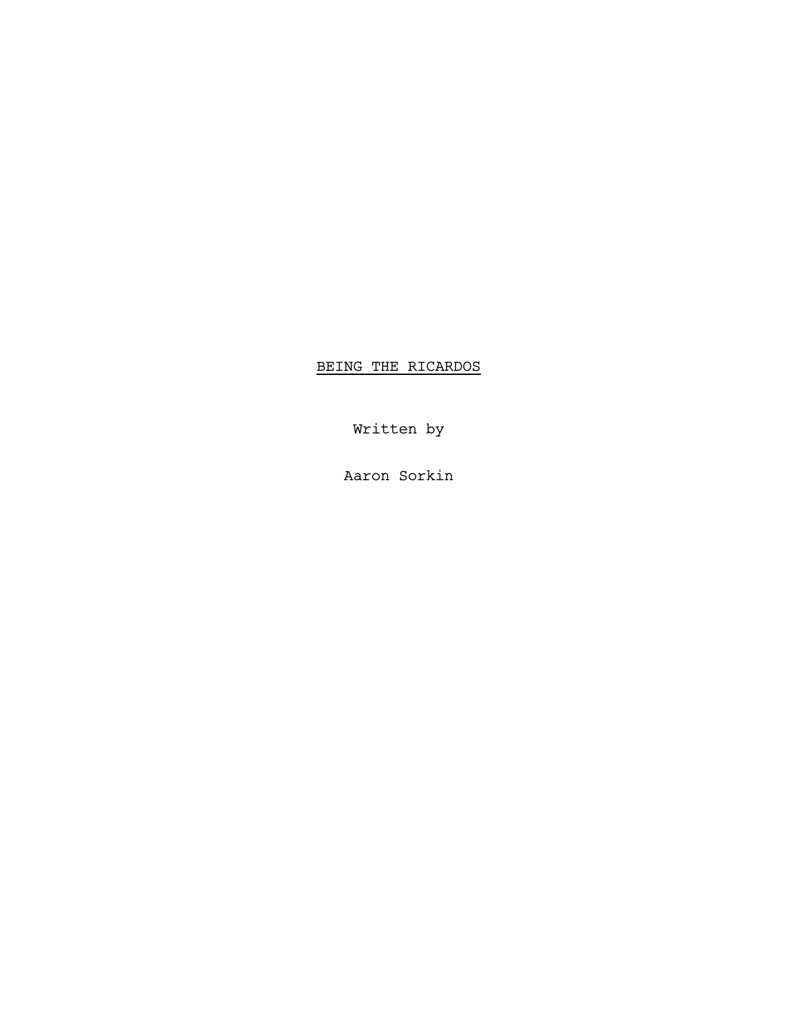# BEING THE RICARDOS

Written by

Aaron Sorkin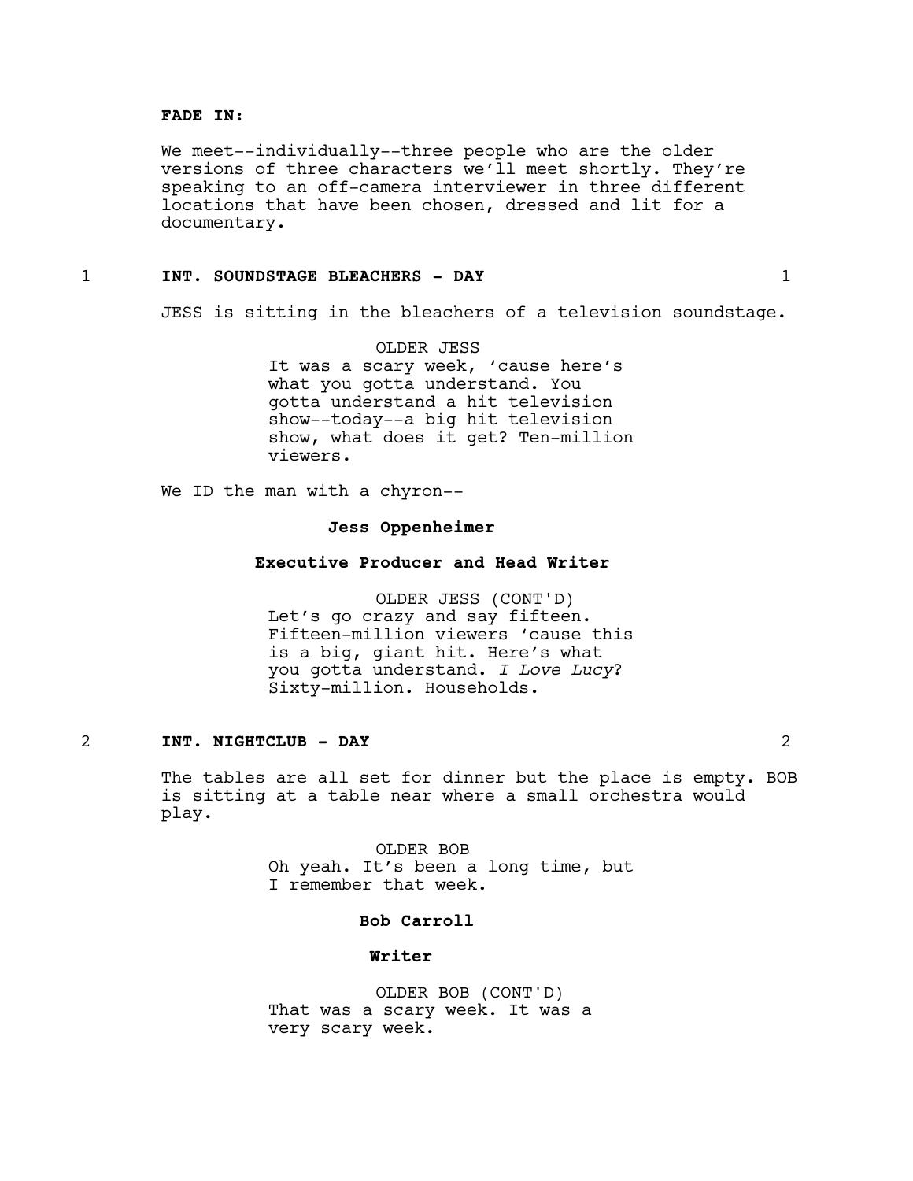**FADE IN:**

We meet--individually--three people who are the older versions of three characters we'll meet shortly. They're speaking to an off-camera interviewer in three different locations that have been chosen, dressed and lit for a documentary.

1 **INT. SOUNDSTAGE BLEACHERS - DAY** 1

JESS is sitting in the bleachers of a television soundstage.

OLDER JESS
It was a scary week, 'cause here's what you gotta understand. You gotta understand a hit television show--today--a big hit television show, what does it get? Ten-million viewers.

We ID the man with a chyron--

**Jess Oppenheimer**

**Executive Producer and Head Writer**

OLDER JESS (CONT'D)
Let's go crazy and say fifteen. Fifteen-million viewers 'cause this is a big, giant hit. Here's what you gotta understand. *I Love Lucy*? Sixty-million. Households.

2 **INT. NIGHTCLUB - DAY** 2

The tables are all set for dinner but the place is empty. BOB is sitting at a table near where a small orchestra would play.

OLDER BOB
Oh yeah. It's been a long time, but I remember that week.

**Bob Carroll**

**Writer**

OLDER BOB (CONT'D)
That was a scary week. It was a very scary week.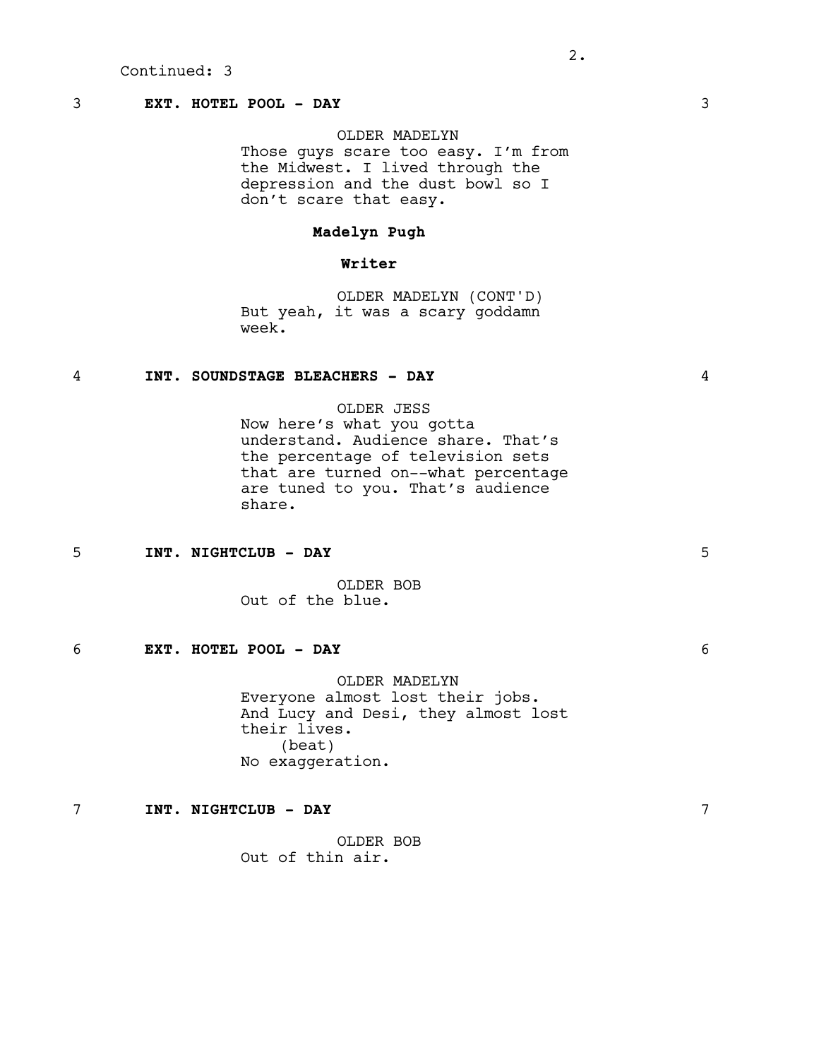Continued: 3

3 **EXT. HOTEL POOL - DAY** 3

OLDER MADELYN
Those guys scare too easy. I'm from the Midwest. I lived through the depression and the dust bowl so I don't scare that easy.

**Madelyn Pugh**

**Writer**

OLDER MADELYN (CONT'D)
But yeah, it was a scary goddamn week.

4 **INT. SOUNDSTAGE BLEACHERS - DAY** 4

OLDER JESS
Now here's what you gotta understand. Audience share. That's the percentage of television sets that are turned on--what percentage are tuned to you. That's audience share.

5 **INT. NIGHTCLUB - DAY** 5

OLDER BOB
Out of the blue.

6 **EXT. HOTEL POOL - DAY** 6

OLDER MADELYN
Everyone almost lost their jobs. And Lucy and Desi, they almost lost their lives.
(beat)
No exaggeration.

7 **INT. NIGHTCLUB - DAY** 7

OLDER BOB
Out of thin air.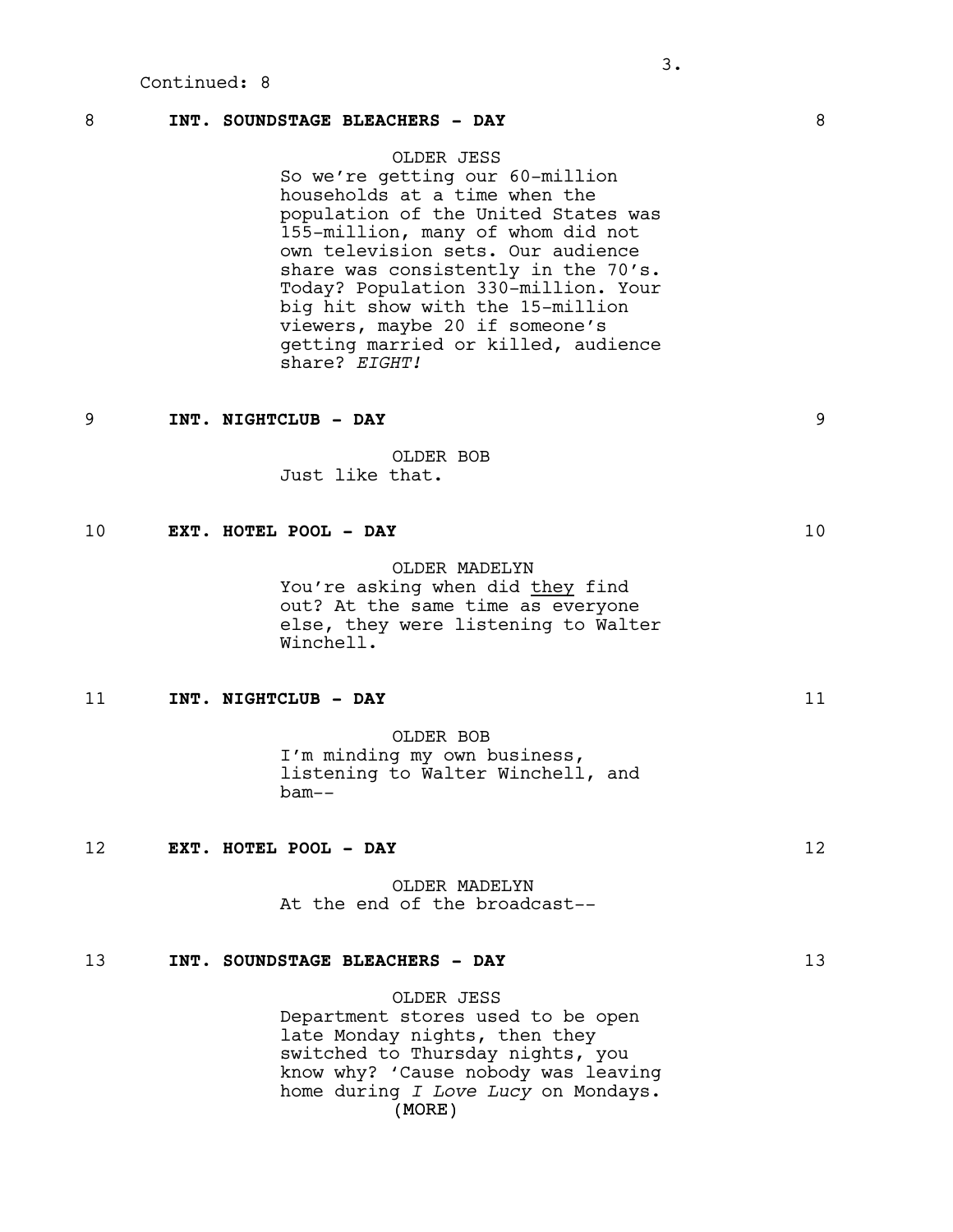Continued: 8

8 **INT. SOUNDSTAGE BLEACHERS - DAY** 8

OLDER JESS
So we're getting our 60-million households at a time when the population of the United States was 155-million, many of whom did not own television sets. Our audience share was consistently in the 70's. Today? Population 330-million. Your big hit show with the 15-million viewers, maybe 20 if someone's getting married or killed, audience share? *EIGHT!*

9 **INT. NIGHTCLUB - DAY** 9

OLDER BOB
Just like that.

10 **EXT. HOTEL POOL - DAY** 10

OLDER MADELYN
You're asking when did <u>they</u> find out? At the same time as everyone else, they were listening to Walter Winchell.

11 **INT. NIGHTCLUB - DAY** 11

OLDER BOB
I'm minding my own business, listening to Walter Winchell, and bam--

12 **EXT. HOTEL POOL - DAY** 12

OLDER MADELYN
At the end of the broadcast--

13 **INT. SOUNDSTAGE BLEACHERS - DAY** 13

OLDER JESS
Department stores used to be open late Monday nights, then they switched to Thursday nights, you know why? 'Cause nobody was leaving home during *I Love Lucy* on Mondays.
(MORE)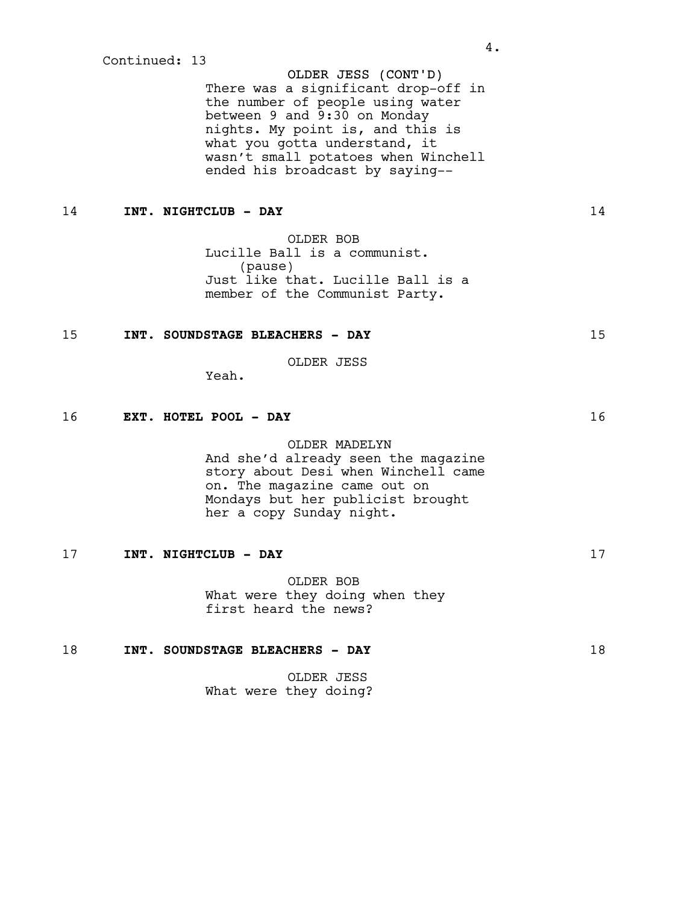Continued: 13

OLDER JESS (CONT'D)
There was a significant drop-off in the number of people using water between 9 and 9:30 on Monday nights. My point is, and this is what you gotta understand, it wasn't small potatoes when Winchell ended his broadcast by saying--

14 **INT. NIGHTCLUB - DAY** 14

OLDER BOB
Lucille Ball is a communist.
(pause)
Just like that. Lucille Ball is a member of the Communist Party.

15 **INT. SOUNDSTAGE BLEACHERS - DAY** 15

OLDER JESS
Yeah.

16 **EXT. HOTEL POOL - DAY** 16

OLDER MADELYN
And she'd already seen the magazine story about Desi when Winchell came on. The magazine came out on Mondays but her publicist brought her a copy Sunday night.

17 **INT. NIGHTCLUB - DAY** 17

OLDER BOB
What were they doing when they first heard the news?

18 **INT. SOUNDSTAGE BLEACHERS - DAY** 18

OLDER JESS
What were they doing?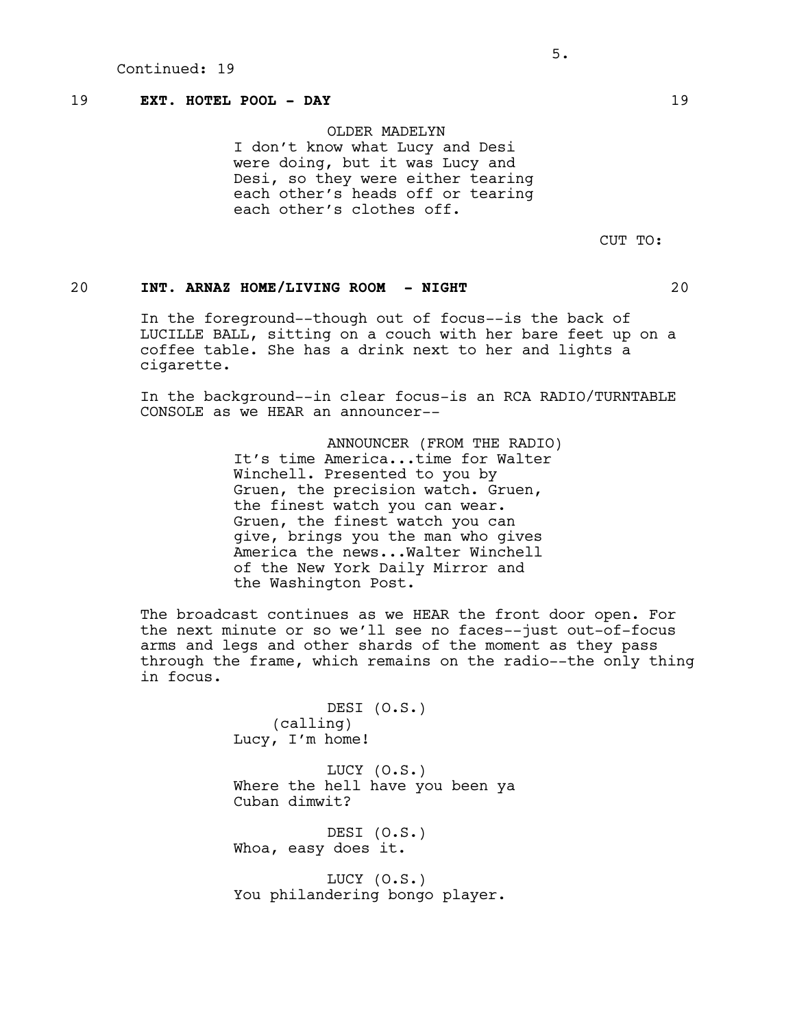Continued: 19

19 **EXT. HOTEL POOL - DAY** 19

OLDER MADELYN
I don't know what Lucy and Desi were doing, but it was Lucy and Desi, so they were either tearing each other's heads off or tearing each other's clothes off.

CUT TO:

20 **INT. ARNAZ HOME/LIVING ROOM - NIGHT** 20

In the foreground--though out of focus--is the back of LUCILLE BALL, sitting on a couch with her bare feet up on a coffee table. She has a drink next to her and lights a cigarette.

In the background--in clear focus-is an RCA RADIO/TURNTABLE CONSOLE as we HEAR an announcer--

ANNOUNCER (FROM THE RADIO)
It's time America...time for Walter Winchell. Presented to you by Gruen, the precision watch. Gruen, the finest watch you can wear. Gruen, the finest watch you can give, brings you the man who gives America the news...Walter Winchell of the New York Daily Mirror and the Washington Post.

The broadcast continues as we HEAR the front door open. For the next minute or so we'll see no faces--just out-of-focus arms and legs and other shards of the moment as they pass through the frame, which remains on the radio--the only thing in focus.

DESI (O.S.)
(calling)
Lucy, I'm home!

LUCY (O.S.)
Where the hell have you been ya Cuban dimwit?

DESI (O.S.)
Whoa, easy does it.

LUCY (O.S.)
You philandering bongo player.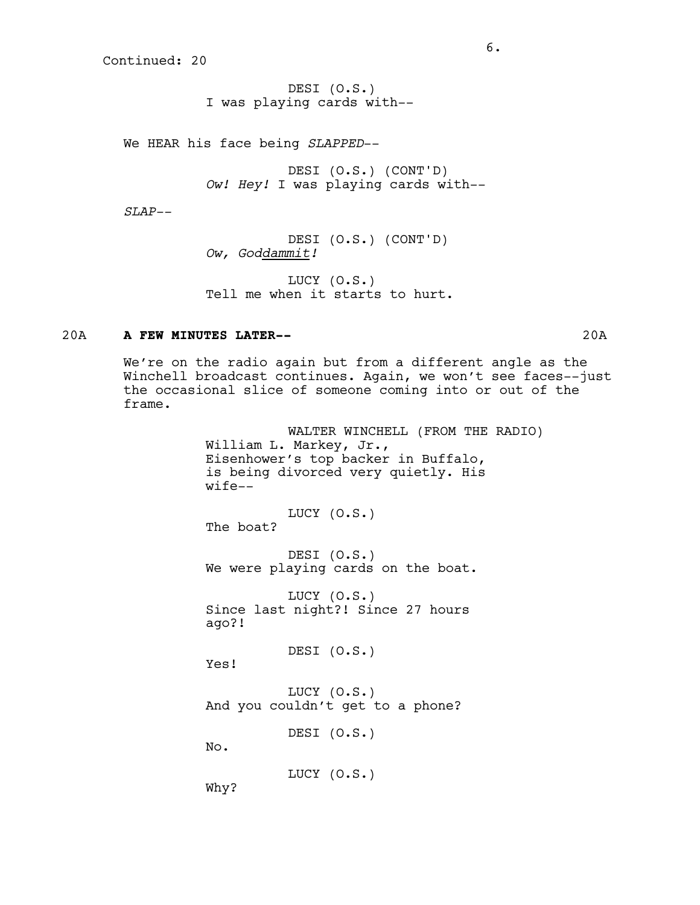Continued: 20

DESI (O.S.)
I was playing cards with--

We HEAR his face being *SLAPPED*--

DESI (O.S.) (CONT'D)
*Ow! Hey!* I was playing cards with--

*SLAP*--

DESI (O.S.) (CONT'D)
*Ow, Goddammit!*

LUCY (O.S.)
Tell me when it starts to hurt.

**20A A FEW MINUTES LATER-- 20A**

We're on the radio again but from a different angle as the Winchell broadcast continues. Again, we won't see faces--just the occasional slice of someone coming into or out of the frame.

WALTER WINCHELL (FROM THE RADIO)
William L. Markey, Jr., Eisenhower's top backer in Buffalo, is being divorced very quietly. His wife--

LUCY (O.S.)
The boat?

DESI (O.S.)
We were playing cards on the boat.

LUCY (O.S.)
Since last night?! Since 27 hours ago?!

DESI (O.S.)
Yes!

LUCY (O.S.)
And you couldn't get to a phone?

DESI (O.S.)
No.

LUCY (O.S.)
Why?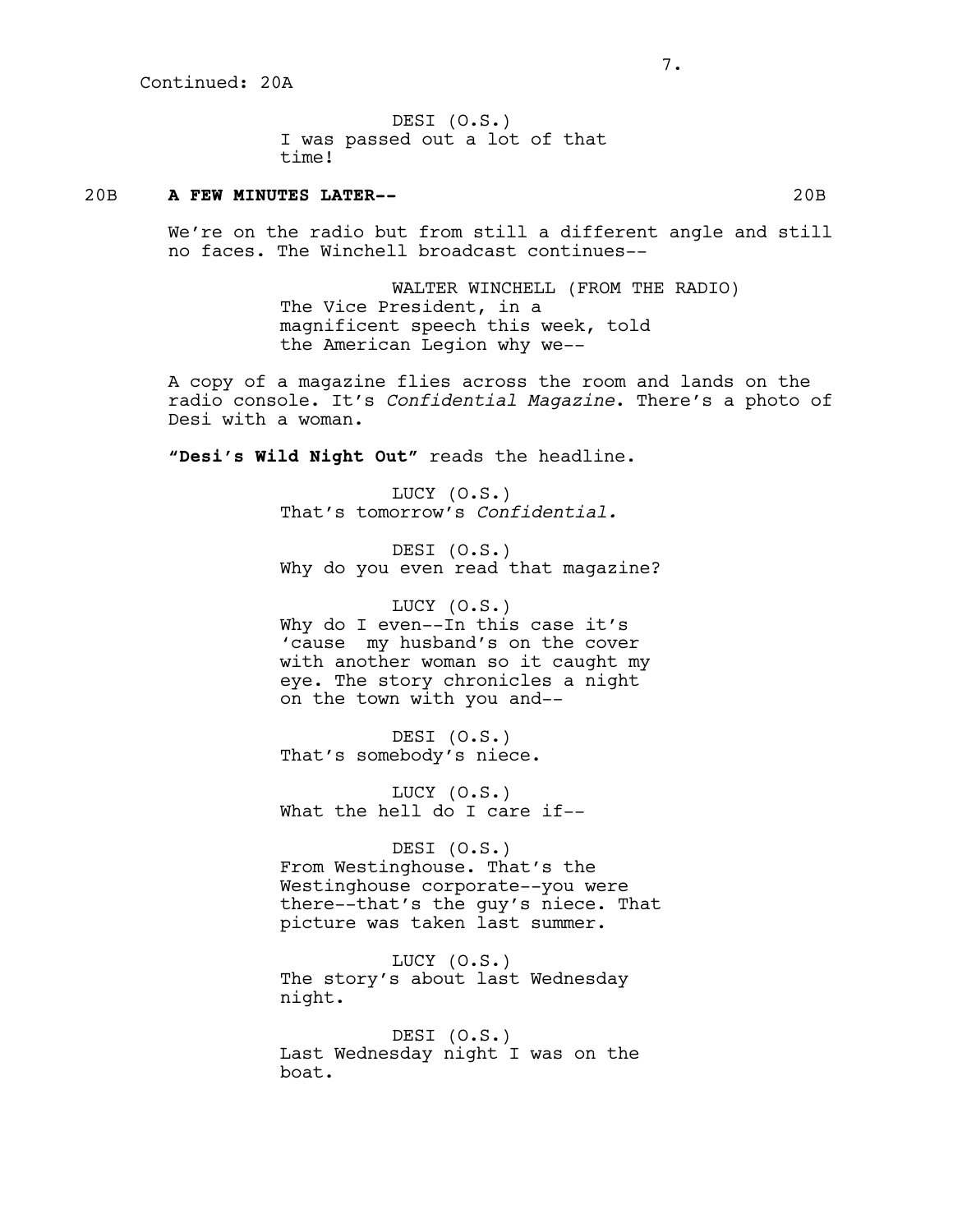Continued: 20A

DESI (O.S.)
I was passed out a lot of that time!

20B **A FEW MINUTES LATER--** 20B

We're on the radio but from still a different angle and still no faces. The Winchell broadcast continues--

WALTER WINCHELL (FROM THE RADIO)
The Vice President, in a magnificent speech this week, told the American Legion why we--

A copy of a magazine flies across the room and lands on the radio console. It's *Confidential Magazine*. There's a photo of Desi with a woman.

**"Desi's Wild Night Out"** reads the headline.

LUCY (O.S.)
That's tomorrow's *Confidential.*

DESI (O.S.)
Why do you even read that magazine?

LUCY (O.S.)
Why do I even--In this case it's 'cause my husband's on the cover with another woman so it caught my eye. The story chronicles a night on the town with you and--

DESI (O.S.)
That's somebody's niece.

LUCY (O.S.)
What the hell do I care if--

DESI (O.S.)
From Westinghouse. That's the Westinghouse corporate--you were there--that's the guy's niece. That picture was taken last summer.

LUCY (O.S.)
The story's about last Wednesday night.

DESI (O.S.)
Last Wednesday night I was on the boat.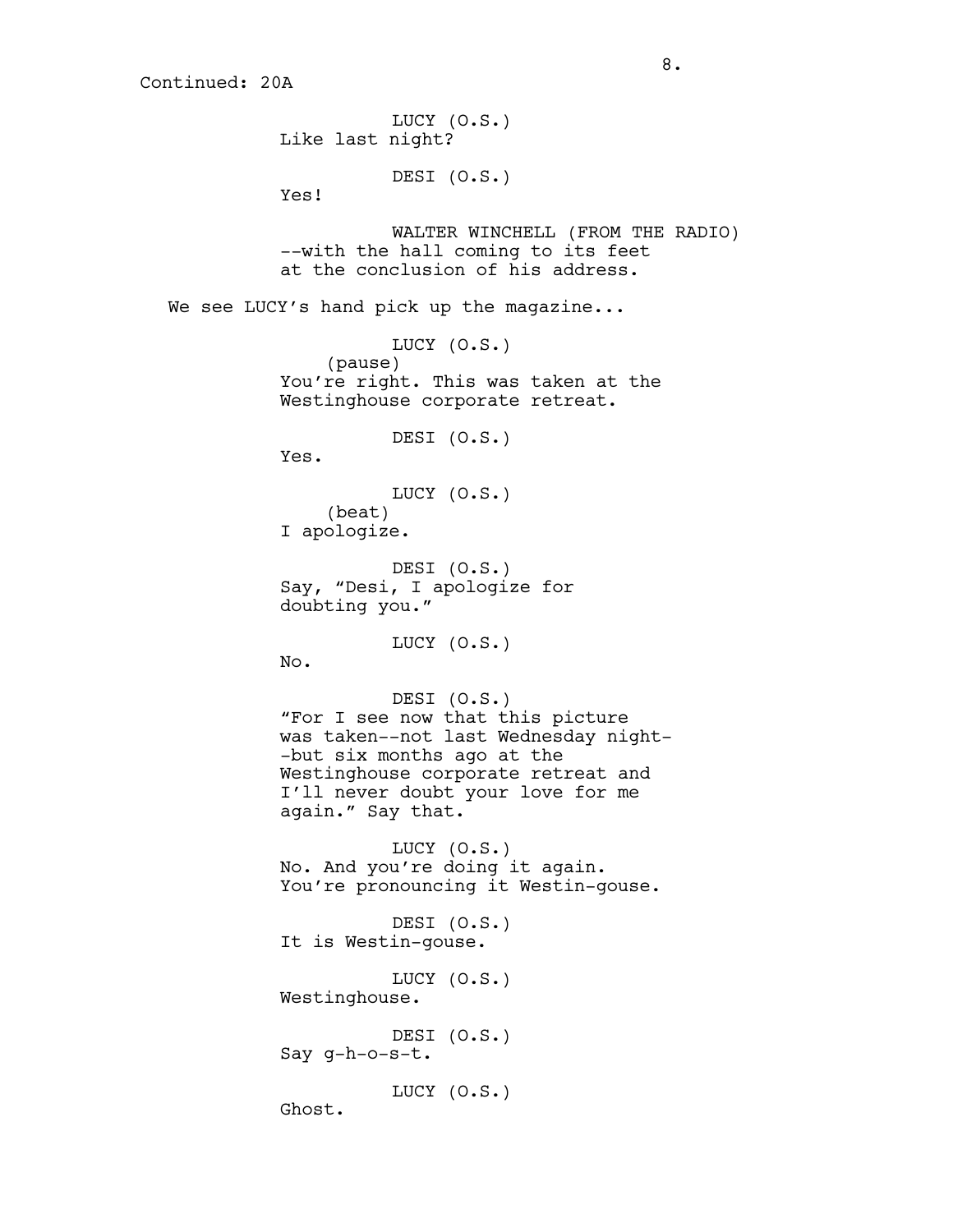Continued: 20A

LUCY (O.S.)
Like last night?

DESI (O.S.)
Yes!

WALTER WINCHELL (FROM THE RADIO)
--with the hall coming to its feet at the conclusion of his address.

We see LUCY's hand pick up the magazine...

LUCY (O.S.)
(pause)
You're right. This was taken at the Westinghouse corporate retreat.

DESI (O.S.)
Yes.

LUCY (O.S.)
(beat)
I apologize.

DESI (O.S.)
Say, "Desi, I apologize for doubting you."

LUCY (O.S.)
No.

DESI (O.S.)
"For I see now that this picture was taken--not last Wednesday night--but six months ago at the Westinghouse corporate retreat and I'll never doubt your love for me again." Say that.

LUCY (O.S.)
No. And you're doing it again. You're pronouncing it Westin-gouse.

DESI (O.S.)
It is Westin-gouse.

LUCY (O.S.)
Westinghouse.

DESI (O.S.)
Say g-h-o-s-t.

LUCY (O.S.)
Ghost.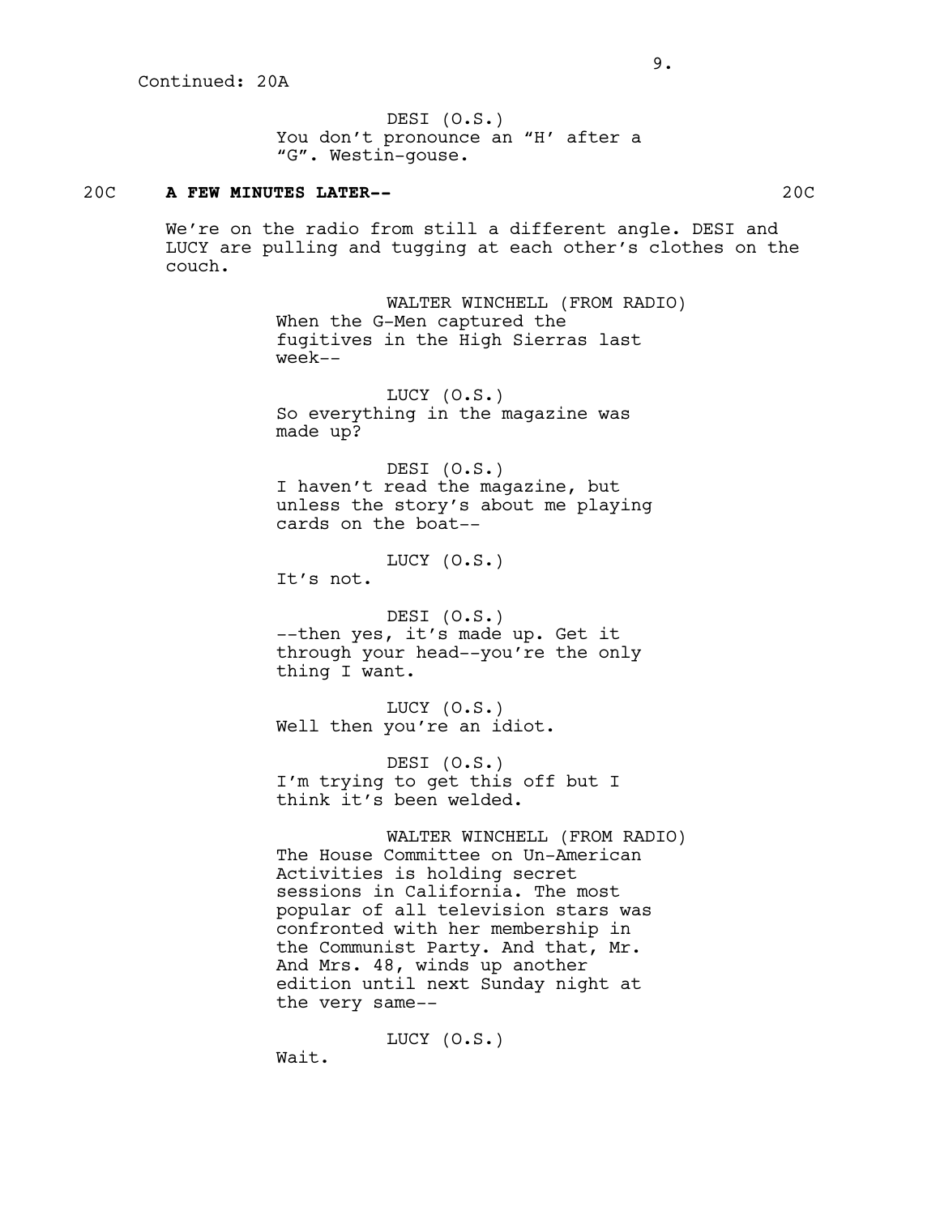Continued: 20A

DESI (O.S.)
You don't pronounce an "H' after a "G". Westin-gouse.

20C **A FEW MINUTES LATER--** 20C

We're on the radio from still a different angle. DESI and LUCY are pulling and tugging at each other's clothes on the couch.

WALTER WINCHELL (FROM RADIO)
When the G-Men captured the fugitives in the High Sierras last week--

LUCY (O.S.)
So everything in the magazine was made up?

DESI (O.S.)
I haven't read the magazine, but unless the story's about me playing cards on the boat--

LUCY (O.S.)
It's not.

DESI (O.S.)
--then yes, it's made up. Get it through your head--you're the only thing I want.

LUCY (O.S.)
Well then you're an idiot.

DESI (O.S.)
I'm trying to get this off but I think it's been welded.

WALTER WINCHELL (FROM RADIO)
The House Committee on Un-American Activities is holding secret sessions in California. The most popular of all television stars was confronted with her membership in the Communist Party. And that, Mr. And Mrs. 48, winds up another edition until next Sunday night at the very same--

LUCY (O.S.)
Wait.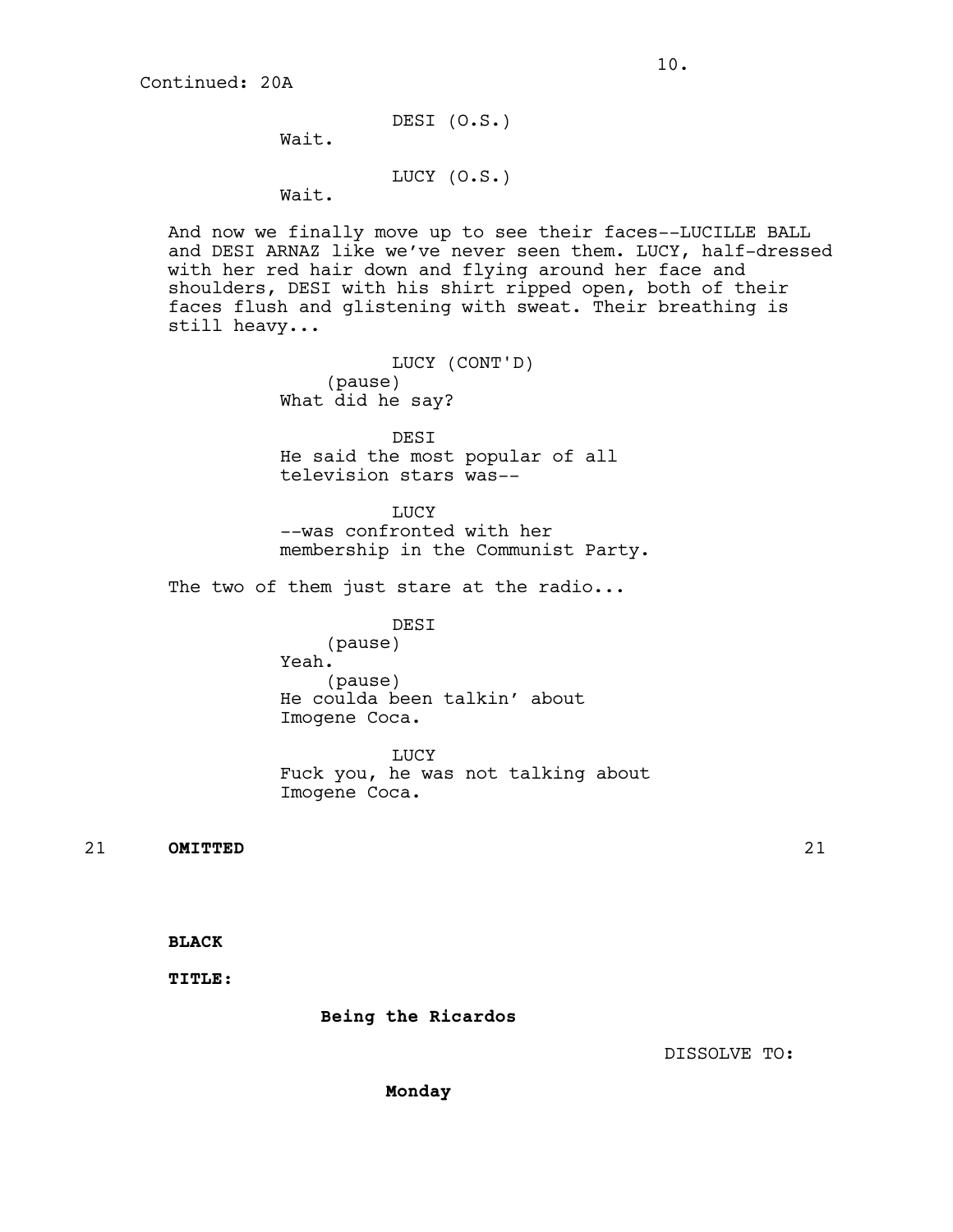Continued: 20A

DESI (O.S.)
Wait.

LUCY (O.S.)
Wait.

And now we finally move up to see their faces--LUCILLE BALL and DESI ARNAZ like we've never seen them. LUCY, half-dressed with her red hair down and flying around her face and shoulders, DESI with his shirt ripped open, both of their faces flush and glistening with sweat. Their breathing is still heavy...

LUCY (CONT'D)
(pause)
What did he say?

DESI
He said the most popular of all television stars was--

LUCY
--was confronted with her membership in the Communist Party.

The two of them just stare at the radio...

DESI
(pause)
Yeah.
(pause)
He coulda been talkin' about Imogene Coca.

LUCY
Fuck you, he was not talking about Imogene Coca.

21 **OMITTED** 21

**BLACK**

**TITLE:**

**Being the Ricardos**

DISSOLVE TO:

**Monday**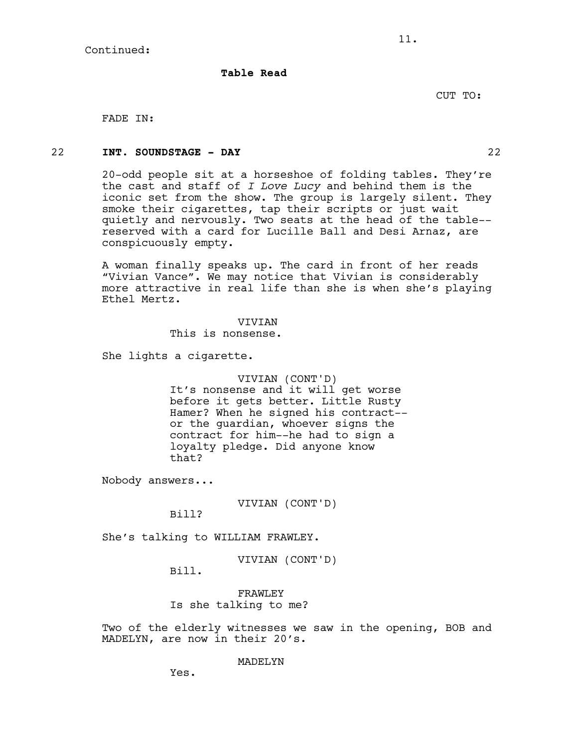Continued:

**Table Read**

CUT TO:

FADE IN:

22 **INT. SOUNDSTAGE - DAY** 22

20-odd people sit at a horseshoe of folding tables. They're the cast and staff of *I Love Lucy* and behind them is the iconic set from the show. The group is largely silent. They smoke their cigarettes, tap their scripts or just wait quietly and nervously. Two seats at the head of the table--reserved with a card for Lucille Ball and Desi Arnaz, are conspicuously empty.

A woman finally speaks up. The card in front of her reads "Vivian Vance". We may notice that Vivian is considerably more attractive in real life than she is when she's playing Ethel Mertz.

VIVIAN
This is nonsense.

She lights a cigarette.

VIVIAN (CONT'D)
It's nonsense and it will get worse before it gets better. Little Rusty Hamer? When he signed his contract--or the guardian, whoever signs the contract for him--he had to sign a loyalty pledge. Did anyone know that?

Nobody answers...

VIVIAN (CONT'D)
Bill?

She's talking to WILLIAM FRAWLEY.

VIVIAN (CONT'D)
Bill.

FRAWLEY
Is she talking to me?

Two of the elderly witnesses we saw in the opening, BOB and MADELYN, are now in their 20's.

MADELYN
Yes.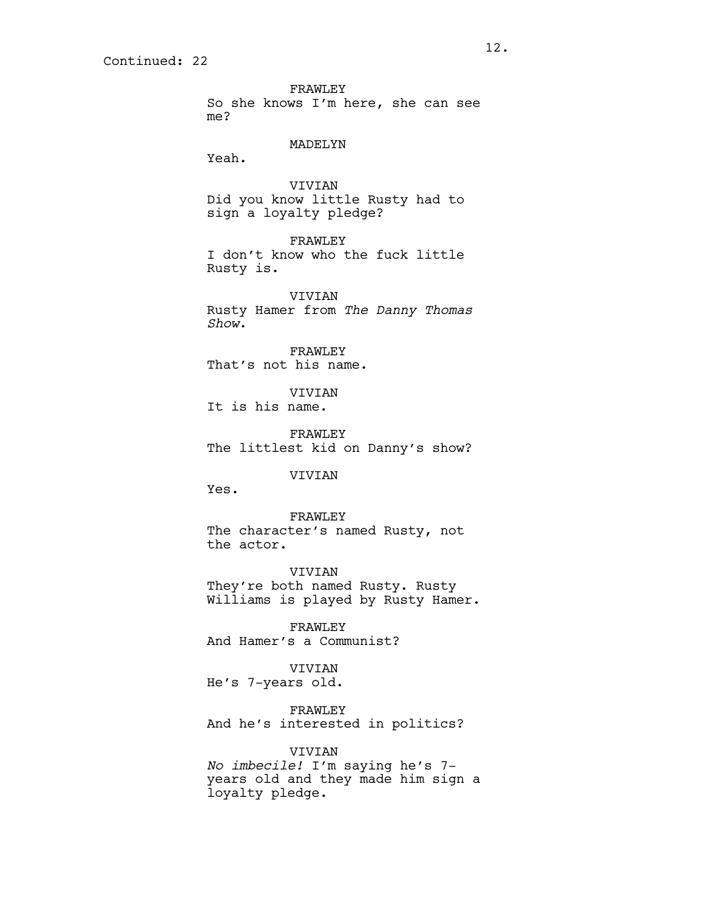Continued: 22

FRAWLEY
So she knows I'm here, she can see me?

MADELYN
Yeah.

VIVIAN
Did you know little Rusty had to sign a loyalty pledge?

FRAWLEY
I don't know who the fuck little Rusty is.

VIVIAN
Rusty Hamer from *The Danny Thomas Show*.

FRAWLEY
That's not his name.

VIVIAN
It is his name.

FRAWLEY
The littlest kid on Danny's show?

VIVIAN
Yes.

FRAWLEY
The character's named Rusty, not the actor.

VIVIAN
They're both named Rusty. Rusty Williams is played by Rusty Hamer.

FRAWLEY
And Hamer's a Communist?

VIVIAN
He's 7-years old.

FRAWLEY
And he's interested in politics?

VIVIAN
*No imbecile!* I'm saying he's 7-years old and they made him sign a loyalty pledge.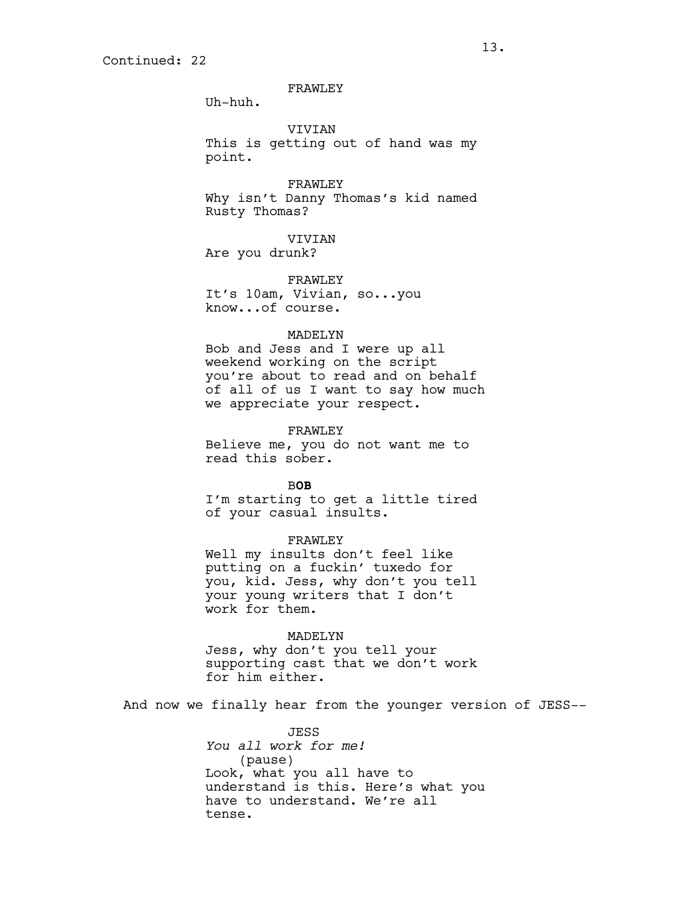Continued: 22

FRAWLEY
Uh-huh.

VIVIAN
This is getting out of hand was my point.

FRAWLEY
Why isn't Danny Thomas's kid named Rusty Thomas?

VIVIAN
Are you drunk?

FRAWLEY
It's 10am, Vivian, so...you know...of course.

MADELYN
Bob and Jess and I were up all weekend working on the script you're about to read and on behalf of all of us I want to say how much we appreciate your respect.

FRAWLEY
Believe me, you do not want me to read this sober.

B**OB**
I'm starting to get a little tired of your casual insults.

FRAWLEY
Well my insults don't feel like putting on a fuckin' tuxedo for you, kid. Jess, why don't you tell your young writers that I don't work for them.

MADELYN
Jess, why don't you tell your supporting cast that we don't work for him either.

And now we finally hear from the younger version of JESS--

JESS
*You all work for me!*
(pause)
Look, what you all have to understand is this. Here's what you have to understand. We're all tense.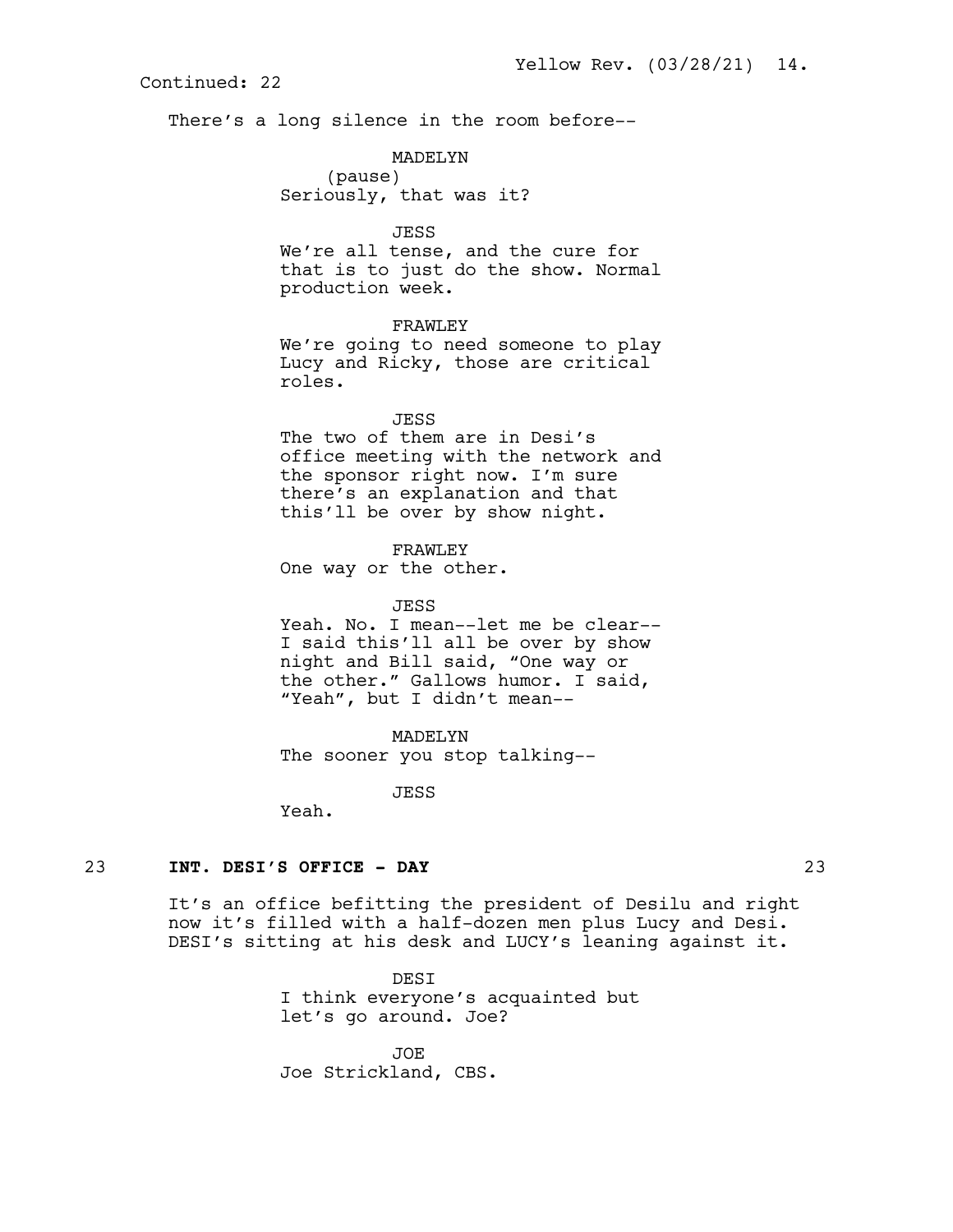Continued: 22

There's a long silence in the room before--

MADELYN
(pause)
Seriously, that was it?

JESS
We're all tense, and the cure for that is to just do the show. Normal production week.

FRAWLEY
We're going to need someone to play Lucy and Ricky, those are critical roles.

JESS
The two of them are in Desi's office meeting with the network and the sponsor right now. I'm sure there's an explanation and that this'll be over by show night.

FRAWLEY
One way or the other.

JESS
Yeah. No. I mean--let me be clear--I said this'll all be over by show night and Bill said, "One way or the other." Gallows humor. I said, "Yeah", but I didn't mean--

MADELYN
The sooner you stop talking--

JESS
Yeah.

23 **INT. DESI'S OFFICE - DAY** 23

It's an office befitting the president of Desilu and right now it's filled with a half-dozen men plus Lucy and Desi. DESI's sitting at his desk and LUCY's leaning against it.

DESI
I think everyone's acquainted but let's go around. Joe?

JOE
Joe Strickland, CBS.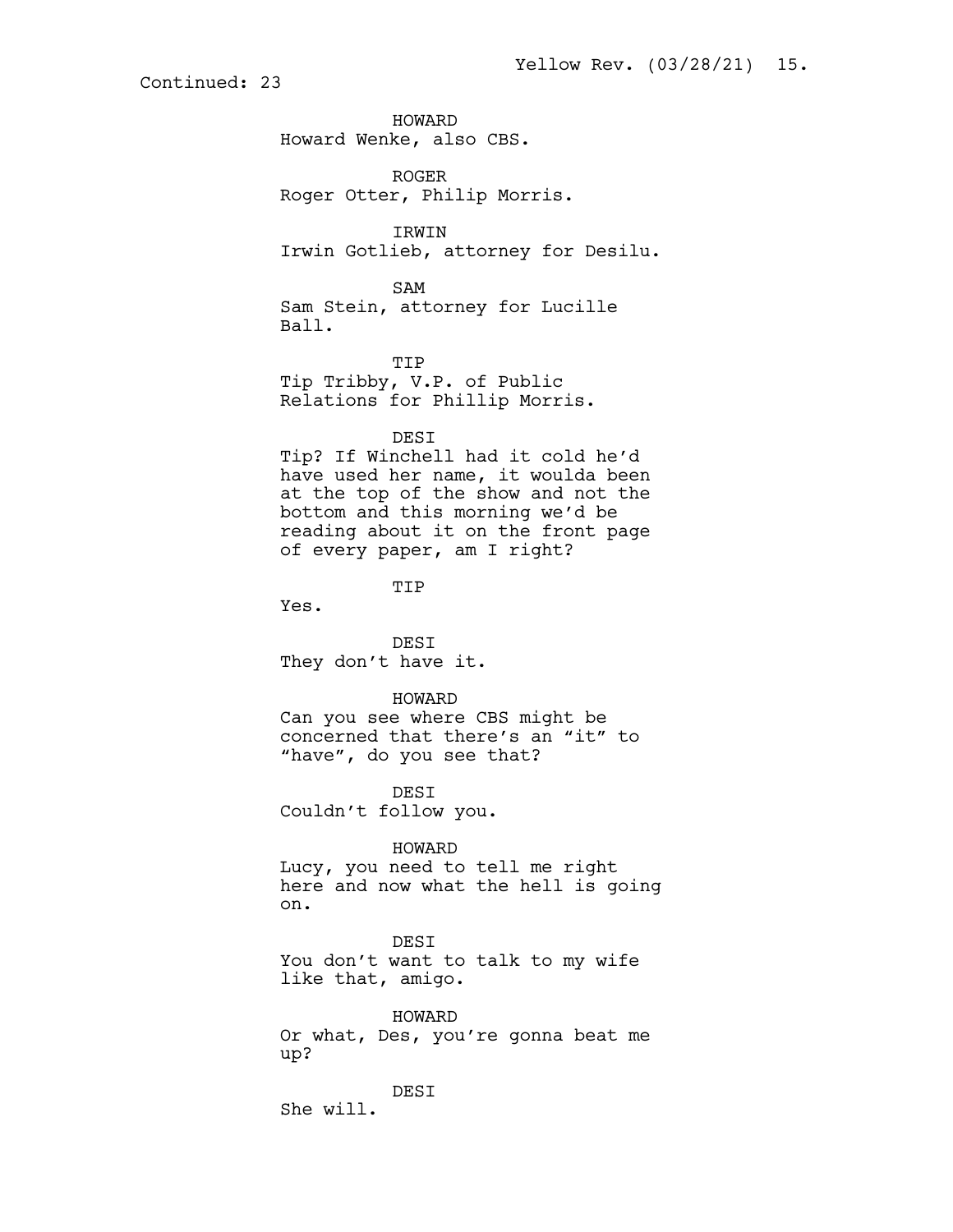Continued: 23

HOWARD
Howard Wenke, also CBS.

ROGER
Roger Otter, Philip Morris.

IRWIN
Irwin Gotlieb, attorney for Desilu.

SAM
Sam Stein, attorney for Lucille Ball.

TIP
Tip Tribby, V.P. of Public Relations for Phillip Morris.

DESI
Tip? If Winchell had it cold he'd have used her name, it woulda been at the top of the show and not the bottom and this morning we'd be reading about it on the front page of every paper, am I right?

TIP
Yes.

DESI
They don't have it.

HOWARD
Can you see where CBS might be concerned that there's an "it" to "have", do you see that?

DESI
Couldn't follow you.

HOWARD
Lucy, you need to tell me right here and now what the hell is going on.

DESI
You don't want to talk to my wife like that, amigo.

HOWARD
Or what, Des, you're gonna beat me up?

DESI
She will.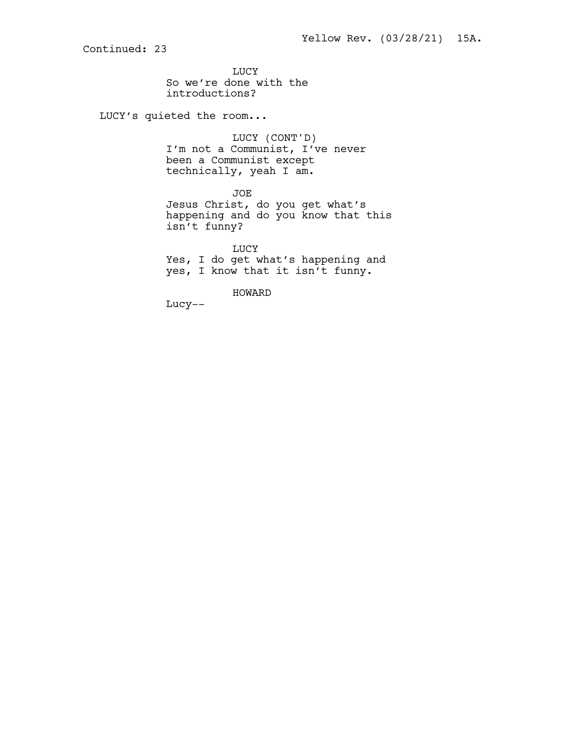Continued: 23

LUCY
So we're done with the introductions?

LUCY's quieted the room...

LUCY (CONT'D)
I'm not a Communist, I've never been a Communist except technically, yeah I am.

JOE
Jesus Christ, do you get what's happening and do you know that this isn't funny?

LUCY
Yes, I do get what's happening and yes, I know that it isn't funny.

HOWARD
Lucy--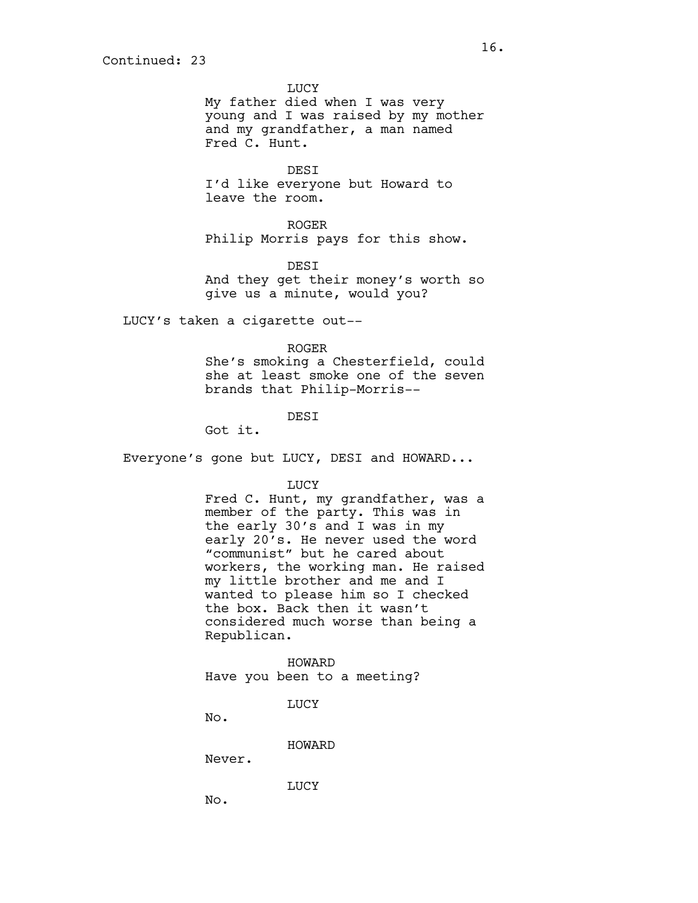Continued: 23

LUCY
My father died when I was very young and I was raised by my mother and my grandfather, a man named Fred C. Hunt.

DESI
I'd like everyone but Howard to leave the room.

ROGER
Philip Morris pays for this show.

DESI
And they get their money's worth so give us a minute, would you?

LUCY's taken a cigarette out--

ROGER
She's smoking a Chesterfield, could she at least smoke one of the seven brands that Philip-Morris--

DESI
Got it.

Everyone's gone but LUCY, DESI and HOWARD...

LUCY
Fred C. Hunt, my grandfather, was a member of the party. This was in the early 30's and I was in my early 20's. He never used the word "communist" but he cared about workers, the working man. He raised my little brother and me and I wanted to please him so I checked the box. Back then it wasn't considered much worse than being a Republican.

HOWARD
Have you been to a meeting?

LUCY
No.

HOWARD
Never.

LUCY
No.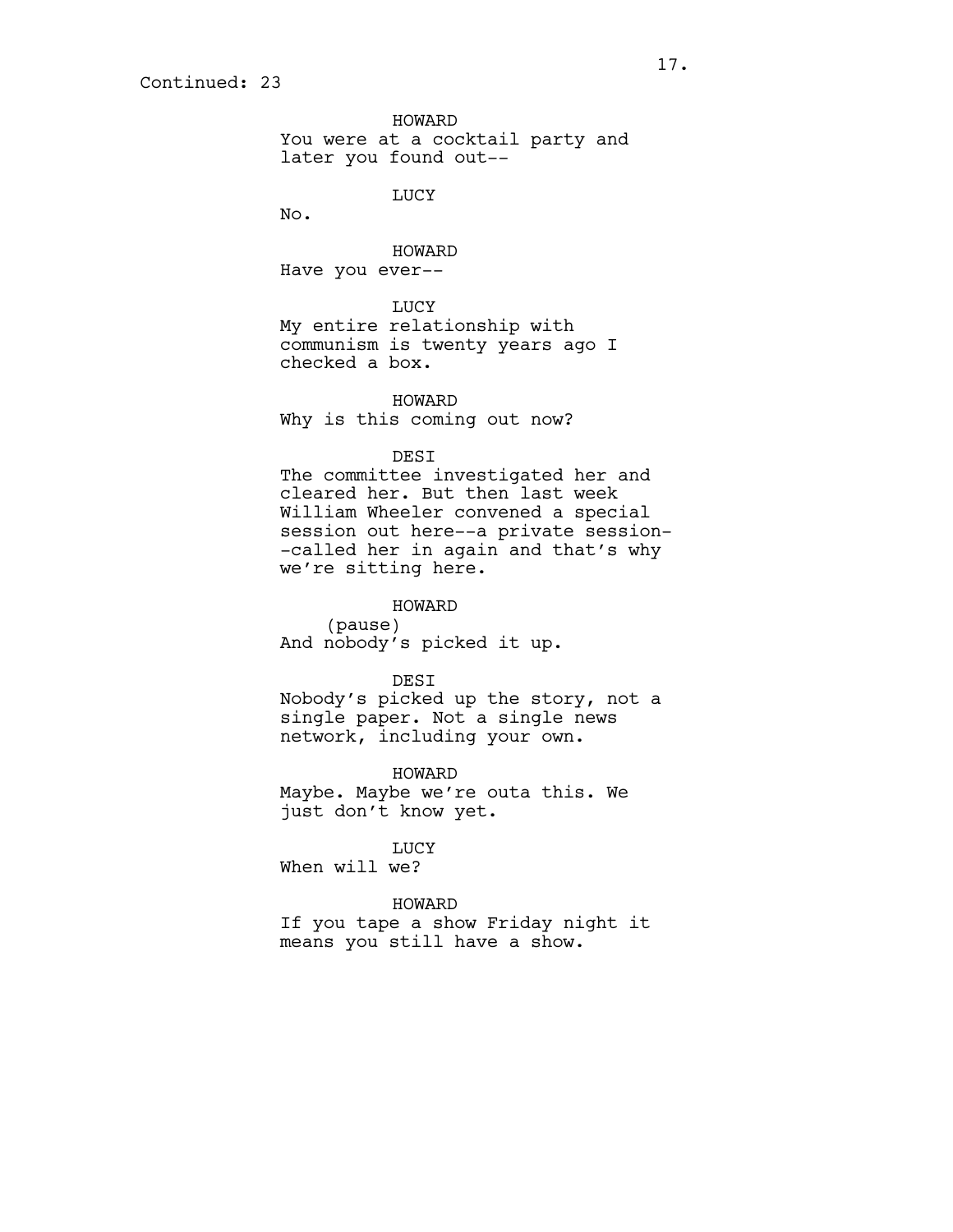Continued: 23

HOWARD
You were at a cocktail party and later you found out--

LUCY
No.

HOWARD
Have you ever--

LUCY
My entire relationship with communism is twenty years ago I checked a box.

HOWARD
Why is this coming out now?

DESI
The committee investigated her and cleared her. But then last week William Wheeler convened a special session out here--a private session--called her in again and that's why we're sitting here.

HOWARD
(pause)
And nobody's picked it up.

DESI
Nobody's picked up the story, not a single paper. Not a single news network, including your own.

HOWARD
Maybe. Maybe we're outa this. We just don't know yet.

LUCY
When will we?

HOWARD
If you tape a show Friday night it means you still have a show.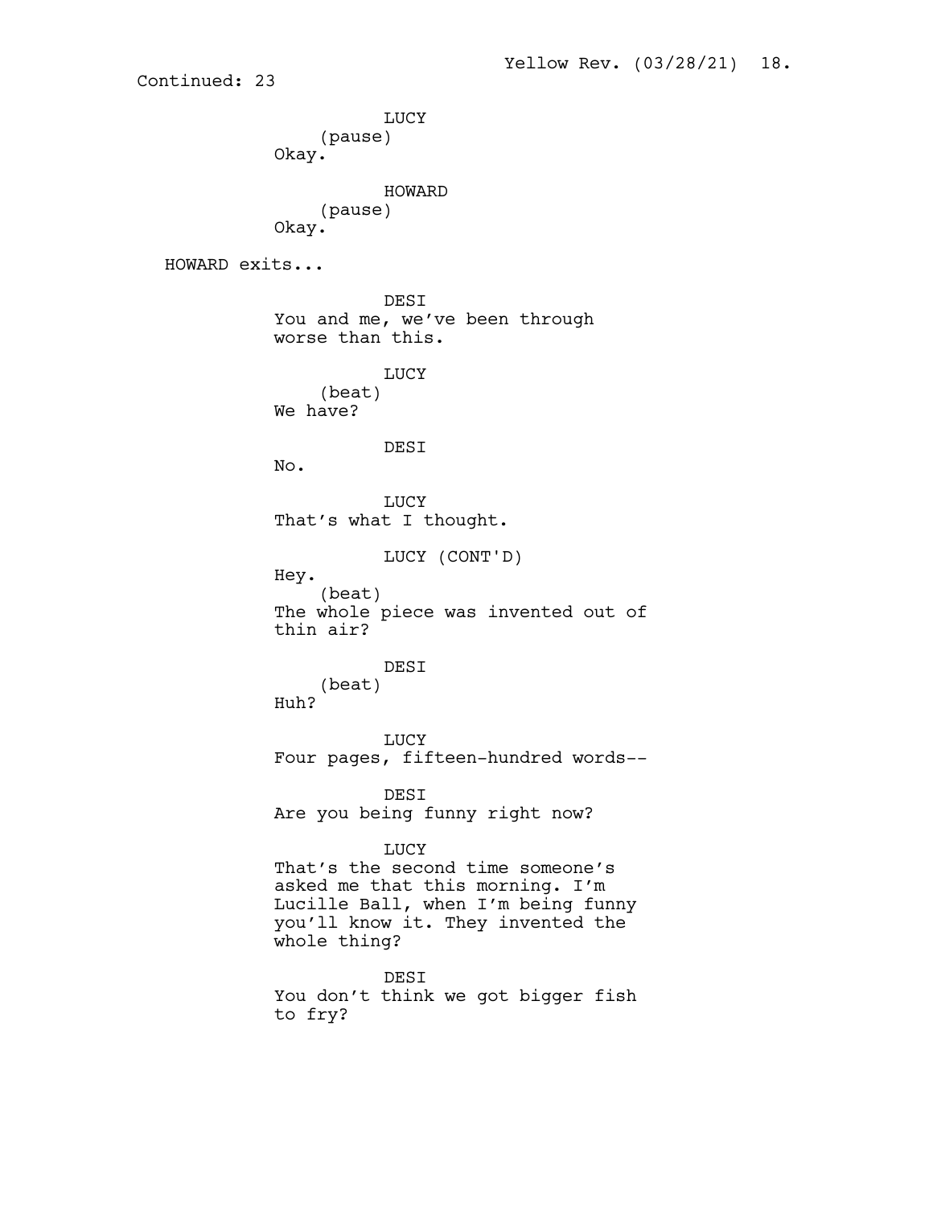Continued: 23

LUCY
(pause)
Okay.

HOWARD
(pause)
Okay.

HOWARD exits...

DESI
You and me, we've been through worse than this.

LUCY
(beat)
We have?

DESI
No.

LUCY
That's what I thought.

LUCY (CONT'D)
Hey.
(beat)
The whole piece was invented out of thin air?

DESI
(beat)
Huh?

LUCY
Four pages, fifteen-hundred words--

DESI
Are you being funny right now?

LUCY
That's the second time someone's asked me that this morning. I'm Lucille Ball, when I'm being funny you'll know it. They invented the whole thing?

DESI
You don't think we got bigger fish to fry?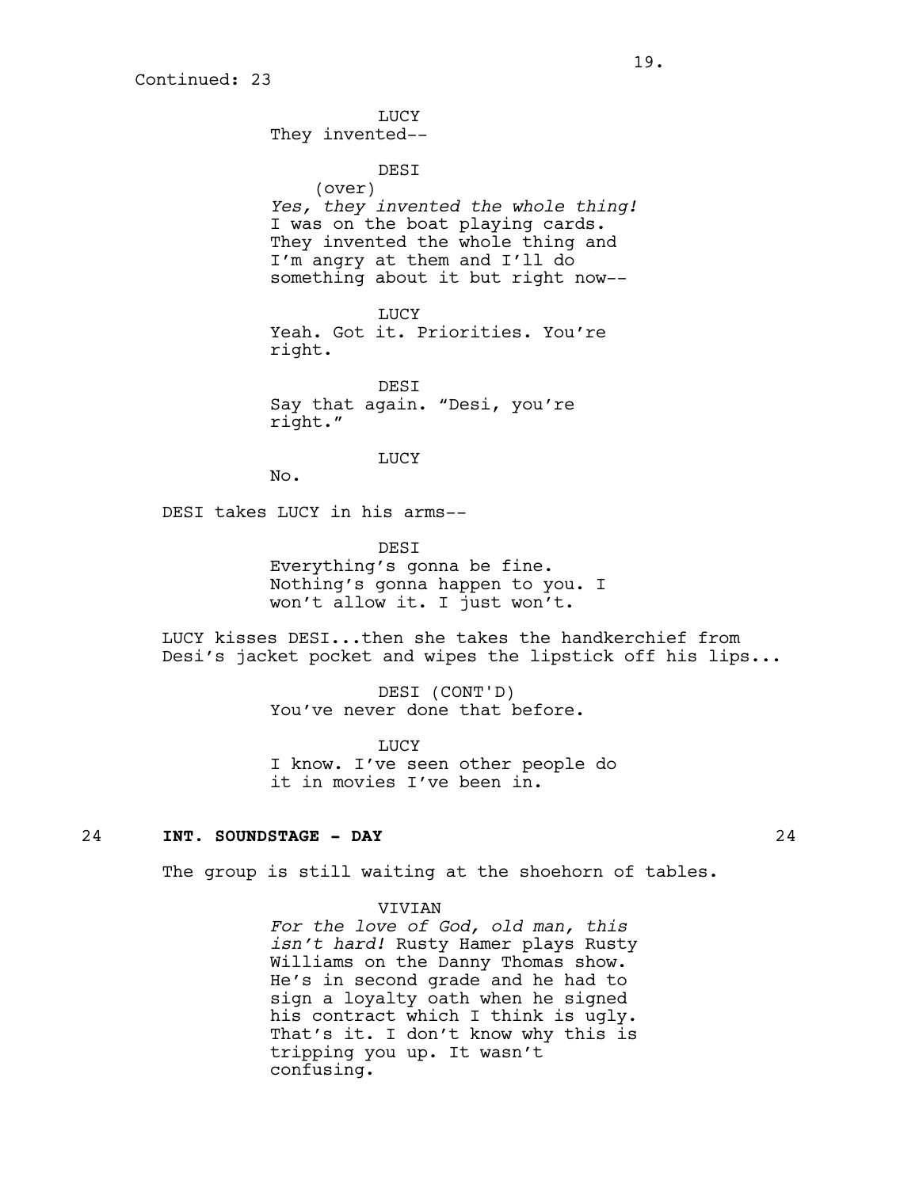Continued: 23

LUCY
They invented--

DESI
(over)
*Yes, they invented the whole thing!* I was on the boat playing cards. They invented the whole thing and I'm angry at them and I'll do something about it but right now--

LUCY
Yeah. Got it. Priorities. You're right.

DESI
Say that again. "Desi, you're right."

LUCY
No.

DESI takes LUCY in his arms--

DESI
Everything's gonna be fine. Nothing's gonna happen to you. I won't allow it. I just won't.

LUCY kisses DESI...then she takes the handkerchief from Desi's jacket pocket and wipes the lipstick off his lips...

DESI (CONT'D)
You've never done that before.

LUCY
I know. I've seen other people do it in movies I've been in.

24 **INT. SOUNDSTAGE - DAY** 24

The group is still waiting at the shoehorn of tables.

VIVIAN
*For the love of God, old man, this isn't hard!* Rusty Hamer plays Rusty Williams on the Danny Thomas show. He's in second grade and he had to sign a loyalty oath when he signed his contract which I think is ugly. That's it. I don't know why this is tripping you up. It wasn't confusing.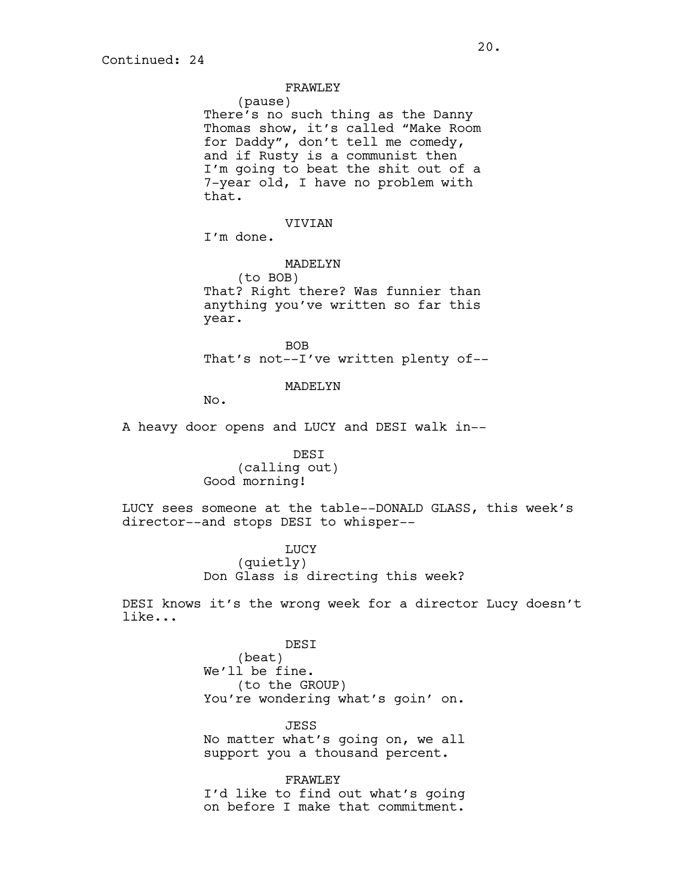Continued: 24

FRAWLEY
(pause)
There's no such thing as the Danny Thomas show, it's called "Make Room for Daddy", don't tell me comedy, and if Rusty is a communist then I'm going to beat the shit out of a 7-year old, I have no problem with that.

VIVIAN
I'm done.

MADELYN
(to BOB)
That? Right there? Was funnier than anything you've written so far this year.

BOB
That's not--I've written plenty of--

MADELYN
No.

A heavy door opens and LUCY and DESI walk in--

DESI
(calling out)
Good morning!

LUCY sees someone at the table--DONALD GLASS, this week's director--and stops DESI to whisper--

LUCY
(quietly)
Don Glass is directing this week?

DESI knows it's the wrong week for a director Lucy doesn't like...

DESI
(beat)
We'll be fine.
(to the GROUP)
You're wondering what's goin' on.

JESS
No matter what's going on, we all support you a thousand percent.

FRAWLEY
I'd like to find out what's going on before I make that commitment.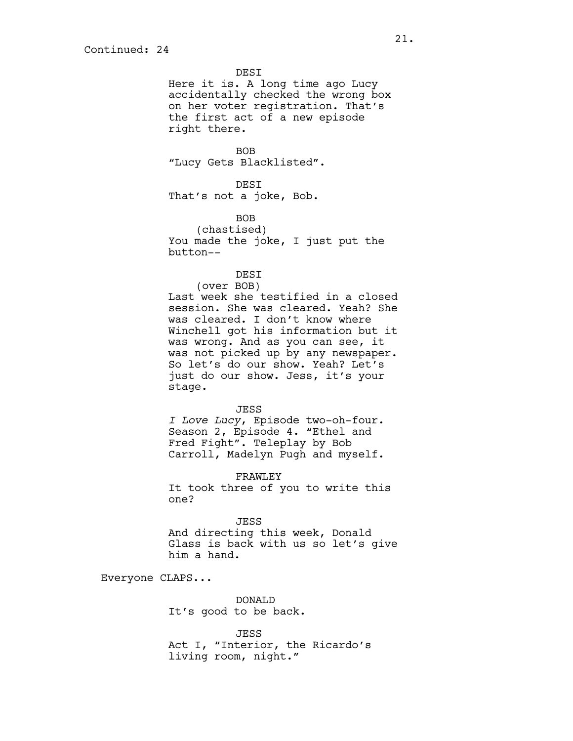Continued: 24

DESI
Here it is. A long time ago Lucy accidentally checked the wrong box on her voter registration. That's the first act of a new episode right there.

BOB
"Lucy Gets Blacklisted".

DESI
That's not a joke, Bob.

BOB
(chastised)
You made the joke, I just put the button--

DESI
(over BOB)
Last week she testified in a closed session. She was cleared. Yeah? She was cleared. I don't know where Winchell got his information but it was wrong. And as you can see, it was not picked up by any newspaper. So let's do our show. Yeah? Let's just do our show. Jess, it's your stage.

JESS
*I Love Lucy*, Episode two-oh-four. Season 2, Episode 4. "Ethel and Fred Fight". Teleplay by Bob Carroll, Madelyn Pugh and myself.

FRAWLEY
It took three of you to write this one?

JESS
And directing this week, Donald Glass is back with us so let's give him a hand.

Everyone CLAPS...

DONALD
It's good to be back.

JESS
Act I, "Interior, the Ricardo's living room, night."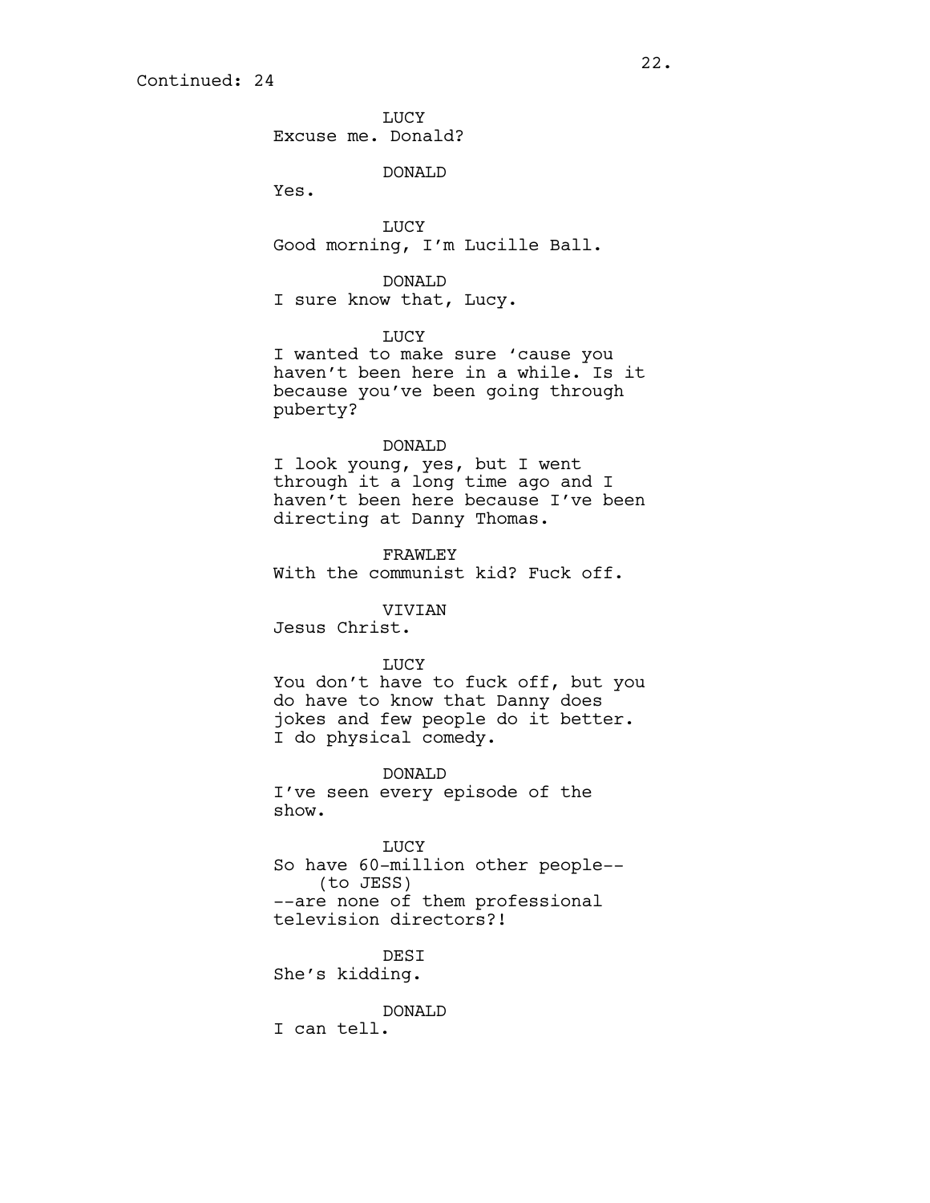Continued: 24

LUCY
Excuse me. Donald?

DONALD
Yes.

LUCY
Good morning, I'm Lucille Ball.

DONALD
I sure know that, Lucy.

LUCY
I wanted to make sure 'cause you haven't been here in a while. Is it because you've been going through puberty?

DONALD
I look young, yes, but I went through it a long time ago and I haven't been here because I've been directing at Danny Thomas.

FRAWLEY
With the communist kid? Fuck off.

VIVIAN
Jesus Christ.

LUCY
You don't have to fuck off, but you do have to know that Danny does jokes and few people do it better. I do physical comedy.

DONALD
I've seen every episode of the show.

LUCY
So have 60-million other people--
(to JESS)
--are none of them professional television directors?!

DESI
She's kidding.

DONALD
I can tell.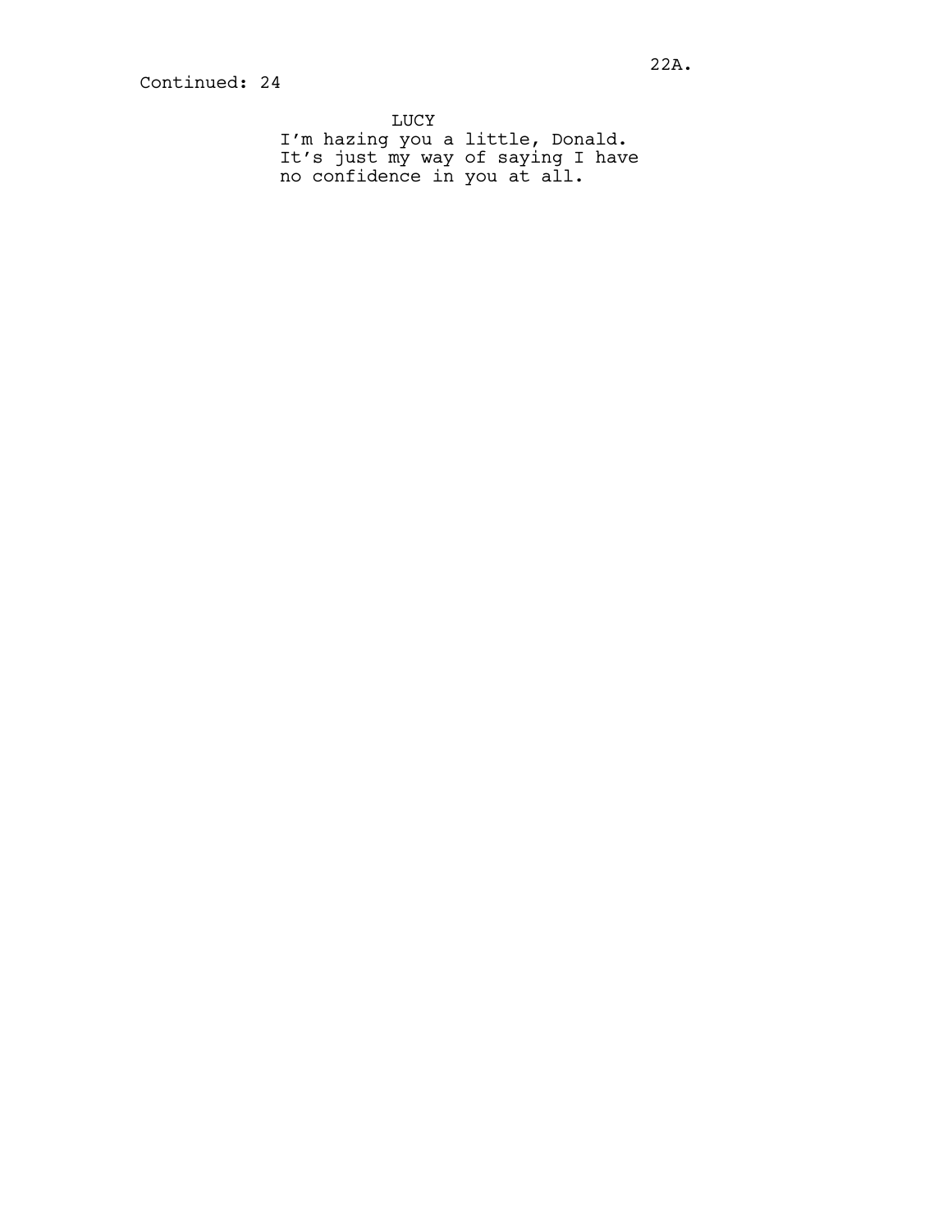Continued: 24

LUCY
I'm hazing you a little, Donald.
It's just my way of saying I have
no confidence in you at all.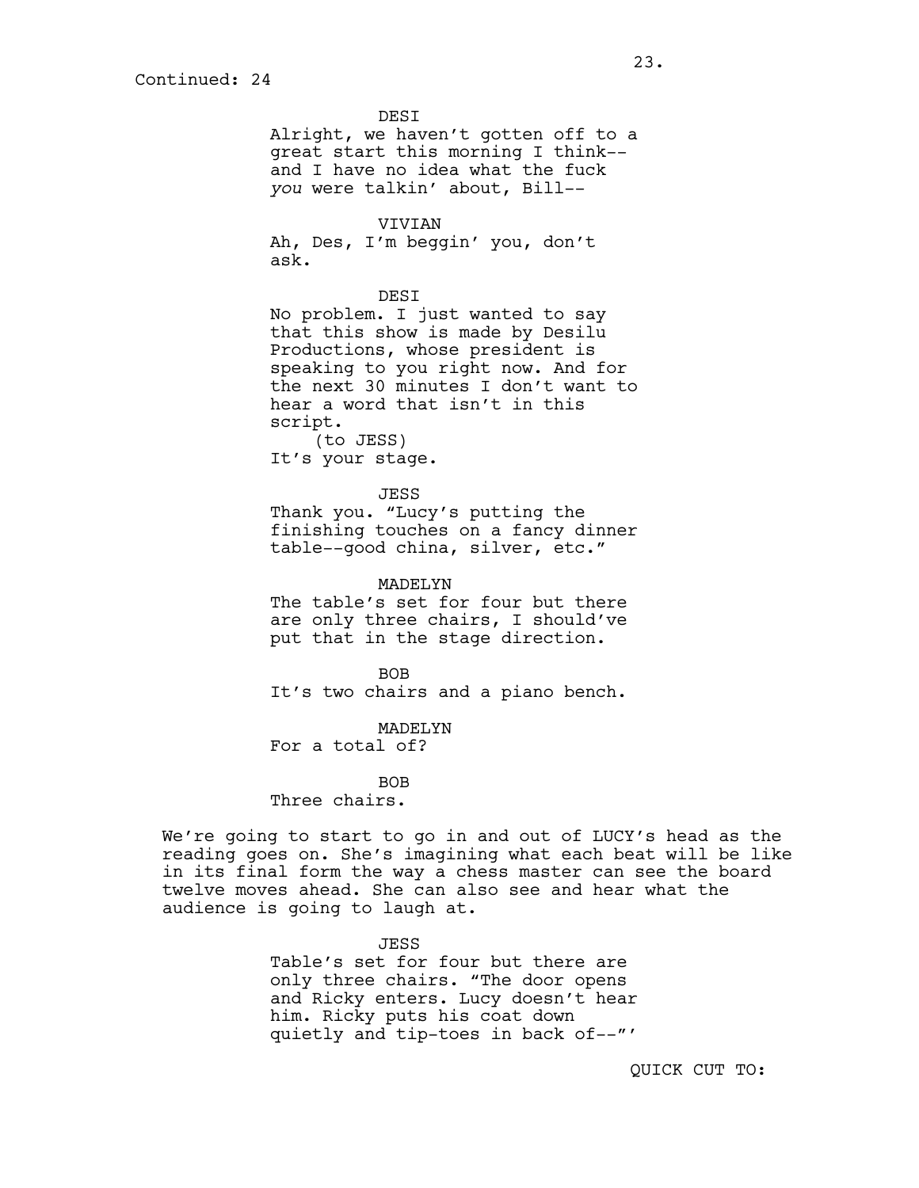Continued: 24

DESI
Alright, we haven't gotten off to a great start this morning I think-- and I have no idea what the fuck *you* were talkin' about, Bill--

VIVIAN
Ah, Des, I'm beggin' you, don't ask.

DESI
No problem. I just wanted to say that this show is made by Desilu Productions, whose president is speaking to you right now. And for the next 30 minutes I don't want to hear a word that isn't in this script.
(to JESS)
It's your stage.

JESS
Thank you. "Lucy's putting the finishing touches on a fancy dinner table--good china, silver, etc."

MADELYN
The table's set for four but there are only three chairs, I should've put that in the stage direction.

BOB
It's two chairs and a piano bench.

MADELYN
For a total of?

BOB
Three chairs.

We're going to start to go in and out of LUCY's head as the reading goes on. She's imagining what each beat will be like in its final form the way a chess master can see the board twelve moves ahead. She can also see and hear what the audience is going to laugh at.

JESS
Table's set for four but there are only three chairs. "The door opens and Ricky enters. Lucy doesn't hear him. Ricky puts his coat down quietly and tip-toes in back of--"'

QUICK CUT TO: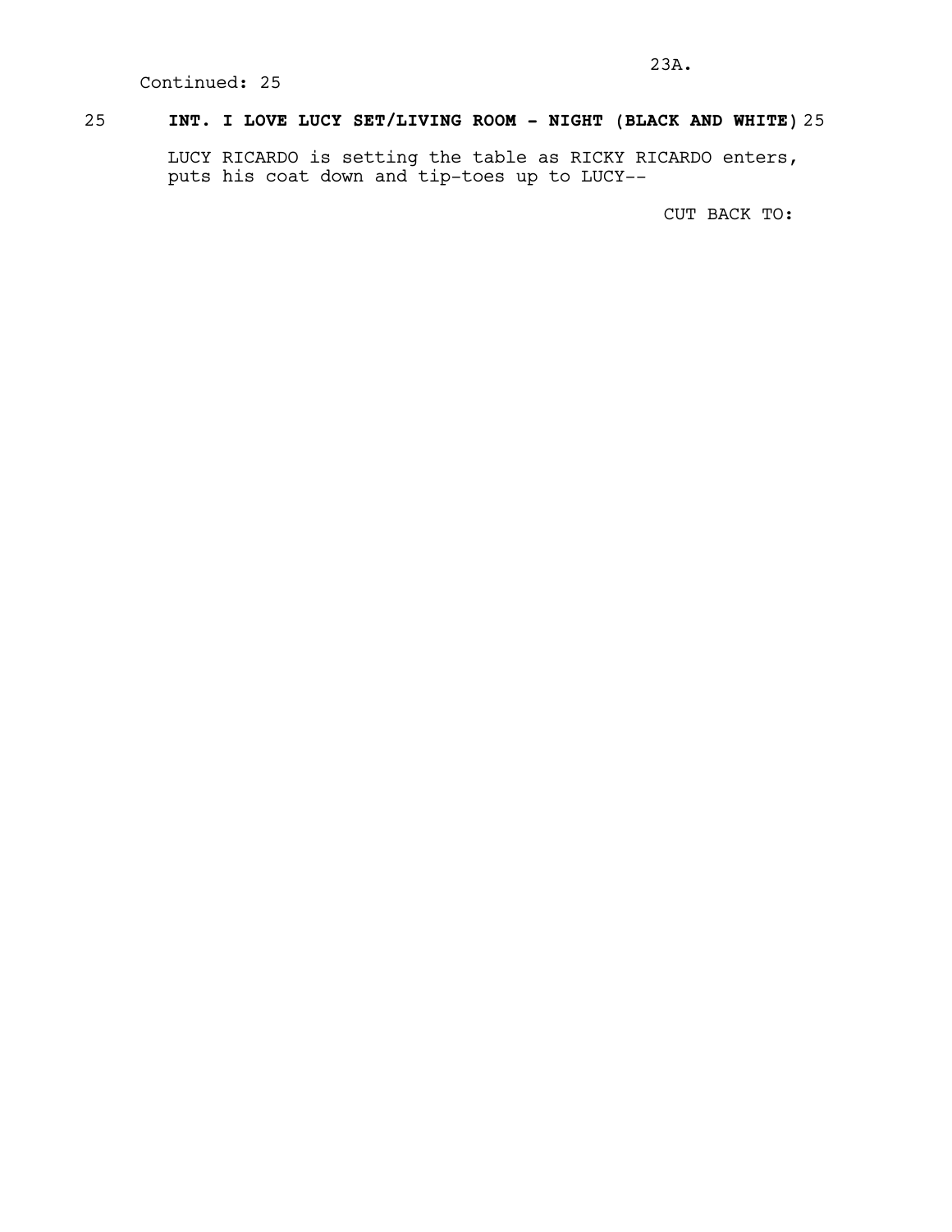Continued: 25

25 **INT. I LOVE LUCY SET/LIVING ROOM - NIGHT (BLACK AND WHITE)** 25

LUCY RICARDO is setting the table as RICKY RICARDO enters, puts his coat down and tip-toes up to LUCY--

CUT BACK TO: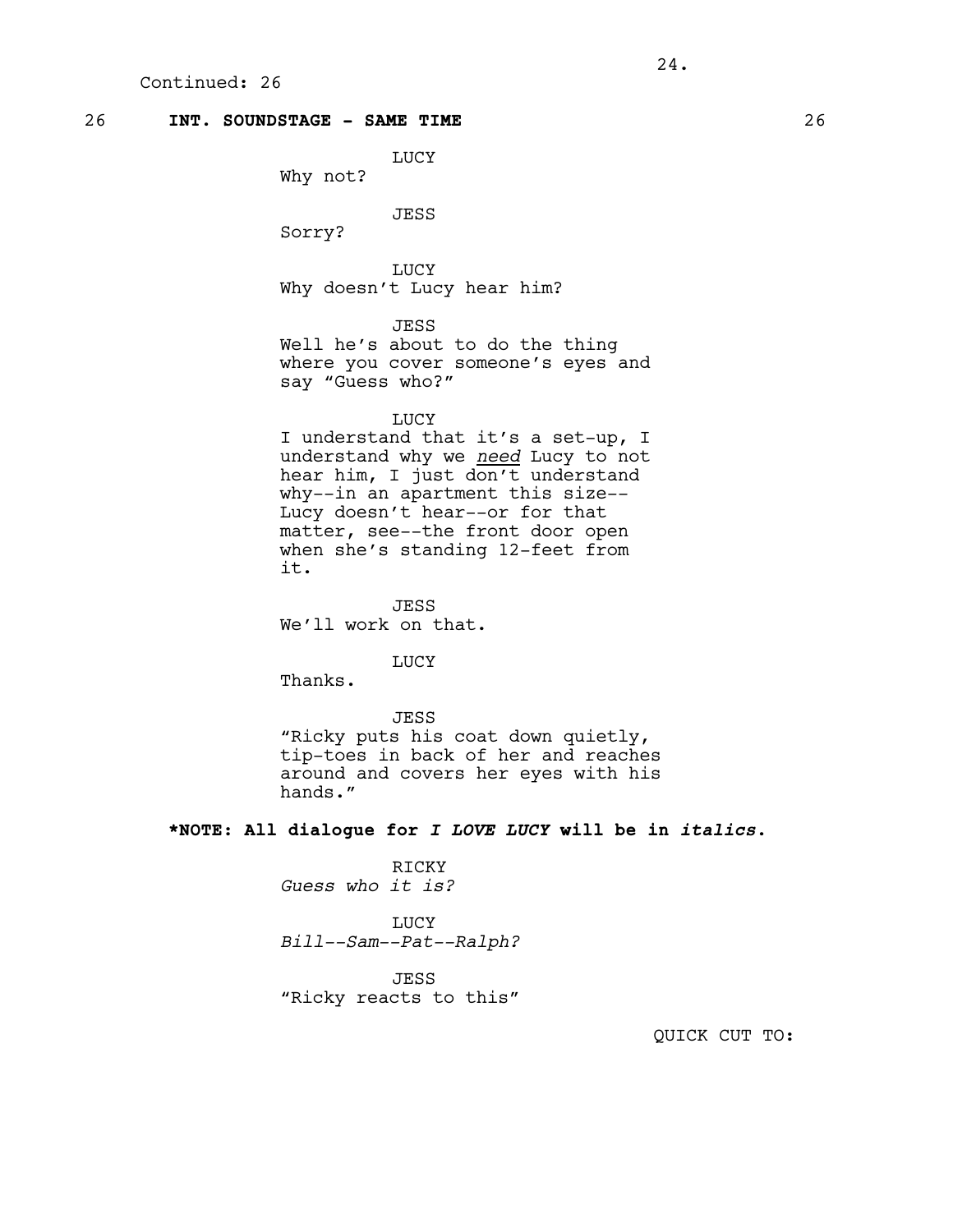Continued: 26

26 **INT. SOUNDSTAGE - SAME TIME** 26

LUCY
Why not?

JESS
Sorry?

LUCY
Why doesn't Lucy hear him?

JESS
Well he's about to do the thing where you cover someone's eyes and say "Guess who?"

LUCY
I understand that it's a set-up, I understand why we ***need*** Lucy to not hear him, I just don't understand why--in an apartment this size--Lucy doesn't hear--or for that matter, see--the front door open when she's standing 12-feet from it.

JESS
We'll work on that.

LUCY
Thanks.

JESS
"Ricky puts his coat down quietly, tip-toes in back of her and reaches around and covers her eyes with his hands."

**\*NOTE: All dialogue for *I LOVE LUCY* will be in *italics*.**

RICKY
*Guess who it is?*

LUCY
*Bill--Sam--Pat--Ralph?*

JESS
"Ricky reacts to this"

QUICK CUT TO: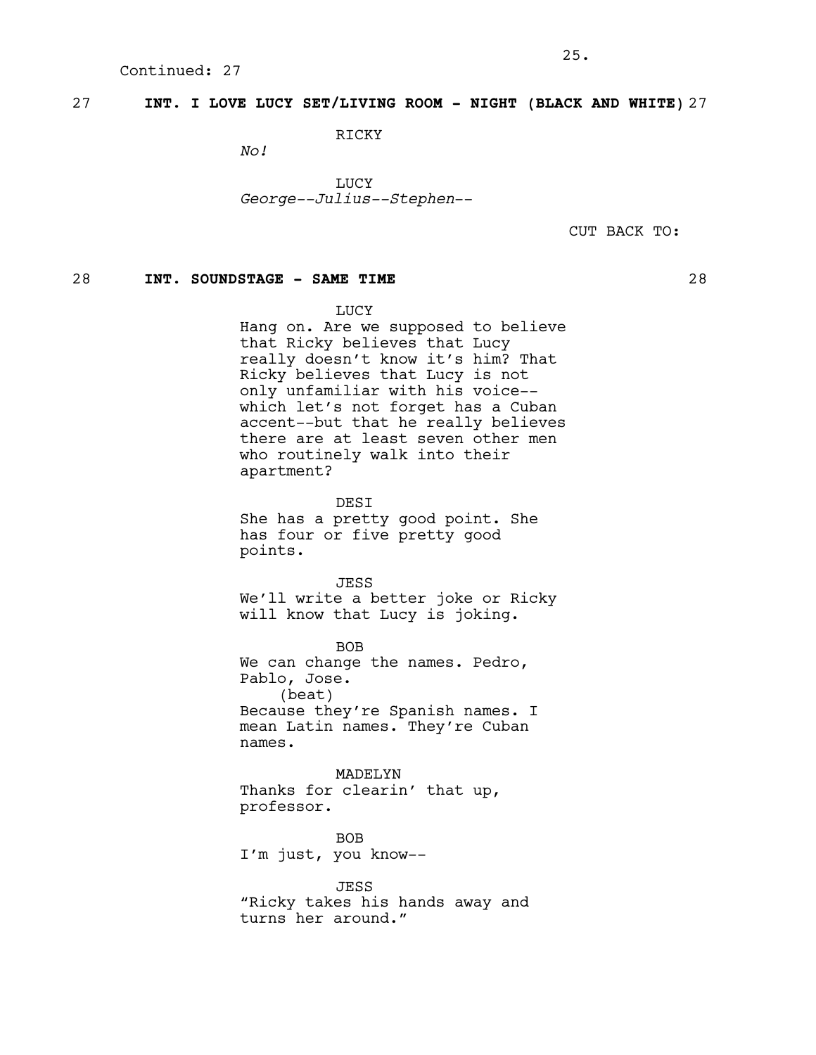Continued: 27

27 **INT. I LOVE LUCY SET/LIVING ROOM - NIGHT (BLACK AND WHITE)** 27

RICKY

*No!*

LUCY

*George--Julius--Stephen--*

CUT BACK TO:

28 **INT. SOUNDSTAGE - SAME TIME** 28

LUCY

Hang on. Are we supposed to believe that Ricky believes that Lucy really doesn't know it's him? That Ricky believes that Lucy is not only unfamiliar with his voice--which let's not forget has a Cuban accent--but that he really believes there are at least seven other men who routinely walk into their apartment?

DESI

She has a pretty good point. She has four or five pretty good points.

JESS

We'll write a better joke or Ricky will know that Lucy is joking.

BOB

We can change the names. Pedro, Pablo, Jose.

(beat)

Because they're Spanish names. I mean Latin names. They're Cuban names.

MADELYN

Thanks for clearin' that up, professor.

BOB

I'm just, you know--

JESS

"Ricky takes his hands away and turns her around."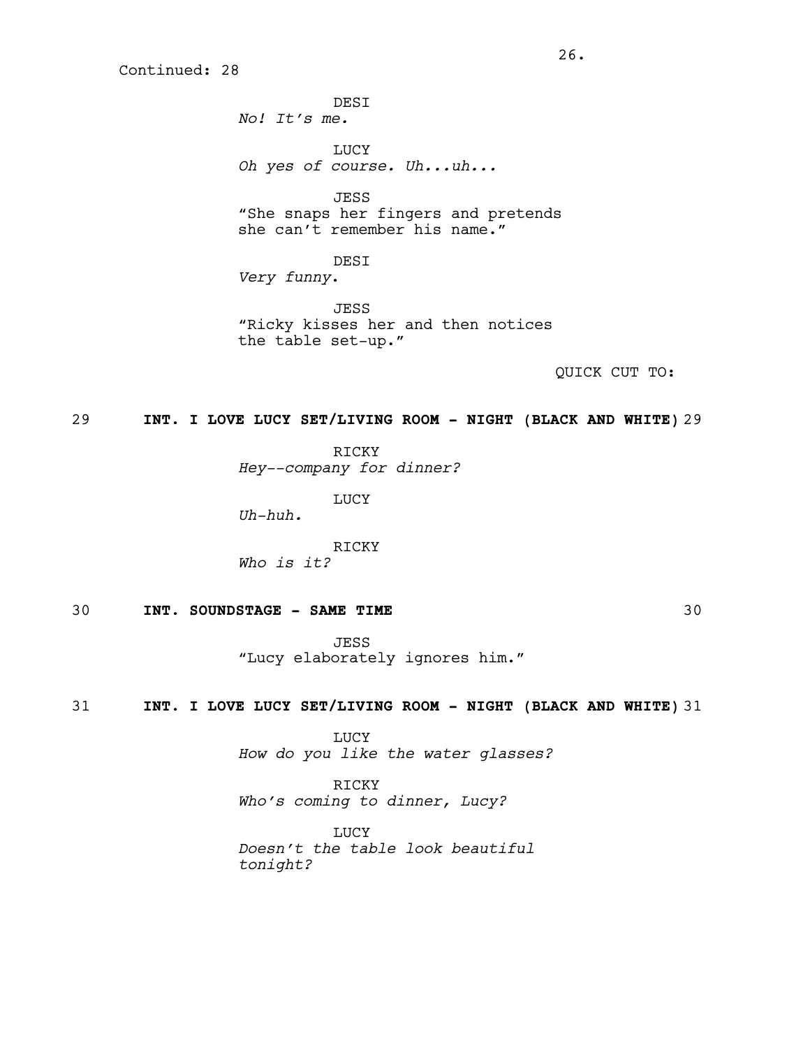Continued: 28

DESI
*No! It's me.*

LUCY
*Oh yes of course. Uh...uh...*

JESS
"She snaps her fingers and pretends she can't remember his name."

DESI
*Very funny*.

JESS
"Ricky kisses her and then notices the table set-up."

QUICK CUT TO:

**29 INT. I LOVE LUCY SET/LIVING ROOM - NIGHT (BLACK AND WHITE) 29**

RICKY
*Hey--company for dinner?*

LUCY
*Uh-huh.*

RICKY
*Who is it?*

**30 INT. SOUNDSTAGE - SAME TIME 30**

JESS
"Lucy elaborately ignores him."

**31 INT. I LOVE LUCY SET/LIVING ROOM - NIGHT (BLACK AND WHITE) 31**

LUCY
*How do you like the water glasses?*

RICKY
*Who's coming to dinner, Lucy?*

LUCY
*Doesn't the table look beautiful tonight?*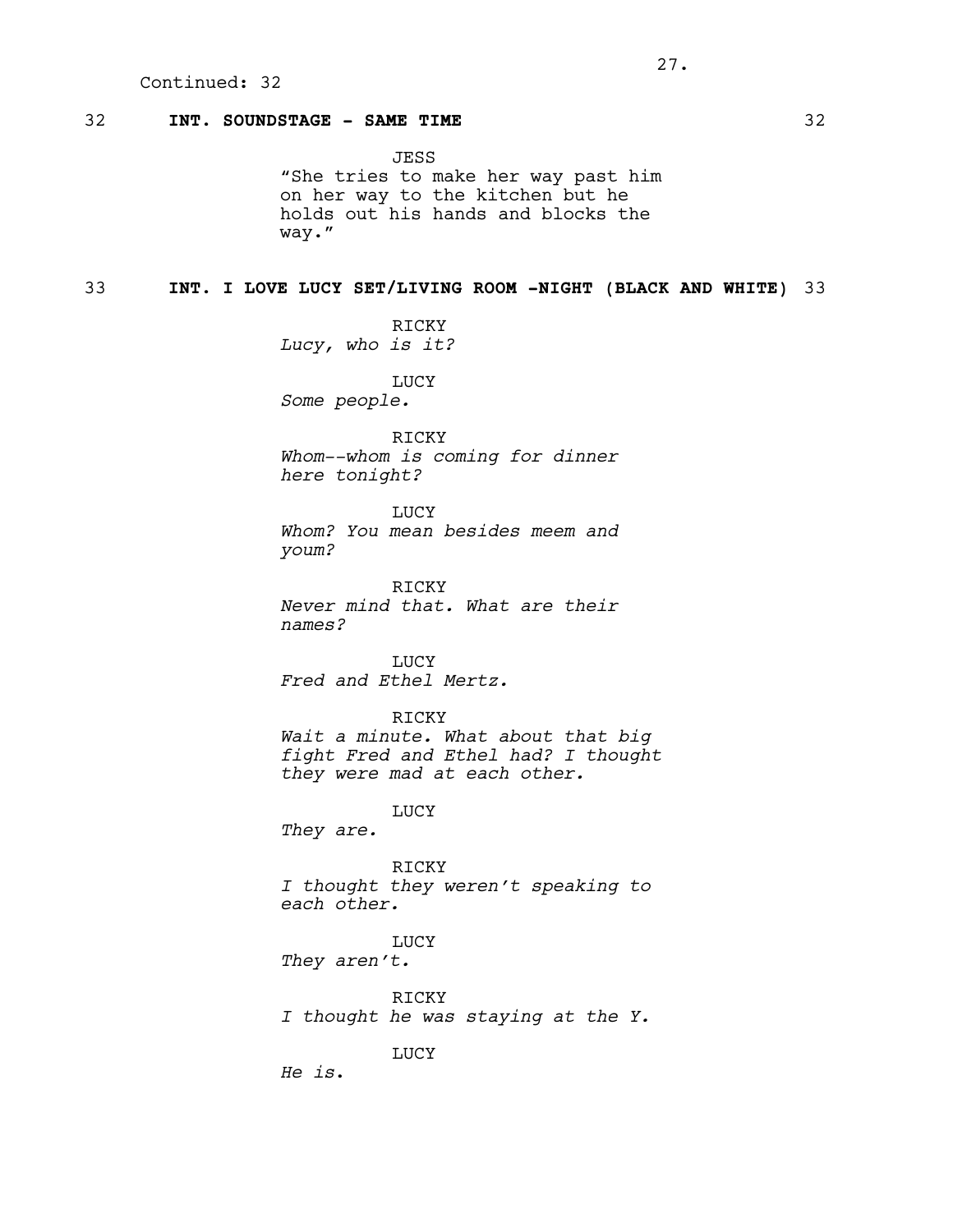Continued: 32

**32 INT. SOUNDSTAGE - SAME TIME 32**

JESS
"She tries to make her way past him on her way to the kitchen but he holds out his hands and blocks the way."

**33 INT. I LOVE LUCY SET/LIVING ROOM -NIGHT (BLACK AND WHITE) 33**

RICKY
*Lucy, who is it?*

LUCY
*Some people.*

RICKY
*Whom--whom is coming for dinner here tonight?*

LUCY
*Whom? You mean besides meem and youm?*

RICKY
*Never mind that. What are their names?*

LUCY
*Fred and Ethel Mertz.*

RICKY
*Wait a minute. What about that big fight Fred and Ethel had? I thought they were mad at each other.*

LUCY
*They are.*

RICKY
*I thought they weren't speaking to each other.*

LUCY
*They aren't.*

RICKY
*I thought he was staying at the Y.*

LUCY
*He is.*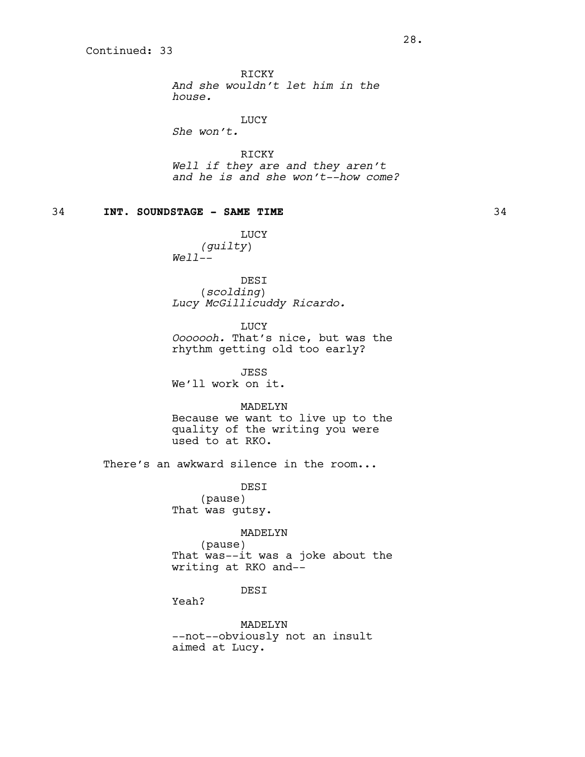Continued: 33

RICKY
*And she wouldn't let him in the house.*

LUCY
*She won't.*

RICKY
*Well if they are and they aren't and he is and she won't--how come?*

**34 INT. SOUNDSTAGE - SAME TIME 34**

LUCY
*(guilty)*
*Well--*

DESI
(*scolding*)
*Lucy McGillicuddy Ricardo.*

LUCY
*Ooooooh.* That's nice, but was the rhythm getting old too early?

JESS
We'll work on it.

MADELYN
Because we want to live up to the quality of the writing you were used to at RKO.

There's an awkward silence in the room...

DESI
(pause)
That was gutsy.

MADELYN
(pause)
That was--it was a joke about the writing at RKO and--

DESI
Yeah?

MADELYN
--not--obviously not an insult aimed at Lucy.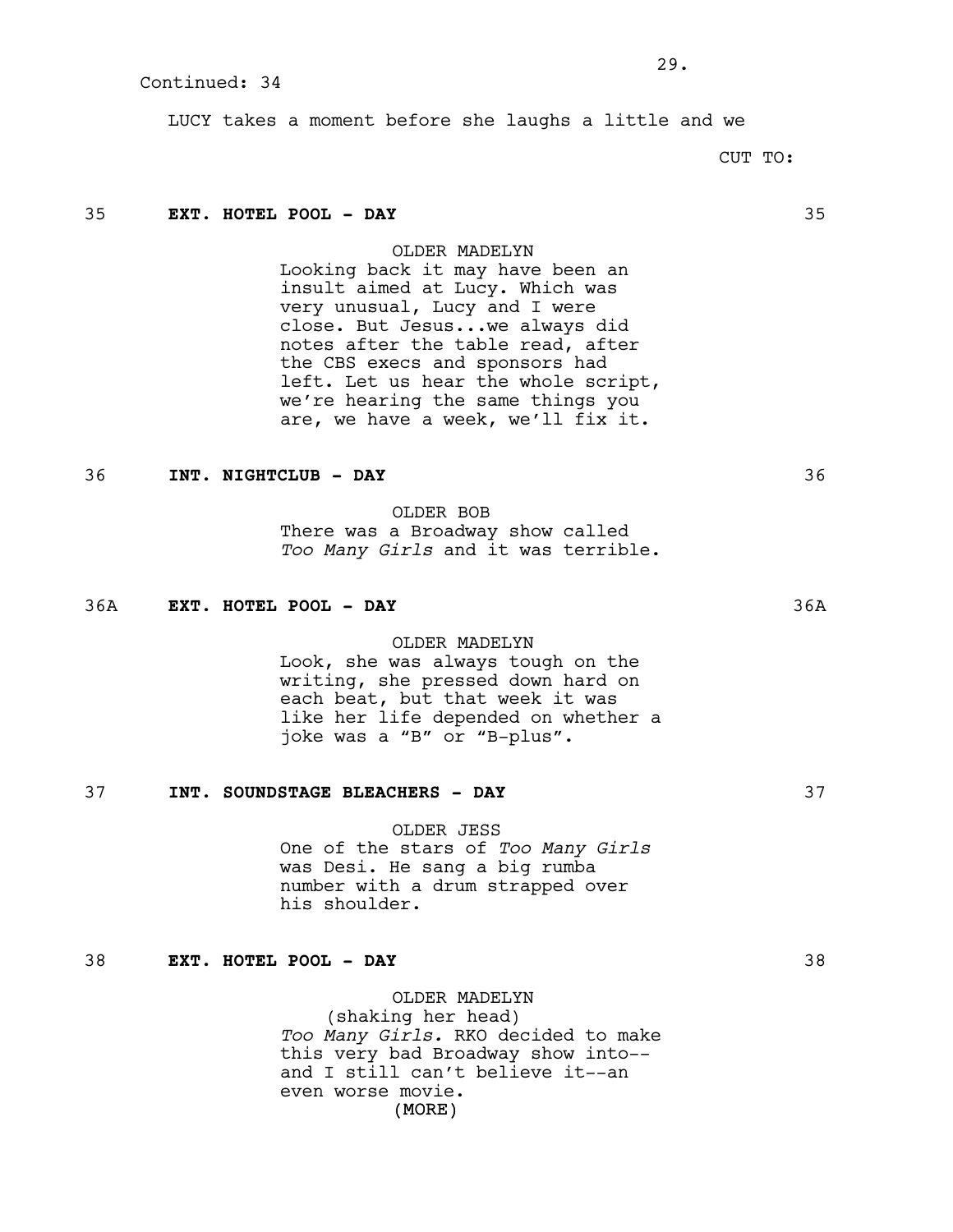Continued: 34

LUCY takes a moment before she laughs a little and we

CUT TO:

**35 EXT. HOTEL POOL - DAY 35**

OLDER MADELYN
Looking back it may have been an insult aimed at Lucy. Which was very unusual, Lucy and I were close. But Jesus...we always did notes after the table read, after the CBS execs and sponsors had left. Let us hear the whole script, we're hearing the same things you are, we have a week, we'll fix it.

**36 INT. NIGHTCLUB - DAY 36**

OLDER BOB
There was a Broadway show called *Too Many Girls* and it was terrible.

**36A EXT. HOTEL POOL - DAY 36A**

OLDER MADELYN
Look, she was always tough on the writing, she pressed down hard on each beat, but that week it was like her life depended on whether a joke was a "B" or "B-plus".

**37 INT. SOUNDSTAGE BLEACHERS - DAY 37**

OLDER JESS
One of the stars of *Too Many Girls* was Desi. He sang a big rumba number with a drum strapped over his shoulder.

**38 EXT. HOTEL POOL - DAY 38**

OLDER MADELYN
(shaking her head)
*Too Many Girls.* RKO decided to make this very bad Broadway show into--and I still can't believe it--an even worse movie.
(MORE)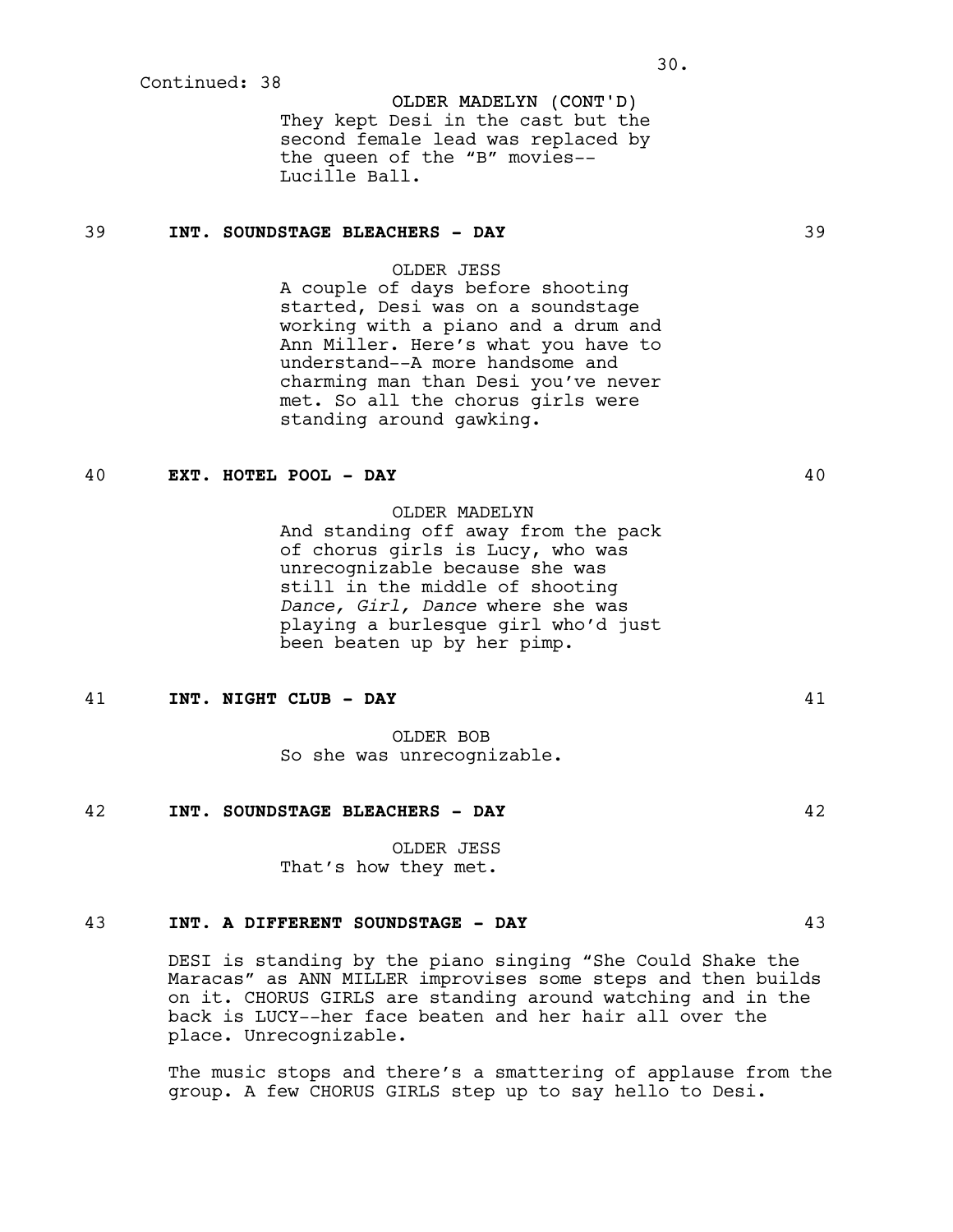Continued: 38

OLDER MADELYN (CONT'D)
They kept Desi in the cast but the second female lead was replaced by the queen of the “B” movies--Lucille Ball.

39 **INT. SOUNDSTAGE BLEACHERS - DAY** 39

OLDER JESS
A couple of days before shooting started, Desi was on a soundstage working with a piano and a drum and Ann Miller. Here’s what you have to understand--A more handsome and charming man than Desi you’ve never met. So all the chorus girls were standing around gawking.

40 **EXT. HOTEL POOL - DAY** 40

OLDER MADELYN
And standing off away from the pack of chorus girls is Lucy, who was unrecognizable because she was still in the middle of shooting *Dance, Girl, Dance* where she was playing a burlesque girl who’d just been beaten up by her pimp.

41 **INT. NIGHT CLUB - DAY** 41

OLDER BOB
So she was unrecognizable.

42 **INT. SOUNDSTAGE BLEACHERS - DAY** 42

OLDER JESS
That’s how they met.

43 **INT. A DIFFERENT SOUNDSTAGE - DAY** 43

DESI is standing by the piano singing “She Could Shake the Maracas” as ANN MILLER improvises some steps and then builds on it. CHORUS GIRLS are standing around watching and in the back is LUCY--her face beaten and her hair all over the place. Unrecognizable.

The music stops and there’s a smattering of applause from the group. A few CHORUS GIRLS step up to say hello to Desi.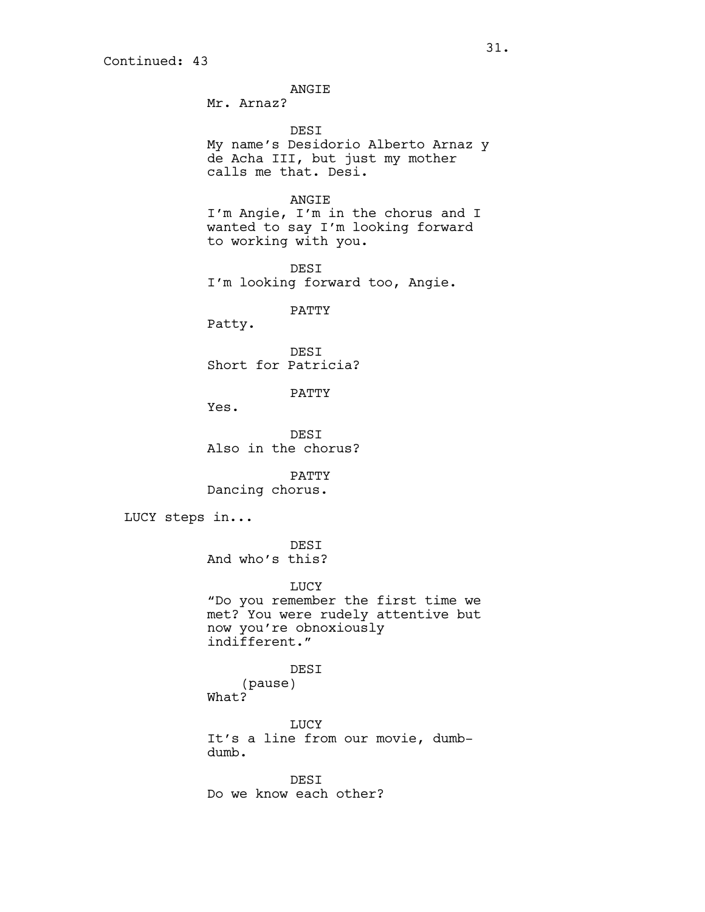Continued: 43

ANGIE
Mr. Arnaz?

DESI
My name's Desidorio Alberto Arnaz y de Acha III, but just my mother calls me that. Desi.

ANGIE
I'm Angie, I'm in the chorus and I wanted to say I'm looking forward to working with you.

DESI
I'm looking forward too, Angie.

PATTY
Patty.

DESI
Short for Patricia?

PATTY
Yes.

DESI
Also in the chorus?

PATTY
Dancing chorus.

LUCY steps in...

DESI
And who's this?

LUCY
"Do you remember the first time we met? You were rudely attentive but now you're obnoxiously indifferent."

DESI
(pause)
What?

LUCY
It's a line from our movie, dumb-dumb.

DESI
Do we know each other?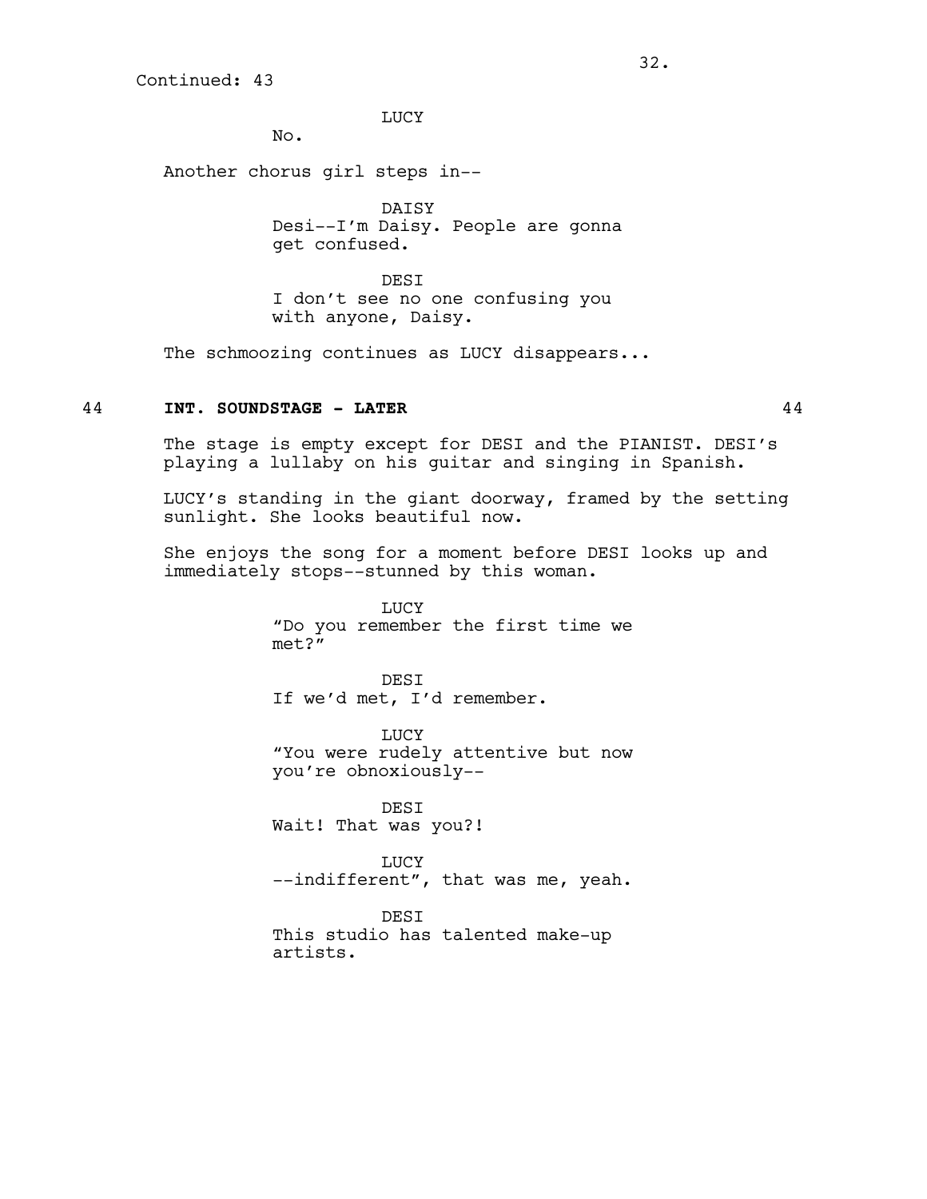Continued: 43

LUCY
No.

Another chorus girl steps in--

DAISY
Desi--I'm Daisy. People are gonna get confused.

DESI
I don't see no one confusing you with anyone, Daisy.

The schmoozing continues as LUCY disappears...

44 **INT. SOUNDSTAGE - LATER** 44

The stage is empty except for DESI and the PIANIST. DESI's playing a lullaby on his guitar and singing in Spanish.

LUCY's standing in the giant doorway, framed by the setting sunlight. She looks beautiful now.

She enjoys the song for a moment before DESI looks up and immediately stops--stunned by this woman.

LUCY
"Do you remember the first time we met?"

DESI
If we'd met, I'd remember.

LUCY
"You were rudely attentive but now you're obnoxiously--

DESI
Wait! That was you?!

LUCY
--indifferent", that was me, yeah.

DESI
This studio has talented make-up artists.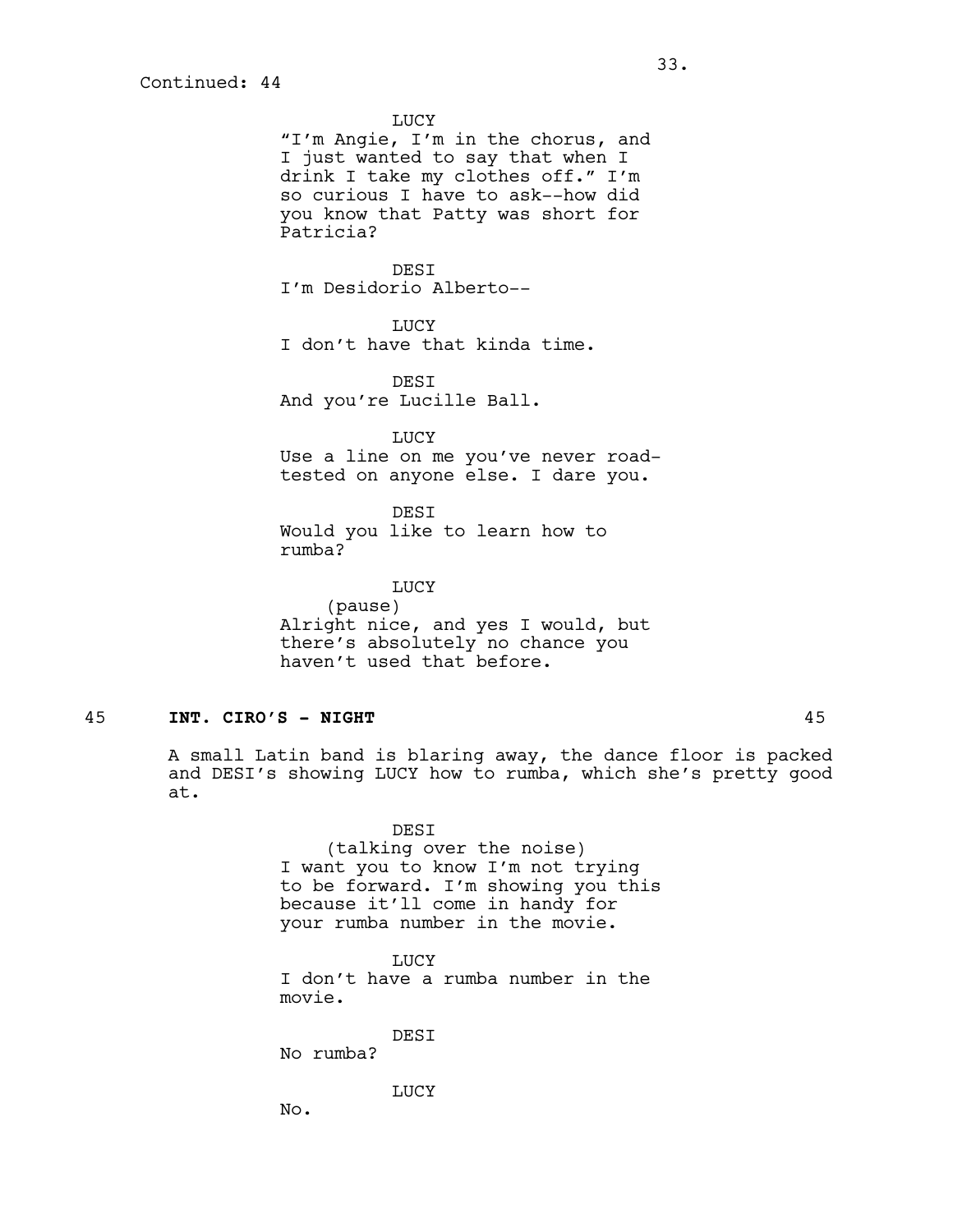Continued: 44

LUCY
"I'm Angie, I'm in the chorus, and I just wanted to say that when I drink I take my clothes off." I'm so curious I have to ask--how did you know that Patty was short for Patricia?

DESI
I'm Desidorio Alberto--

LUCY
I don't have that kinda time.

DESI
And you're Lucille Ball.

LUCY
Use a line on me you've never road-tested on anyone else. I dare you.

DESI
Would you like to learn how to rumba?

LUCY
(pause)
Alright nice, and yes I would, but there's absolutely no chance you haven't used that before.

45 **INT. CIRO'S - NIGHT** 45

A small Latin band is blaring away, the dance floor is packed and DESI's showing LUCY how to rumba, which she's pretty good at.

DESI
(talking over the noise)
I want you to know I'm not trying to be forward. I'm showing you this because it'll come in handy for your rumba number in the movie.

LUCY
I don't have a rumba number in the movie.

DESI
No rumba?

LUCY
No.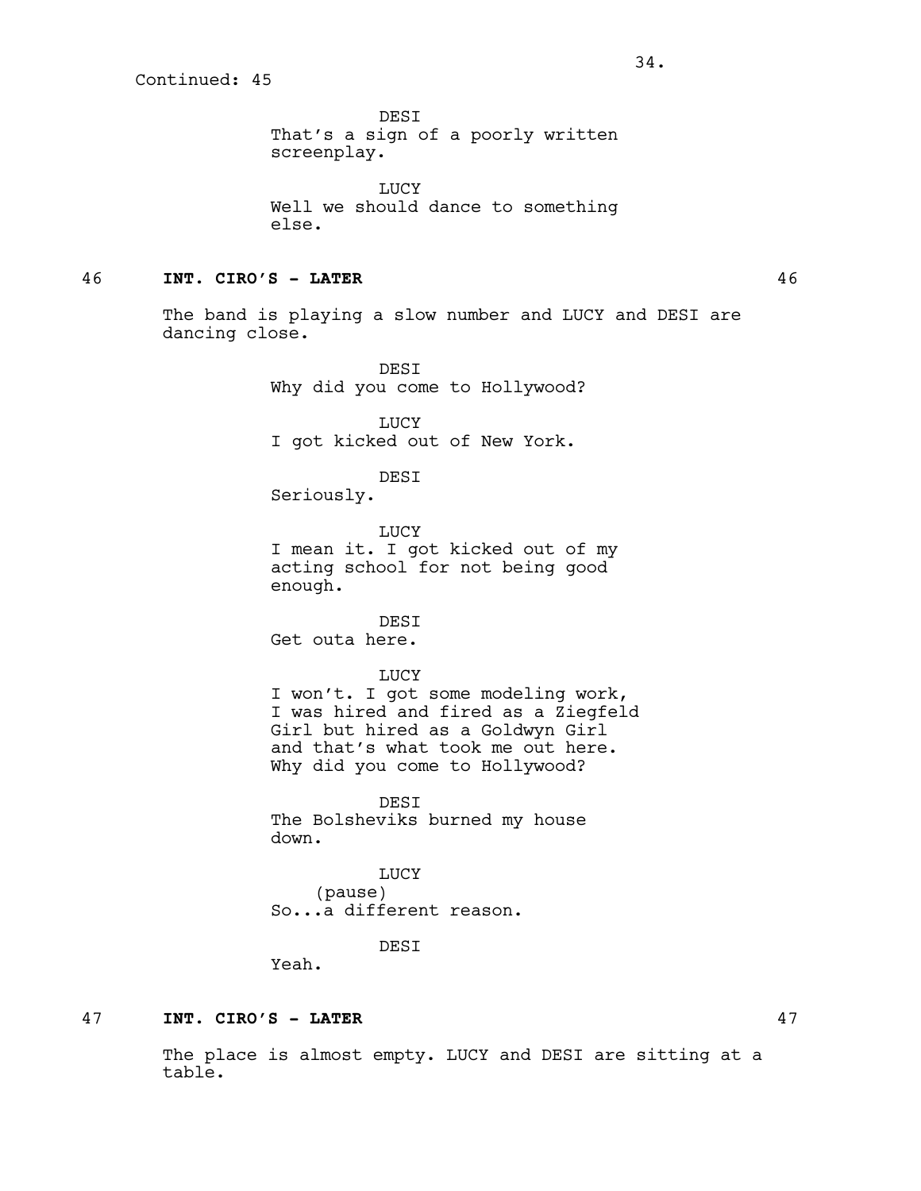Continued: 45

DESI
That's a sign of a poorly written screenplay.

LUCY
Well we should dance to something else.

**46 INT. CIRO'S - LATER 46**

The band is playing a slow number and LUCY and DESI are dancing close.

DESI
Why did you come to Hollywood?

LUCY
I got kicked out of New York.

DESI
Seriously.

LUCY
I mean it. I got kicked out of my acting school for not being good enough.

DESI
Get outa here.

LUCY
I won't. I got some modeling work, I was hired and fired as a Ziegfeld Girl but hired as a Goldwyn Girl and that's what took me out here. Why did you come to Hollywood?

DESI
The Bolsheviks burned my house down.

LUCY
(pause)
So...a different reason.

DESI
Yeah.

**47 INT. CIRO'S - LATER 47**

The place is almost empty. LUCY and DESI are sitting at a table.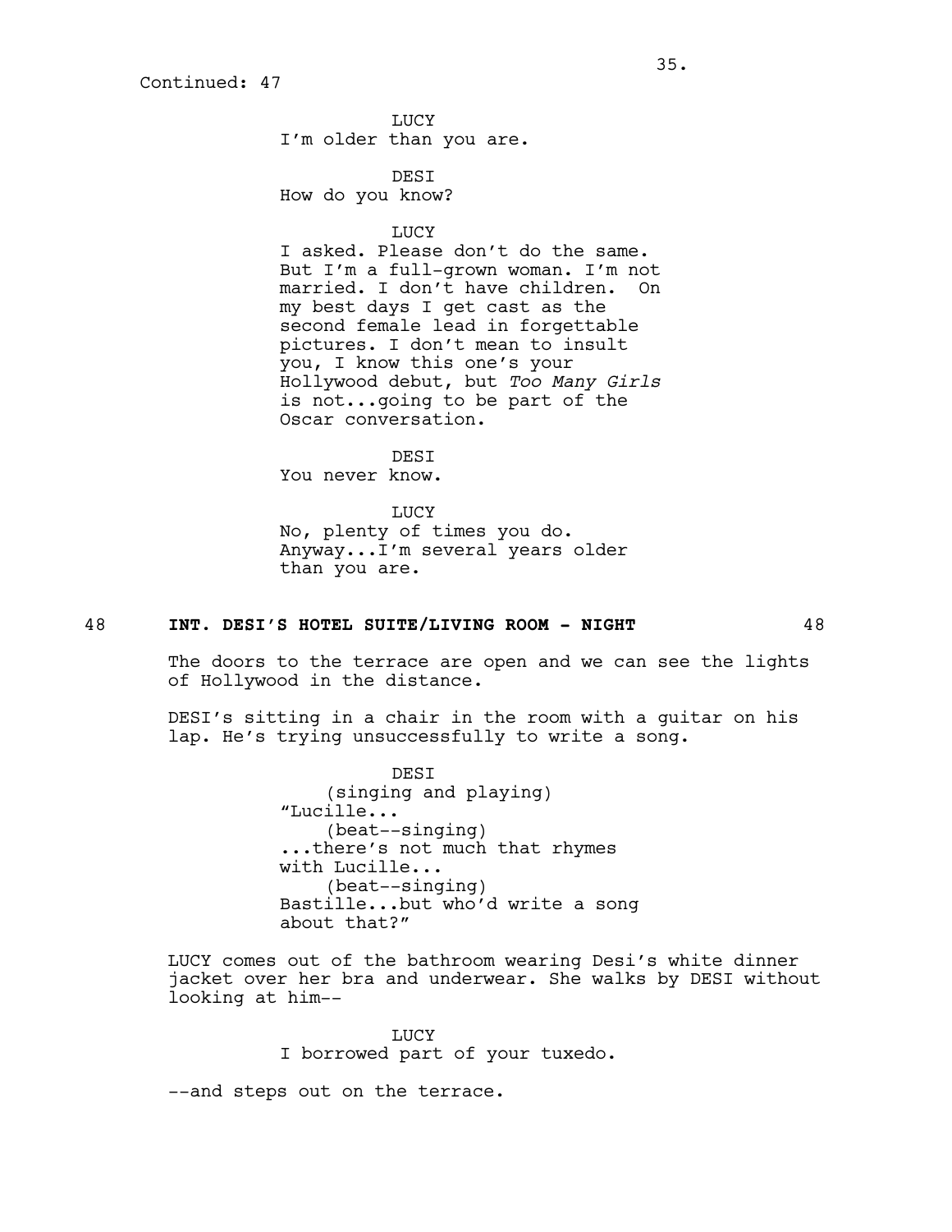Continued: 47

LUCY
I'm older than you are.

DESI
How do you know?

LUCY
I asked. Please don't do the same. But I'm a full-grown woman. I'm not married. I don't have children. On my best days I get cast as the second female lead in forgettable pictures. I don't mean to insult you, I know this one's your Hollywood debut, but *Too Many Girls* is not...going to be part of the Oscar conversation.

DESI
You never know.

LUCY
No, plenty of times you do. Anyway...I'm several years older than you are.

48 **INT. DESI'S HOTEL SUITE/LIVING ROOM - NIGHT** 48

The doors to the terrace are open and we can see the lights of Hollywood in the distance.

DESI's sitting in a chair in the room with a guitar on his lap. He's trying unsuccessfully to write a song.

DESI
(singing and playing)
"Lucille...
(beat--singing)
...there's not much that rhymes with Lucille...
(beat--singing)
Bastille...but who'd write a song about that?"

LUCY comes out of the bathroom wearing Desi's white dinner jacket over her bra and underwear. She walks by DESI without looking at him--

LUCY
I borrowed part of your tuxedo.

--and steps out on the terrace.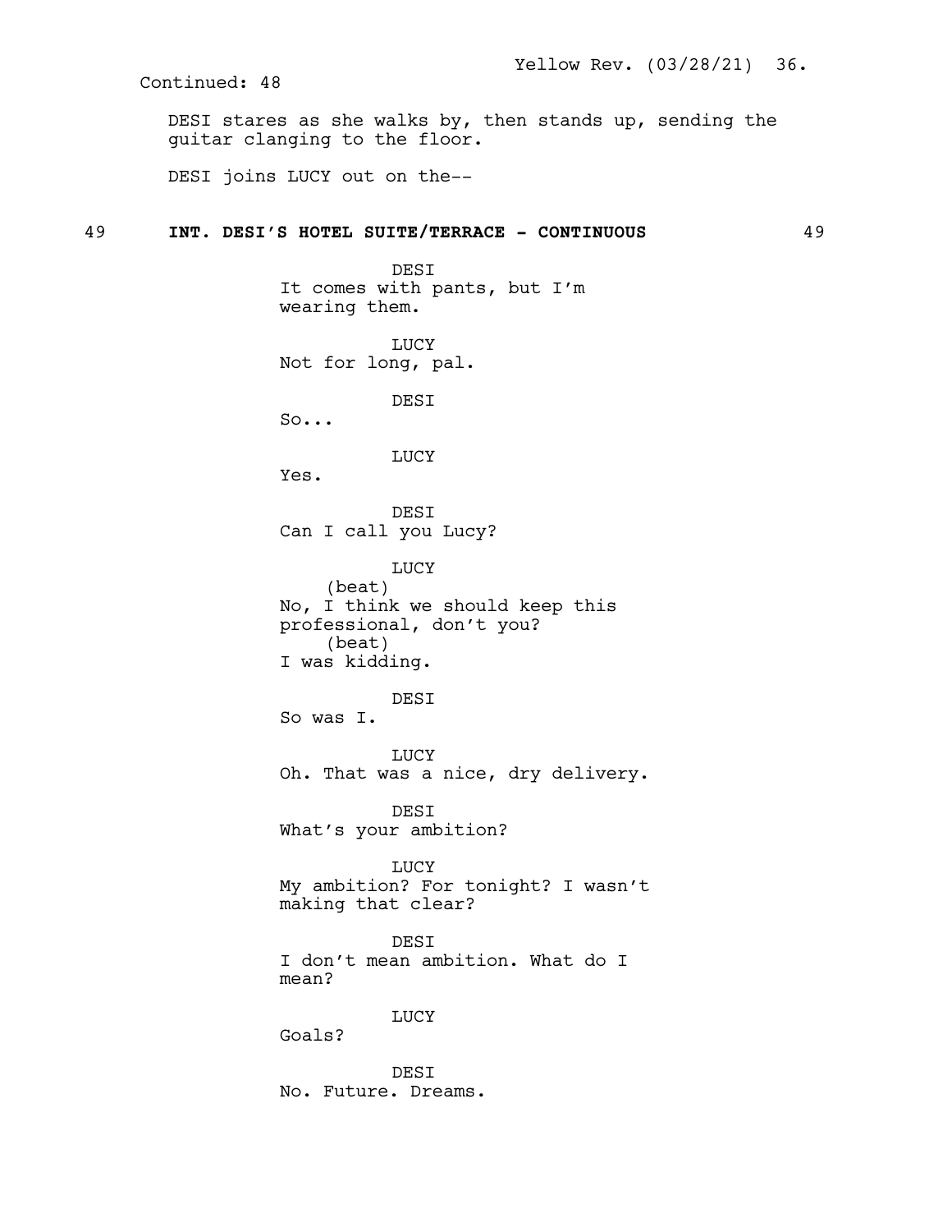Continued: 48

DESI stares as she walks by, then stands up, sending the guitar clanging to the floor.

DESI joins LUCY out on the--

**49 INT. DESI'S HOTEL SUITE/TERRACE - CONTINUOUS 49**

DESI
It comes with pants, but I'm wearing them.

LUCY
Not for long, pal.

DESI
So...

LUCY
Yes.

DESI
Can I call you Lucy?

LUCY
(beat)
No, I think we should keep this professional, don't you?
(beat)
I was kidding.

DESI
So was I.

LUCY
Oh. That was a nice, dry delivery.

DESI
What's your ambition?

LUCY
My ambition? For tonight? I wasn't making that clear?

DESI
I don't mean ambition. What do I mean?

LUCY
Goals?

DESI
No. Future. Dreams.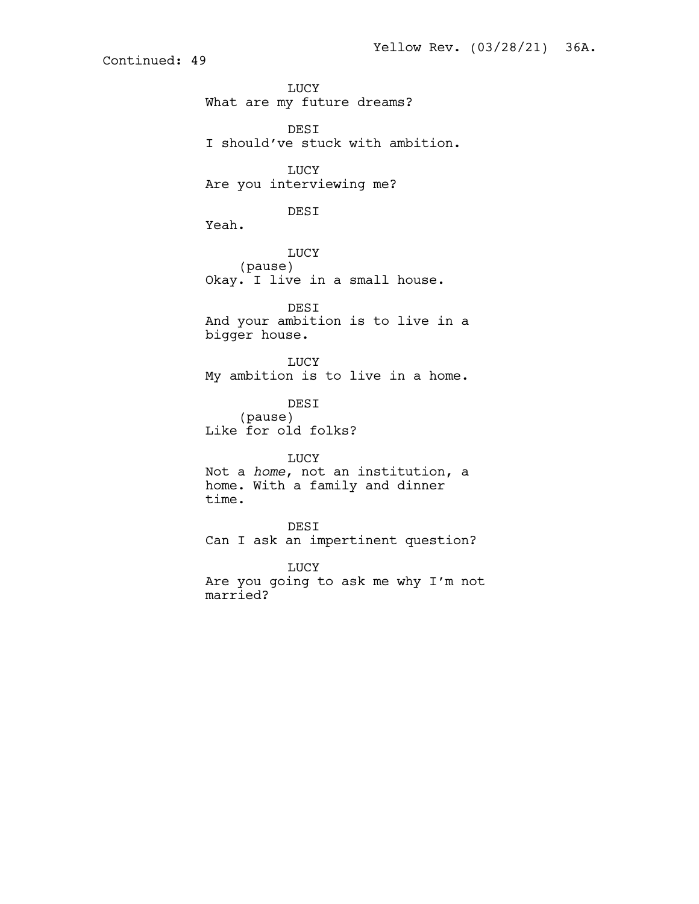Continued: 49

LUCY
What are my future dreams?

DESI
I should've stuck with ambition.

LUCY
Are you interviewing me?

DESI
Yeah.

LUCY
(pause)
Okay. I live in a small house.

DESI
And your ambition is to live in a bigger house.

LUCY
My ambition is to live in a home.

DESI
(pause)
Like for old folks?

LUCY
Not a *home*, not an institution, a home. With a family and dinner time.

DESI
Can I ask an impertinent question?

LUCY
Are you going to ask me why I'm not married?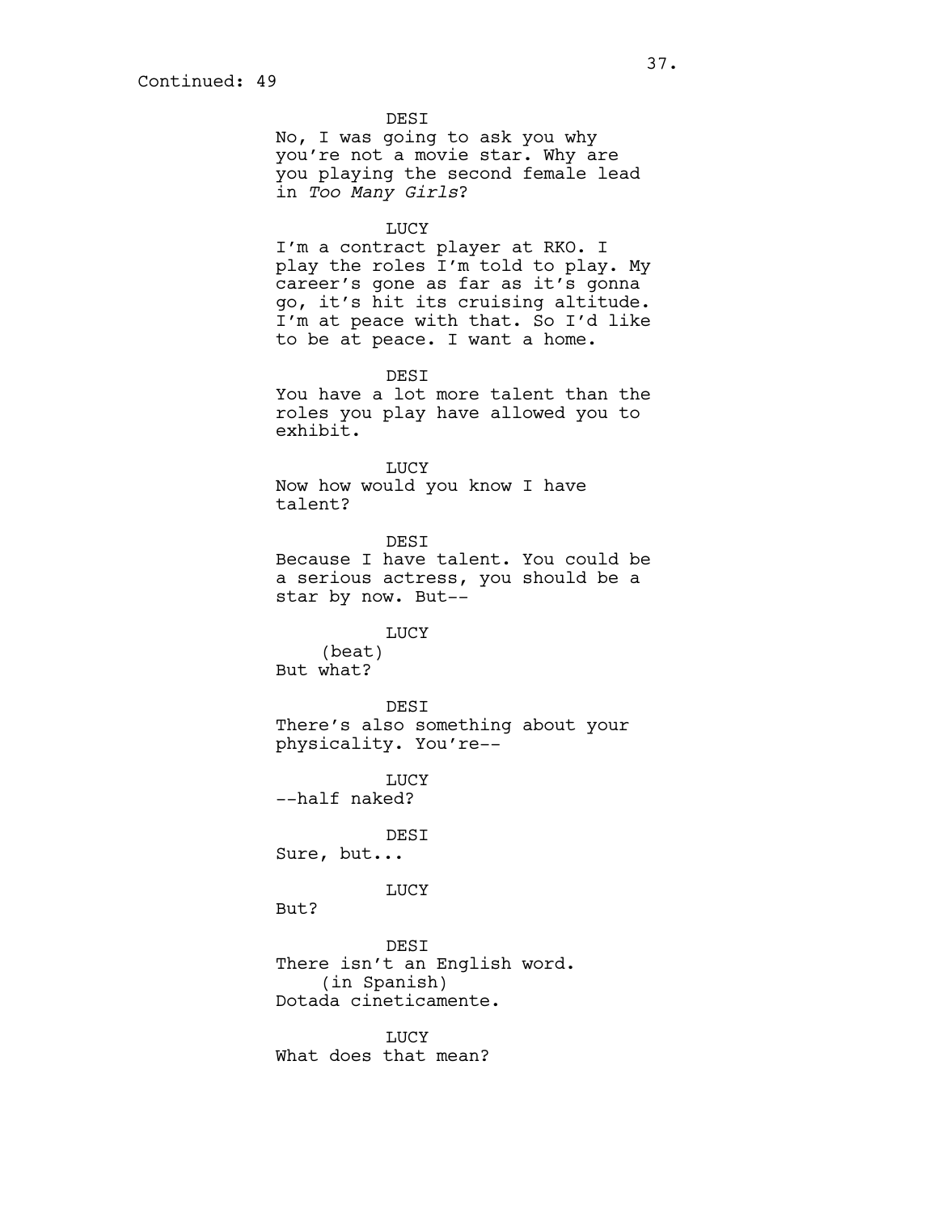Continued: 49

DESI
No, I was going to ask you why you're not a movie star. Why are you playing the second female lead in *Too Many Girls*?

LUCY
I'm a contract player at RKO. I play the roles I'm told to play. My career's gone as far as it's gonna go, it's hit its cruising altitude. I'm at peace with that. So I'd like to be at peace. I want a home.

DESI
You have a lot more talent than the roles you play have allowed you to exhibit.

LUCY
Now how would you know I have talent?

DESI
Because I have talent. You could be a serious actress, you should be a star by now. But--

LUCY
(beat)
But what?

DESI
There's also something about your physicality. You're--

LUCY
--half naked?

DESI
Sure, but...

LUCY
But?

DESI
There isn't an English word.
(in Spanish)
Dotada cineticamente.

LUCY
What does that mean?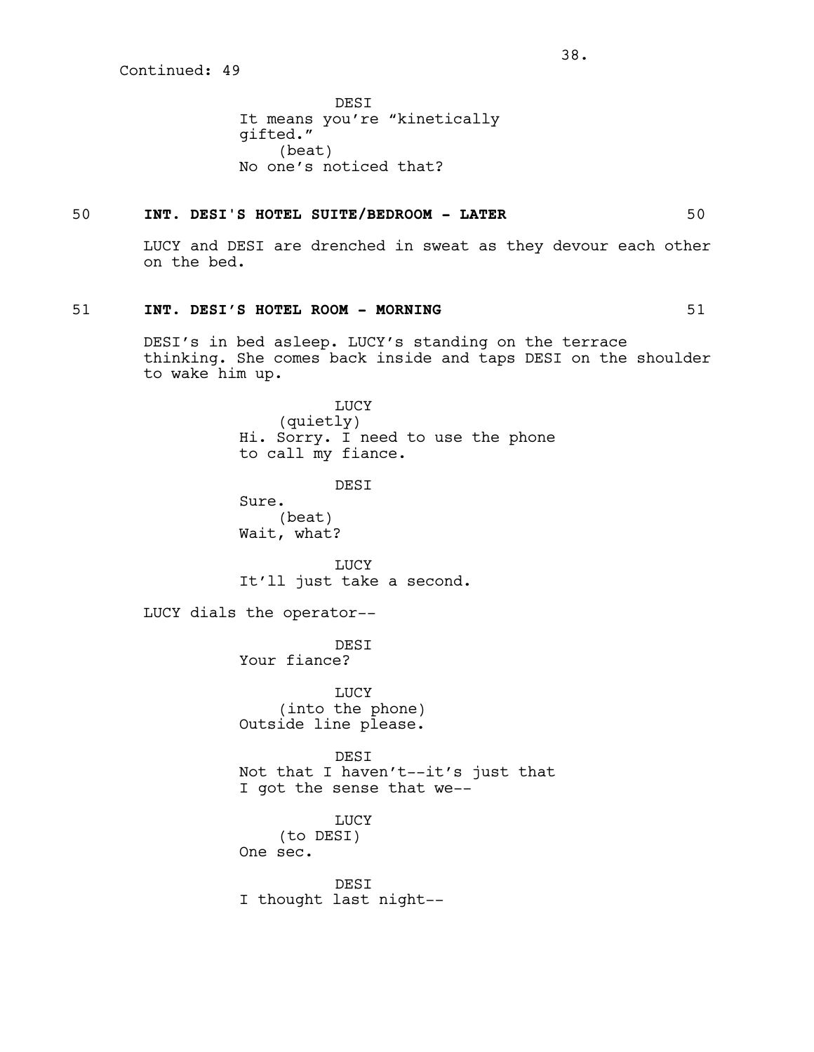Continued: 49

DESI
It means you're "kinetically gifted."
(beat)
No one's noticed that?

50 **INT. DESI'S HOTEL SUITE/BEDROOM - LATER** 50

LUCY and DESI are drenched in sweat as they devour each other on the bed.

51 **INT. DESI'S HOTEL ROOM - MORNING** 51

DESI's in bed asleep. LUCY's standing on the terrace thinking. She comes back inside and taps DESI on the shoulder to wake him up.

LUCY
(quietly)
Hi. Sorry. I need to use the phone to call my fiance.

DESI
Sure.
(beat)
Wait, what?

LUCY
It'll just take a second.

LUCY dials the operator--

DESI
Your fiance?

LUCY
(into the phone)
Outside line please.

DESI
Not that I haven't--it's just that I got the sense that we--

LUCY
(to DESI)
One sec.

DESI
I thought last night--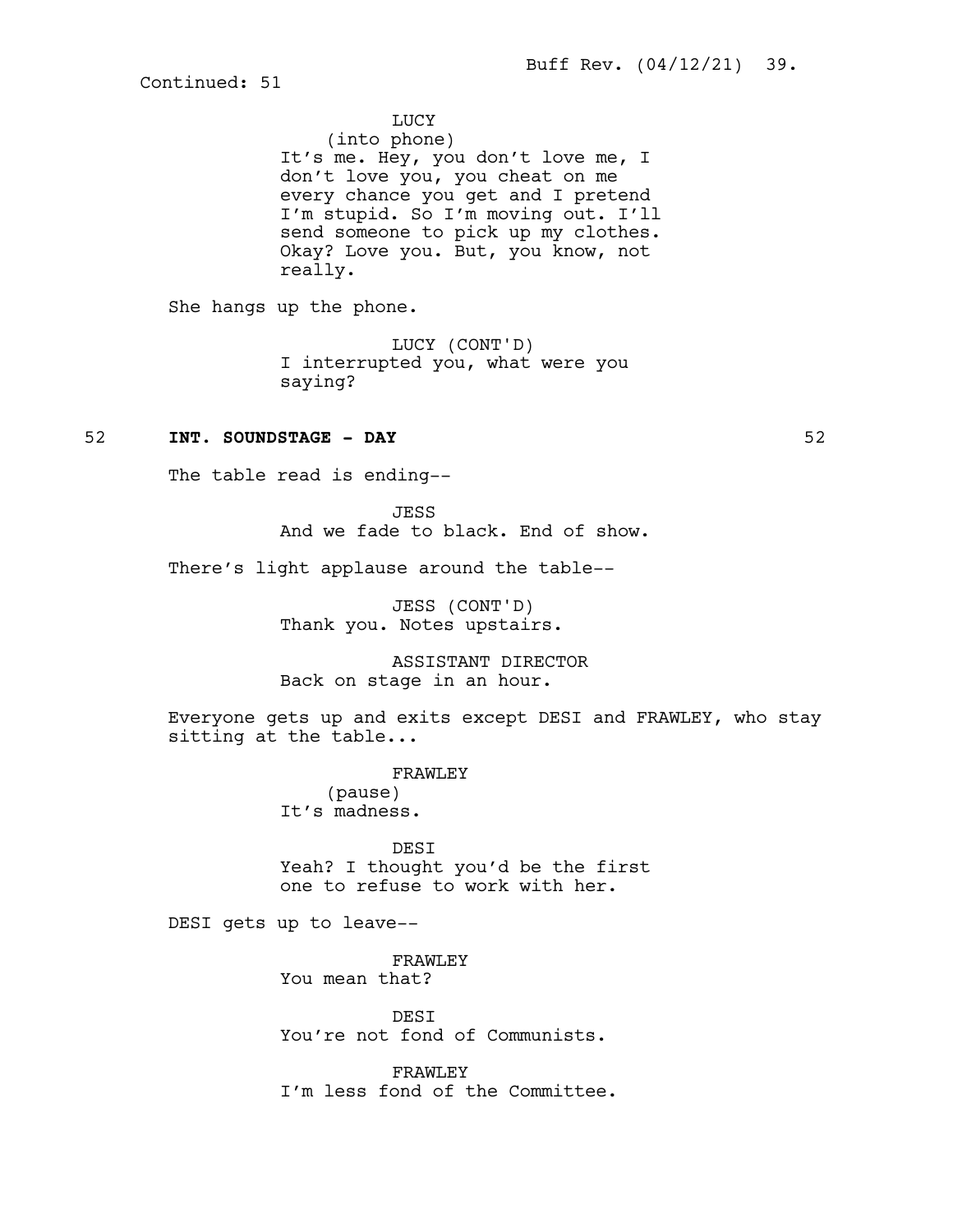Continued: 51

LUCY
(into phone)
It's me. Hey, you don't love me, I don't love you, you cheat on me every chance you get and I pretend I'm stupid. So I'm moving out. I'll send someone to pick up my clothes. Okay? Love you. But, you know, not really.

She hangs up the phone.

LUCY (CONT'D)
I interrupted you, what were you saying?

52 **INT. SOUNDSTAGE - DAY** 52

The table read is ending--

JESS
And we fade to black. End of show.

There's light applause around the table--

JESS (CONT'D)
Thank you. Notes upstairs.

ASSISTANT DIRECTOR
Back on stage in an hour.

Everyone gets up and exits except DESI and FRAWLEY, who stay sitting at the table...

FRAWLEY
(pause)
It's madness.

DESI
Yeah? I thought you'd be the first one to refuse to work with her.

DESI gets up to leave--

FRAWLEY
You mean that?

DESI
You're not fond of Communists.

FRAWLEY
I'm less fond of the Committee.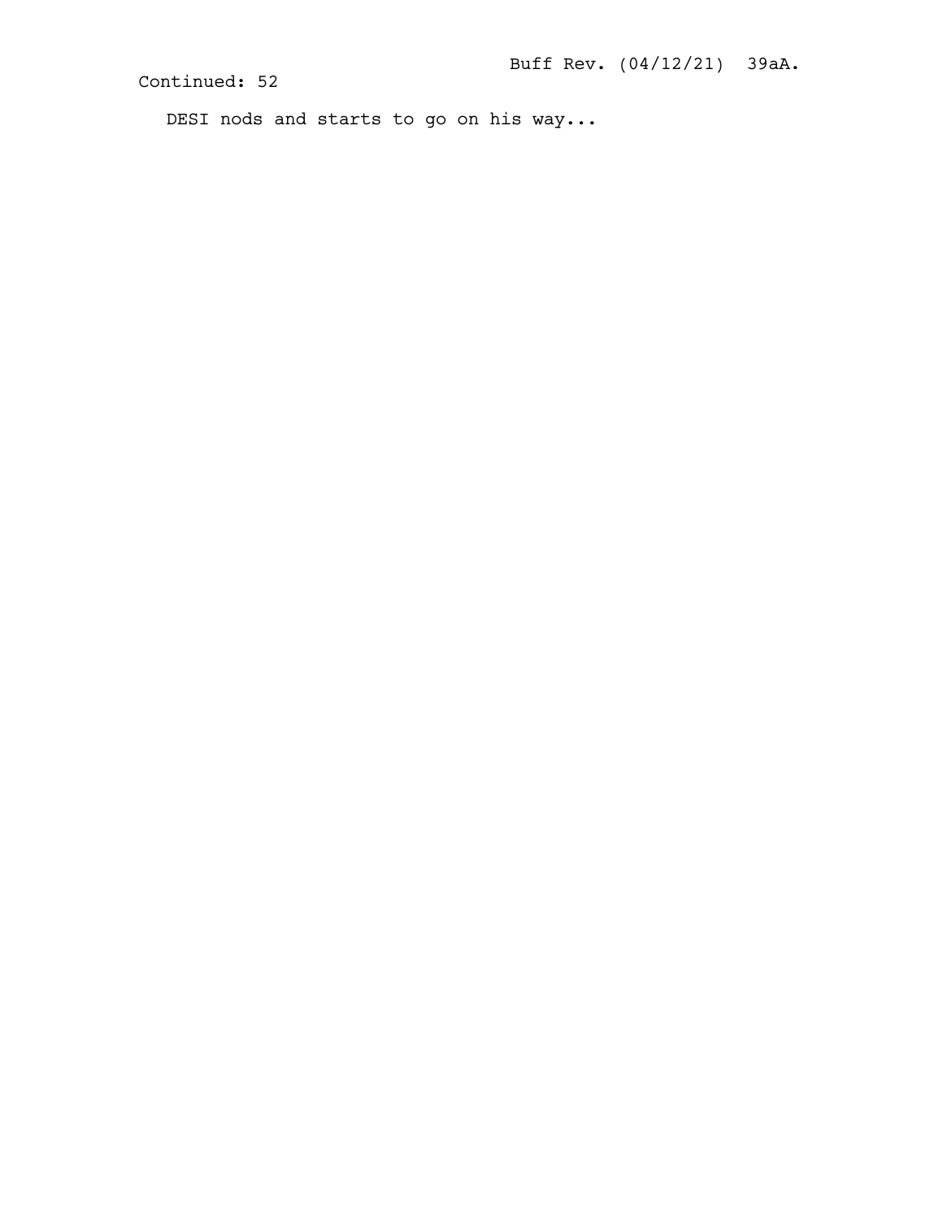Continued: 52

DESI nods and starts to go on his way...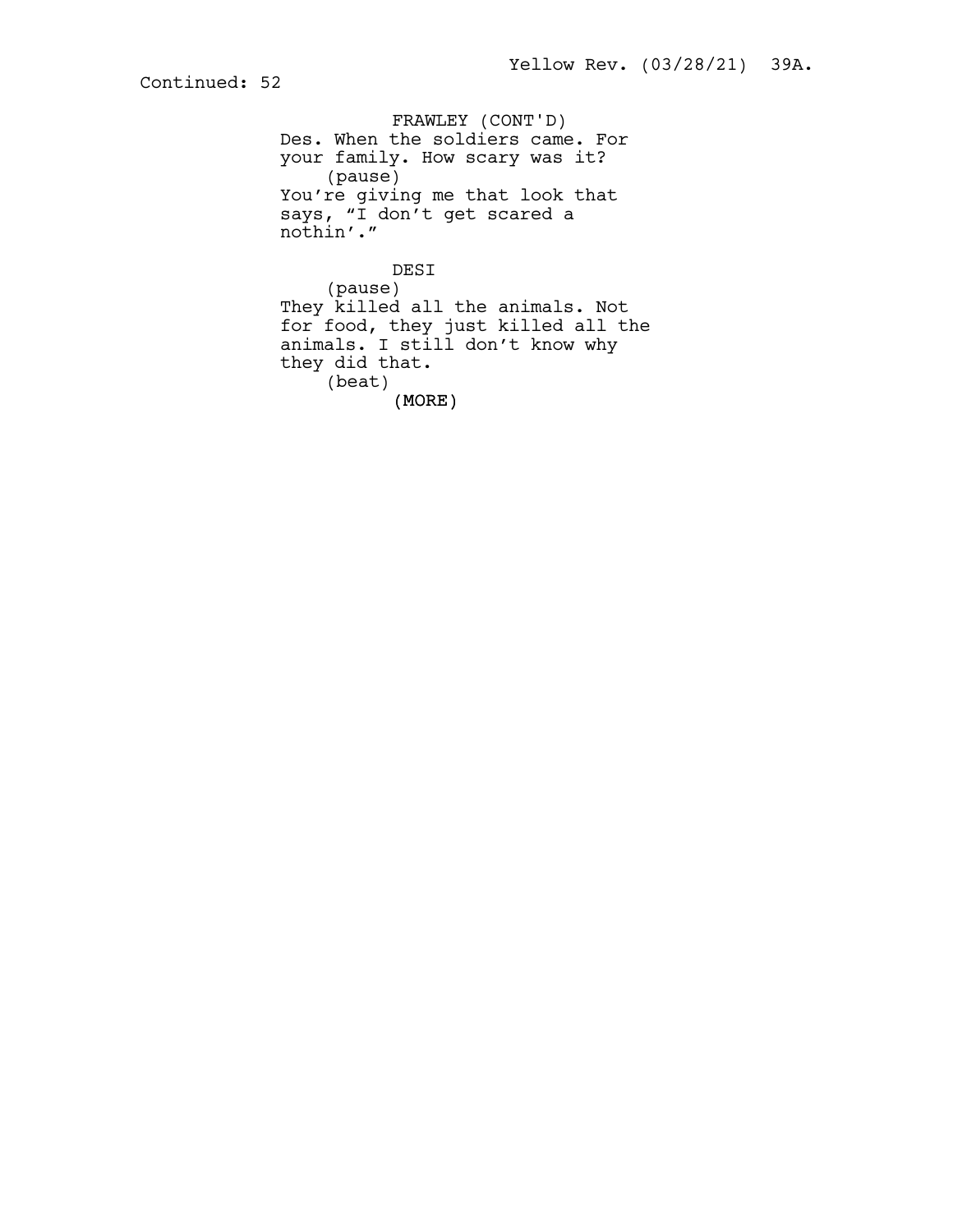Continued: 52

FRAWLEY (CONT'D)
Des. When the soldiers came. For your family. How scary was it?
(pause)
You're giving me that look that says, "I don't get scared a nothin'."

DESI
(pause)
They killed all the animals. Not for food, they just killed all the animals. I still don't know why they did that.
(beat)
(MORE)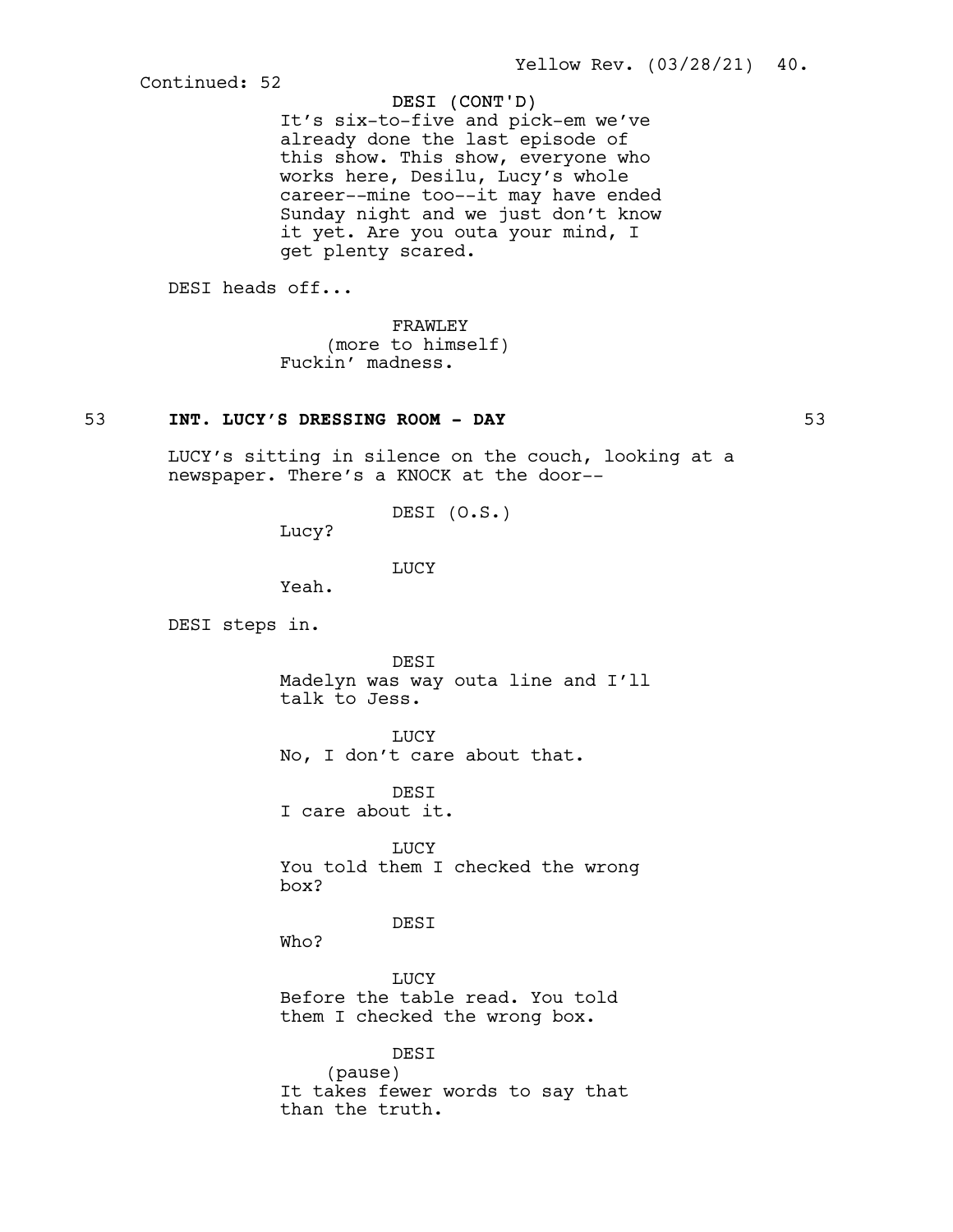Continued: 52

DESI (CONT'D)
It's six-to-five and pick-em we've already done the last episode of this show. This show, everyone who works here, Desilu, Lucy's whole career--mine too--it may have ended Sunday night and we just don't know it yet. Are you outa your mind, I get plenty scared.

DESI heads off...

FRAWLEY
(more to himself)
Fuckin' madness.

**53 INT. LUCY'S DRESSING ROOM - DAY 53**

LUCY's sitting in silence on the couch, looking at a newspaper. There's a KNOCK at the door--

DESI (O.S.)
Lucy?

LUCY
Yeah.

DESI steps in.

DESI
Madelyn was way outa line and I'll talk to Jess.

LUCY
No, I don't care about that.

DESI
I care about it.

LUCY
You told them I checked the wrong box?

DESI
Who?

LUCY
Before the table read. You told them I checked the wrong box.

DESI
(pause)
It takes fewer words to say that than the truth.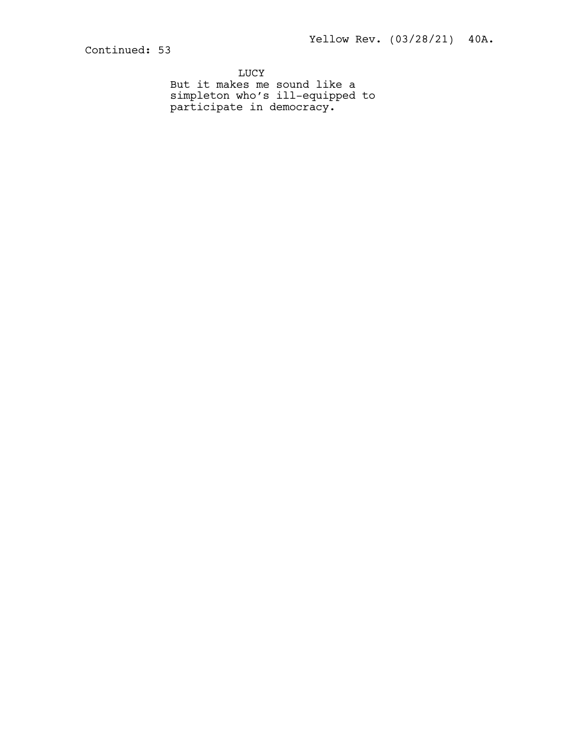Continued: 53

LUCY
But it makes me sound like a simpleton who's ill-equipped to participate in democracy.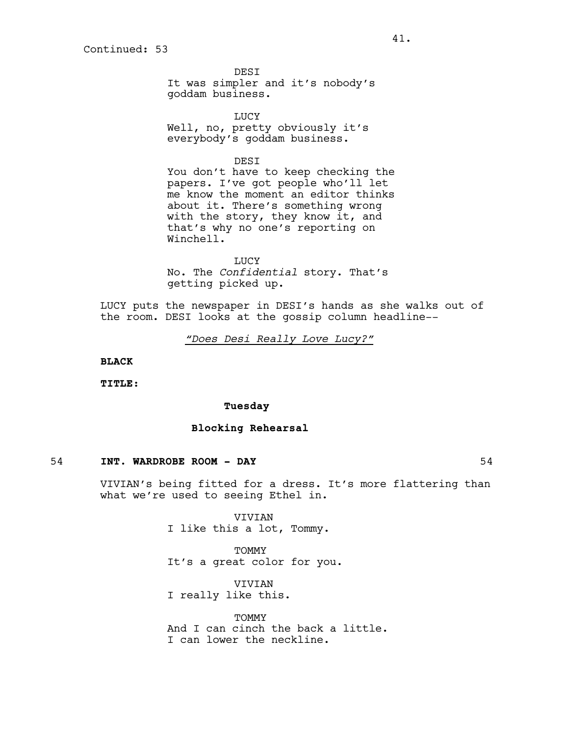Continued: 53

DESI
It was simpler and it's nobody's goddam business.

LUCY
Well, no, pretty obviously it's everybody's goddam business.

DESI
You don't have to keep checking the papers. I've got people who'll let me know the moment an editor thinks about it. There's something wrong with the story, they know it, and that's why no one's reporting on Winchell.

LUCY
No. The *Confidential* story. That's getting picked up.

LUCY puts the newspaper in DESI's hands as she walks out of the room. DESI looks at the gossip column headline--

*"Does Desi Really Love Lucy?"*

**BLACK**

**TITLE:**

**Tuesday**

**Blocking Rehearsal**

54 **INT. WARDROBE ROOM - DAY** 54

VIVIAN's being fitted for a dress. It's more flattering than what we're used to seeing Ethel in.

VIVIAN
I like this a lot, Tommy.

TOMMY
It's a great color for you.

VIVIAN
I really like this.

TOMMY
And I can cinch the back a little. I can lower the neckline.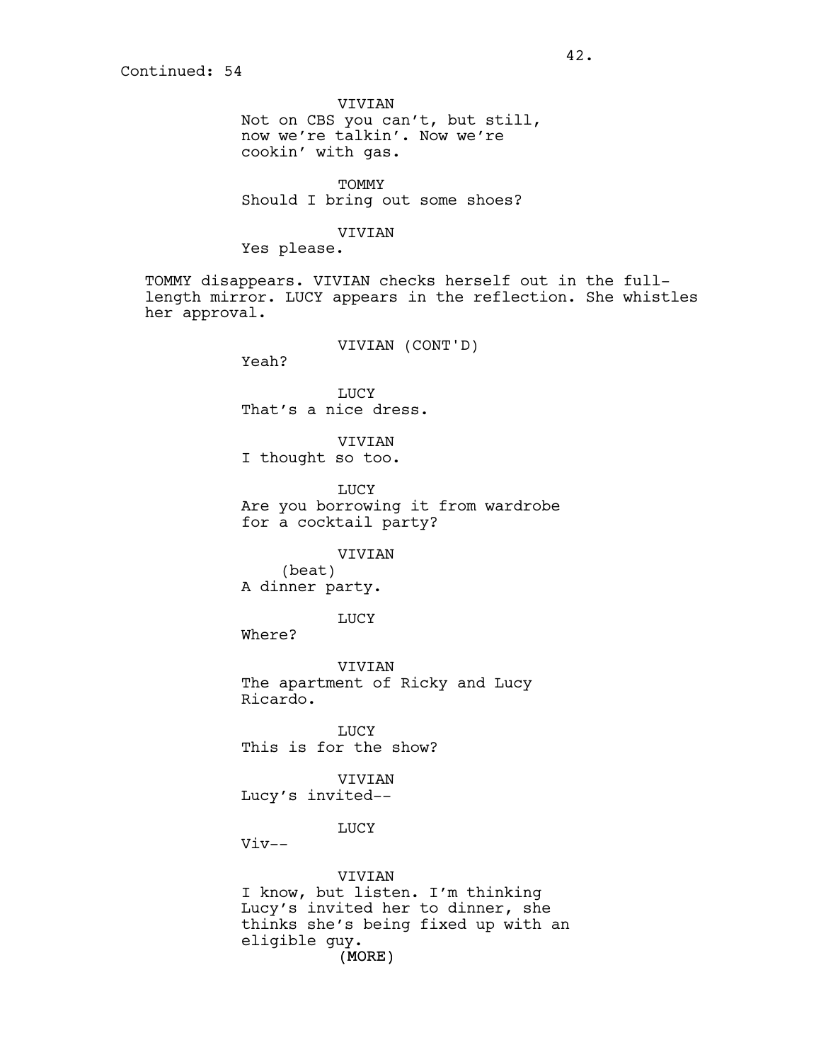Continued: 54

VIVIAN
Not on CBS you can't, but still, now we're talkin'. Now we're cookin' with gas.

TOMMY
Should I bring out some shoes?

VIVIAN
Yes please.

TOMMY disappears. VIVIAN checks herself out in the full-length mirror. LUCY appears in the reflection. She whistles her approval.

VIVIAN (CONT'D)
Yeah?

LUCY
That's a nice dress.

VIVIAN
I thought so too.

LUCY
Are you borrowing it from wardrobe for a cocktail party?

VIVIAN
(beat)
A dinner party.

LUCY
Where?

VIVIAN
The apartment of Ricky and Lucy Ricardo.

LUCY
This is for the show?

VIVIAN
Lucy's invited--

LUCY
Viv--

VIVIAN
I know, but listen. I'm thinking Lucy's invited her to dinner, she thinks she's being fixed up with an eligible guy.
(MORE)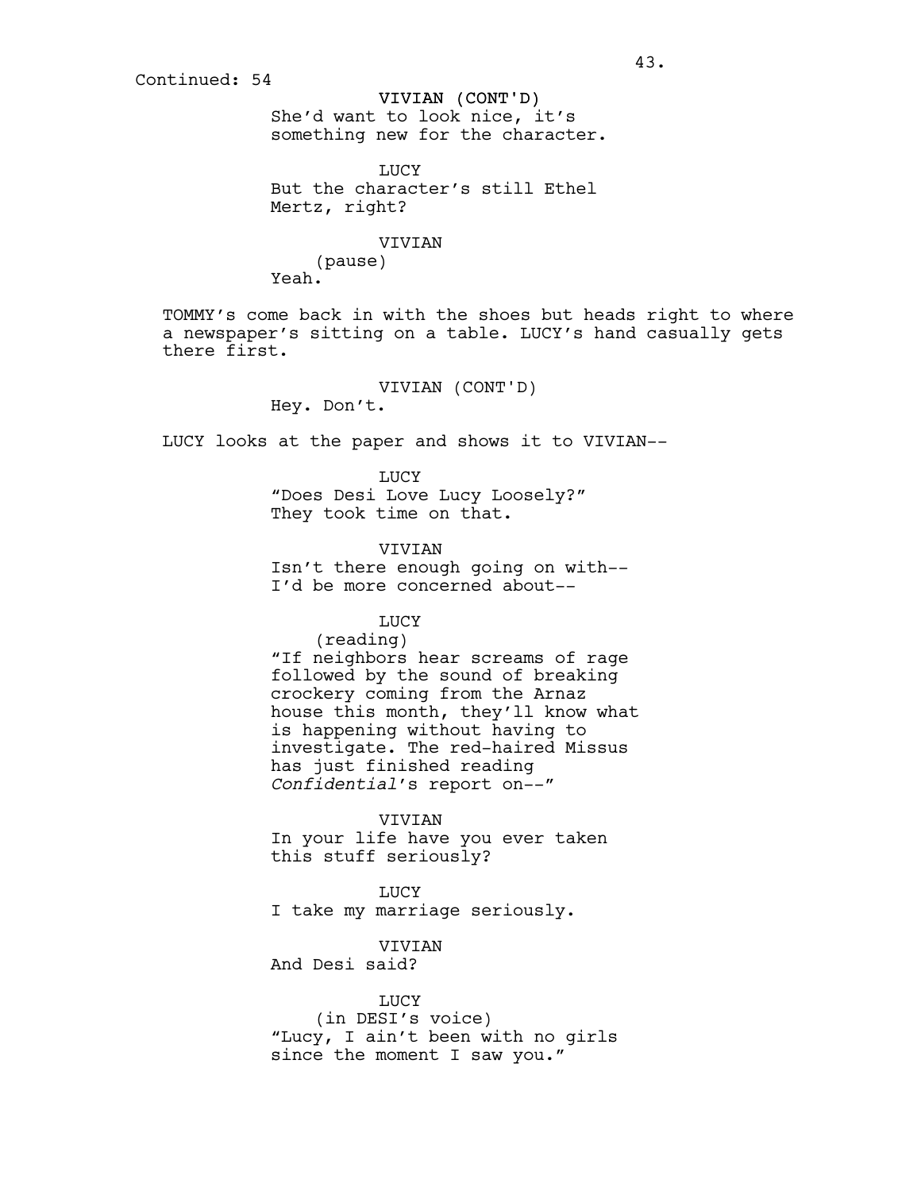Continued: 54

VIVIAN (CONT'D)
She'd want to look nice, it's something new for the character.

LUCY
But the character's still Ethel Mertz, right?

VIVIAN
(pause)
Yeah.

TOMMY's come back in with the shoes but heads right to where a newspaper's sitting on a table. LUCY's hand casually gets there first.

VIVIAN (CONT'D)
Hey. Don't.

LUCY looks at the paper and shows it to VIVIAN--

LUCY
"Does Desi Love Lucy Loosely?" They took time on that.

VIVIAN
Isn't there enough going on with-- I'd be more concerned about--

LUCY
(reading)
"If neighbors hear screams of rage followed by the sound of breaking crockery coming from the Arnaz house this month, they'll know what is happening without having to investigate. The red-haired Missus has just finished reading *Confidential*'s report on--"

VIVIAN
In your life have you ever taken this stuff seriously?

LUCY
I take my marriage seriously.

VIVIAN
And Desi said?

LUCY
(in DESI's voice)
"Lucy, I ain't been with no girls since the moment I saw you."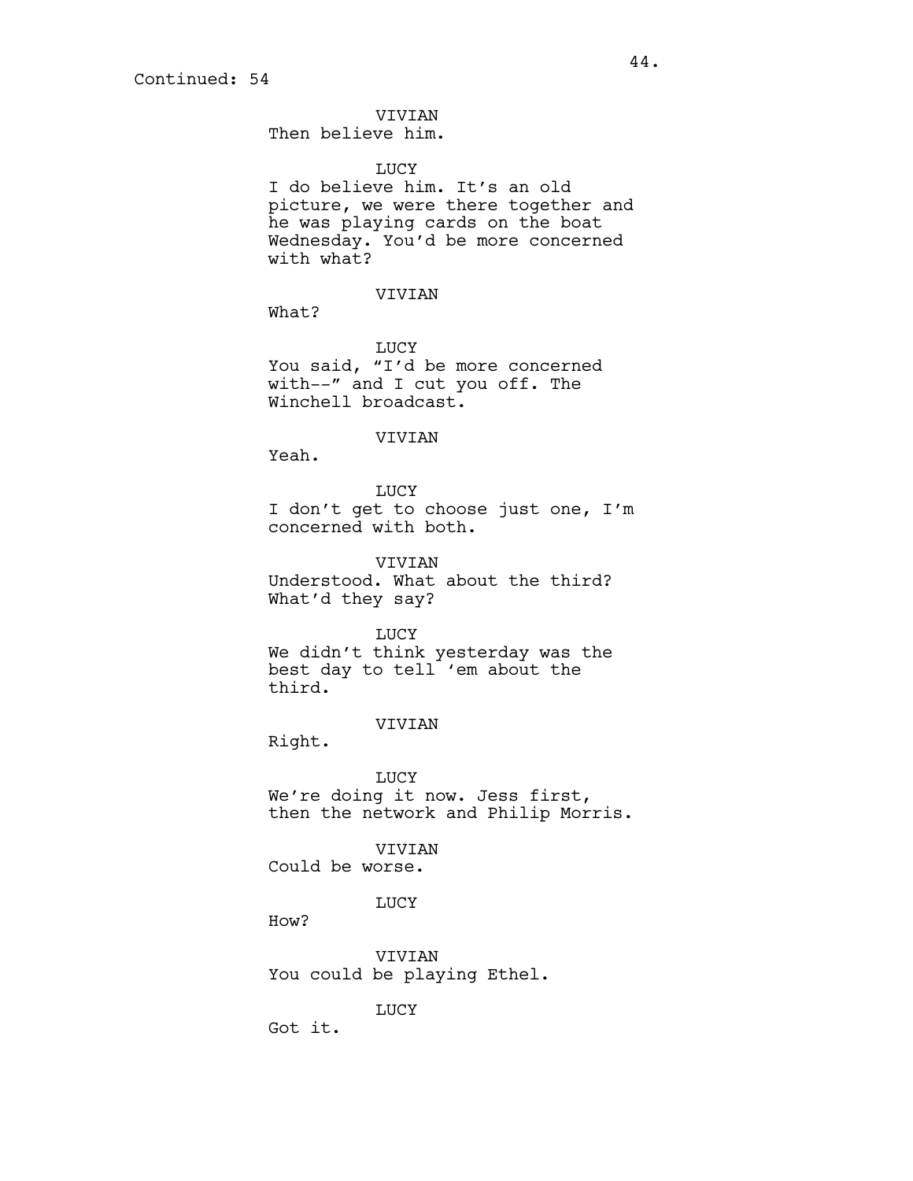Continued: 54

VIVIAN
Then believe him.

LUCY
I do believe him. It’s an old picture, we were there together and he was playing cards on the boat Wednesday. You’d be more concerned with what?

VIVIAN
What?

LUCY
You said, “I’d be more concerned with--” and I cut you off. The Winchell broadcast.

VIVIAN
Yeah.

LUCY
I don’t get to choose just one, I’m concerned with both.

VIVIAN
Understood. What about the third? What’d they say?

LUCY
We didn’t think yesterday was the best day to tell ‘em about the third.

VIVIAN
Right.

LUCY
We’re doing it now. Jess first, then the network and Philip Morris.

VIVIAN
Could be worse.

LUCY
How?

VIVIAN
You could be playing Ethel.

LUCY
Got it.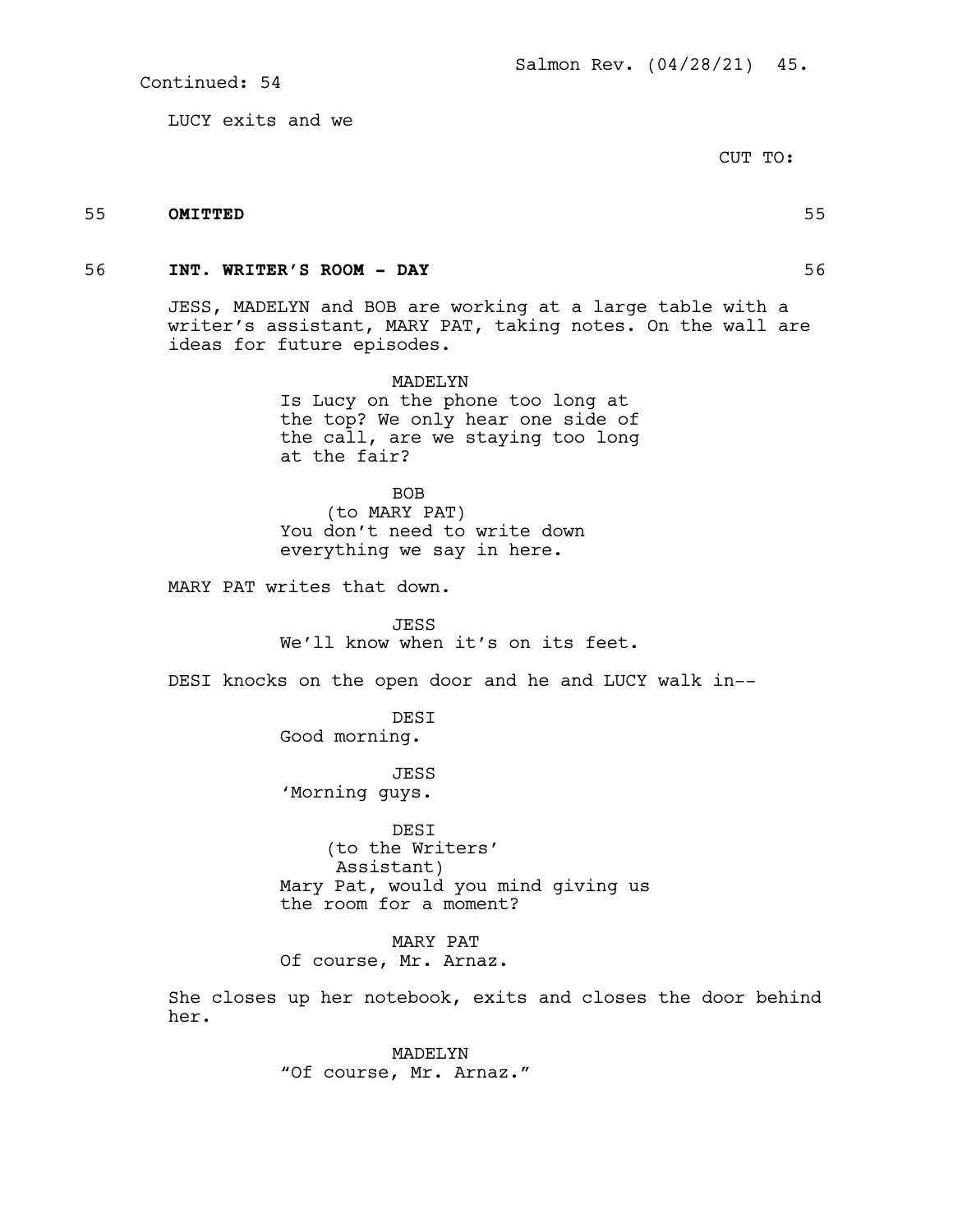Continued: 54

LUCY exits and we

CUT TO:

55 **OMITTED** 55

56 **INT. WRITER'S ROOM - DAY** 56

JESS, MADELYN and BOB are working at a large table with a writer's assistant, MARY PAT, taking notes. On the wall are ideas for future episodes.

MADELYN
Is Lucy on the phone too long at the top? We only hear one side of the call, are we staying too long at the fair?

BOB
(to MARY PAT)
You don't need to write down everything we say in here.

MARY PAT writes that down.

JESS
We'll know when it's on its feet.

DESI knocks on the open door and he and LUCY walk in--

DESI
Good morning.

JESS
'Morning guys.

DESI
(to the Writers' Assistant)
Mary Pat, would you mind giving us the room for a moment?

MARY PAT
Of course, Mr. Arnaz.

She closes up her notebook, exits and closes the door behind her.

MADELYN
"Of course, Mr. Arnaz."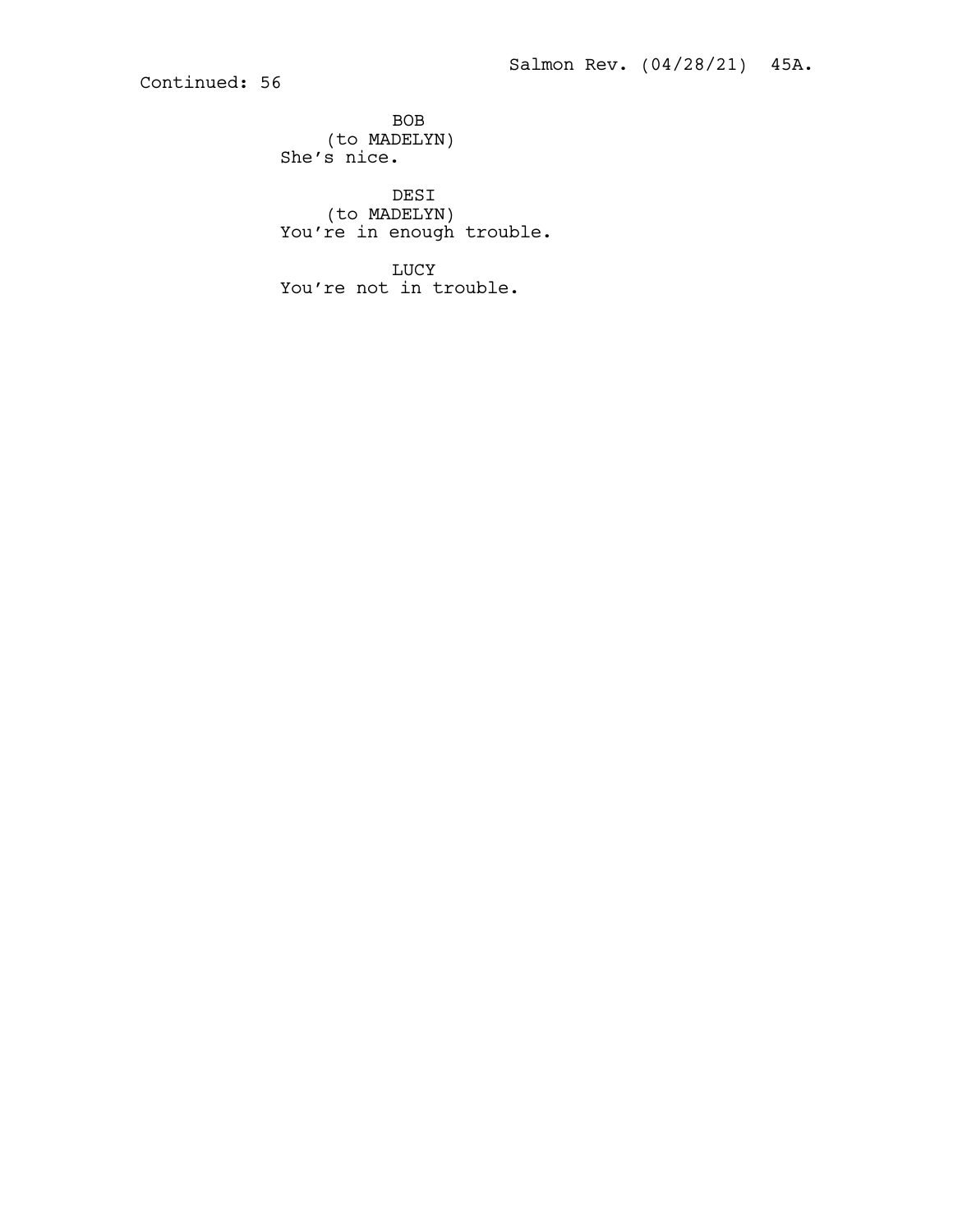Continued: 56

BOB
(to MADELYN)
She's nice.

DESI
(to MADELYN)
You're in enough trouble.

LUCY
You're not in trouble.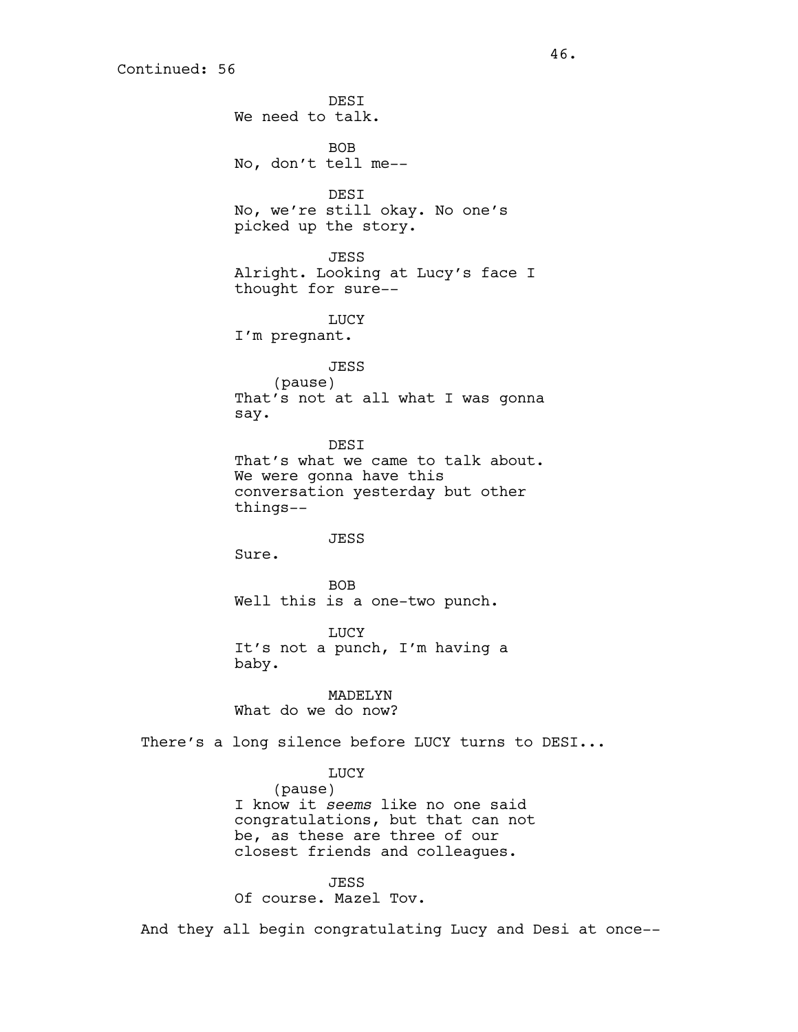Continued: 56

DESI
We need to talk.

BOB
No, don't tell me--

DESI
No, we're still okay. No one's picked up the story.

JESS
Alright. Looking at Lucy's face I thought for sure--

LUCY
I'm pregnant.

JESS
(pause)
That's not at all what I was gonna say.

DESI
That's what we came to talk about. We were gonna have this conversation yesterday but other things--

JESS
Sure.

BOB
Well this is a one-two punch.

LUCY
It's not a punch, I'm having a baby.

MADELYN
What do we do now?

There's a long silence before LUCY turns to DESI...

LUCY
(pause)
I know it *seems* like no one said congratulations, but that can not be, as these are three of our closest friends and colleagues.

JESS
Of course. Mazel Tov.

And they all begin congratulating Lucy and Desi at once--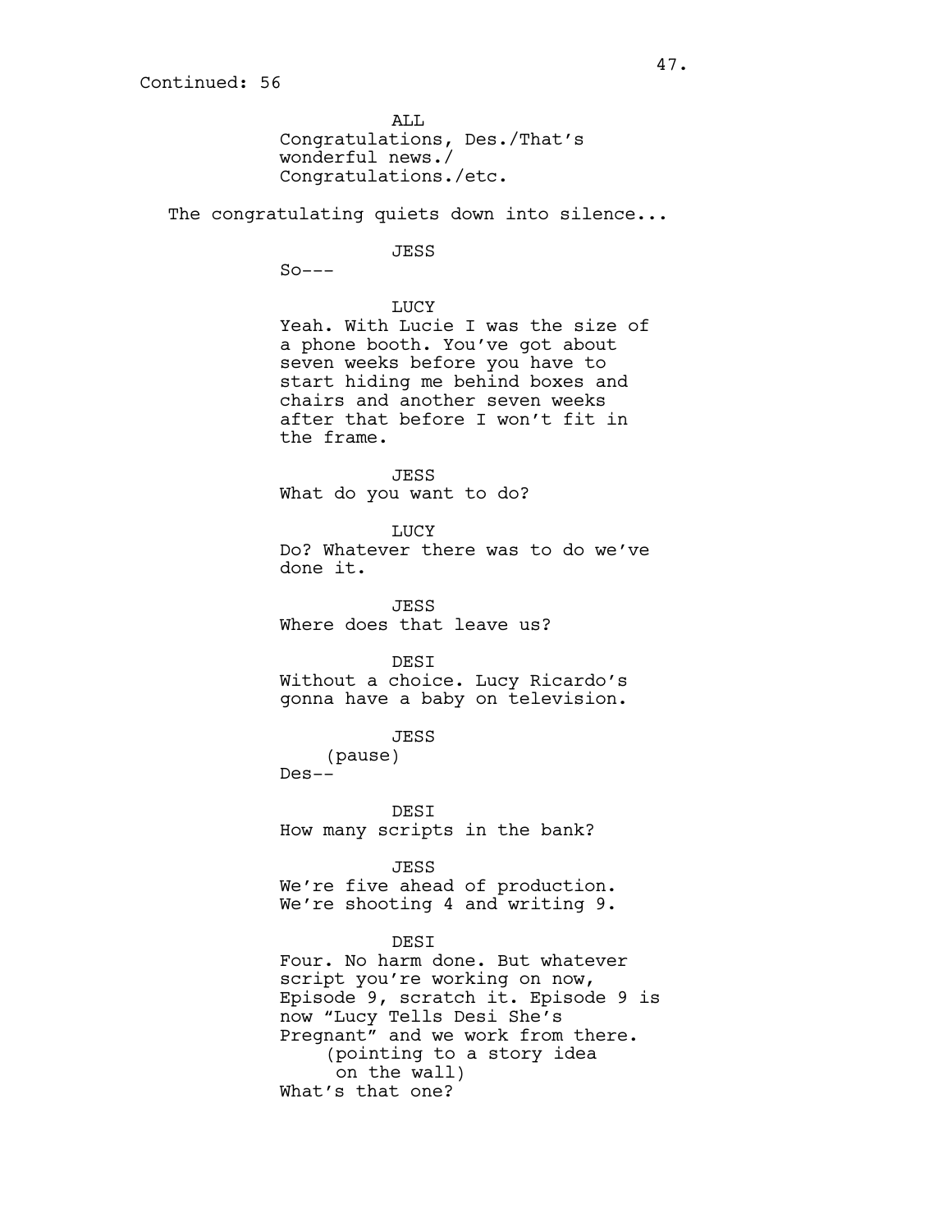Continued: 56

ALL
Congratulations, Des./That's wonderful news./ Congratulations./etc.

The congratulating quiets down into silence...

JESS
So---

LUCY
Yeah. With Lucie I was the size of a phone booth. You've got about seven weeks before you have to start hiding me behind boxes and chairs and another seven weeks after that before I won't fit in the frame.

JESS
What do you want to do?

LUCY
Do? Whatever there was to do we've done it.

JESS
Where does that leave us?

DESI
Without a choice. Lucy Ricardo's gonna have a baby on television.

JESS
(pause)
Des--

DESI
How many scripts in the bank?

JESS
We're five ahead of production. We're shooting 4 and writing 9.

DESI
Four. No harm done. But whatever script you're working on now, Episode 9, scratch it. Episode 9 is now "Lucy Tells Desi She's Pregnant" and we work from there.
(pointing to a story idea on the wall)
What's that one?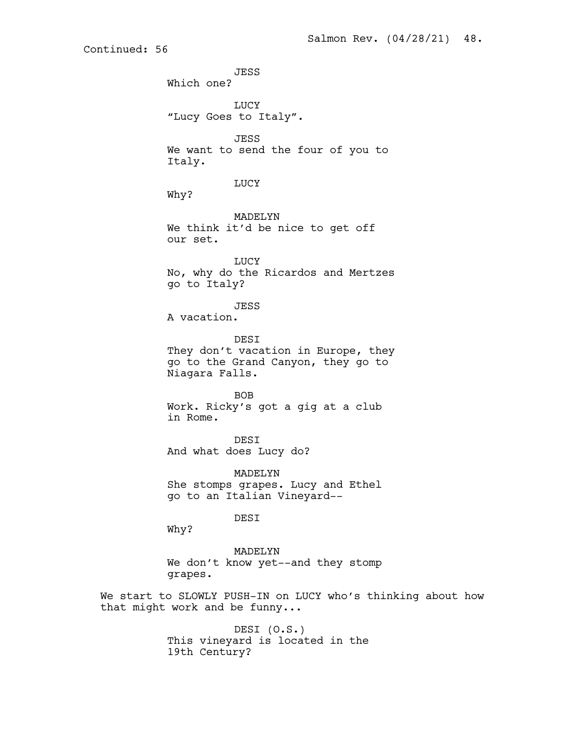Continued: 56

JESS
Which one?

LUCY
“Lucy Goes to Italy”.

JESS
We want to send the four of you to Italy.

LUCY
Why?

MADELYN
We think it’d be nice to get off our set.

LUCY
No, why do the Ricardos and Mertzes go to Italy?

JESS
A vacation.

DESI
They don’t vacation in Europe, they go to the Grand Canyon, they go to Niagara Falls.

BOB
Work. Ricky’s got a gig at a club in Rome.

DESI
And what does Lucy do?

MADELYN
She stomps grapes. Lucy and Ethel go to an Italian Vineyard--

DESI
Why?

MADELYN
We don’t know yet--and they stomp grapes.

We start to SLOWLY PUSH-IN on LUCY who’s thinking about how that might work and be funny...

DESI (O.S.)
This vineyard is located in the 19th Century?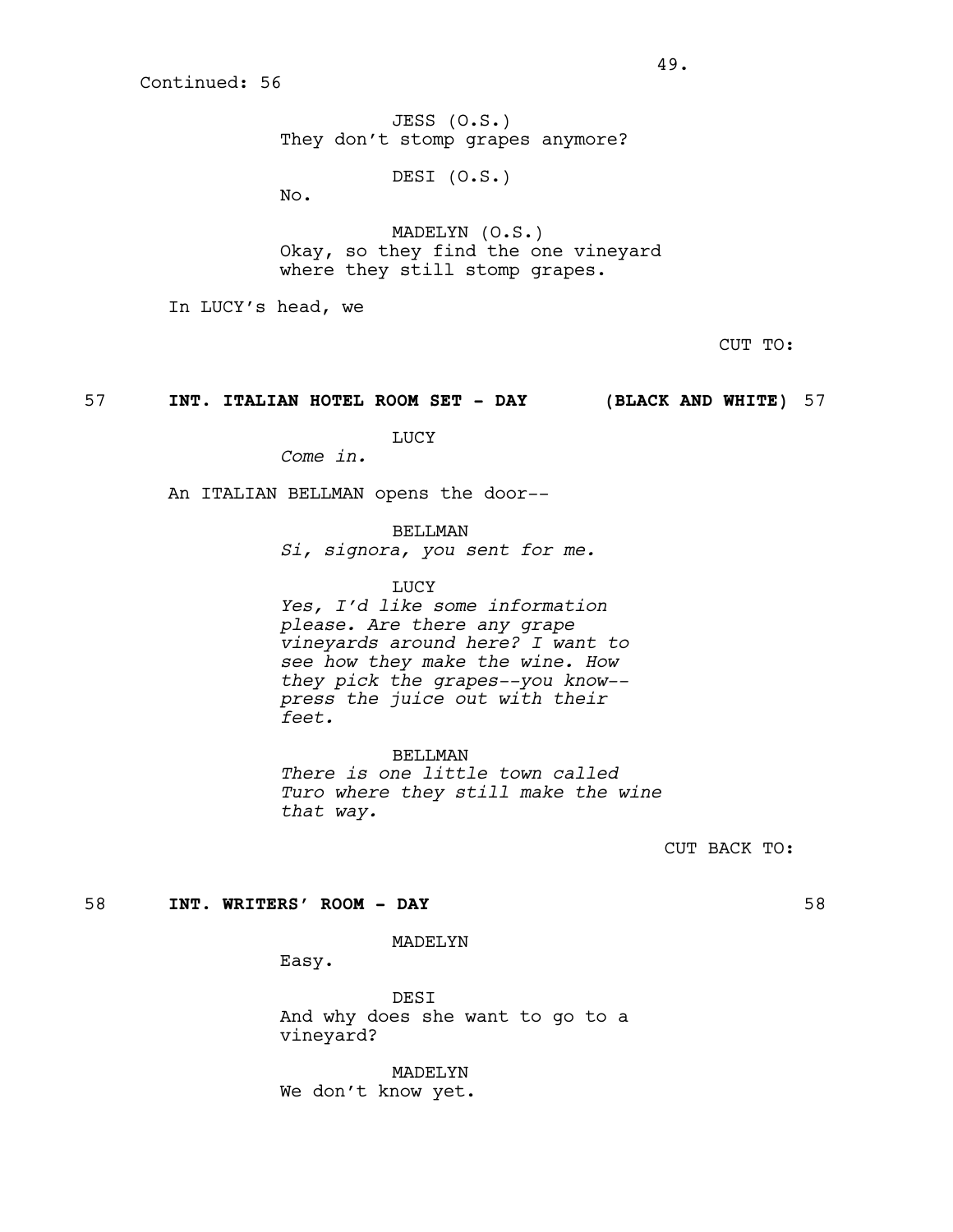Continued: 56

JESS (O.S.)
They don't stomp grapes anymore?

DESI (O.S.)
No.

MADELYN (O.S.)
Okay, so they find the one vineyard where they still stomp grapes.

In LUCY's head, we

CUT TO:

**57 INT. ITALIAN HOTEL ROOM SET - DAY (BLACK AND WHITE) 57**

LUCY
*Come in.*

An ITALIAN BELLMAN opens the door--

BELLMAN
*Si, signora, you sent for me.*

LUCY
*Yes, I'd like some information please. Are there any grape vineyards around here? I want to see how they make the wine. How they pick the grapes--you know--press the juice out with their feet.*

BELLMAN
*There is one little town called Turo where they still make the wine that way.*

CUT BACK TO:

**58 INT. WRITERS' ROOM - DAY 58**

MADELYN
Easy.

DESI
And why does she want to go to a vineyard?

MADELYN
We don't know yet.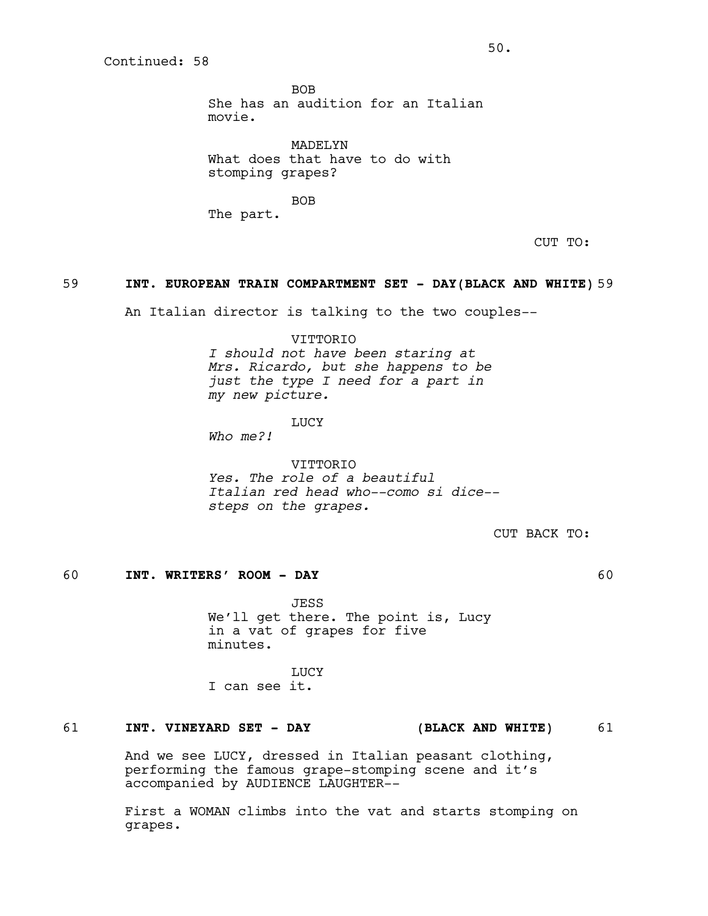Continued: 58

BOB
She has an audition for an Italian movie.

MADELYN
What does that have to do with stomping grapes?

BOB
The part.

CUT TO:

59 **INT. EUROPEAN TRAIN COMPARTMENT SET - DAY(BLACK AND WHITE)** 59

An Italian director is talking to the two couples--

VITTORIO
*I should not have been staring at Mrs. Ricardo, but she happens to be just the type I need for a part in my new picture.*

LUCY
*Who me?!*

VITTORIO
*Yes. The role of a beautiful Italian red head who--como si dice-- steps on the grapes.*

CUT BACK TO:

60 **INT. WRITERS' ROOM - DAY** 60

JESS
We'll get there. The point is, Lucy in a vat of grapes for five minutes.

LUCY
I can see it.

61 **INT. VINEYARD SET - DAY (BLACK AND WHITE)** 61

And we see LUCY, dressed in Italian peasant clothing, performing the famous grape-stomping scene and it's accompanied by AUDIENCE LAUGHTER--

First a WOMAN climbs into the vat and starts stomping on grapes.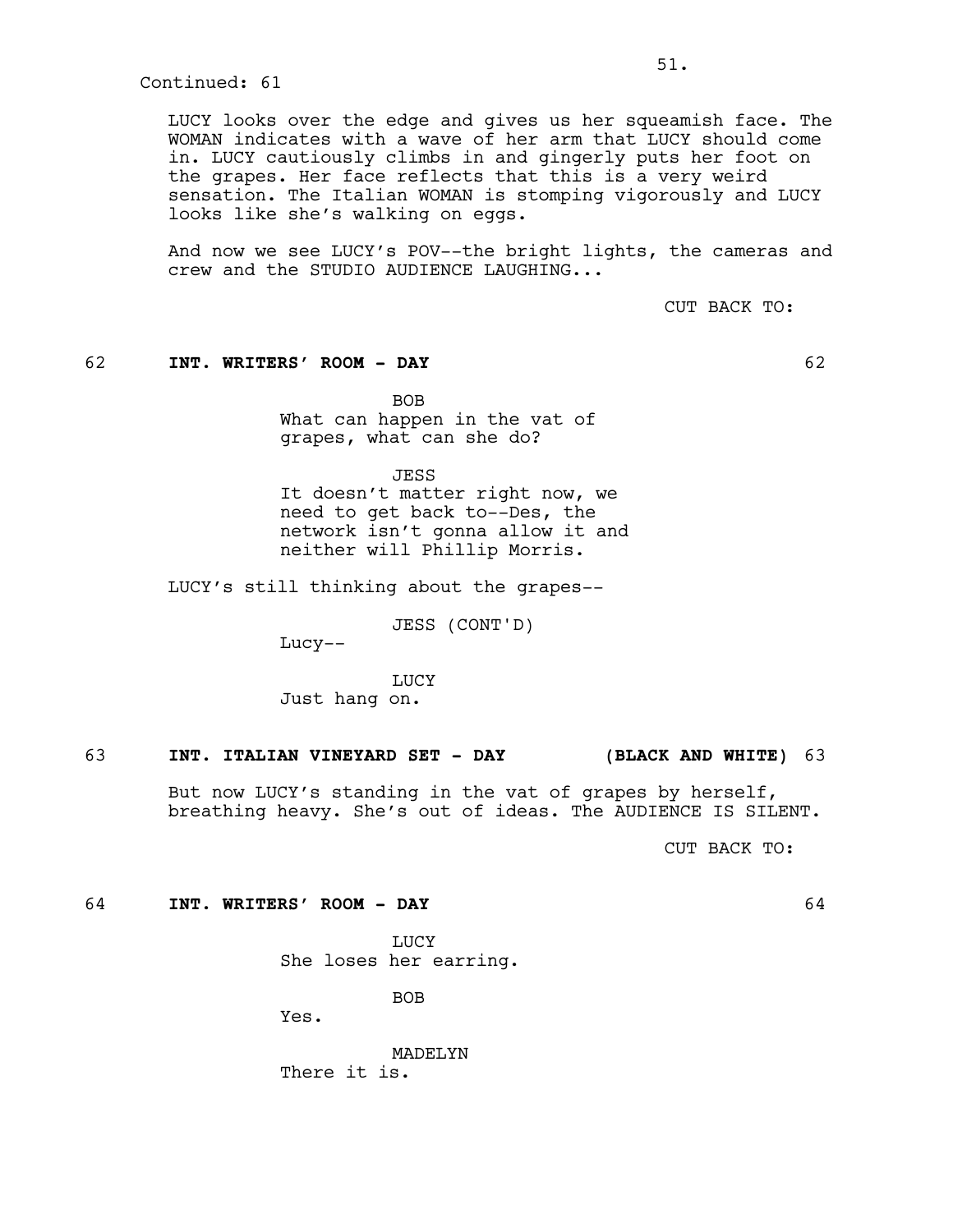Continued: 61

LUCY looks over the edge and gives us her squeamish face. The WOMAN indicates with a wave of her arm that LUCY should come in. LUCY cautiously climbs in and gingerly puts her foot on the grapes. Her face reflects that this is a very weird sensation. The Italian WOMAN is stomping vigorously and LUCY looks like she's walking on eggs.

And now we see LUCY's POV--the bright lights, the cameras and crew and the STUDIO AUDIENCE LAUGHING...

CUT BACK TO:

62 **INT. WRITERS' ROOM - DAY** 62

BOB
What can happen in the vat of grapes, what can she do?

JESS
It doesn't matter right now, we need to get back to--Des, the network isn't gonna allow it and neither will Phillip Morris.

LUCY's still thinking about the grapes--

JESS (CONT'D)
Lucy--

LUCY
Just hang on.

63 **INT. ITALIAN VINEYARD SET - DAY** **(BLACK AND WHITE)** 63

But now LUCY's standing in the vat of grapes by herself, breathing heavy. She's out of ideas. The AUDIENCE IS SILENT.

CUT BACK TO:

64 **INT. WRITERS' ROOM - DAY** 64

LUCY
She loses her earring.

BOB
Yes.

MADELYN
There it is.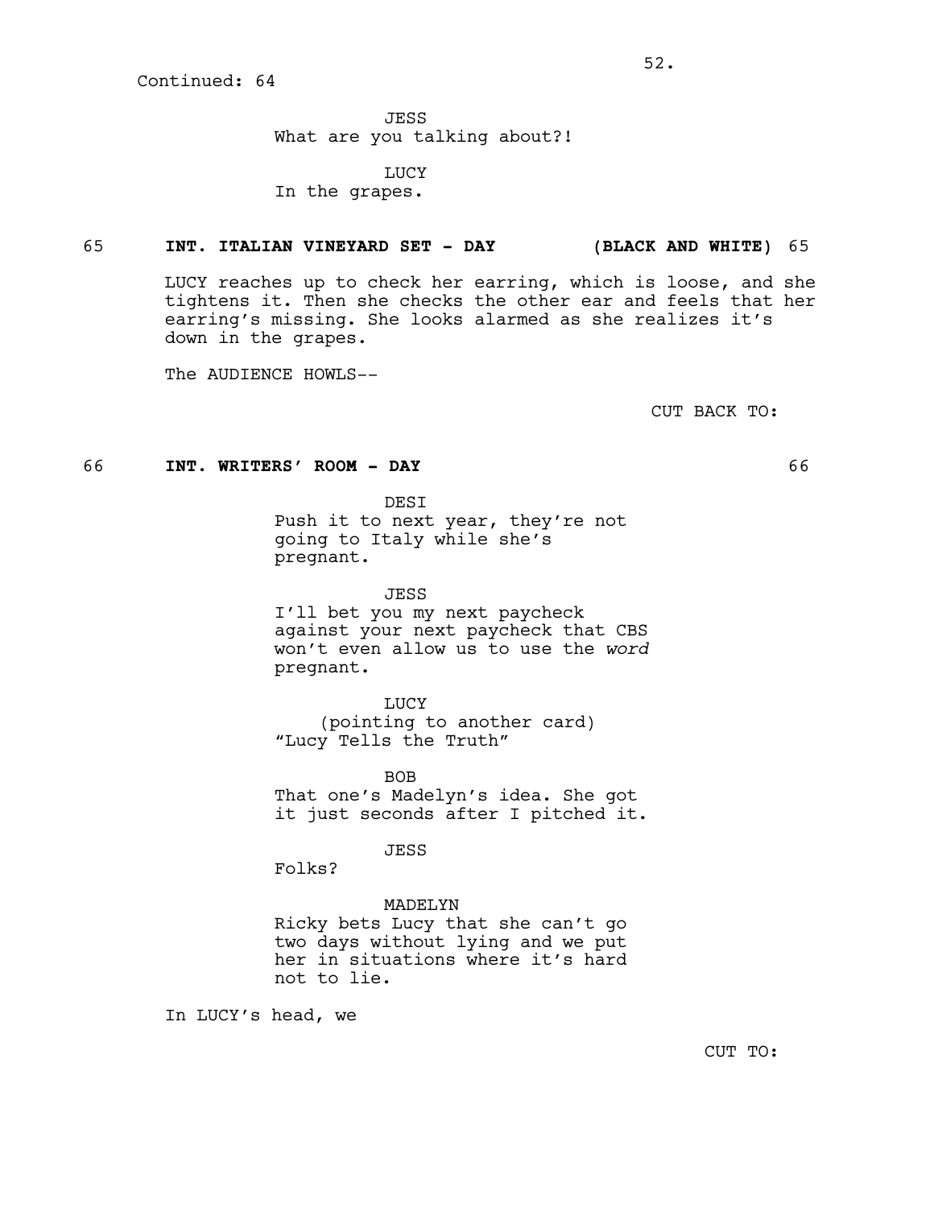Continued: 64

JESS
What are you talking about?!

LUCY
In the grapes.

65 **INT. ITALIAN VINEYARD SET - DAY (BLACK AND WHITE)** 65

LUCY reaches up to check her earring, which is loose, and she tightens it. Then she checks the other ear and feels that her earring's missing. She looks alarmed as she realizes it's down in the grapes.

The AUDIENCE HOWLS--

CUT BACK TO:

66 **INT. WRITERS' ROOM - DAY** 66

DESI
Push it to next year, they're not going to Italy while she's pregnant.

JESS
I'll bet you my next paycheck against your next paycheck that CBS won't even allow us to use the *word* pregnant.

LUCY
(pointing to another card)
"Lucy Tells the Truth"

BOB
That one's Madelyn's idea. She got it just seconds after I pitched it.

JESS
Folks?

MADELYN
Ricky bets Lucy that she can't go two days without lying and we put her in situations where it's hard not to lie.

In LUCY's head, we

CUT TO: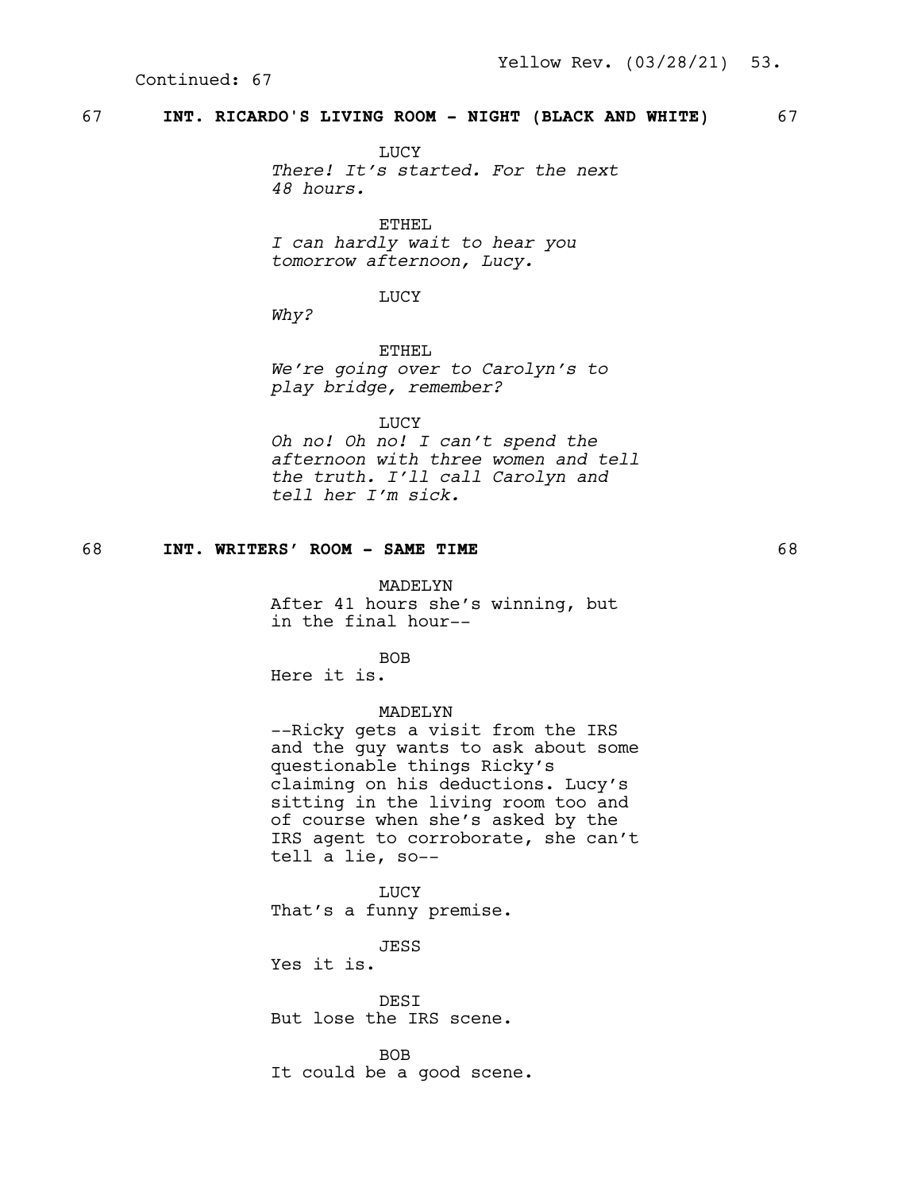Continued: 67

67 **INT. RICARDO'S LIVING ROOM - NIGHT (BLACK AND WHITE)** 67

LUCY
*There! It's started. For the next 48 hours.*

ETHEL
*I can hardly wait to hear you tomorrow afternoon, Lucy.*

LUCY
*Why?*

ETHEL
*We're going over to Carolyn's to play bridge, remember?*

LUCY
*Oh no! Oh no! I can't spend the afternoon with three women and tell the truth. I'll call Carolyn and tell her I'm sick.*

68 **INT. WRITERS' ROOM - SAME TIME** 68

MADELYN
After 41 hours she's winning, but in the final hour--

BOB
Here it is.

MADELYN
--Ricky gets a visit from the IRS and the guy wants to ask about some questionable things Ricky's claiming on his deductions. Lucy's sitting in the living room too and of course when she's asked by the IRS agent to corroborate, she can't tell a lie, so--

LUCY
That's a funny premise.

JESS
Yes it is.

DESI
But lose the IRS scene.

BOB
It could be a good scene.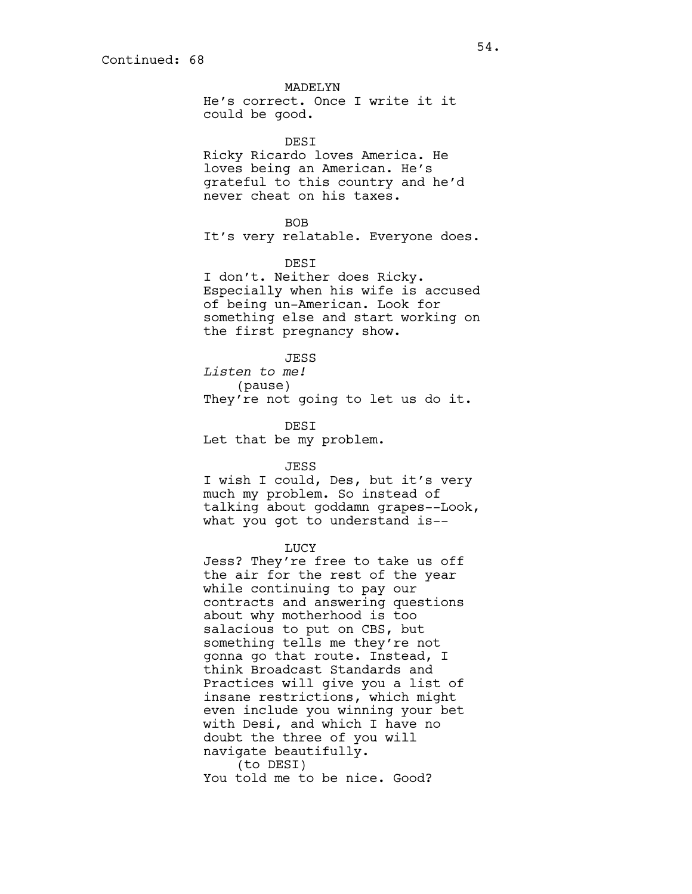Continued: 68

MADELYN
He's correct. Once I write it it could be good.

DESI
Ricky Ricardo loves America. He loves being an American. He's grateful to this country and he'd never cheat on his taxes.

BOB
It's very relatable. Everyone does.

DESI
I don't. Neither does Ricky. Especially when his wife is accused of being un-American. Look for something else and start working on the first pregnancy show.

JESS
*Listen to me!*
(pause)
They're not going to let us do it.

DESI
Let that be my problem.

JESS
I wish I could, Des, but it's very much my problem. So instead of talking about goddamn grapes--Look, what you got to understand is--

LUCY
Jess? They're free to take us off the air for the rest of the year while continuing to pay our contracts and answering questions about why motherhood is too salacious to put on CBS, but something tells me they're not gonna go that route. Instead, I think Broadcast Standards and Practices will give you a list of insane restrictions, which might even include you winning your bet with Desi, and which I have no doubt the three of you will navigate beautifully.
(to DESI)
You told me to be nice. Good?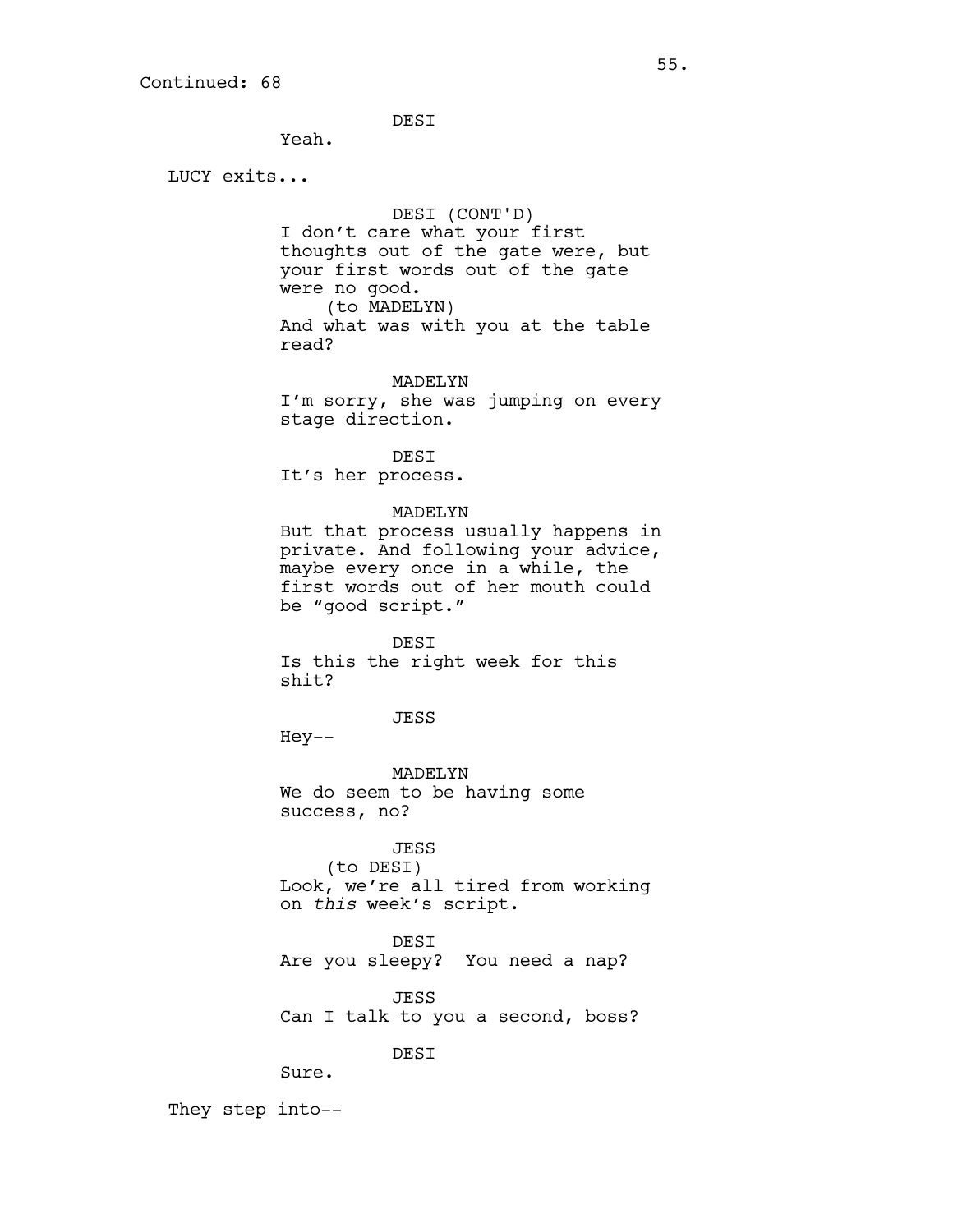Continued: 68

DESI
Yeah.

LUCY exits...

DESI (CONT'D)
I don't care what your first thoughts out of the gate were, but your first words out of the gate were no good.
(to MADELYN)
And what was with you at the table read?

MADELYN
I'm sorry, she was jumping on every stage direction.

DESI
It's her process.

MADELYN
But that process usually happens in private. And following your advice, maybe every once in a while, the first words out of her mouth could be "good script."

DESI
Is this the right week for this shit?

JESS
Hey--

MADELYN
We do seem to be having some success, no?

JESS
(to DESI)
Look, we're all tired from working on *this* week's script.

DESI
Are you sleepy? You need a nap?

JESS
Can I talk to you a second, boss?

DESI
Sure.

They step into--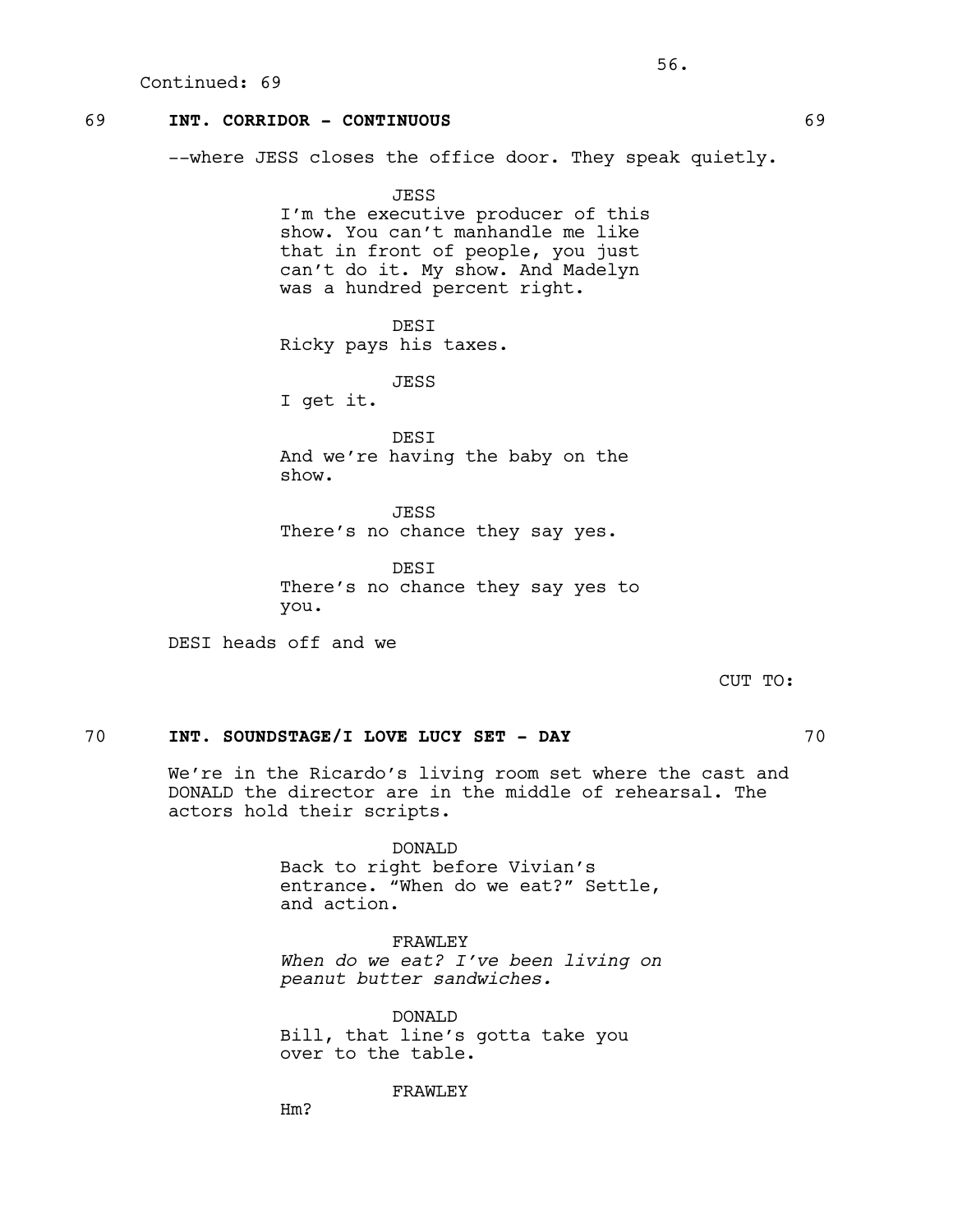Continued: 69

**69 INT. CORRIDOR - CONTINUOUS 69**

--where JESS closes the office door. They speak quietly.

JESS
I'm the executive producer of this show. You can't manhandle me like that in front of people, you just can't do it. My show. And Madelyn was a hundred percent right.

DESI
Ricky pays his taxes.

JESS
I get it.

DESI
And we're having the baby on the show.

JESS
There's no chance they say yes.

DESI
There's no chance they say yes to you.

DESI heads off and we

CUT TO:

**70 INT. SOUNDSTAGE/I LOVE LUCY SET - DAY 70**

We're in the Ricardo's living room set where the cast and DONALD the director are in the middle of rehearsal. The actors hold their scripts.

DONALD
Back to right before Vivian's entrance. "When do we eat?" Settle, and action.

FRAWLEY
*When do we eat? I've been living on peanut butter sandwiches.*

DONALD
Bill, that line's gotta take you over to the table.

FRAWLEY
Hm?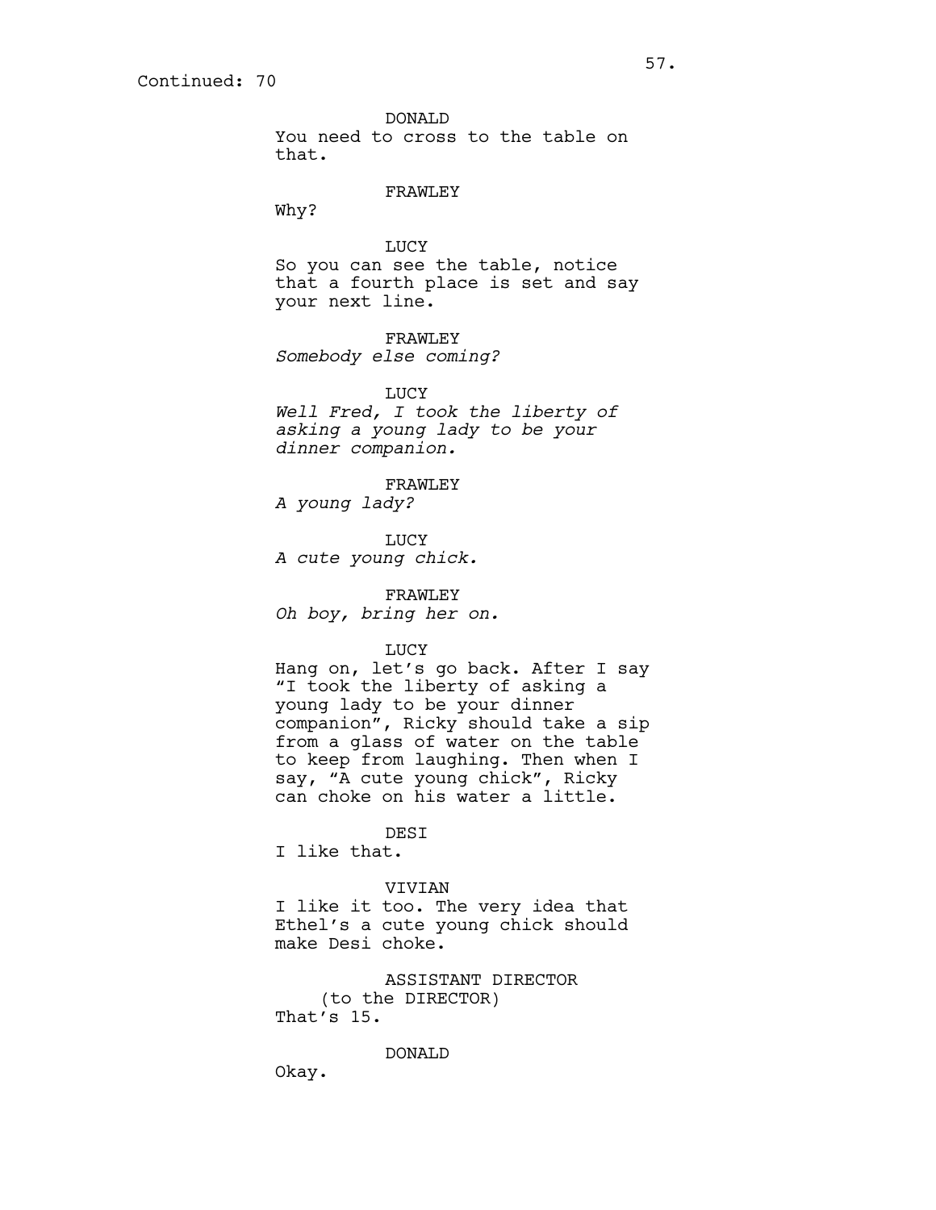Continued: 70

DONALD
You need to cross to the table on that.

FRAWLEY
Why?

LUCY
So you can see the table, notice that a fourth place is set and say your next line.

FRAWLEY
*Somebody else coming?*

LUCY
*Well Fred, I took the liberty of asking a young lady to be your dinner companion.*

FRAWLEY
*A young lady?*

LUCY
*A cute young chick.*

FRAWLEY
*Oh boy, bring her on.*

LUCY
Hang on, let's go back. After I say "I took the liberty of asking a young lady to be your dinner companion", Ricky should take a sip from a glass of water on the table to keep from laughing. Then when I say, "A cute young chick", Ricky can choke on his water a little.

DESI
I like that.

VIVIAN
I like it too. The very idea that Ethel's a cute young chick should make Desi choke.

ASSISTANT DIRECTOR
(to the DIRECTOR)
That's 15.

DONALD
Okay.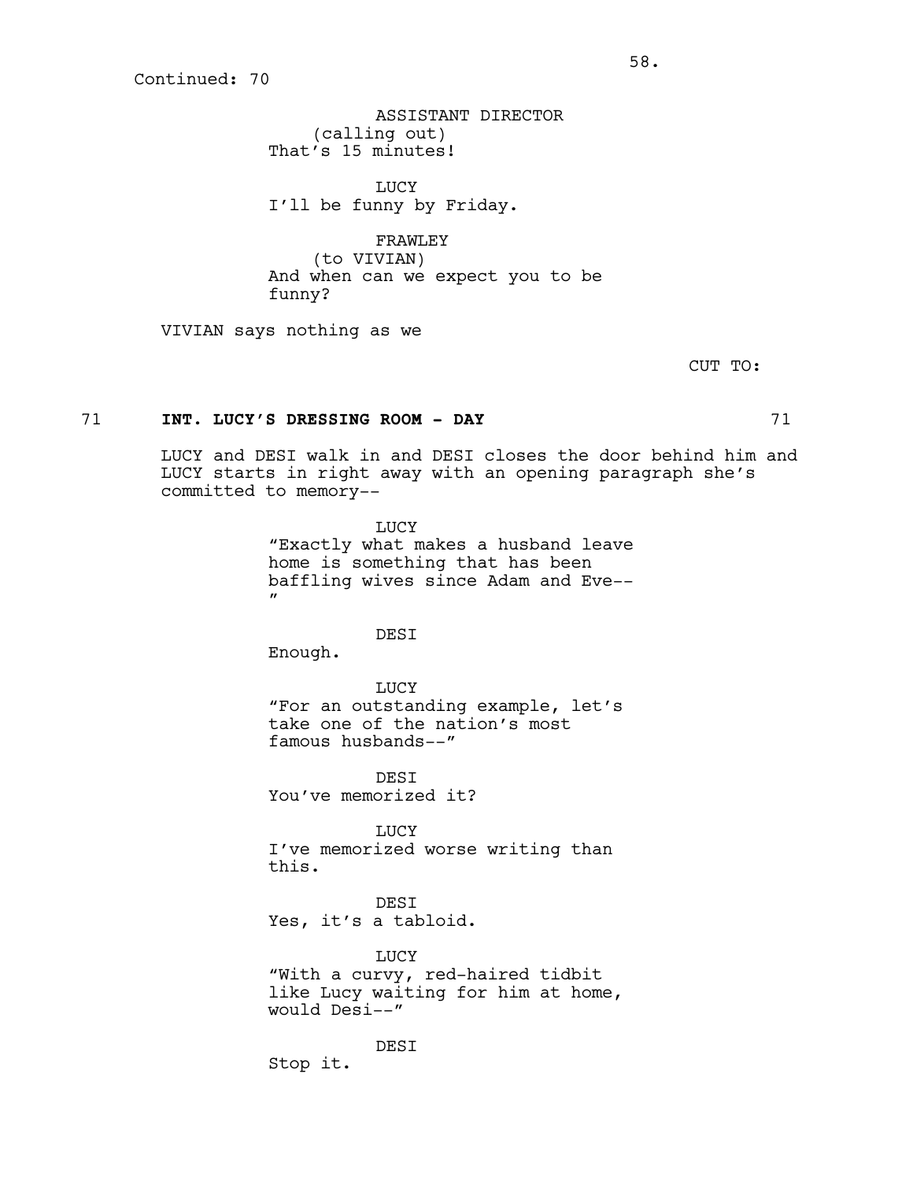Continued: 70

ASSISTANT DIRECTOR
(calling out)
That's 15 minutes!

LUCY
I'll be funny by Friday.

FRAWLEY
(to VIVIAN)
And when can we expect you to be funny?

VIVIAN says nothing as we

CUT TO:

**71 INT. LUCY'S DRESSING ROOM - DAY 71**

LUCY and DESI walk in and DESI closes the door behind him and LUCY starts in right away with an opening paragraph she's committed to memory--

LUCY
"Exactly what makes a husband leave home is something that has been baffling wives since Adam and Eve--"

DESI
Enough.

LUCY
"For an outstanding example, let's take one of the nation's most famous husbands--"

DESI
You've memorized it?

LUCY
I've memorized worse writing than this.

DESI
Yes, it's a tabloid.

LUCY
"With a curvy, red-haired tidbit like Lucy waiting for him at home, would Desi--"

DESI
Stop it.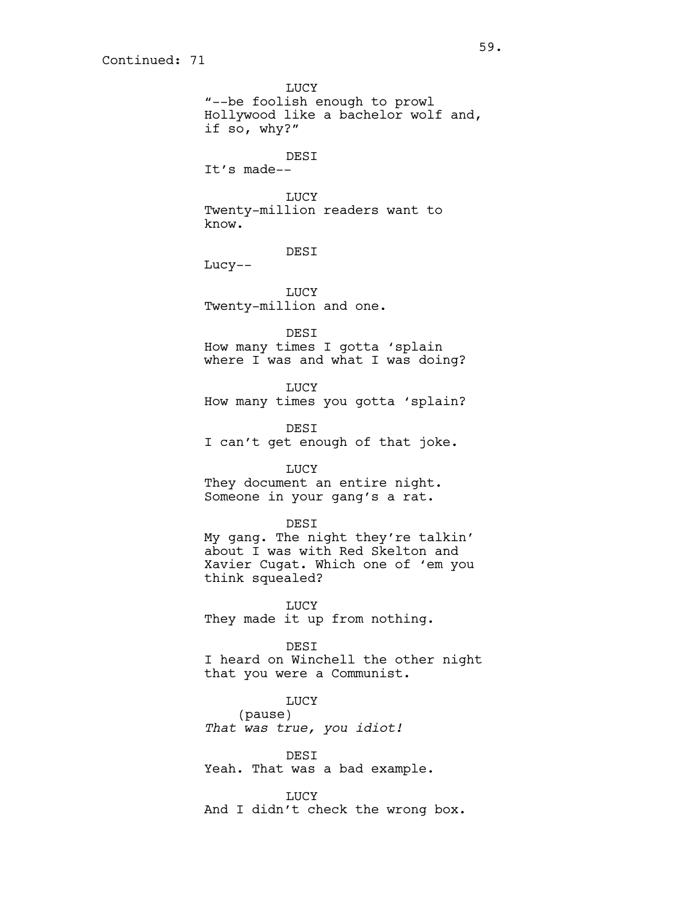Continued: 71

LUCY
"--be foolish enough to prowl Hollywood like a bachelor wolf and, if so, why?"

DESI
It's made--

LUCY
Twenty-million readers want to know.

DESI
Lucy--

LUCY
Twenty-million and one.

DESI
How many times I gotta 'splain where I was and what I was doing?

LUCY
How many times you gotta 'splain?

DESI
I can't get enough of that joke.

LUCY
They document an entire night. Someone in your gang's a rat.

DESI
My gang. The night they're talkin' about I was with Red Skelton and Xavier Cugat. Which one of 'em you think squealed?

LUCY
They made it up from nothing.

DESI
I heard on Winchell the other night that you were a Communist.

LUCY
(pause)
*That was true, you idiot!*

DESI
Yeah. That was a bad example.

LUCY
And I didn't check the wrong box.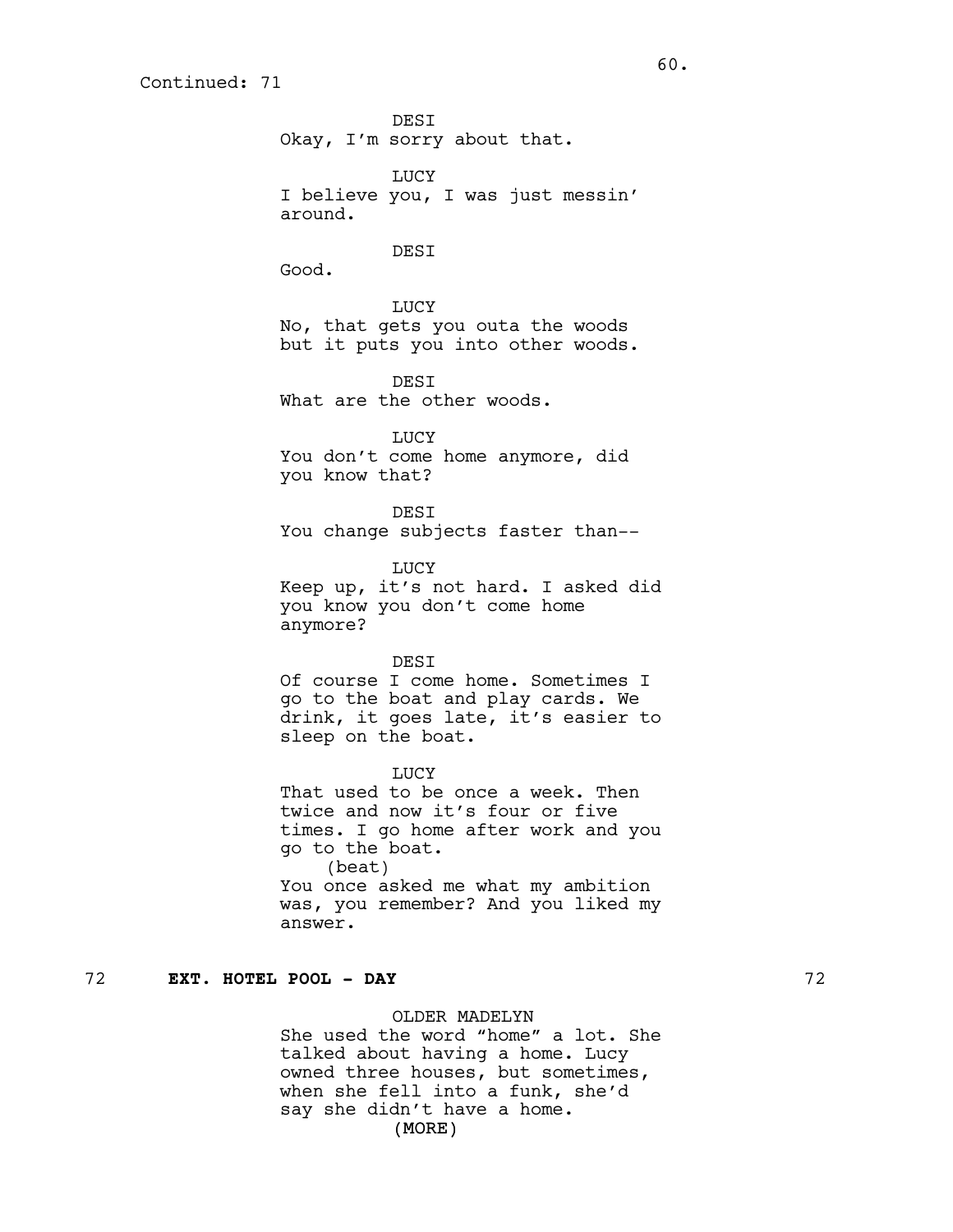Continued: 71

DESI
Okay, I'm sorry about that.

LUCY
I believe you, I was just messin' around.

DESI
Good.

LUCY
No, that gets you outa the woods but it puts you into other woods.

DESI
What are the other woods.

LUCY
You don't come home anymore, did you know that?

DESI
You change subjects faster than--

LUCY
Keep up, it's not hard. I asked did you know you don't come home anymore?

DESI
Of course I come home. Sometimes I go to the boat and play cards. We drink, it goes late, it's easier to sleep on the boat.

LUCY
That used to be once a week. Then twice and now it's four or five times. I go home after work and you go to the boat.
(beat)
You once asked me what my ambition was, you remember? And you liked my answer.

72 **EXT. HOTEL POOL - DAY** 72

OLDER MADELYN
She used the word "home" a lot. She talked about having a home. Lucy owned three houses, but sometimes, when she fell into a funk, she'd say she didn't have a home.
(MORE)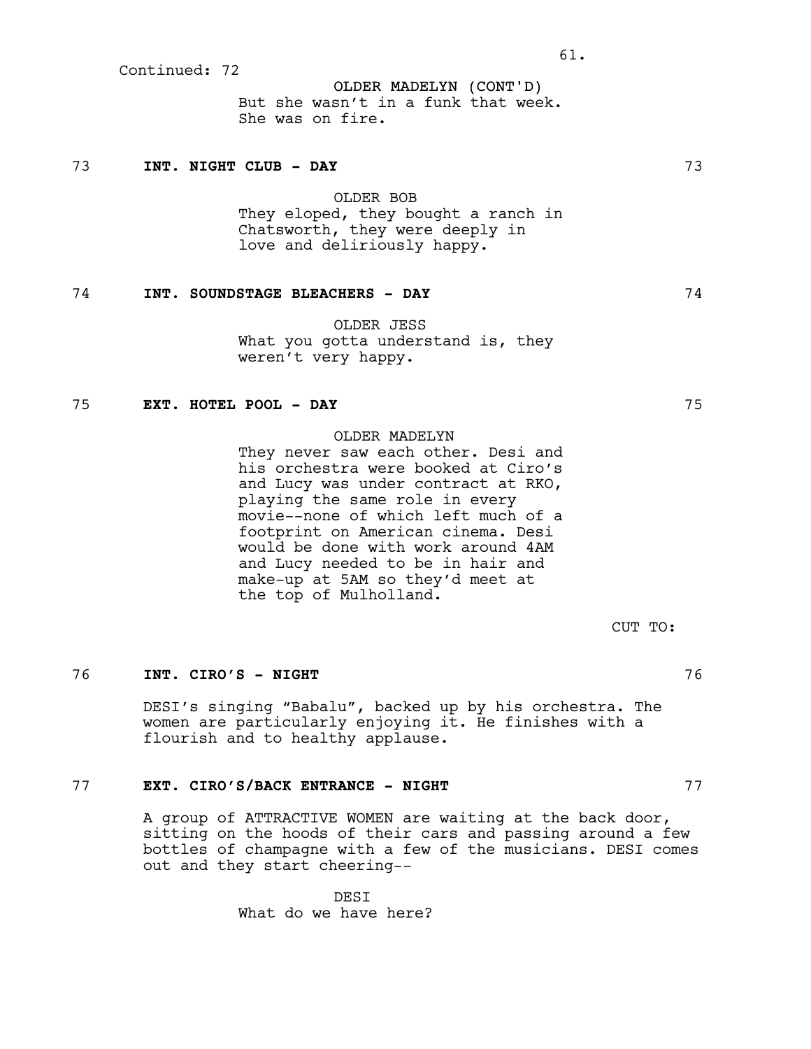Continued: 72

OLDER MADELYN (CONT'D)
But she wasn't in a funk that week.
She was on fire.

73 **INT. NIGHT CLUB - DAY** 73

OLDER BOB
They eloped, they bought a ranch in
Chatsworth, they were deeply in
love and deliriously happy.

74 **INT. SOUNDSTAGE BLEACHERS - DAY** 74

OLDER JESS
What you gotta understand is, they
weren't very happy.

75 **EXT. HOTEL POOL - DAY** 75

OLDER MADELYN
They never saw each other. Desi and
his orchestra were booked at Ciro's
and Lucy was under contract at RKO,
playing the same role in every
movie--none of which left much of a
footprint on American cinema. Desi
would be done with work around 4AM
and Lucy needed to be in hair and
make-up at 5AM so they'd meet at
the top of Mulholland.

CUT TO:

76 **INT. CIRO'S - NIGHT** 76

DESI's singing "Babalu", backed up by his orchestra. The
women are particularly enjoying it. He finishes with a
flourish and to healthy applause.

77 **EXT. CIRO'S/BACK ENTRANCE - NIGHT** 77

A group of ATTRACTIVE WOMEN are waiting at the back door,
sitting on the hoods of their cars and passing around a few
bottles of champagne with a few of the musicians. DESI comes
out and they start cheering--

DESI
What do we have here?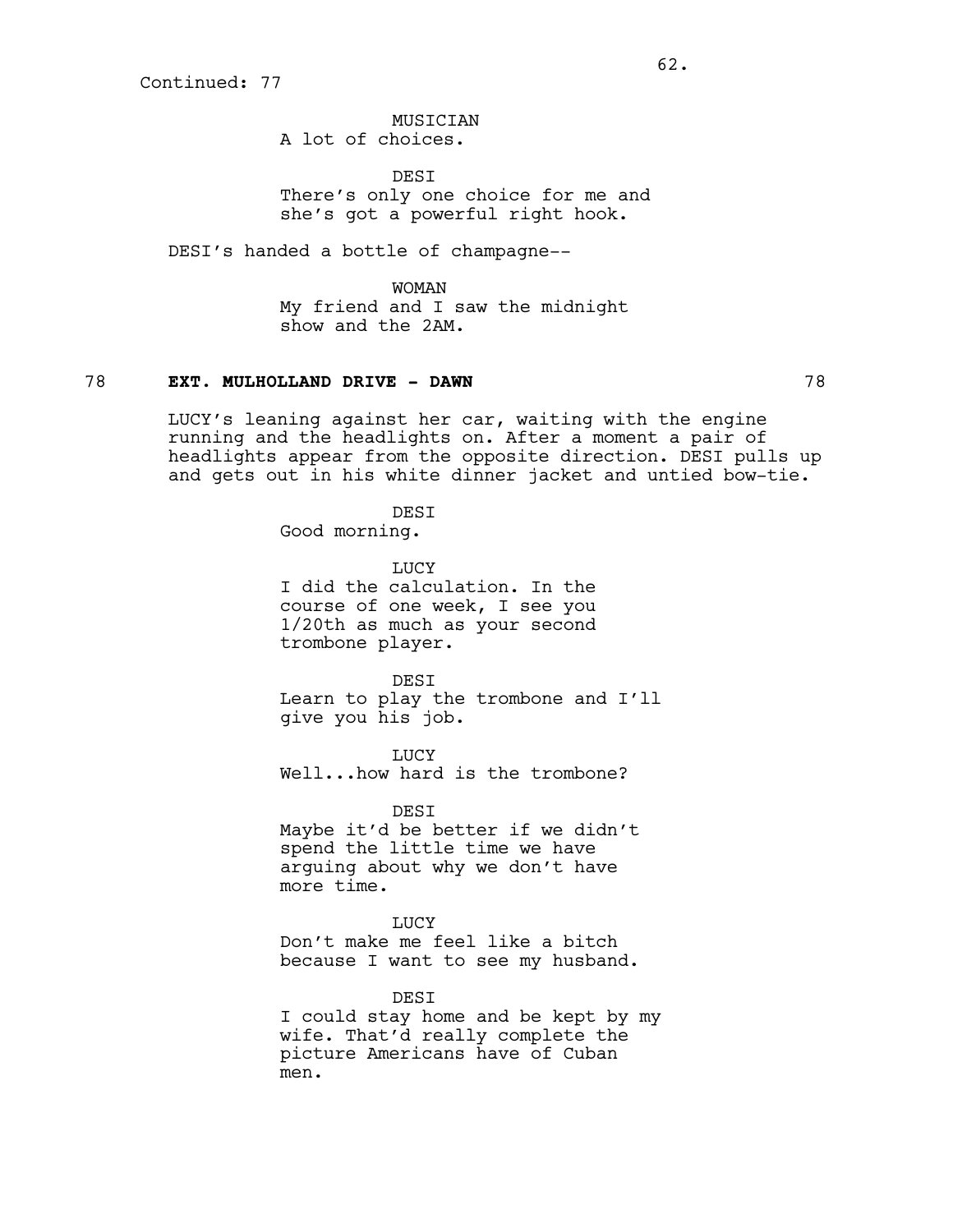Continued: 77

MUSICIAN
A lot of choices.

DESI
There's only one choice for me and she's got a powerful right hook.

DESI's handed a bottle of champagne--

WOMAN
My friend and I saw the midnight show and the 2AM.

78 **EXT. MULHOLLAND DRIVE - DAWN** 78

LUCY's leaning against her car, waiting with the engine running and the headlights on. After a moment a pair of headlights appear from the opposite direction. DESI pulls up and gets out in his white dinner jacket and untied bow-tie.

DESI
Good morning.

LUCY
I did the calculation. In the course of one week, I see you 1/20th as much as your second trombone player.

DESI
Learn to play the trombone and I'll give you his job.

LUCY
Well...how hard is the trombone?

DESI
Maybe it'd be better if we didn't spend the little time we have arguing about why we don't have more time.

LUCY
Don't make me feel like a bitch because I want to see my husband.

DESI
I could stay home and be kept by my wife. That'd really complete the picture Americans have of Cuban men.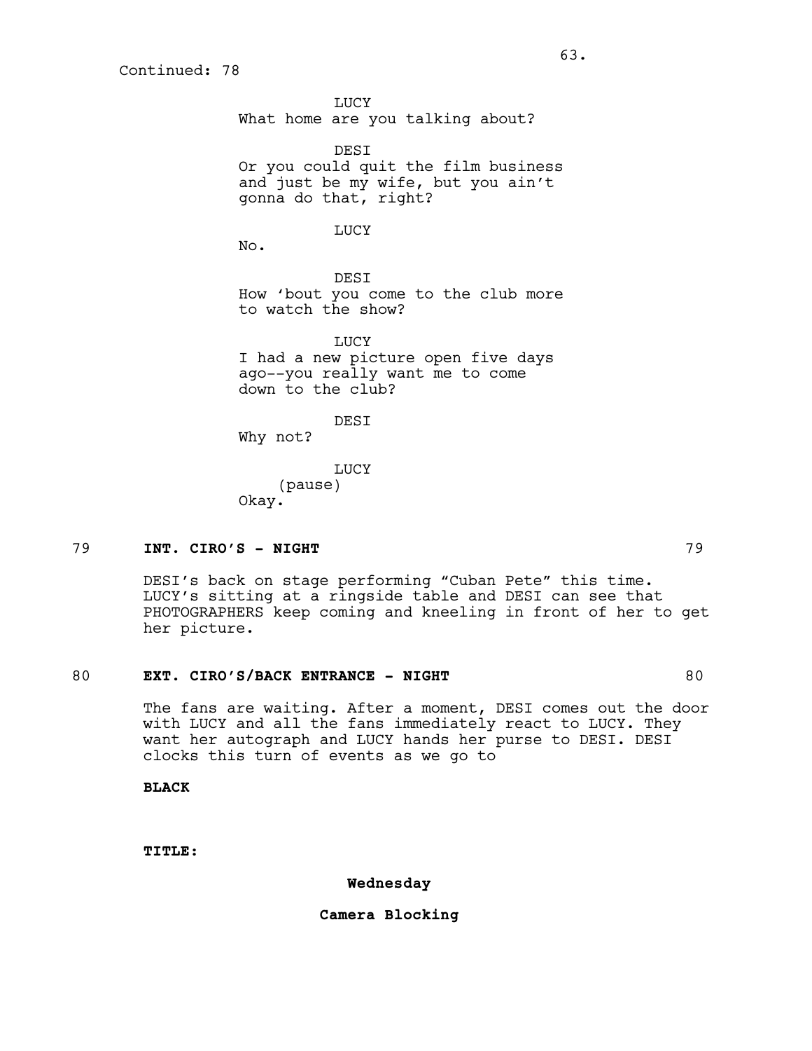Continued: 78

LUCY
What home are you talking about?

DESI
Or you could quit the film business and just be my wife, but you ain't gonna do that, right?

LUCY
No.

DESI
How 'bout you come to the club more to watch the show?

LUCY
I had a new picture open five days ago--you really want me to come down to the club?

DESI
Why not?

LUCY
(pause)
Okay.

**79 INT. CIRO'S - NIGHT 79**

DESI's back on stage performing "Cuban Pete" this time. LUCY's sitting at a ringside table and DESI can see that PHOTOGRAPHERS keep coming and kneeling in front of her to get her picture.

**80 EXT. CIRO'S/BACK ENTRANCE - NIGHT 80**

The fans are waiting. After a moment, DESI comes out the door with LUCY and all the fans immediately react to LUCY. They want her autograph and LUCY hands her purse to DESI. DESI clocks this turn of events as we go to

**BLACK**

**TITLE:**

**Wednesday**

**Camera Blocking**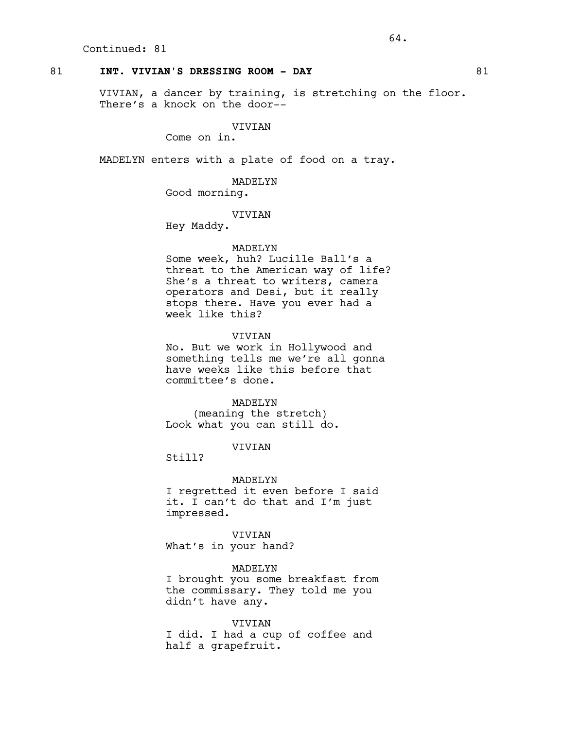Continued: 81

81 **INT. VIVIAN'S DRESSING ROOM - DAY** 81

VIVIAN, a dancer by training, is stretching on the floor. There's a knock on the door--

VIVIAN
Come on in.

MADELYN enters with a plate of food on a tray.

MADELYN
Good morning.

VIVIAN
Hey Maddy.

MADELYN
Some week, huh? Lucille Ball's a threat to the American way of life? She's a threat to writers, camera operators and Desi, but it really stops there. Have you ever had a week like this?

VIVIAN
No. But we work in Hollywood and something tells me we're all gonna have weeks like this before that committee's done.

MADELYN
(meaning the stretch)
Look what you can still do.

VIVIAN
Still?

MADELYN
I regretted it even before I said it. I can't do that and I'm just impressed.

VIVIAN
What's in your hand?

MADELYN
I brought you some breakfast from the commissary. They told me you didn't have any.

VIVIAN
I did. I had a cup of coffee and half a grapefruit.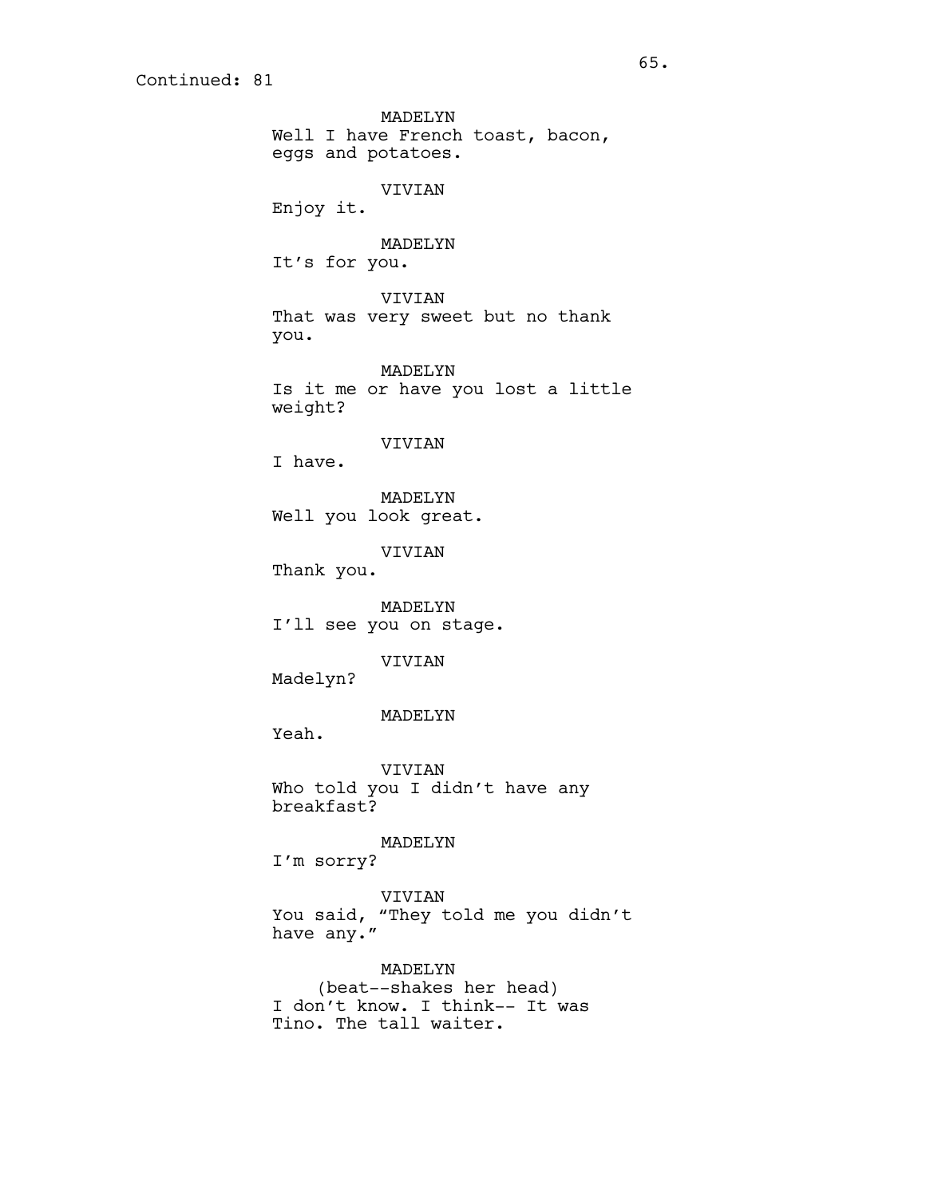Continued: 81

MADELYN
Well I have French toast, bacon,
eggs and potatoes.

VIVIAN
Enjoy it.

MADELYN
It's for you.

VIVIAN
That was very sweet but no thank
you.

MADELYN
Is it me or have you lost a little
weight?

VIVIAN
I have.

MADELYN
Well you look great.

VIVIAN
Thank you.

MADELYN
I'll see you on stage.

VIVIAN
Madelyn?

MADELYN
Yeah.

VIVIAN
Who told you I didn't have any
breakfast?

MADELYN
I'm sorry?

VIVIAN
You said, "They told me you didn't
have any."

MADELYN
(beat--shakes her head)
I don't know. I think-- It was
Tino. The tall waiter.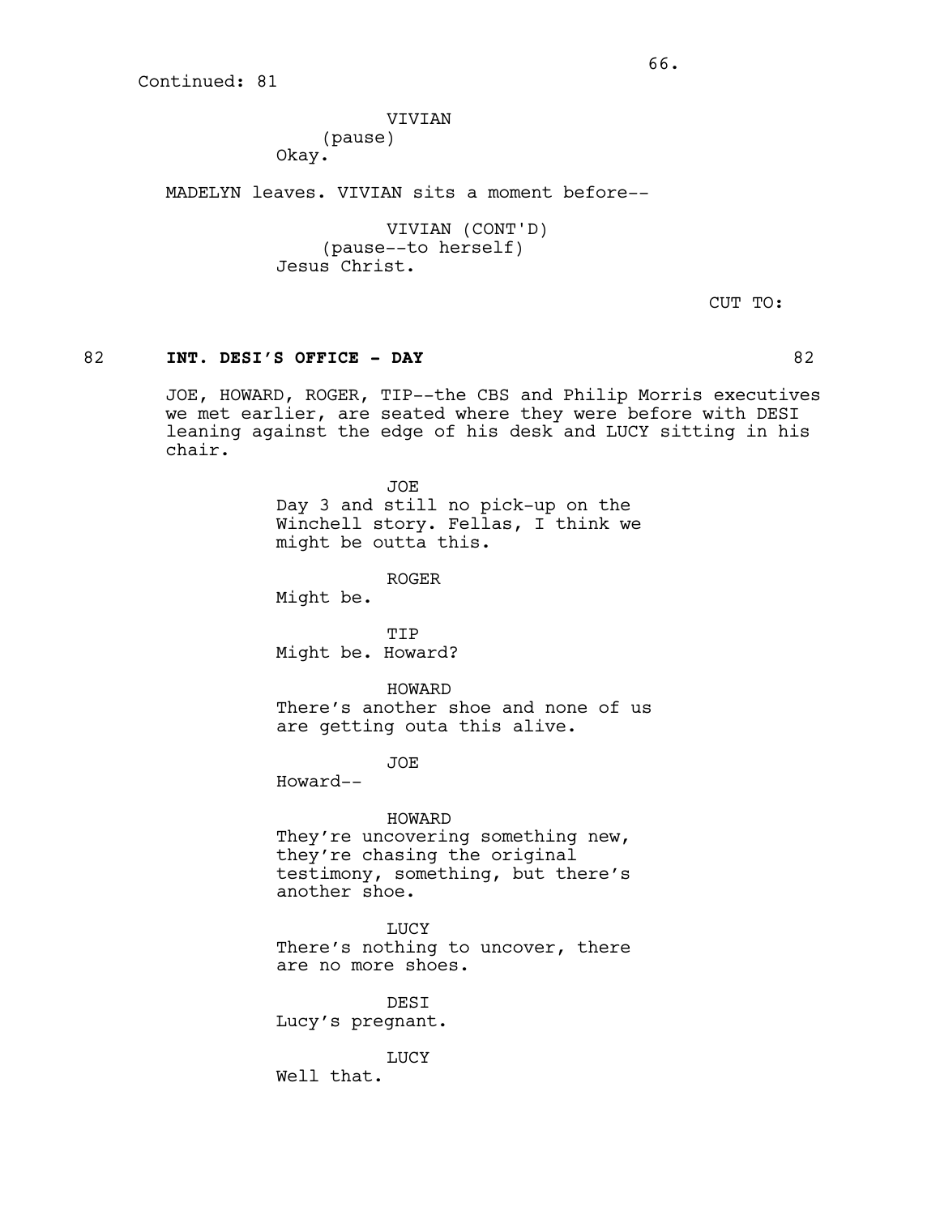Continued: 81

VIVIAN
(pause)
Okay.

MADELYN leaves. VIVIAN sits a moment before--

VIVIAN (CONT'D)
(pause--to herself)
Jesus Christ.

CUT TO:

82 **INT. DESI'S OFFICE - DAY** 82

JOE, HOWARD, ROGER, TIP--the CBS and Philip Morris executives we met earlier, are seated where they were before with DESI leaning against the edge of his desk and LUCY sitting in his chair.

JOE
Day 3 and still no pick-up on the Winchell story. Fellas, I think we might be outta this.

ROGER
Might be.

TIP
Might be. Howard?

HOWARD
There's another shoe and none of us are getting outa this alive.

JOE
Howard--

HOWARD
They're uncovering something new, they're chasing the original testimony, something, but there's another shoe.

LUCY
There's nothing to uncover, there are no more shoes.

DESI
Lucy's pregnant.

LUCY
Well that.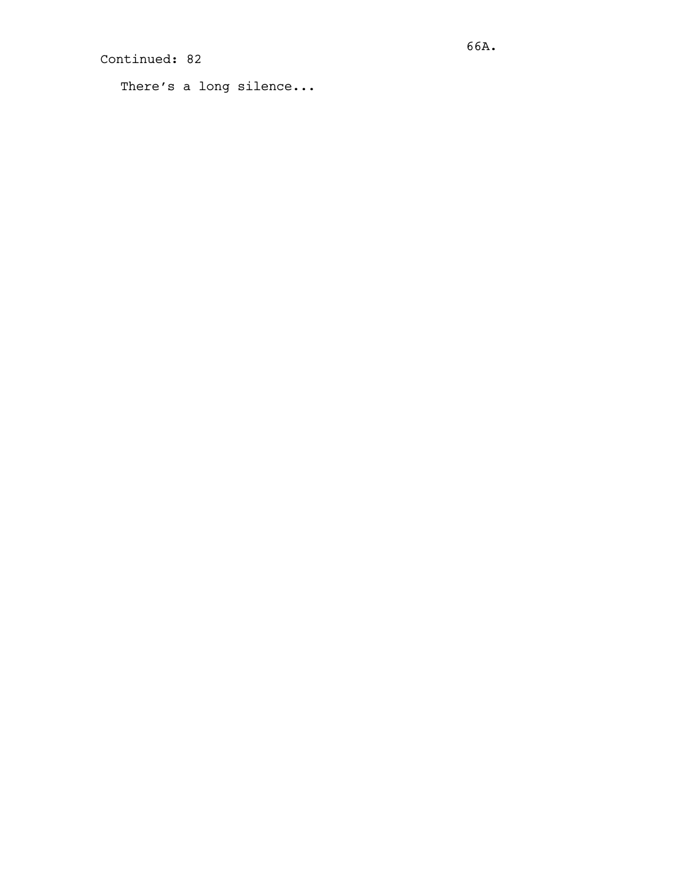Continued: 82

There's a long silence...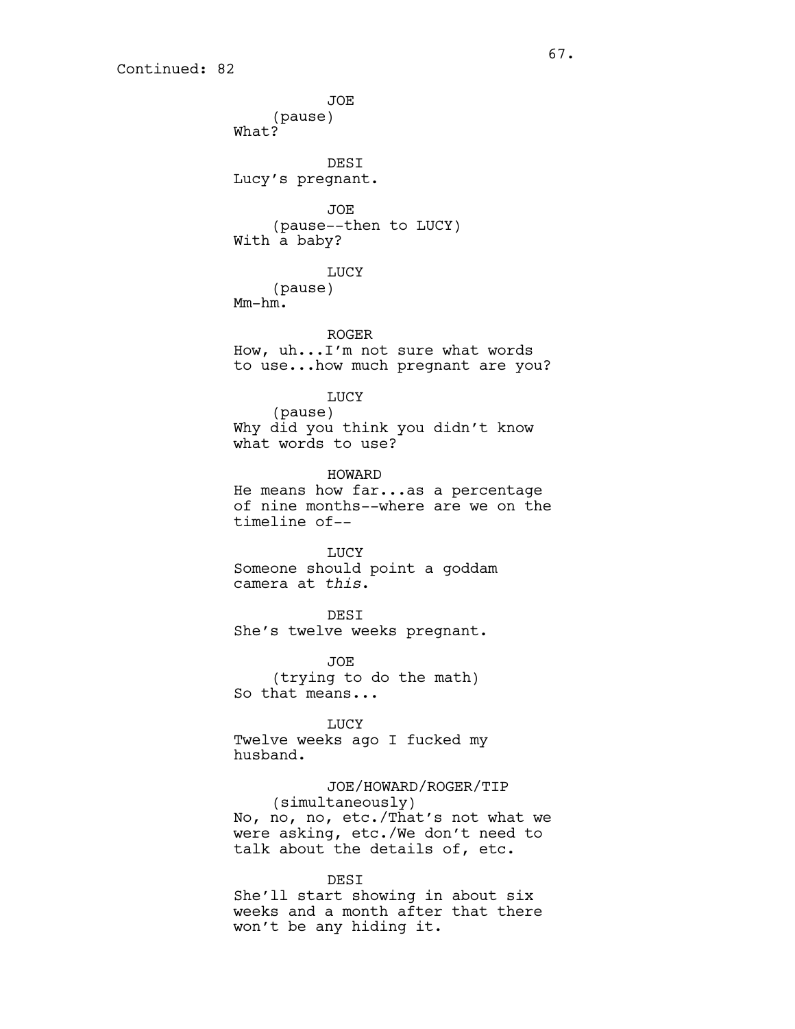Continued: 82

JOE
(pause)
What?

DESI
Lucy's pregnant.

JOE
(pause--then to LUCY)
With a baby?

LUCY
(pause)
Mm-hm.

ROGER
How, uh...I'm not sure what words to use...how much pregnant are you?

LUCY
(pause)
Why did you think you didn't know what words to use?

HOWARD
He means how far...as a percentage of nine months--where are we on the timeline of--

LUCY
Someone should point a goddam camera at *this*.

DESI
She's twelve weeks pregnant.

JOE
(trying to do the math)
So that means...

LUCY
Twelve weeks ago I fucked my husband.

JOE/HOWARD/ROGER/TIP
(simultaneously)
No, no, no, etc./That's not what we were asking, etc./We don't need to talk about the details of, etc.

DESI
She'll start showing in about six weeks and a month after that there won't be any hiding it.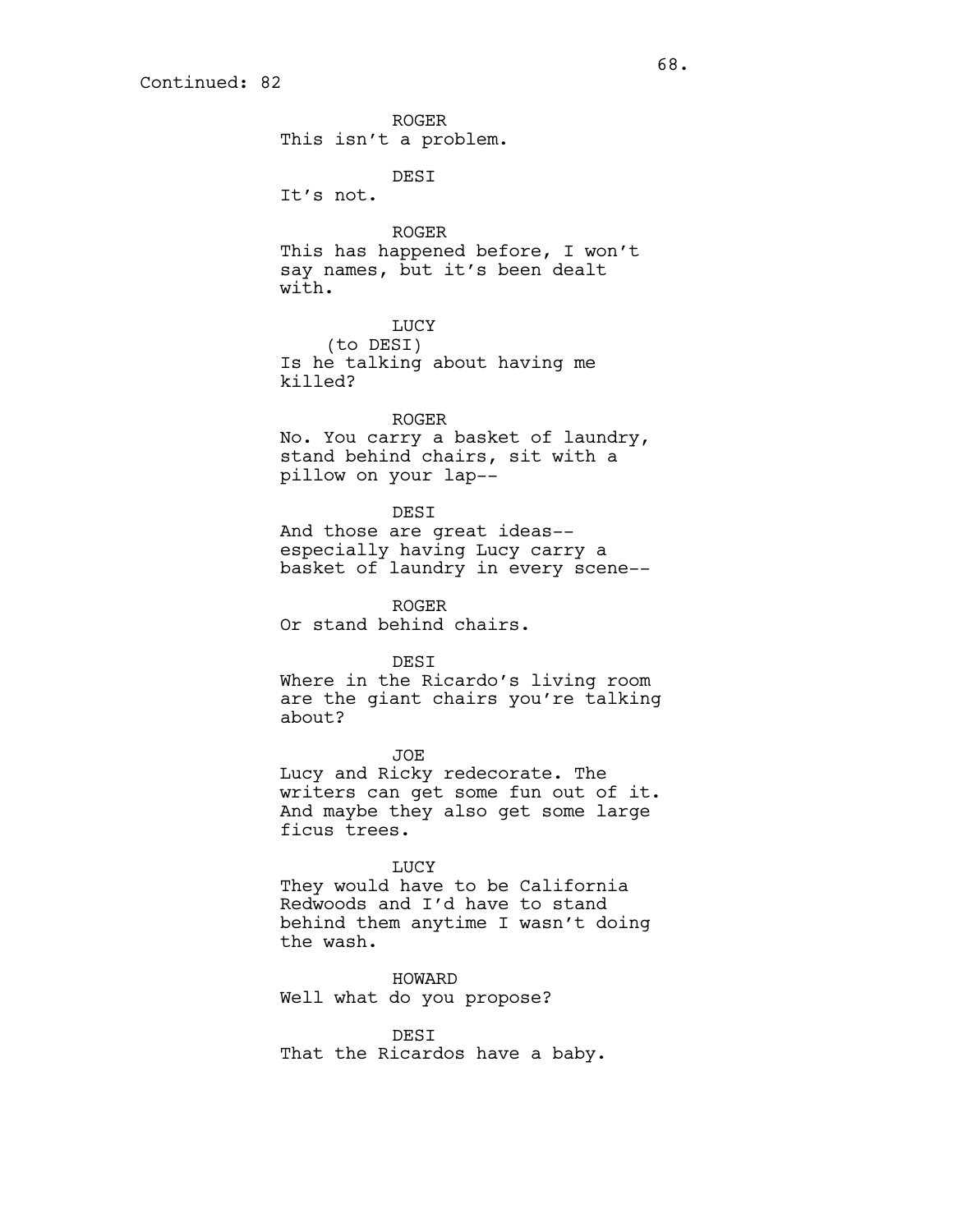Continued: 82

ROGER
This isn't a problem.

DESI
It's not.

ROGER
This has happened before, I won't say names, but it's been dealt with.

LUCY
(to DESI)
Is he talking about having me killed?

ROGER
No. You carry a basket of laundry, stand behind chairs, sit with a pillow on your lap--

DESI
And those are great ideas-- especially having Lucy carry a basket of laundry in every scene--

ROGER
Or stand behind chairs.

DESI
Where in the Ricardo's living room are the giant chairs you're talking about?

JOE
Lucy and Ricky redecorate. The writers can get some fun out of it. And maybe they also get some large ficus trees.

LUCY
They would have to be California Redwoods and I'd have to stand behind them anytime I wasn't doing the wash.

HOWARD
Well what do you propose?

DESI
That the Ricardos have a baby.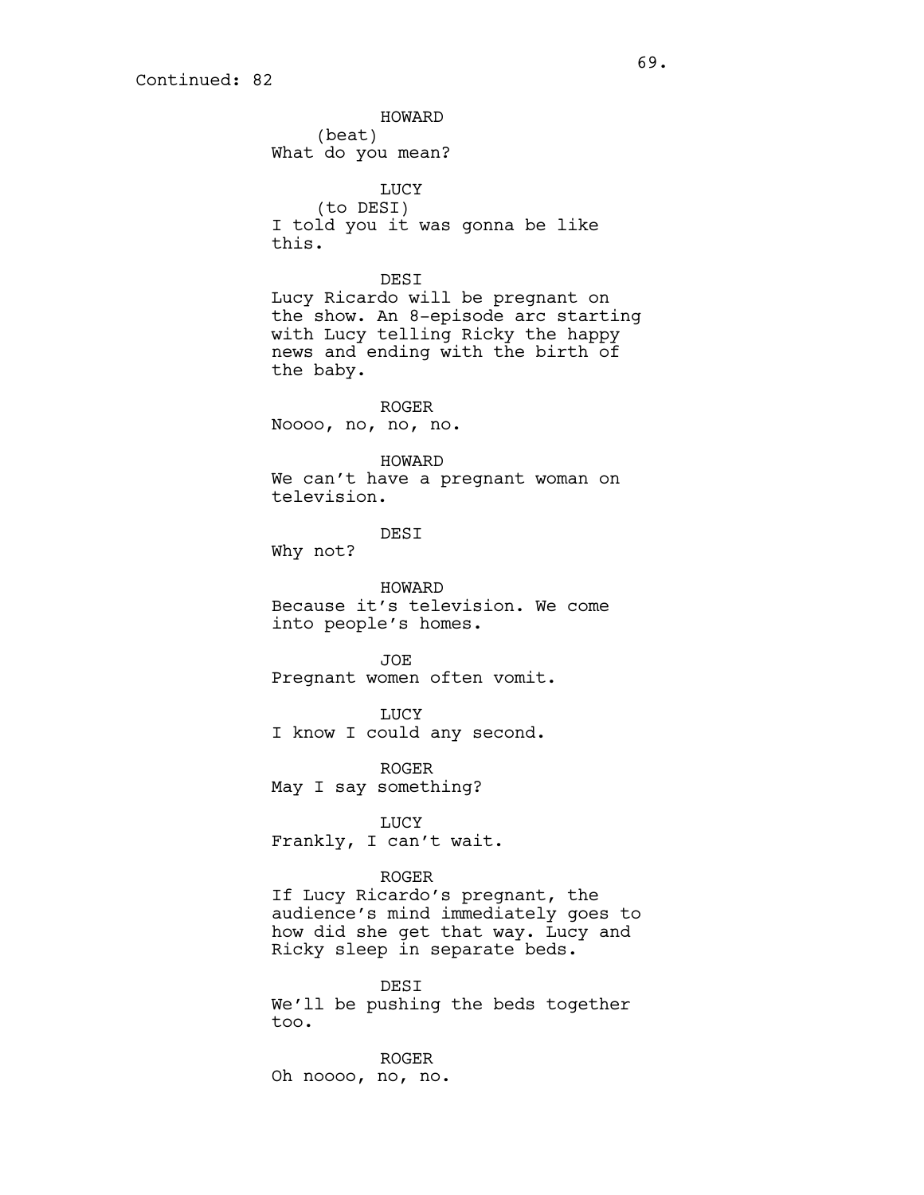Continued: 82

HOWARD
(beat)
What do you mean?

LUCY
(to DESI)
I told you it was gonna be like this.

DESI
Lucy Ricardo will be pregnant on the show. An 8-episode arc starting with Lucy telling Ricky the happy news and ending with the birth of the baby.

ROGER
Noooo, no, no, no.

HOWARD
We can't have a pregnant woman on television.

DESI
Why not?

HOWARD
Because it's television. We come into people's homes.

JOE
Pregnant women often vomit.

LUCY
I know I could any second.

ROGER
May I say something?

LUCY
Frankly, I can't wait.

ROGER
If Lucy Ricardo's pregnant, the audience's mind immediately goes to how did she get that way. Lucy and Ricky sleep in separate beds.

DESI
We'll be pushing the beds together too.

ROGER
Oh noooo, no, no.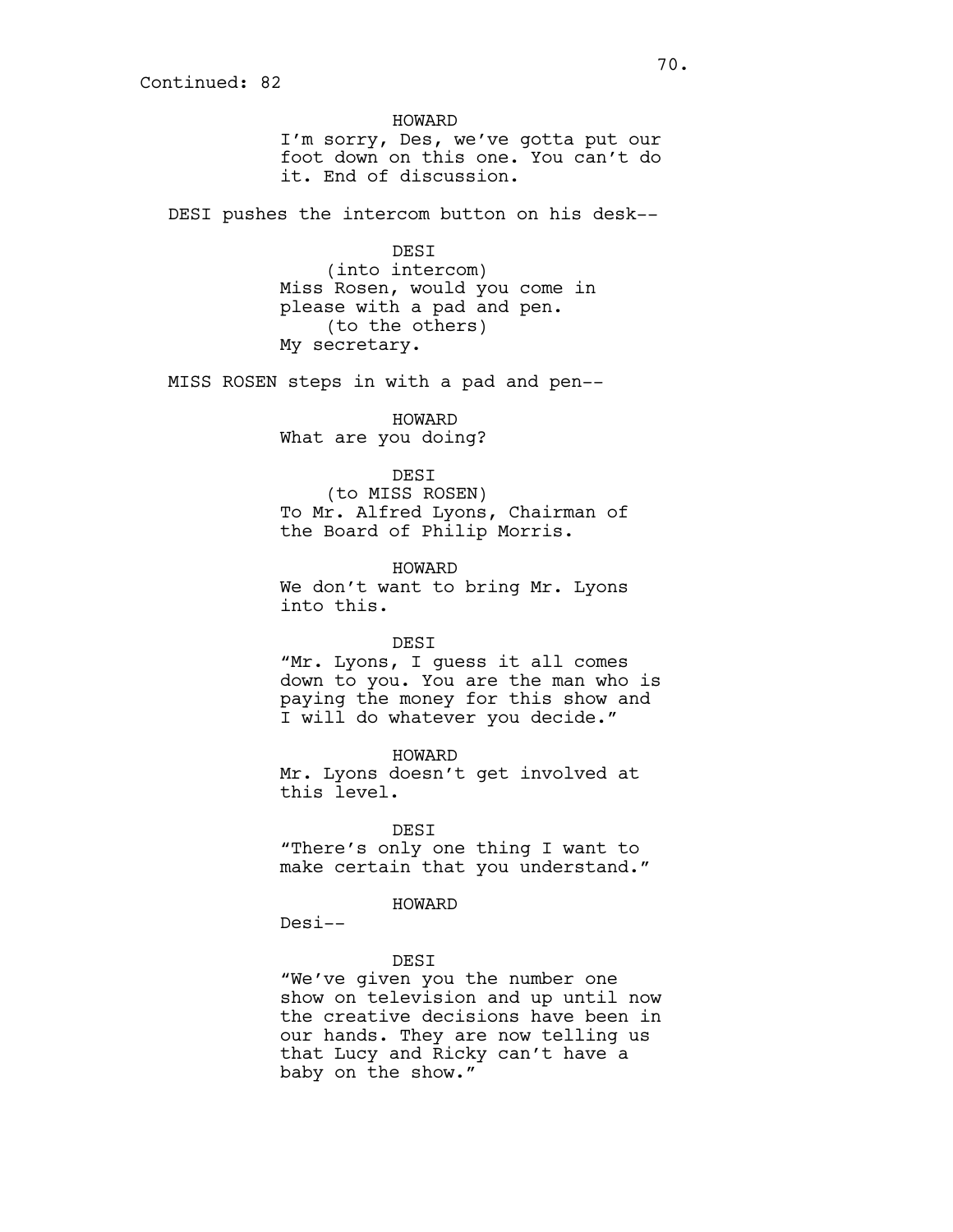Continued: 82

HOWARD

I'm sorry, Des, we've gotta put our foot down on this one. You can't do it. End of discussion.

DESI pushes the intercom button on his desk--

DESI

(into intercom)

Miss Rosen, would you come in please with a pad and pen.

(to the others)

My secretary.

MISS ROSEN steps in with a pad and pen--

HOWARD

What are you doing?

DESI

(to MISS ROSEN)

To Mr. Alfred Lyons, Chairman of the Board of Philip Morris.

HOWARD

We don't want to bring Mr. Lyons into this.

DESI

"Mr. Lyons, I guess it all comes down to you. You are the man who is paying the money for this show and I will do whatever you decide."

HOWARD

Mr. Lyons doesn't get involved at this level.

DESI

"There's only one thing I want to make certain that you understand."

HOWARD

Desi--

DESI

"We've given you the number one show on television and up until now the creative decisions have been in our hands. They are now telling us that Lucy and Ricky can't have a baby on the show."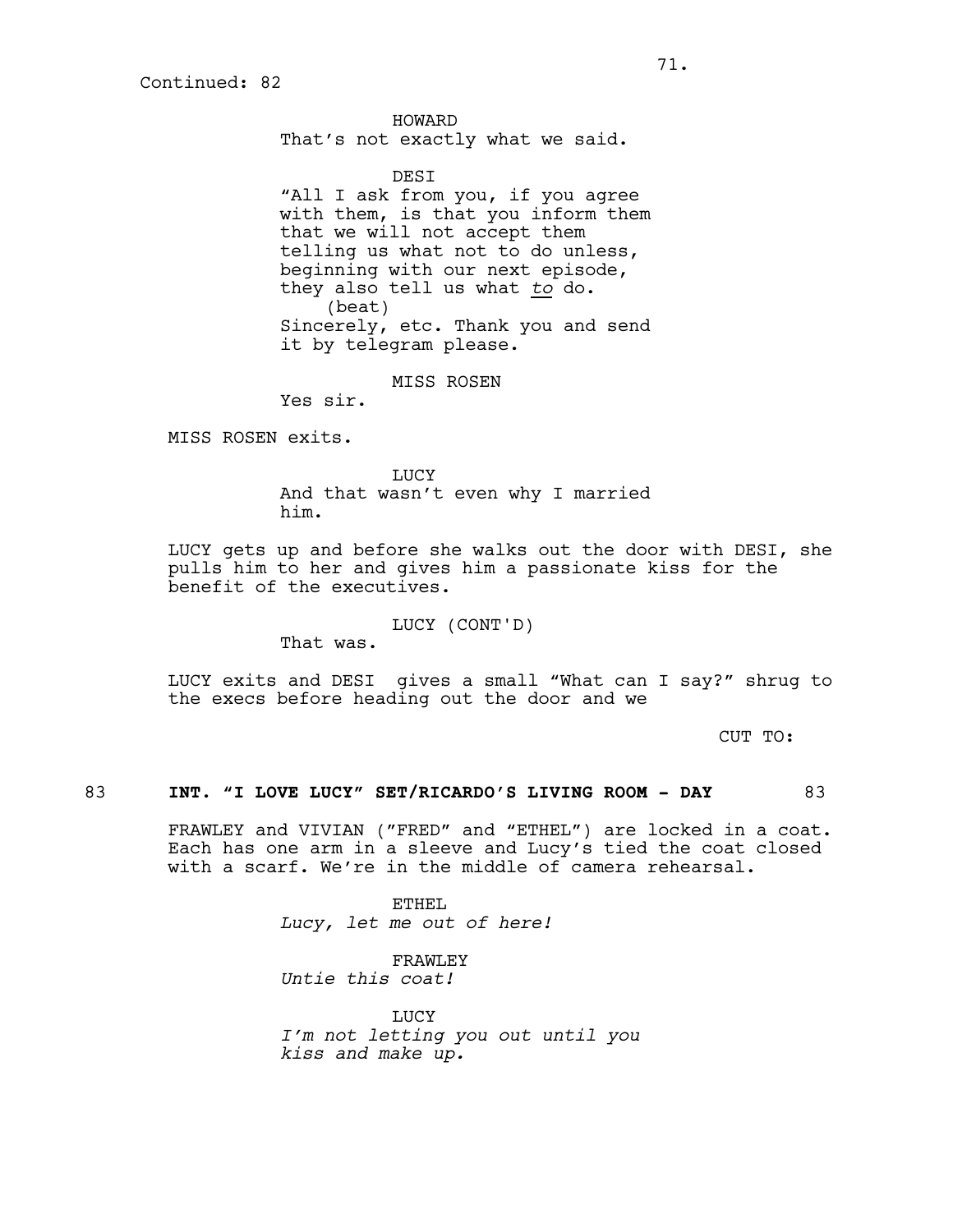Continued: 82

HOWARD
That's not exactly what we said.

DESI
"All I ask from you, if you agree with them, is that you inform them that we will not accept them telling us what not to do unless, beginning with our next episode, they also tell us what *to* do.
(beat)
Sincerely, etc. Thank you and send it by telegram please.

MISS ROSEN
Yes sir.

MISS ROSEN exits.

LUCY
And that wasn't even why I married him.

LUCY gets up and before she walks out the door with DESI, she pulls him to her and gives him a passionate kiss for the benefit of the executives.

LUCY (CONT'D)
That was.

LUCY exits and DESI gives a small "What can I say?" shrug to the execs before heading out the door and we

CUT TO:

83 **INT. "I LOVE LUCY" SET/RICARDO'S LIVING ROOM - DAY** 83

FRAWLEY and VIVIAN ("FRED" and "ETHEL") are locked in a coat. Each has one arm in a sleeve and Lucy's tied the coat closed with a scarf. We're in the middle of camera rehearsal.

ETHEL
*Lucy, let me out of here!*

FRAWLEY
*Untie this coat!*

LUCY
*I'm not letting you out until you kiss and make up.*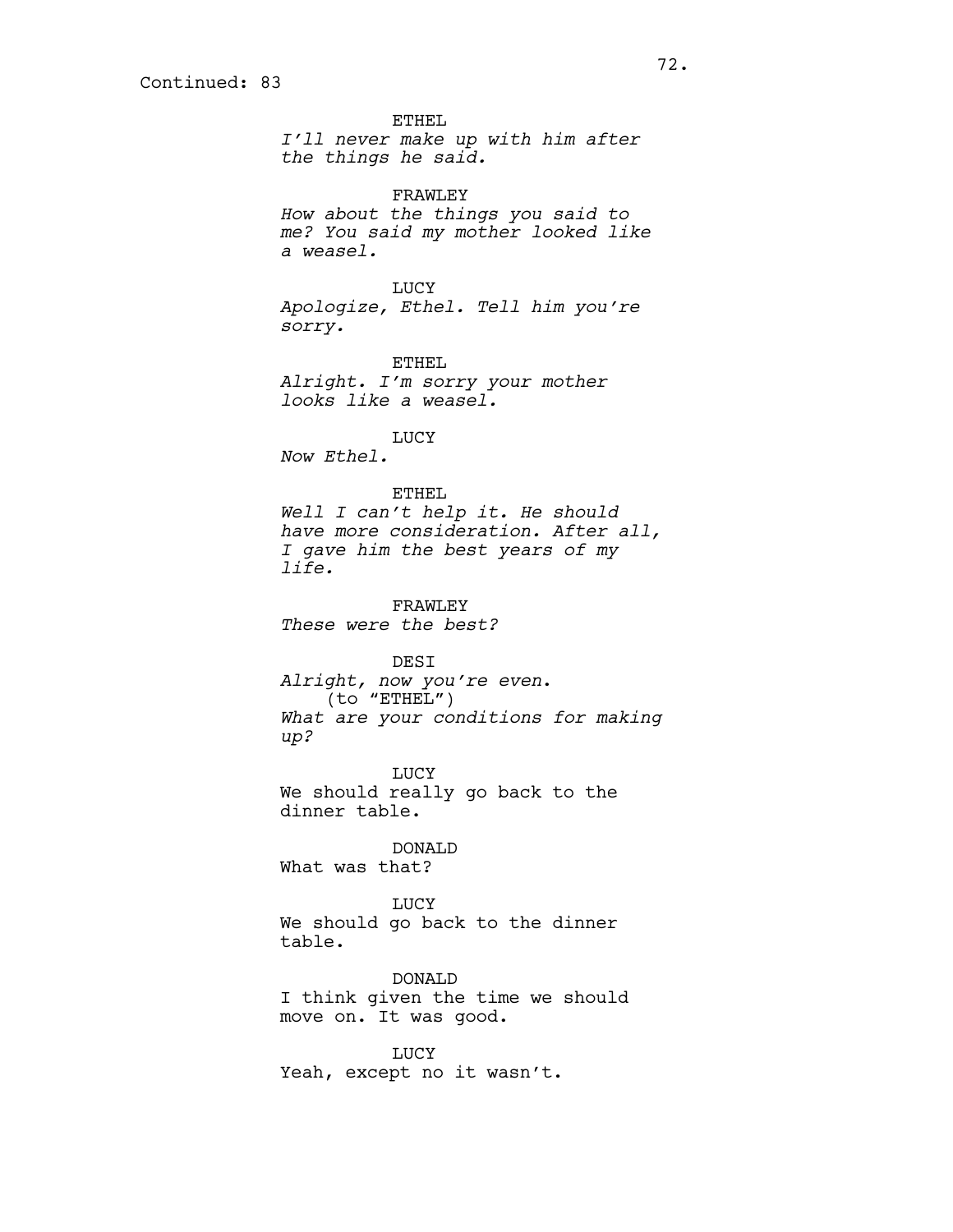Continued: 83

ETHEL

*I'll never make up with him after the things he said.*

FRAWLEY

*How about the things you said to me? You said my mother looked like a weasel.*

LUCY

*Apologize, Ethel. Tell him you're sorry.*

ETHEL

*Alright. I'm sorry your mother looks like a weasel.*

LUCY

*Now Ethel.*

ETHEL

*Well I can't help it. He should have more consideration. After all, I gave him the best years of my life.*

FRAWLEY

*These were the best?*

DESI

*Alright, now you're even*.
(to "ETHEL")
*What are your conditions for making up?*

LUCY

We should really go back to the dinner table.

DONALD

What was that?

LUCY

We should go back to the dinner table.

DONALD

I think given the time we should move on. It was good.

LUCY

Yeah, except no it wasn't.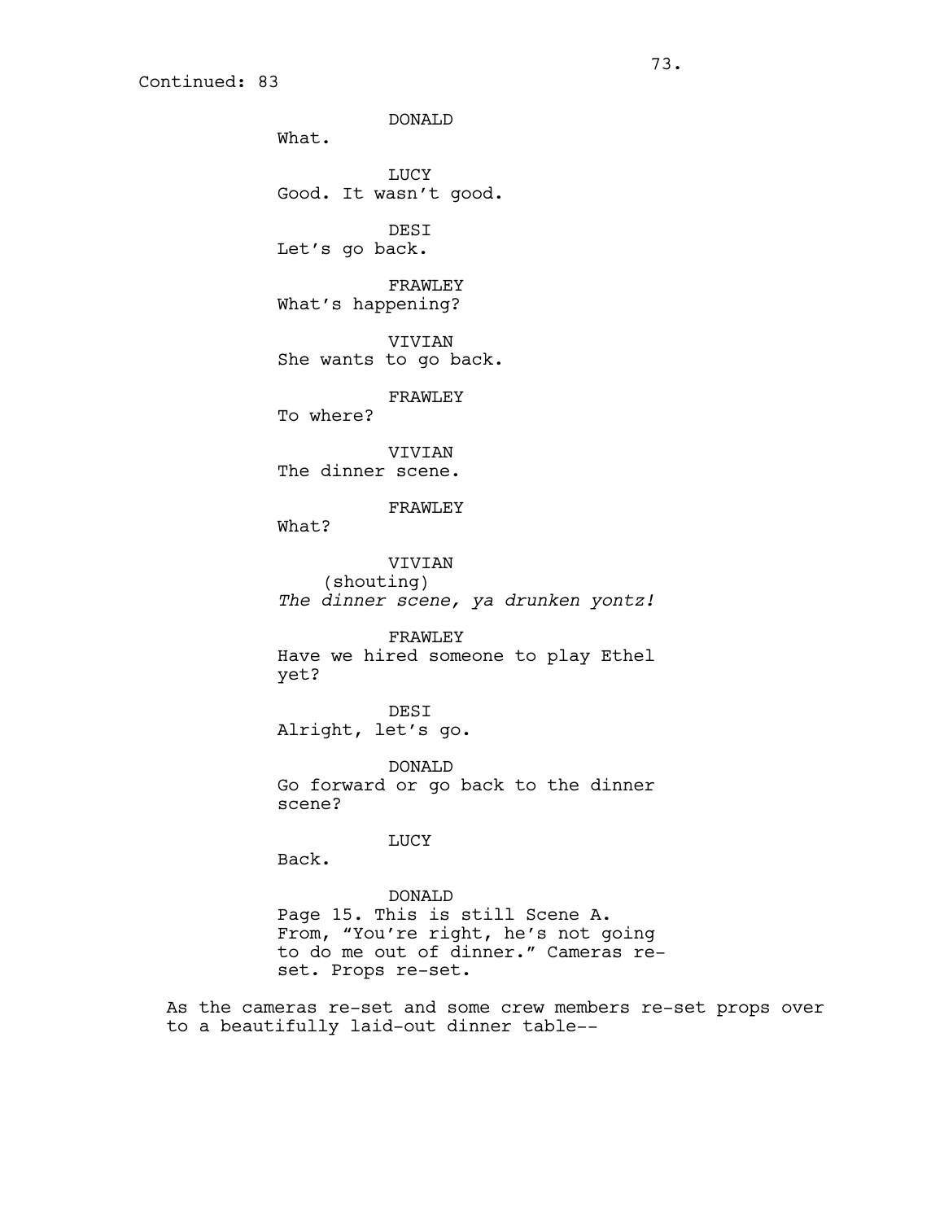Continued: 83

DONALD
What.

LUCY
Good. It wasn't good.

DESI
Let's go back.

FRAWLEY
What's happening?

VIVIAN
She wants to go back.

FRAWLEY
To where?

VIVIAN
The dinner scene.

FRAWLEY
What?

VIVIAN
(shouting)
*The dinner scene, ya drunken yontz!*

FRAWLEY
Have we hired someone to play Ethel yet?

DESI
Alright, let's go.

DONALD
Go forward or go back to the dinner scene?

LUCY
Back.

DONALD
Page 15. This is still Scene A. From, "You're right, he's not going to do me out of dinner." Cameras re-set. Props re-set.

As the cameras re-set and some crew members re-set props over to a beautifully laid-out dinner table--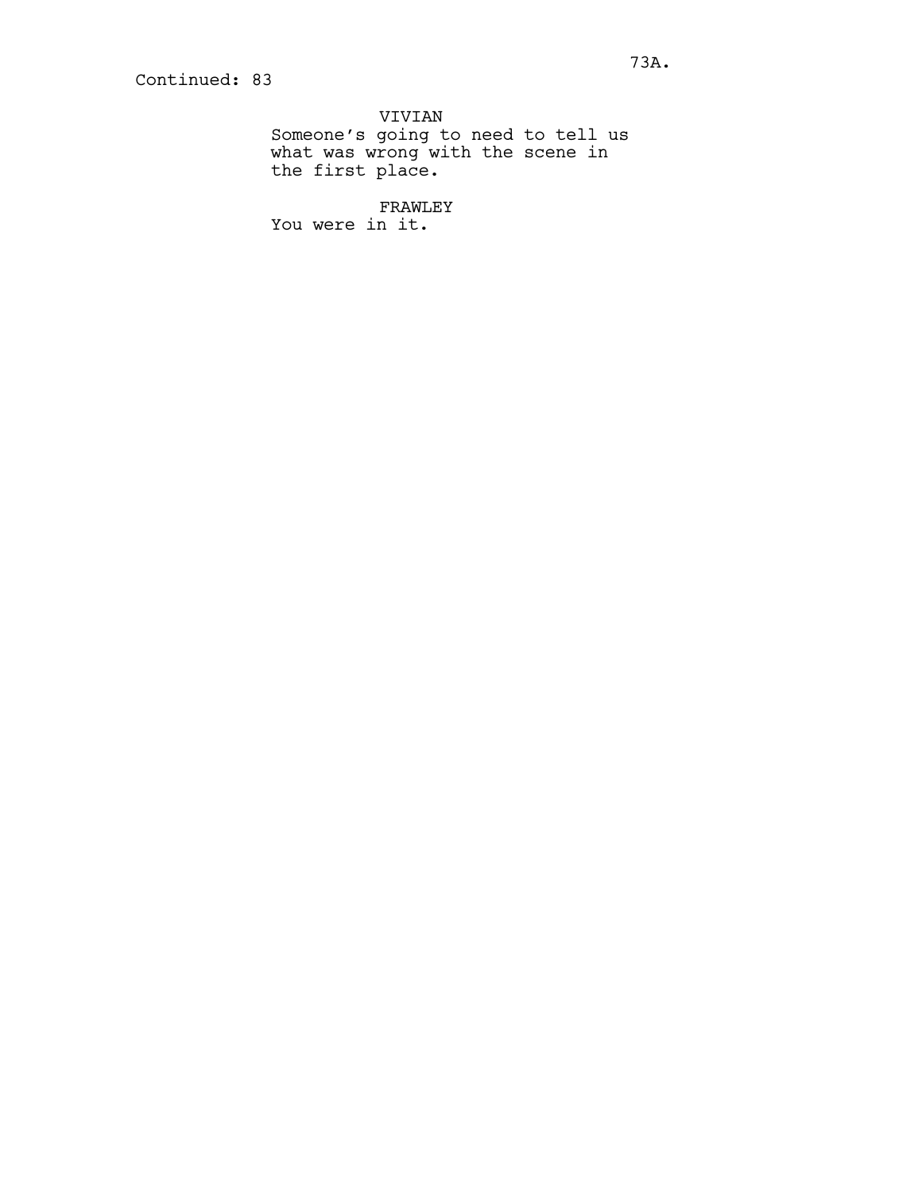Continued: 83

VIVIAN
Someone's going to need to tell us what was wrong with the scene in the first place.

FRAWLEY
You were in it.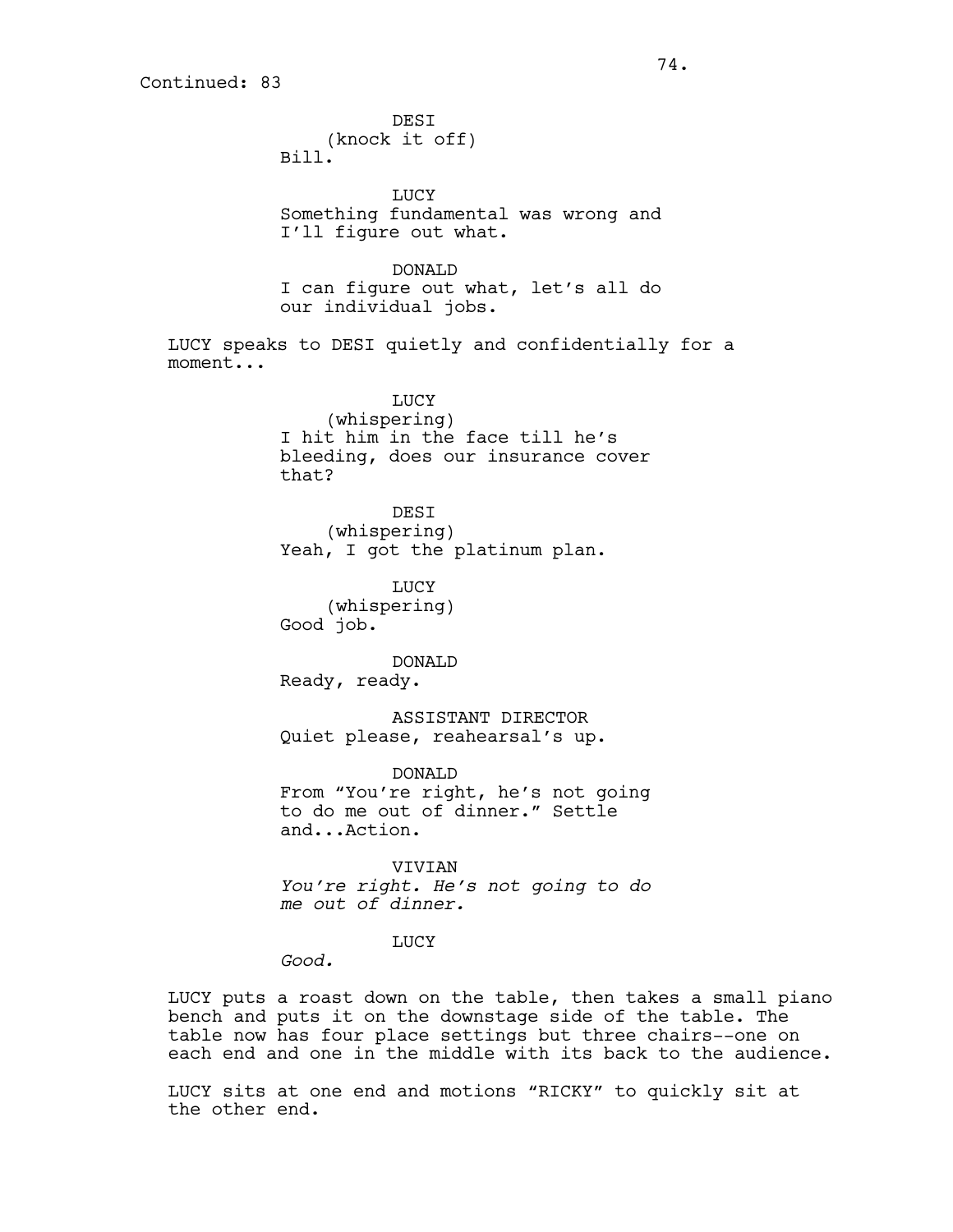Continued: 83

DESI
(knock it off)
Bill.

LUCY
Something fundamental was wrong and I'll figure out what.

DONALD
I can figure out what, let's all do our individual jobs.

LUCY speaks to DESI quietly and confidentially for a moment...

LUCY
(whispering)
I hit him in the face till he's bleeding, does our insurance cover that?

DESI
(whispering)
Yeah, I got the platinum plan.

LUCY
(whispering)
Good job.

DONALD
Ready, ready.

ASSISTANT DIRECTOR
Quiet please, reahearsal's up.

DONALD
From "You're right, he's not going to do me out of dinner." Settle and...Action.

VIVIAN
*You're right. He's not going to do me out of dinner.*

LUCY
*Good.*

LUCY puts a roast down on the table, then takes a small piano bench and puts it on the downstage side of the table. The table now has four place settings but three chairs--one on each end and one in the middle with its back to the audience.

LUCY sits at one end and motions "RICKY" to quickly sit at the other end.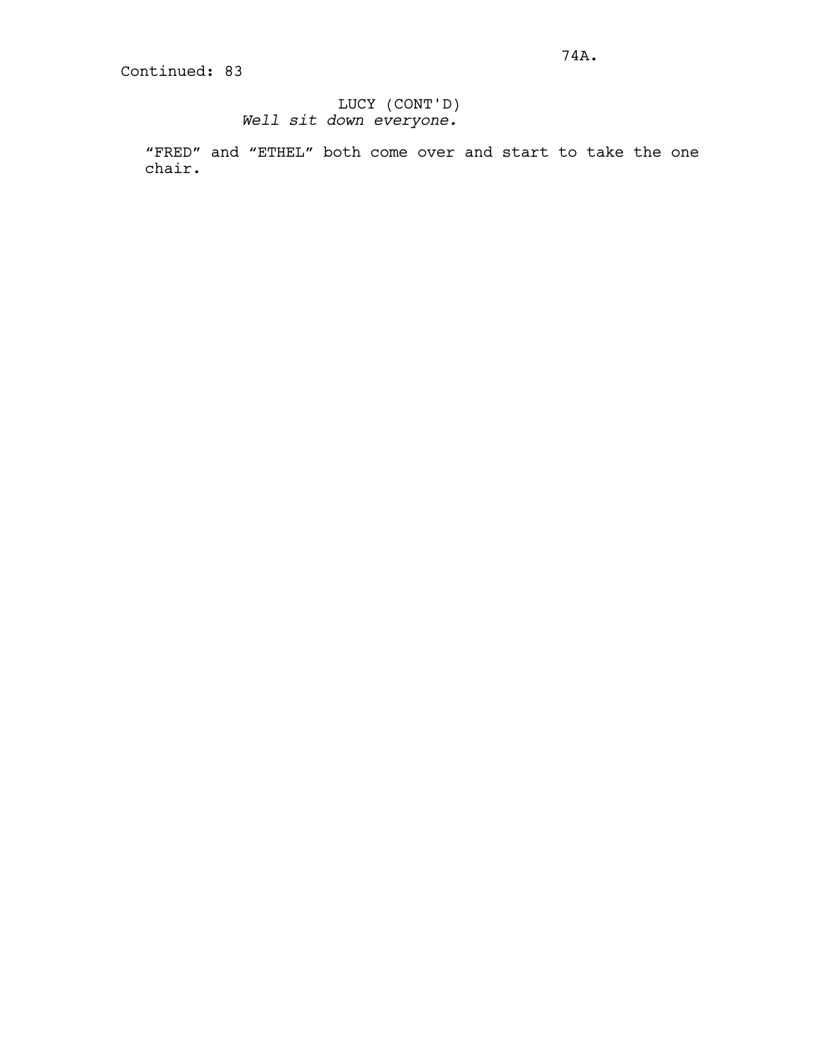Continued: 83

LUCY (CONT'D)
*Well sit down everyone.*

“FRED” and “ETHEL” both come over and start to take the one chair.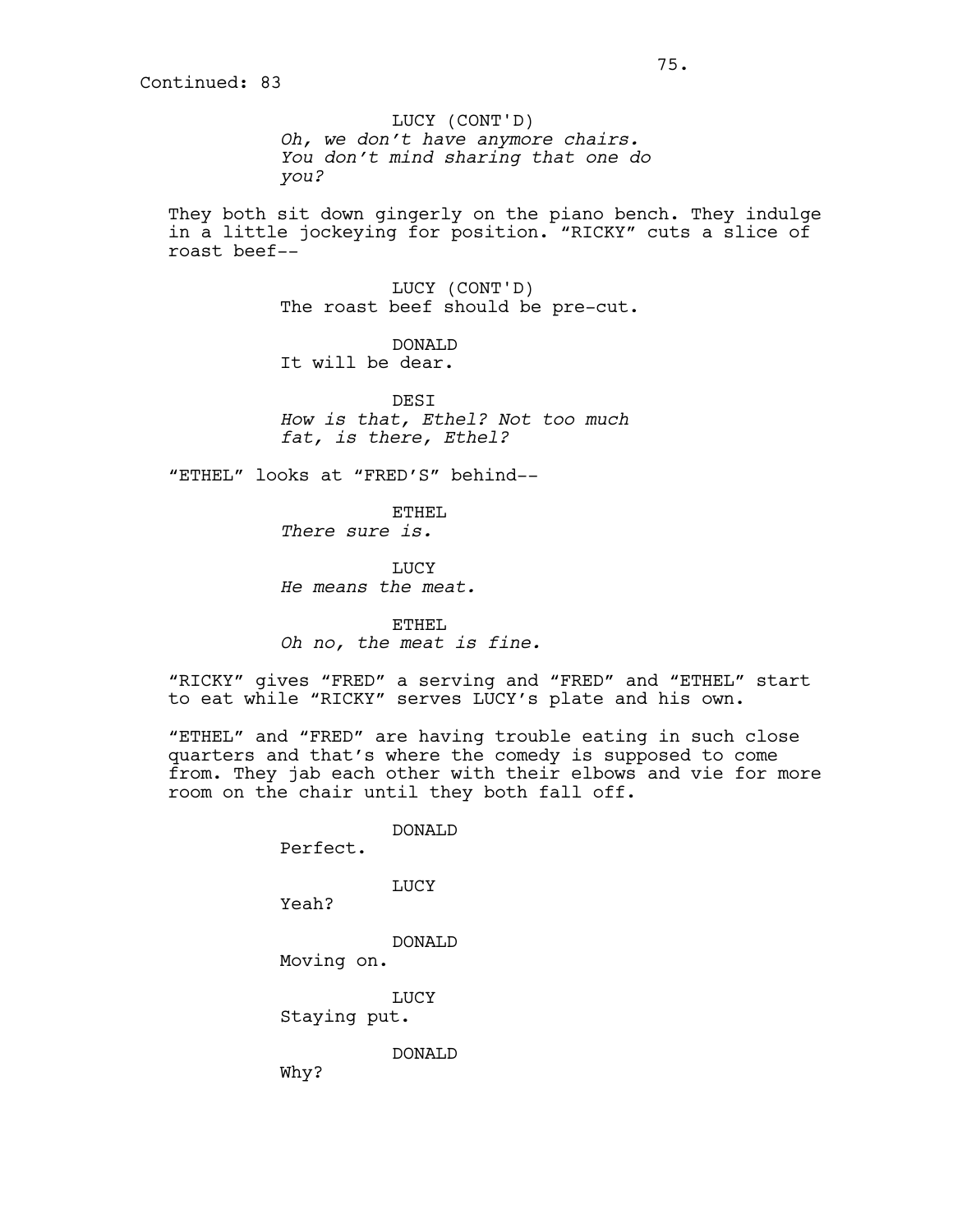Continued: 83

LUCY (CONT'D)
*Oh, we don't have anymore chairs. You don't mind sharing that one do you?*

They both sit down gingerly on the piano bench. They indulge in a little jockeying for position. "RICKY" cuts a slice of roast beef--

LUCY (CONT'D)
The roast beef should be pre-cut.

DONALD
It will be dear.

DESI
*How is that, Ethel? Not too much fat, is there, Ethel?*

"ETHEL" looks at "FRED'S" behind--

ETHEL
*There sure is.*

LUCY
*He means the meat.*

ETHEL
*Oh no, the meat is fine.*

"RICKY" gives "FRED" a serving and "FRED" and "ETHEL" start to eat while "RICKY" serves LUCY's plate and his own.

"ETHEL" and "FRED" are having trouble eating in such close quarters and that's where the comedy is supposed to come from. They jab each other with their elbows and vie for more room on the chair until they both fall off.

DONALD
Perfect.

LUCY
Yeah?

DONALD
Moving on.

LUCY
Staying put.

DONALD
Why?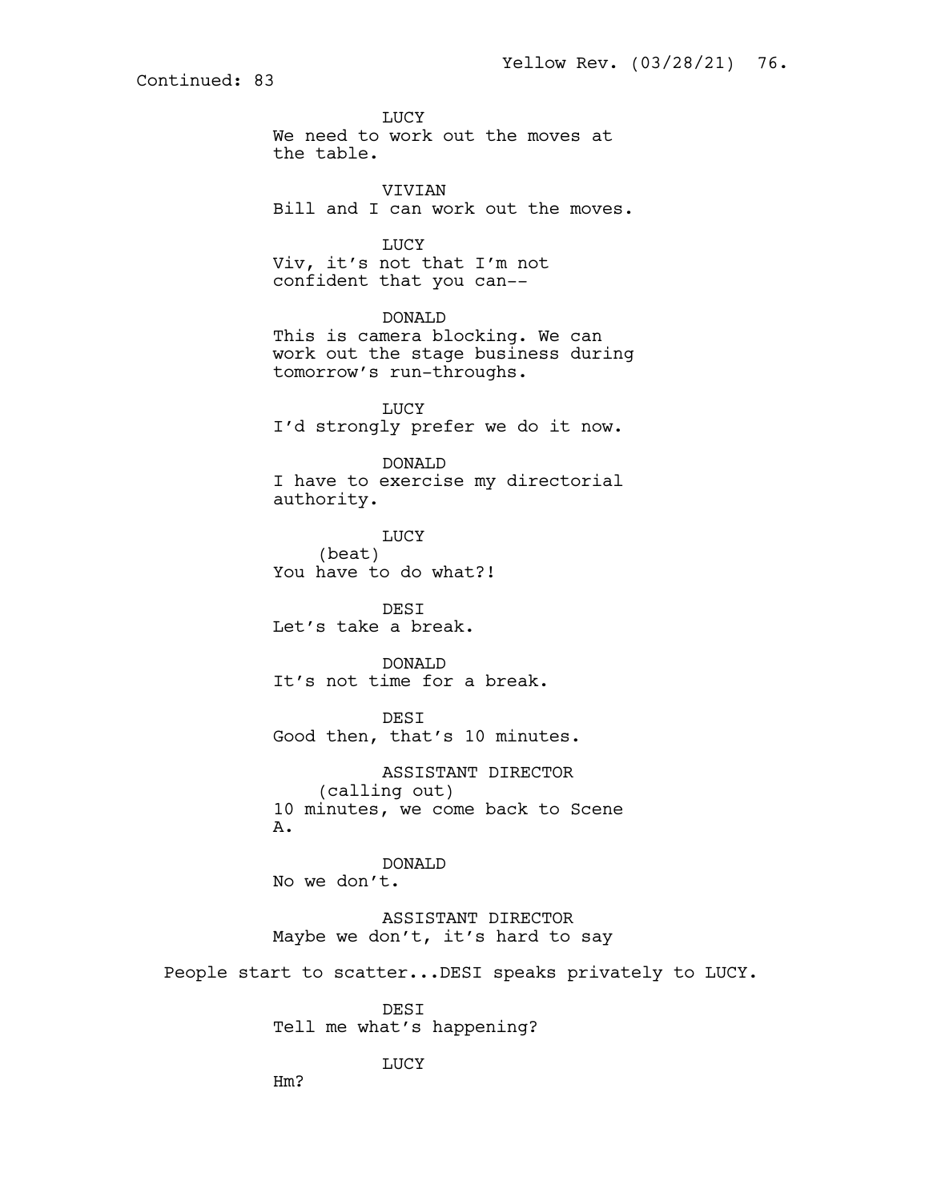Continued: 83

LUCY
We need to work out the moves at the table.

VIVIAN
Bill and I can work out the moves.

LUCY
Viv, it's not that I'm not confident that you can--

DONALD
This is camera blocking. We can work out the stage business during tomorrow's run-throughs.

LUCY
I'd strongly prefer we do it now.

DONALD
I have to exercise my directorial authority.

LUCY
(beat)
You have to do what?!

DESI
Let's take a break.

DONALD
It's not time for a break.

DESI
Good then, that's 10 minutes.

ASSISTANT DIRECTOR
(calling out)
10 minutes, we come back to Scene A.

DONALD
No we don't.

ASSISTANT DIRECTOR
Maybe we don't, it's hard to say

People start to scatter...DESI speaks privately to LUCY.

DESI
Tell me what's happening?

LUCY
Hm?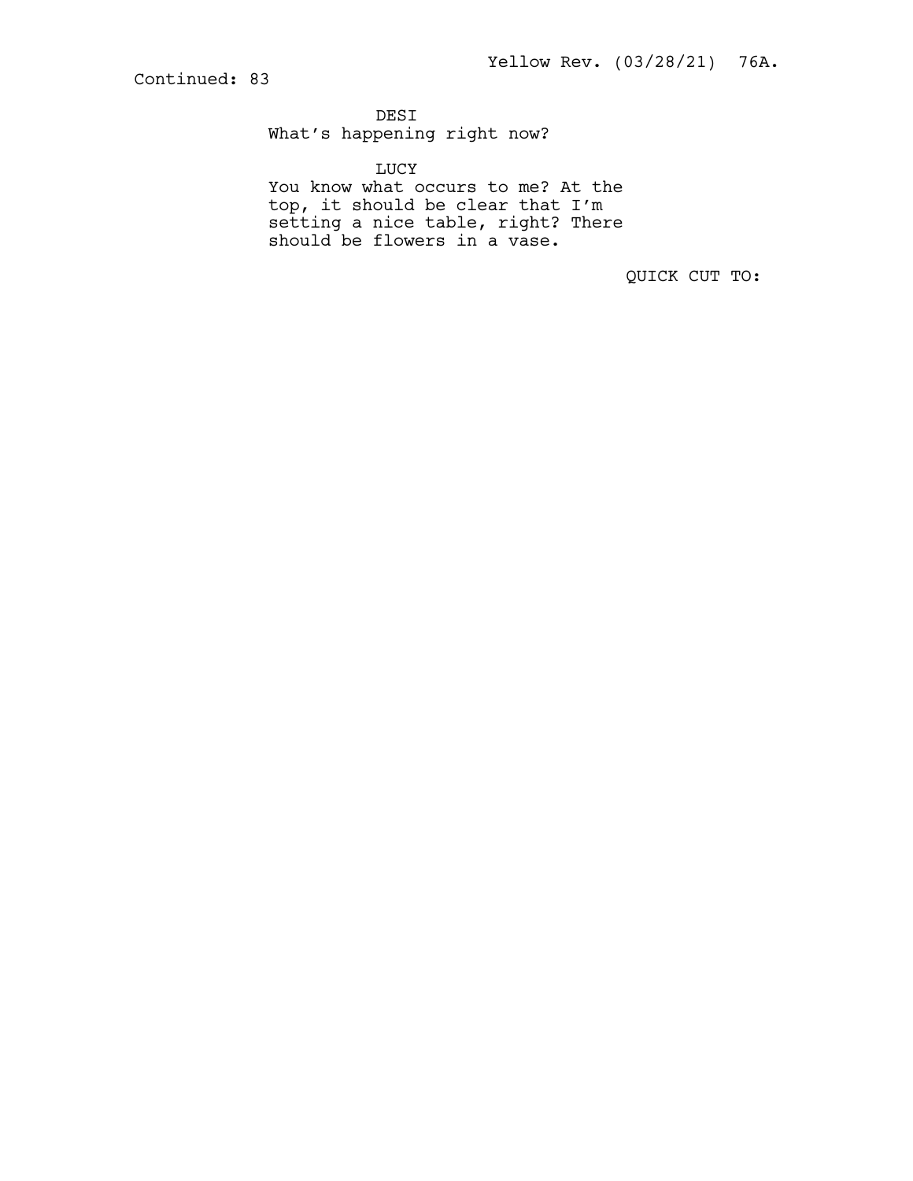Continued: 83

DESI
What's happening right now?

LUCY
You know what occurs to me? At the top, it should be clear that I'm setting a nice table, right? There should be flowers in a vase.

QUICK CUT TO: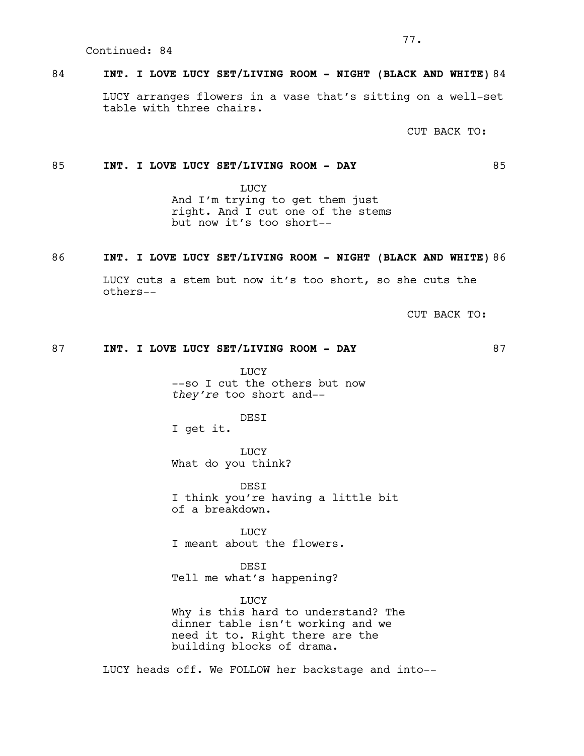Continued: 84

84 **INT. I LOVE LUCY SET/LIVING ROOM - NIGHT (BLACK AND WHITE)** 84

LUCY arranges flowers in a vase that's sitting on a well-set table with three chairs.

CUT BACK TO:

85 **INT. I LOVE LUCY SET/LIVING ROOM - DAY** 85

LUCY
And I'm trying to get them just right. And I cut one of the stems but now it's too short--

86 **INT. I LOVE LUCY SET/LIVING ROOM - NIGHT (BLACK AND WHITE)** 86

LUCY cuts a stem but now it's too short, so she cuts the others--

CUT BACK TO:

87 **INT. I LOVE LUCY SET/LIVING ROOM - DAY** 87

LUCY
--so I cut the others but now *they're* too short and--

DESI
I get it.

LUCY
What do you think?

DESI
I think you're having a little bit of a breakdown.

LUCY
I meant about the flowers.

DESI
Tell me what's happening?

LUCY
Why is this hard to understand? The dinner table isn't working and we need it to. Right there are the building blocks of drama.

LUCY heads off. We FOLLOW her backstage and into--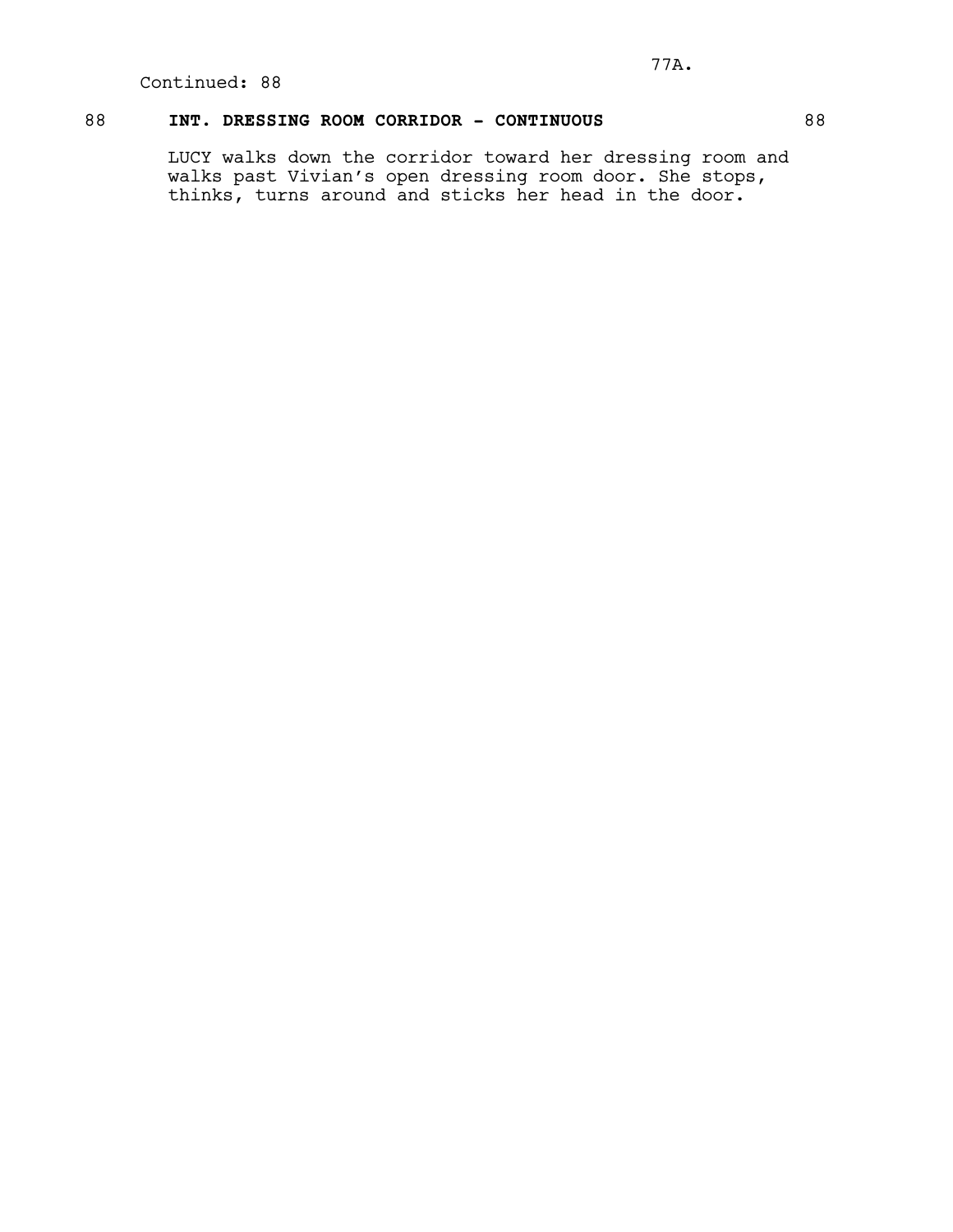Continued: 88

88 **INT. DRESSING ROOM CORRIDOR - CONTINUOUS** 88

LUCY walks down the corridor toward her dressing room and walks past Vivian's open dressing room door. She stops, thinks, turns around and sticks her head in the door.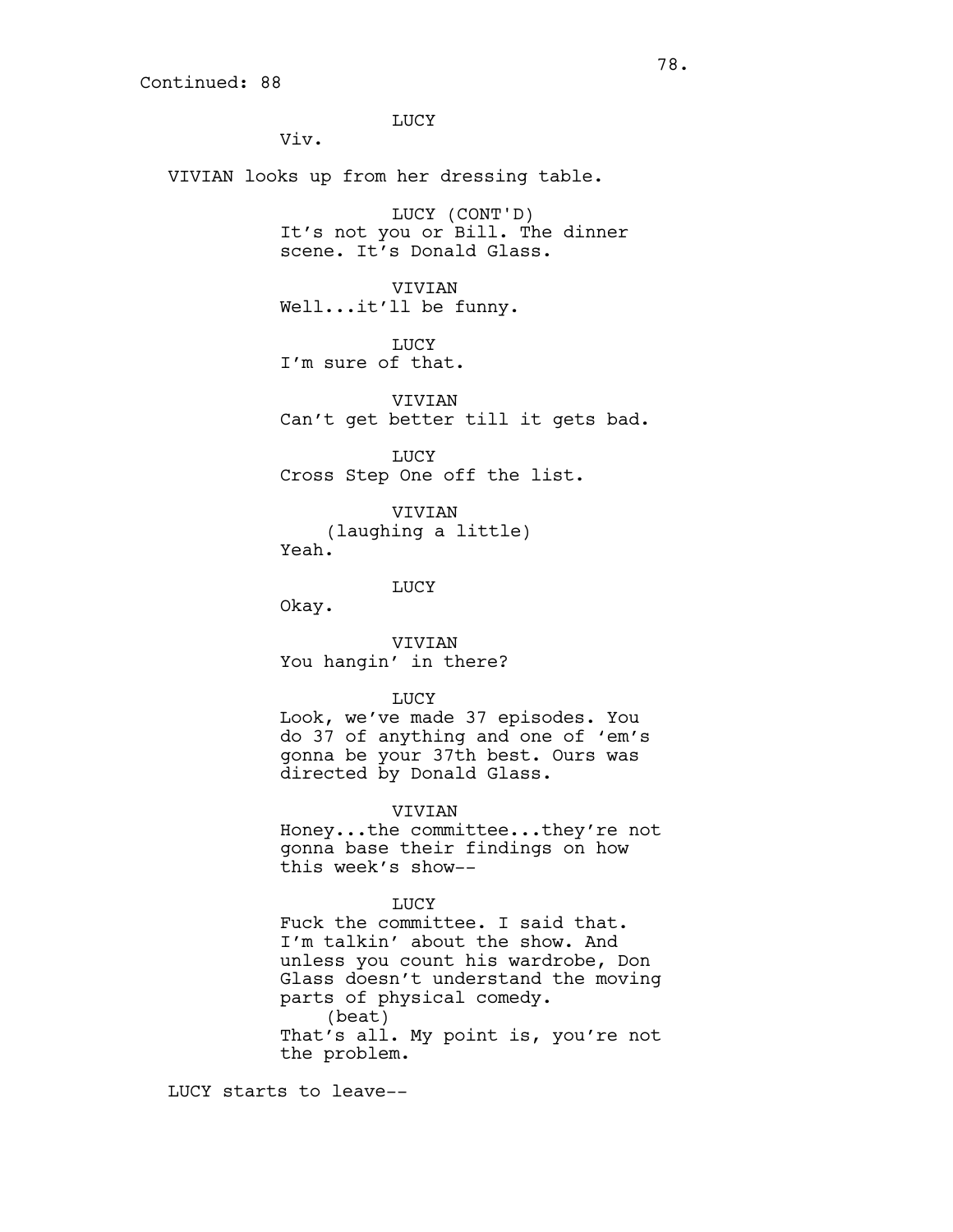Continued: 88

LUCY
Viv.

VIVIAN looks up from her dressing table.

LUCY (CONT'D)
It's not you or Bill. The dinner scene. It's Donald Glass.

VIVIAN
Well...it'll be funny.

LUCY
I'm sure of that.

VIVIAN
Can't get better till it gets bad.

LUCY
Cross Step One off the list.

VIVIAN
(laughing a little)
Yeah.

LUCY
Okay.

VIVIAN
You hangin' in there?

LUCY
Look, we've made 37 episodes. You do 37 of anything and one of 'em's gonna be your 37th best. Ours was directed by Donald Glass.

VIVIAN
Honey...the committee...they're not gonna base their findings on how this week's show--

LUCY
Fuck the committee. I said that. I'm talkin' about the show. And unless you count his wardrobe, Don Glass doesn't understand the moving parts of physical comedy.
(beat)
That's all. My point is, you're not the problem.

LUCY starts to leave--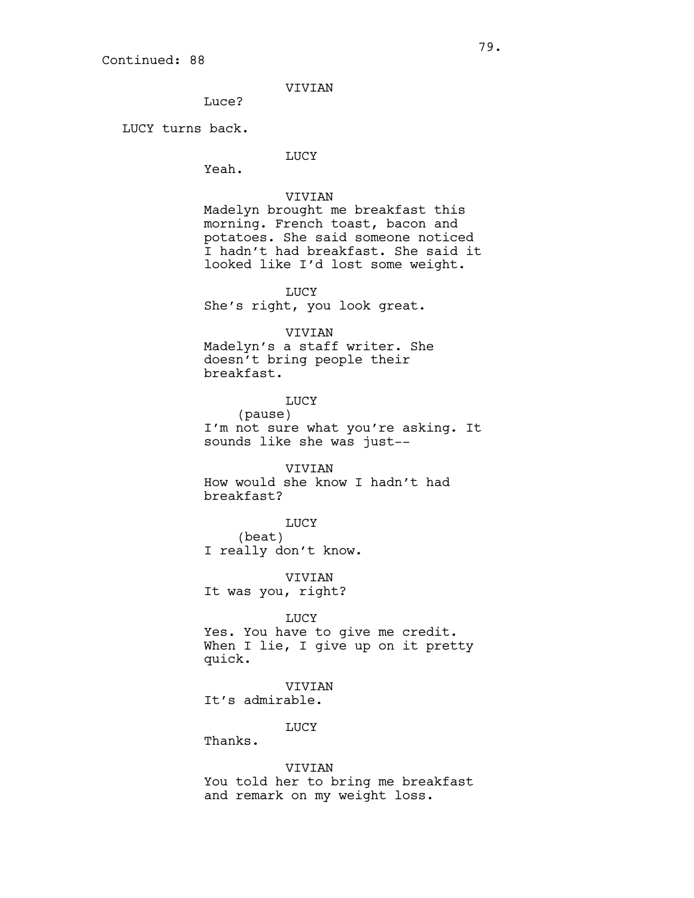Continued: 88

VIVIAN
Luce?

LUCY turns back.

LUCY
Yeah.

VIVIAN
Madelyn brought me breakfast this morning. French toast, bacon and potatoes. She said someone noticed I hadn't had breakfast. She said it looked like I'd lost some weight.

LUCY
She's right, you look great.

VIVIAN
Madelyn's a staff writer. She doesn't bring people their breakfast.

LUCY
(pause)
I'm not sure what you're asking. It sounds like she was just--

VIVIAN
How would she know I hadn't had breakfast?

LUCY
(beat)
I really don't know.

VIVIAN
It was you, right?

LUCY
Yes. You have to give me credit. When I lie, I give up on it pretty quick.

VIVIAN
It's admirable.

LUCY
Thanks.

VIVIAN
You told her to bring me breakfast and remark on my weight loss.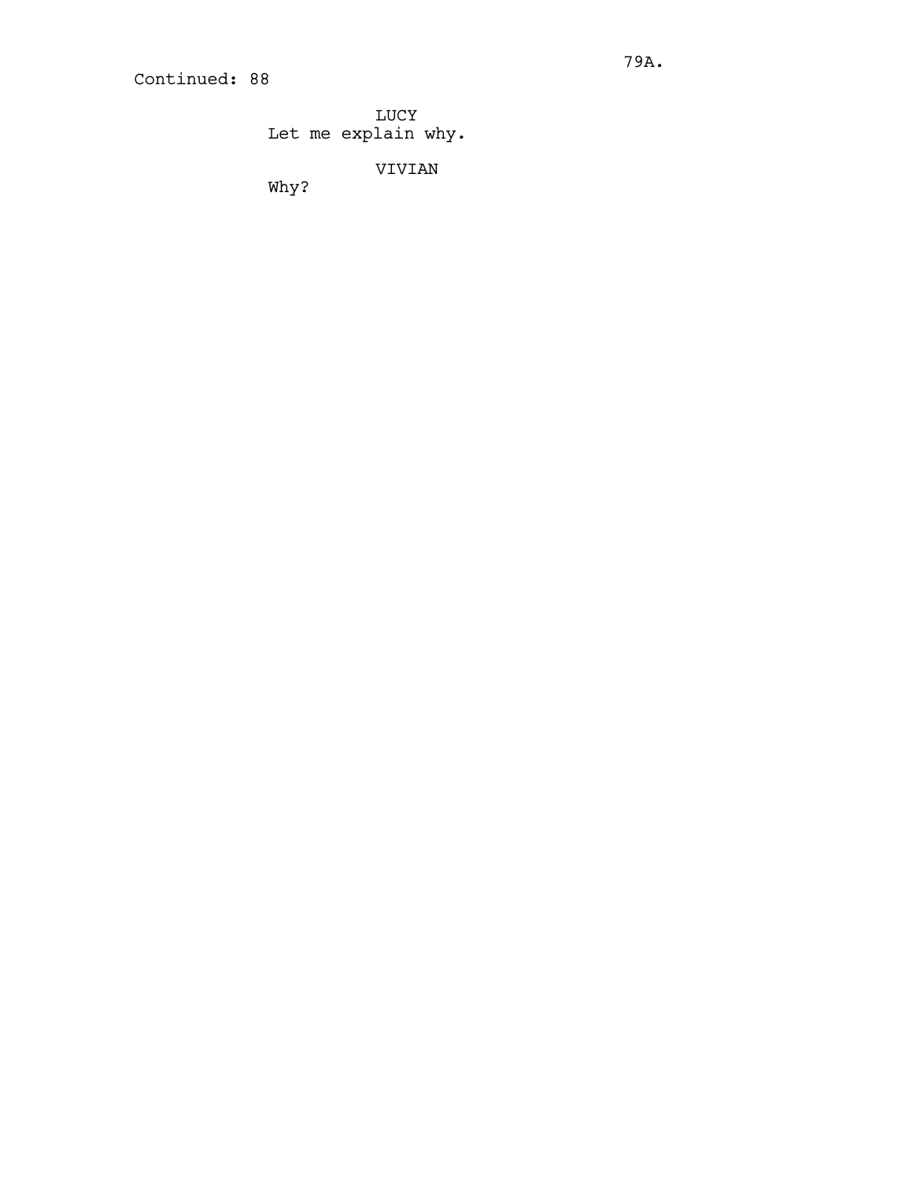Continued: 88

LUCY
Let me explain why.

VIVIAN
Why?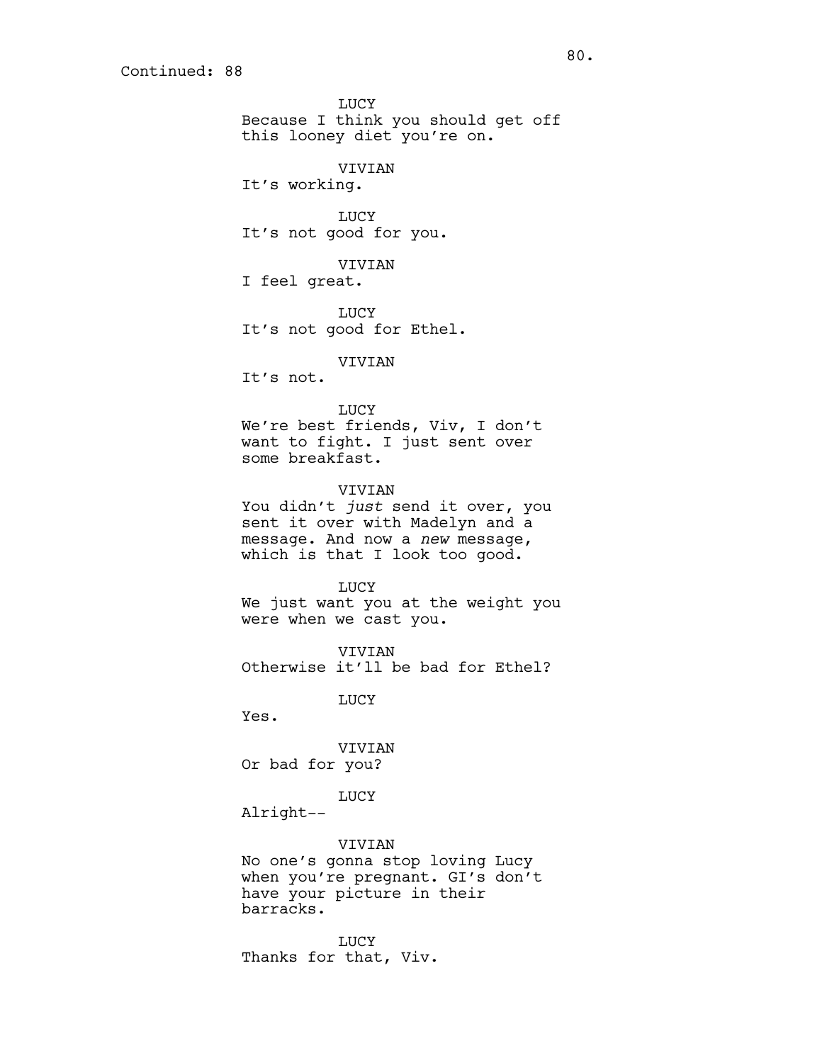Continued: 88

LUCY
Because I think you should get off this looney diet you're on.

VIVIAN
It's working.

LUCY
It's not good for you.

VIVIAN
I feel great.

LUCY
It's not good for Ethel.

VIVIAN
It's not.

LUCY
We're best friends, Viv, I don't want to fight. I just sent over some breakfast.

VIVIAN
You didn't *just* send it over, you sent it over with Madelyn and a message. And now a *new* message, which is that I look too good.

LUCY
We just want you at the weight you were when we cast you.

VIVIAN
Otherwise it'll be bad for Ethel?

LUCY
Yes.

VIVIAN
Or bad for you?

LUCY
Alright--

VIVIAN
No one's gonna stop loving Lucy when you're pregnant. GI's don't have your picture in their barracks.

LUCY
Thanks for that, Viv.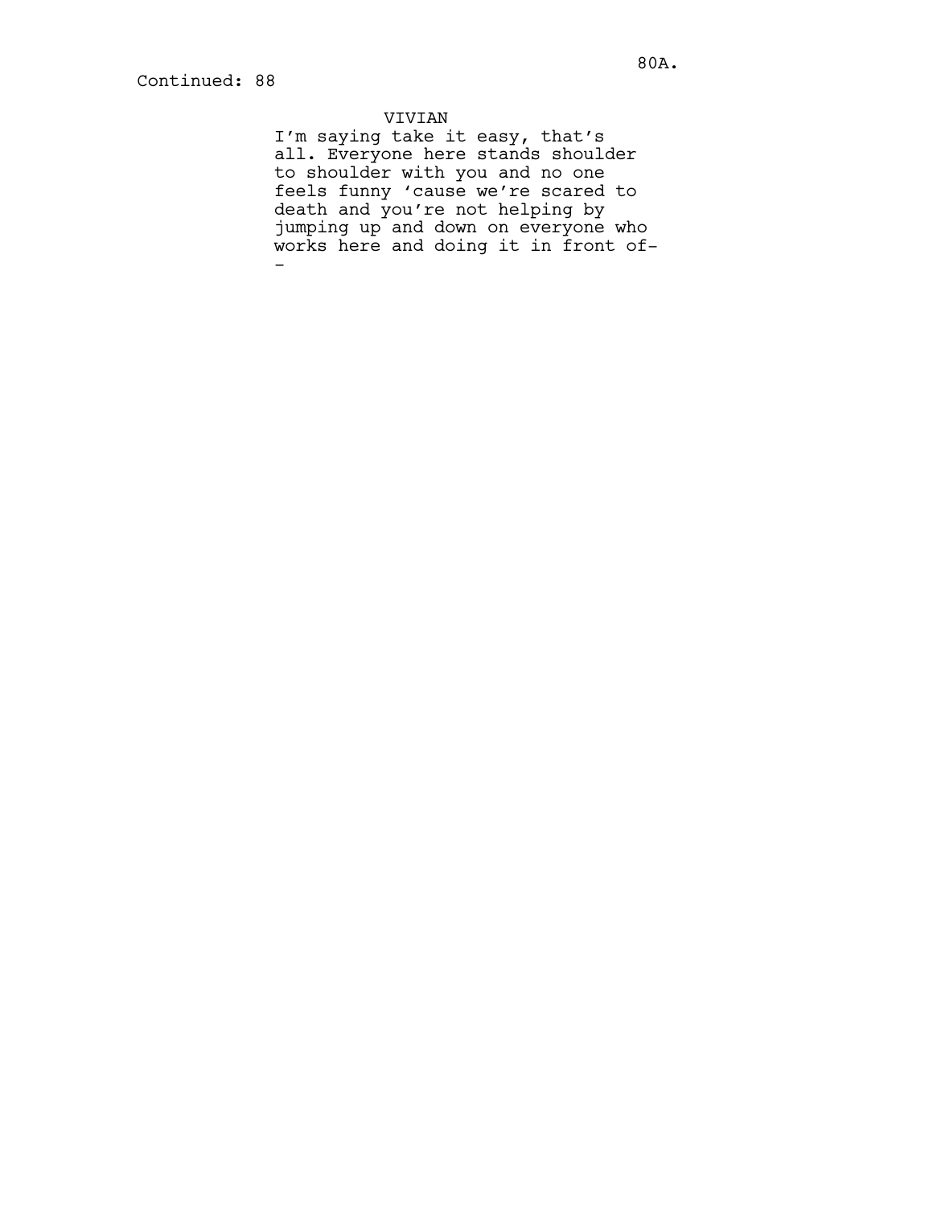Continued: 88

VIVIAN

I'm saying take it easy, that's all. Everyone here stands shoulder to shoulder with you and no one feels funny 'cause we're scared to death and you're not helping by jumping up and down on everyone who works here and doing it in front of--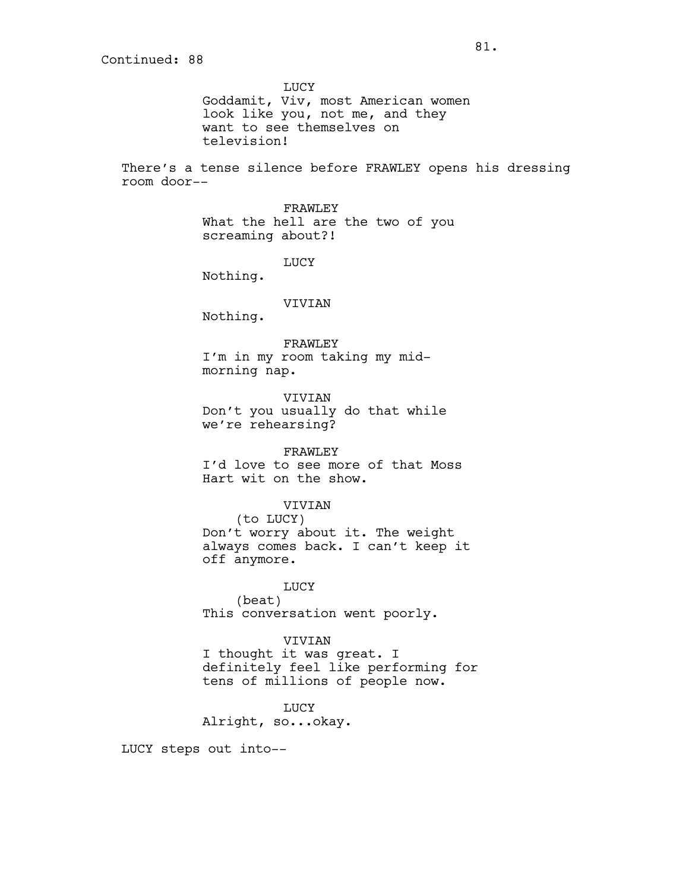Continued: 88

LUCY
Goddamit, Viv, most American women look like you, not me, and they want to see themselves on television!

There's a tense silence before FRAWLEY opens his dressing room door--

FRAWLEY
What the hell are the two of you screaming about?!

LUCY
Nothing.

VIVIAN
Nothing.

FRAWLEY
I'm in my room taking my mid-morning nap.

VIVIAN
Don't you usually do that while we're rehearsing?

FRAWLEY
I'd love to see more of that Moss Hart wit on the show.

VIVIAN
(to LUCY)
Don't worry about it. The weight always comes back. I can't keep it off anymore.

LUCY
(beat)
This conversation went poorly.

VIVIAN
I thought it was great. I definitely feel like performing for tens of millions of people now.

LUCY
Alright, so...okay.

LUCY steps out into--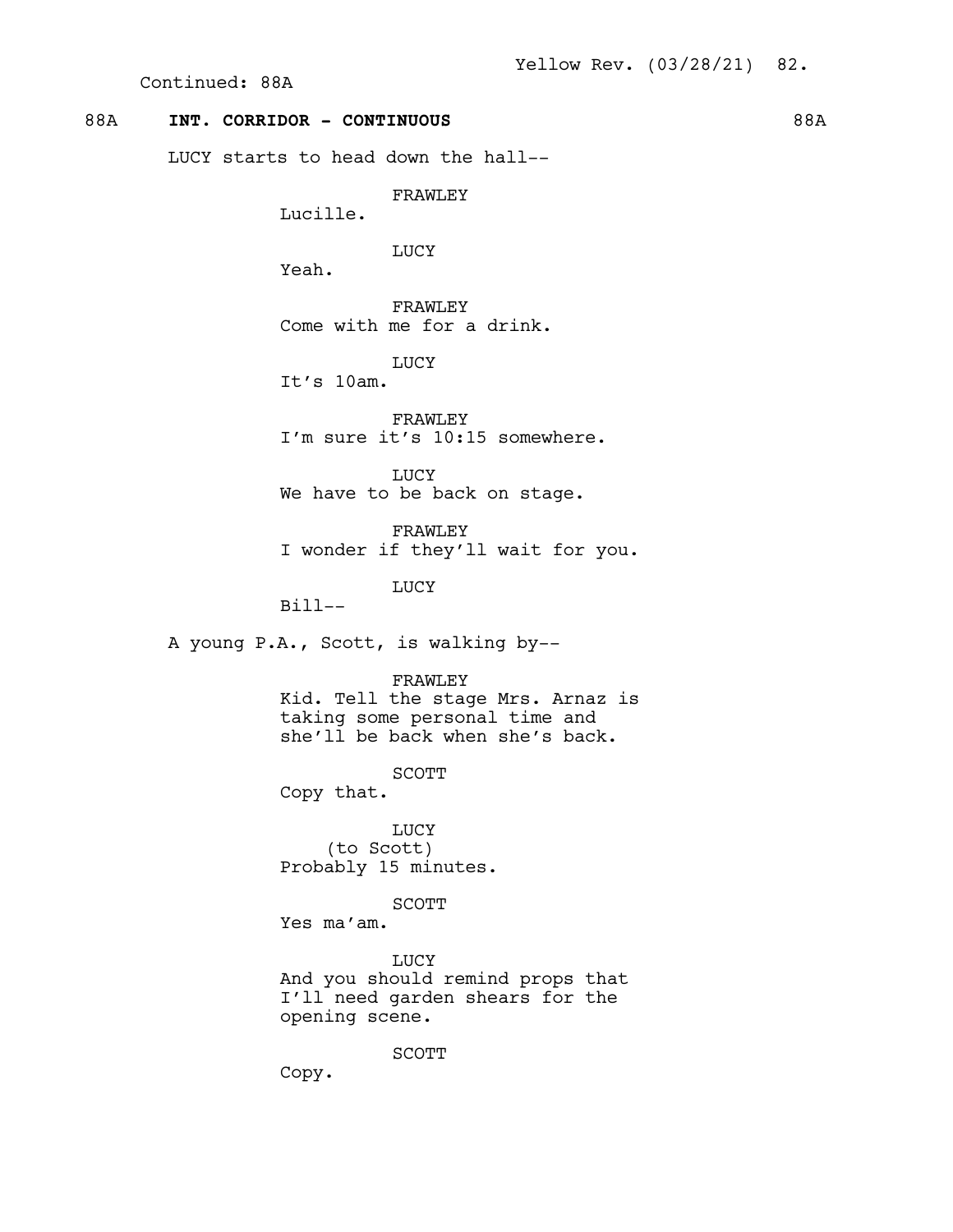Continued: 88A

## 88A INT. CORRIDOR - CONTINUOUS 88A

LUCY starts to head down the hall--

FRAWLEY
Lucille.

LUCY
Yeah.

FRAWLEY
Come with me for a drink.

LUCY
It's 10am.

FRAWLEY
I'm sure it's 10:15 somewhere.

LUCY
We have to be back on stage.

FRAWLEY
I wonder if they'll wait for you.

LUCY
Bill--

A young P.A., Scott, is walking by--

FRAWLEY
Kid. Tell the stage Mrs. Arnaz is taking some personal time and she'll be back when she's back.

SCOTT
Copy that.

LUCY
(to Scott)
Probably 15 minutes.

SCOTT
Yes ma'am.

LUCY
And you should remind props that I'll need garden shears for the opening scene.

SCOTT
Copy.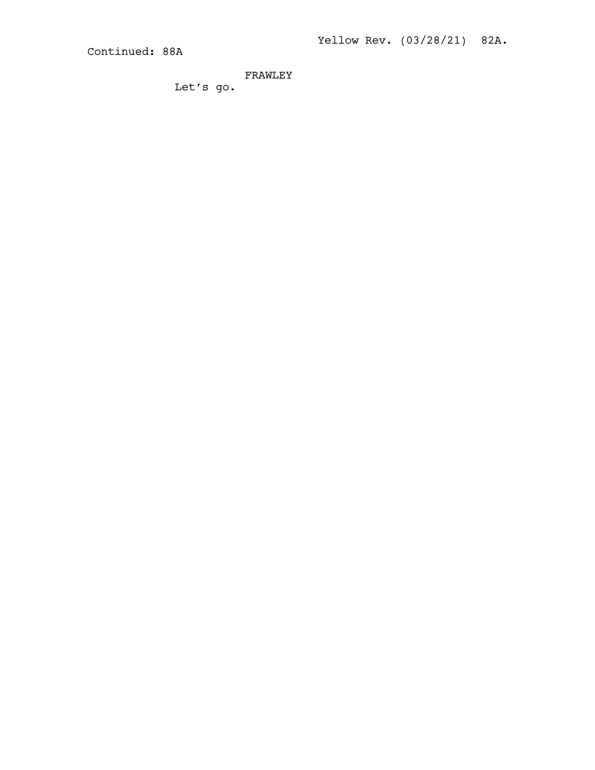Continued: 88A

FRAWLEY
Let's go.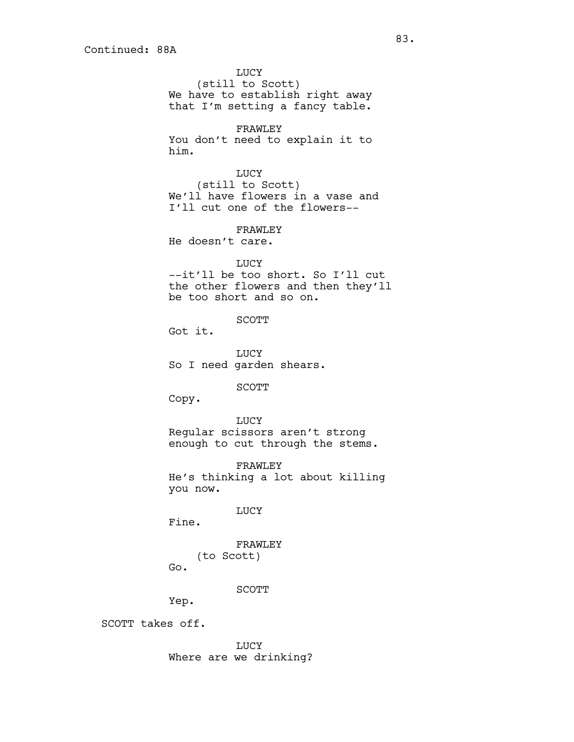Continued: 88A

LUCY
(still to Scott)
We have to establish right away that I'm setting a fancy table.

FRAWLEY
You don't need to explain it to him.

LUCY
(still to Scott)
We'll have flowers in a vase and I'll cut one of the flowers--

FRAWLEY
He doesn't care.

LUCY
--it'll be too short. So I'll cut the other flowers and then they'll be too short and so on.

SCOTT
Got it.

LUCY
So I need garden shears.

SCOTT
Copy.

LUCY
Regular scissors aren't strong enough to cut through the stems.

FRAWLEY
He's thinking a lot about killing you now.

LUCY
Fine.

FRAWLEY
(to Scott)
Go.

SCOTT
Yep.

SCOTT takes off.

LUCY
Where are we drinking?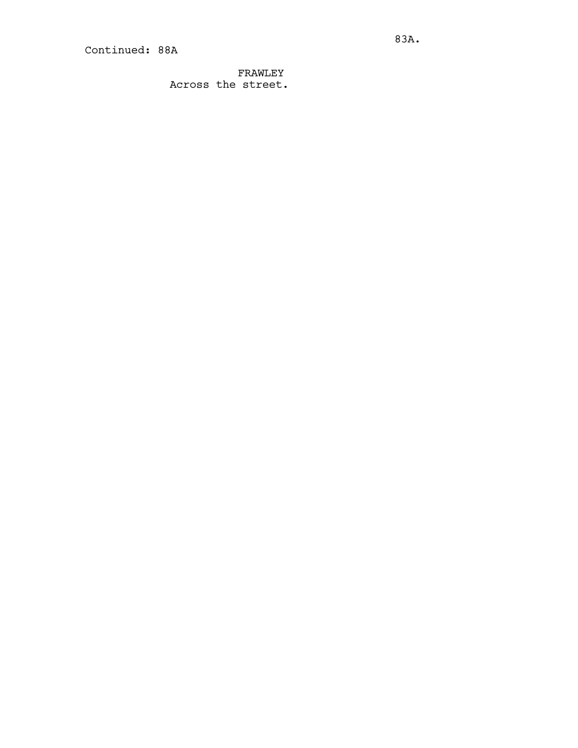Continued: 88A

FRAWLEY
Across the street.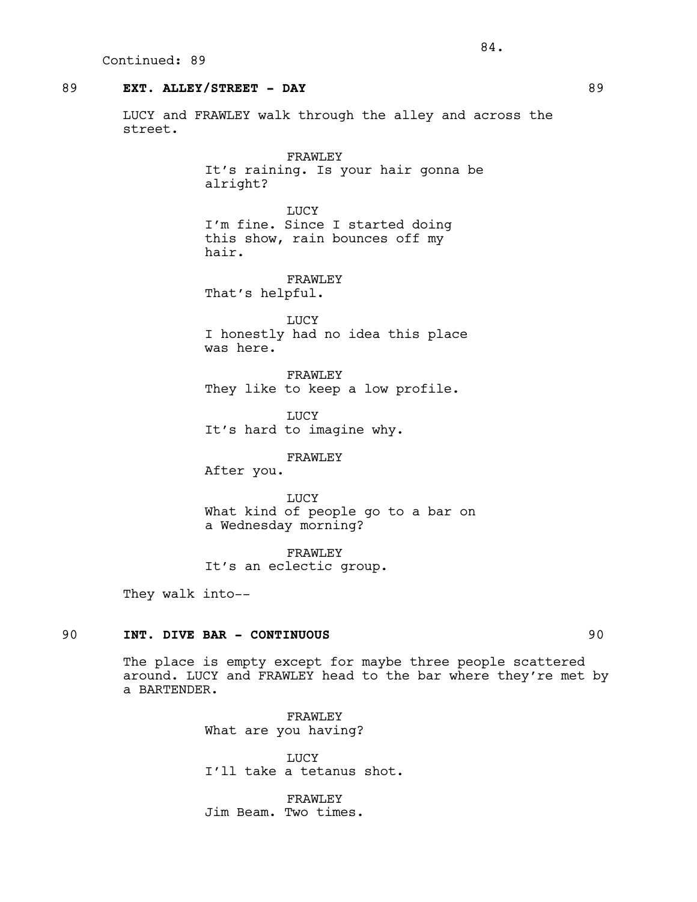Continued: 89

89 **EXT. ALLEY/STREET - DAY** 89

LUCY and FRAWLEY walk through the alley and across the street.

FRAWLEY
It's raining. Is your hair gonna be alright?

LUCY
I'm fine. Since I started doing this show, rain bounces off my hair.

FRAWLEY
That's helpful.

LUCY
I honestly had no idea this place was here.

FRAWLEY
They like to keep a low profile.

LUCY
It's hard to imagine why.

FRAWLEY
After you.

LUCY
What kind of people go to a bar on a Wednesday morning?

FRAWLEY
It's an eclectic group.

They walk into--

90 **INT. DIVE BAR - CONTINUOUS** 90

The place is empty except for maybe three people scattered around. LUCY and FRAWLEY head to the bar where they're met by a BARTENDER.

FRAWLEY
What are you having?

LUCY
I'll take a tetanus shot.

FRAWLEY
Jim Beam. Two times.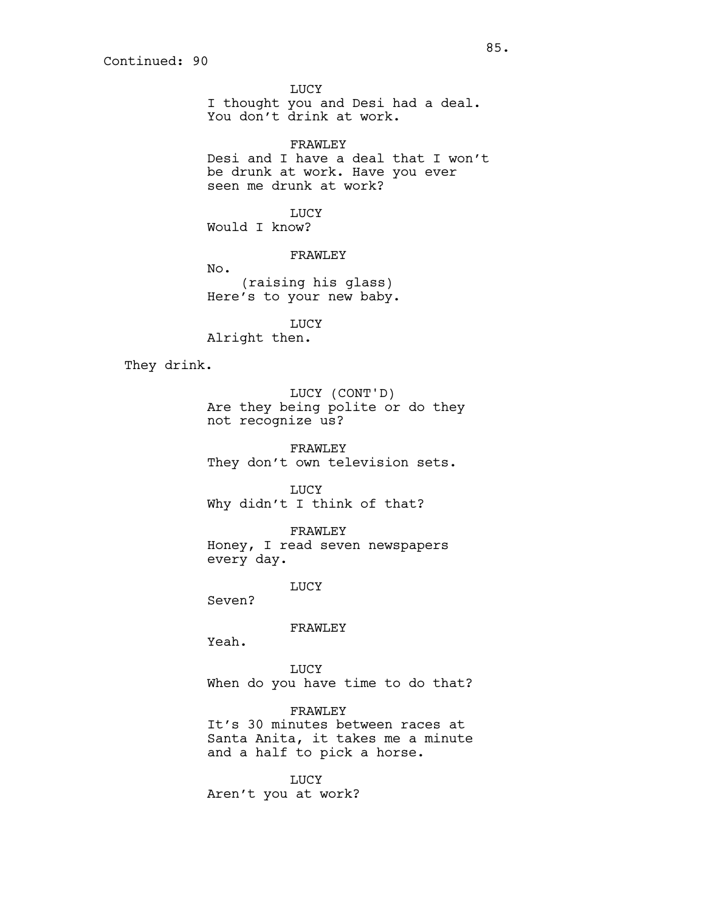Continued: 90

LUCY
I thought you and Desi had a deal. You don't drink at work.

FRAWLEY
Desi and I have a deal that I won't be drunk at work. Have you ever seen me drunk at work?

LUCY
Would I know?

FRAWLEY
No.
(raising his glass)
Here's to your new baby.

LUCY
Alright then.

They drink.

LUCY (CONT'D)
Are they being polite or do they not recognize us?

FRAWLEY
They don't own television sets.

LUCY
Why didn't I think of that?

FRAWLEY
Honey, I read seven newspapers every day.

LUCY
Seven?

FRAWLEY
Yeah.

LUCY
When do you have time to do that?

FRAWLEY
It's 30 minutes between races at Santa Anita, it takes me a minute and a half to pick a horse.

LUCY
Aren't you at work?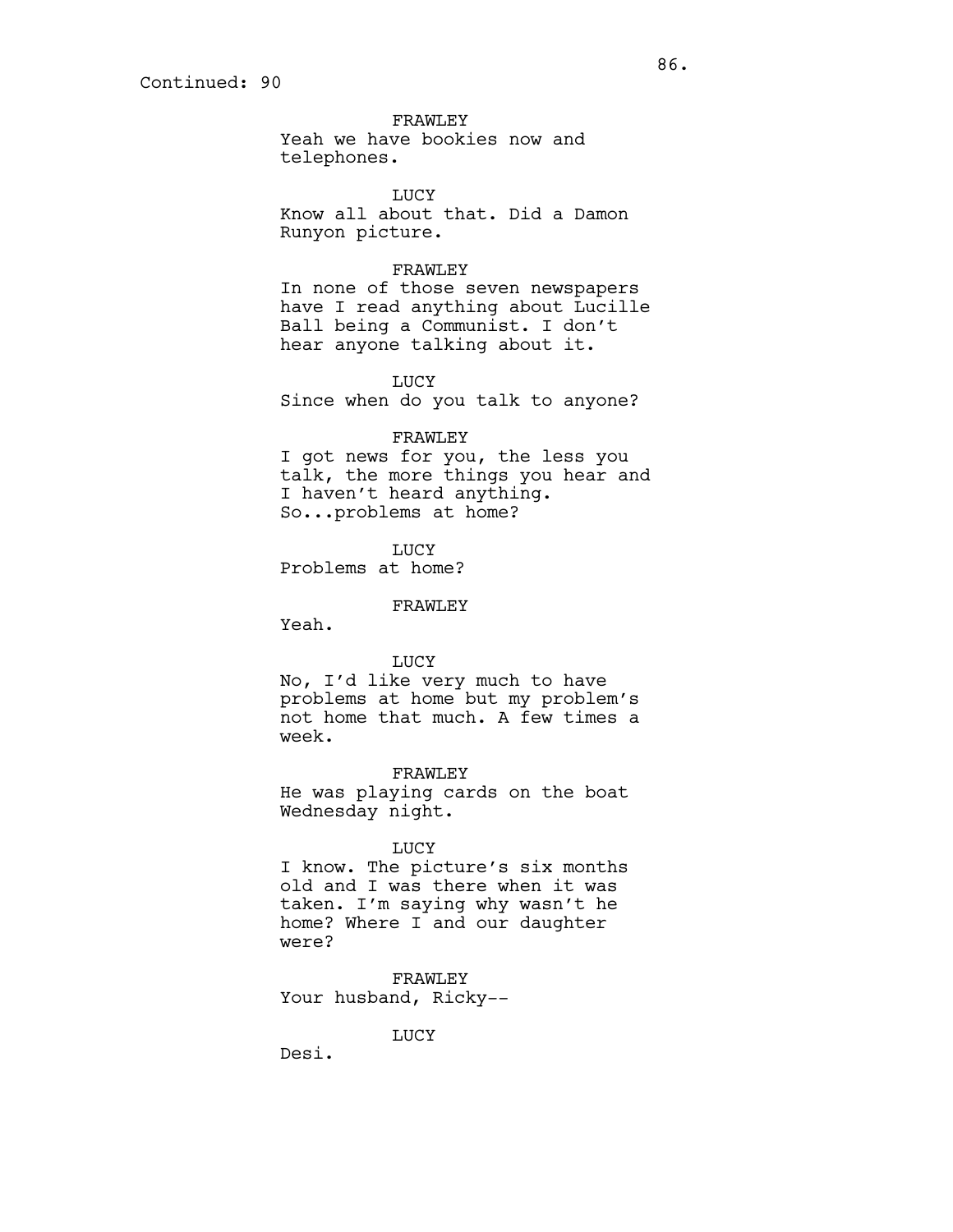Continued: 90

FRAWLEY
Yeah we have bookies now and telephones.

LUCY
Know all about that. Did a Damon Runyon picture.

FRAWLEY
In none of those seven newspapers have I read anything about Lucille Ball being a Communist. I don't hear anyone talking about it.

LUCY
Since when do you talk to anyone?

FRAWLEY
I got news for you, the less you talk, the more things you hear and I haven't heard anything. So...problems at home?

LUCY
Problems at home?

FRAWLEY
Yeah.

LUCY
No, I'd like very much to have problems at home but my problem's not home that much. A few times a week.

FRAWLEY
He was playing cards on the boat Wednesday night.

LUCY
I know. The picture's six months old and I was there when it was taken. I'm saying why wasn't he home? Where I and our daughter were?

FRAWLEY
Your husband, Ricky--

LUCY
Desi.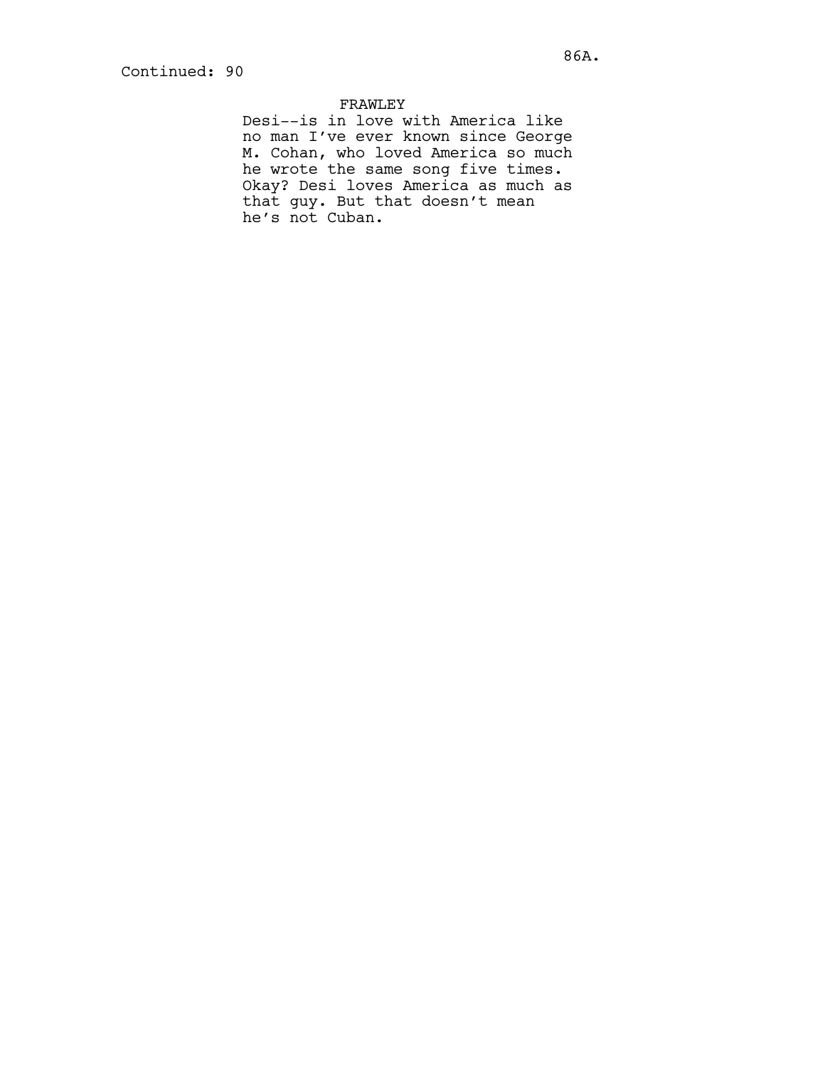Continued: 90

FRAWLEY

Desi--is in love with America like no man I've ever known since George M. Cohan, who loved America so much he wrote the same song five times. Okay? Desi loves America as much as that guy. But that doesn't mean he's not Cuban.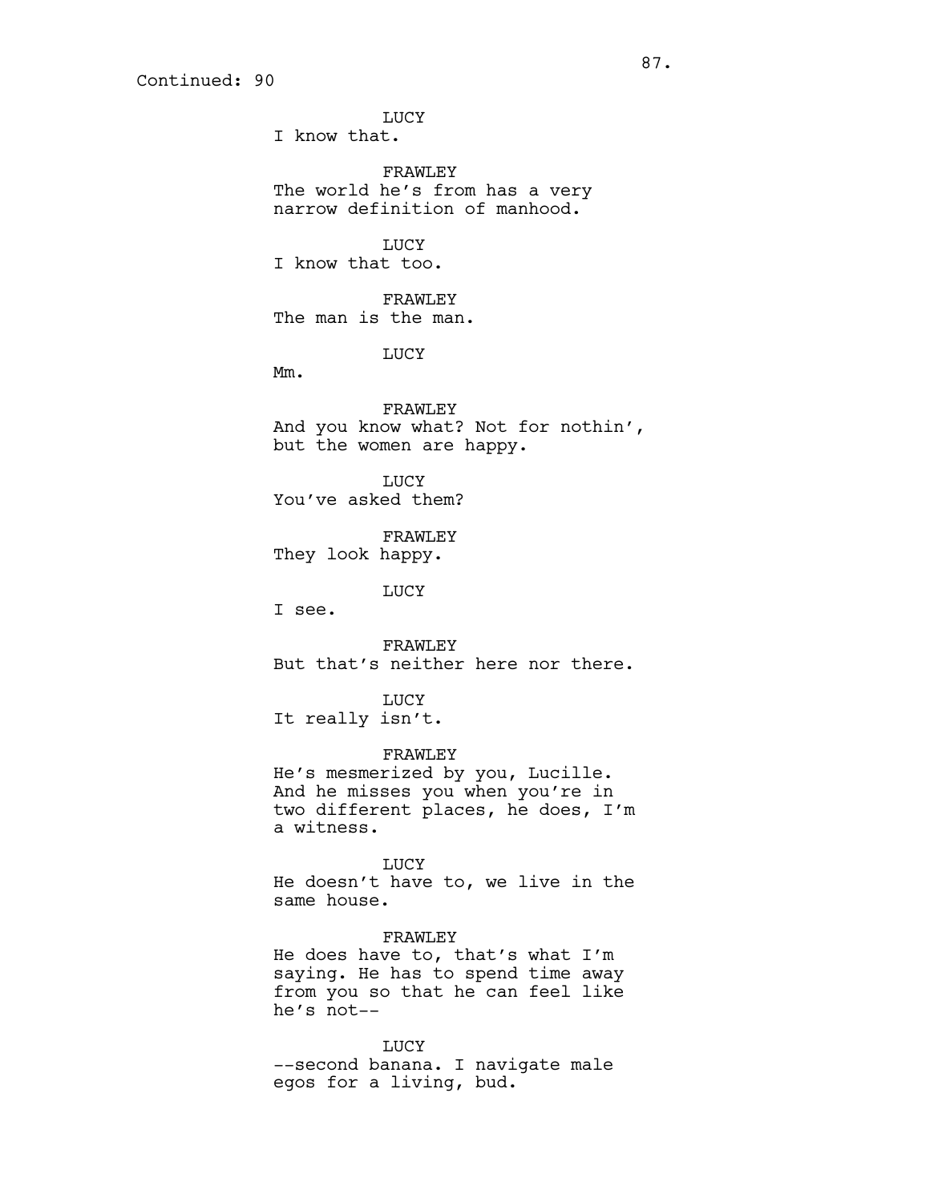Continued: 90

LUCY
I know that.

FRAWLEY
The world he's from has a very narrow definition of manhood.

LUCY
I know that too.

FRAWLEY
The man is the man.

LUCY
Mm.

FRAWLEY
And you know what? Not for nothin', but the women are happy.

LUCY
You've asked them?

FRAWLEY
They look happy.

LUCY
I see.

FRAWLEY
But that's neither here nor there.

LUCY
It really isn't.

FRAWLEY
He's mesmerized by you, Lucille. And he misses you when you're in two different places, he does, I'm a witness.

LUCY
He doesn't have to, we live in the same house.

FRAWLEY
He does have to, that's what I'm saying. He has to spend time away from you so that he can feel like he's not--

LUCY
--second banana. I navigate male egos for a living, bud.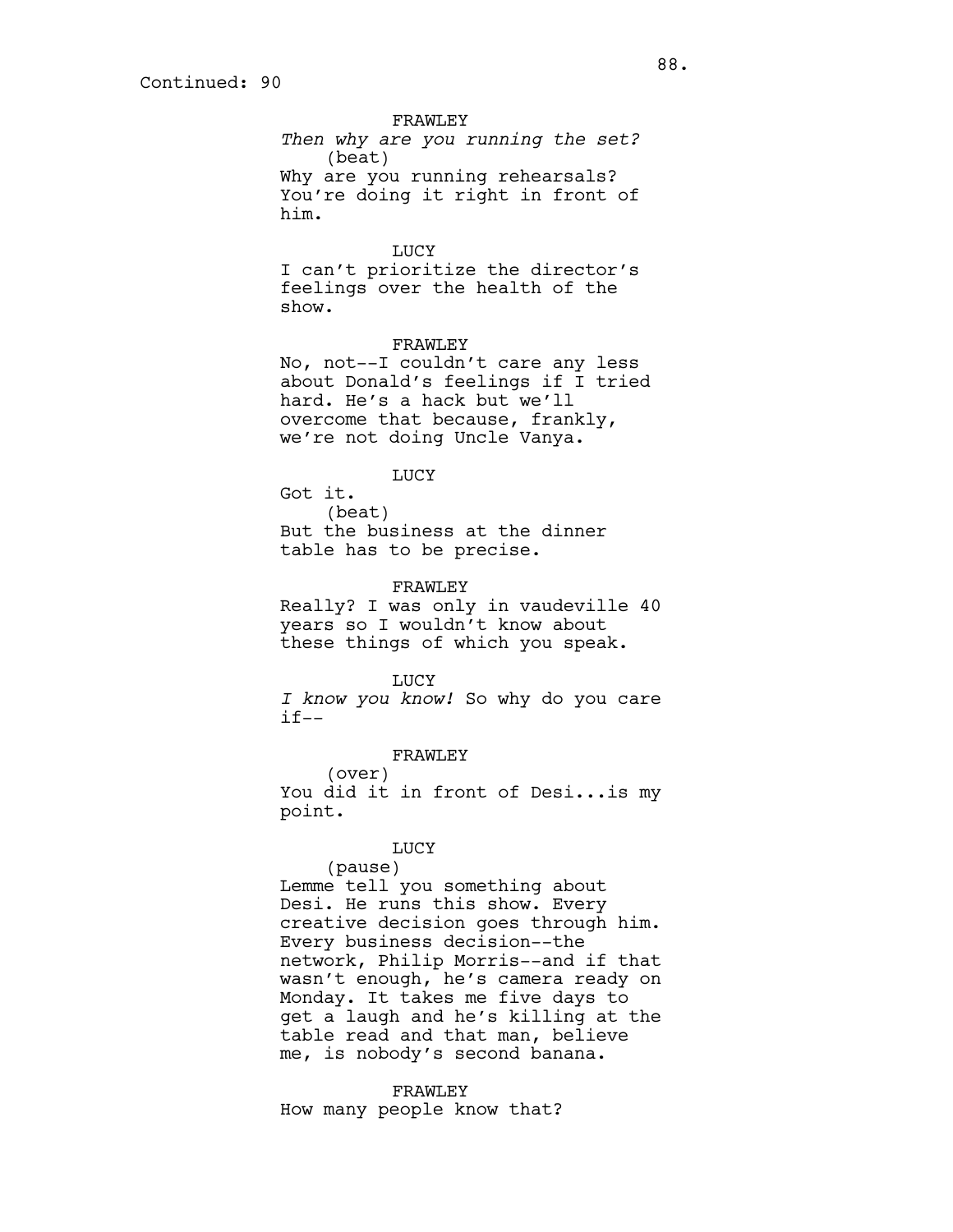Continued: 90

FRAWLEY

*Then why are you running the set?*

(beat)

Why are you running rehearsals? You're doing it right in front of him.

LUCY

I can't prioritize the director's feelings over the health of the show.

FRAWLEY

No, not--I couldn't care any less about Donald's feelings if I tried hard. He's a hack but we'll overcome that because, frankly, we're not doing Uncle Vanya.

LUCY

Got it.

(beat)

But the business at the dinner table has to be precise.

FRAWLEY

Really? I was only in vaudeville 40 years so I wouldn't know about these things of which you speak.

LUCY

*I know you know!* So why do you care if--

FRAWLEY

(over)

You did it in front of Desi...is my point.

LUCY

(pause)

Lemme tell you something about Desi. He runs this show. Every creative decision goes through him. Every business decision--the network, Philip Morris--and if that wasn't enough, he's camera ready on Monday. It takes me five days to get a laugh and he's killing at the table read and that man, believe me, is nobody's second banana.

FRAWLEY

How many people know that?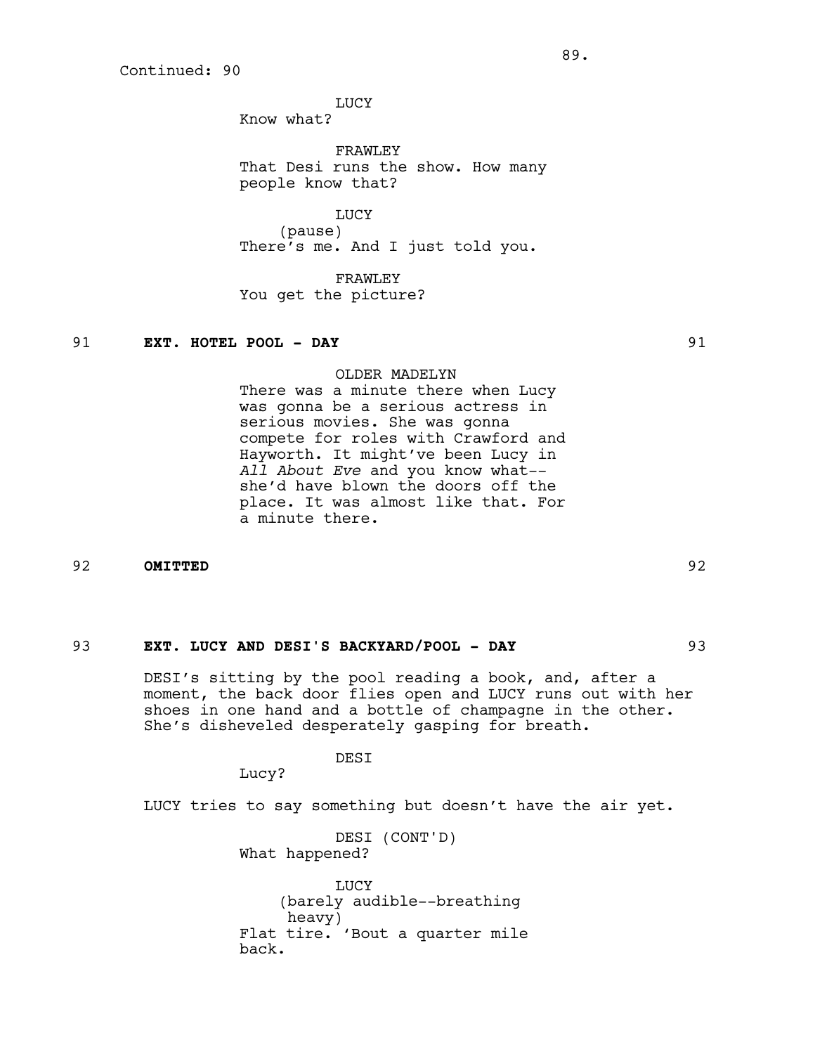Continued: 90

LUCY
Know what?

FRAWLEY
That Desi runs the show. How many people know that?

LUCY
(pause)
There's me. And I just told you.

FRAWLEY
You get the picture?

91 **EXT. HOTEL POOL - DAY** 91

OLDER MADELYN
There was a minute there when Lucy was gonna be a serious actress in serious movies. She was gonna compete for roles with Crawford and Hayworth. It might've been Lucy in *All About Eve* and you know what-- she'd have blown the doors off the place. It was almost like that. For a minute there.

92 **OMITTED** 92

93 **EXT. LUCY AND DESI'S BACKYARD/POOL - DAY** 93

DESI's sitting by the pool reading a book, and, after a moment, the back door flies open and LUCY runs out with her shoes in one hand and a bottle of champagne in the other. She's disheveled desperately gasping for breath.

DESI
Lucy?

LUCY tries to say something but doesn't have the air yet.

DESI (CONT'D)
What happened?

LUCY
(barely audible--breathing heavy)
Flat tire. 'Bout a quarter mile back.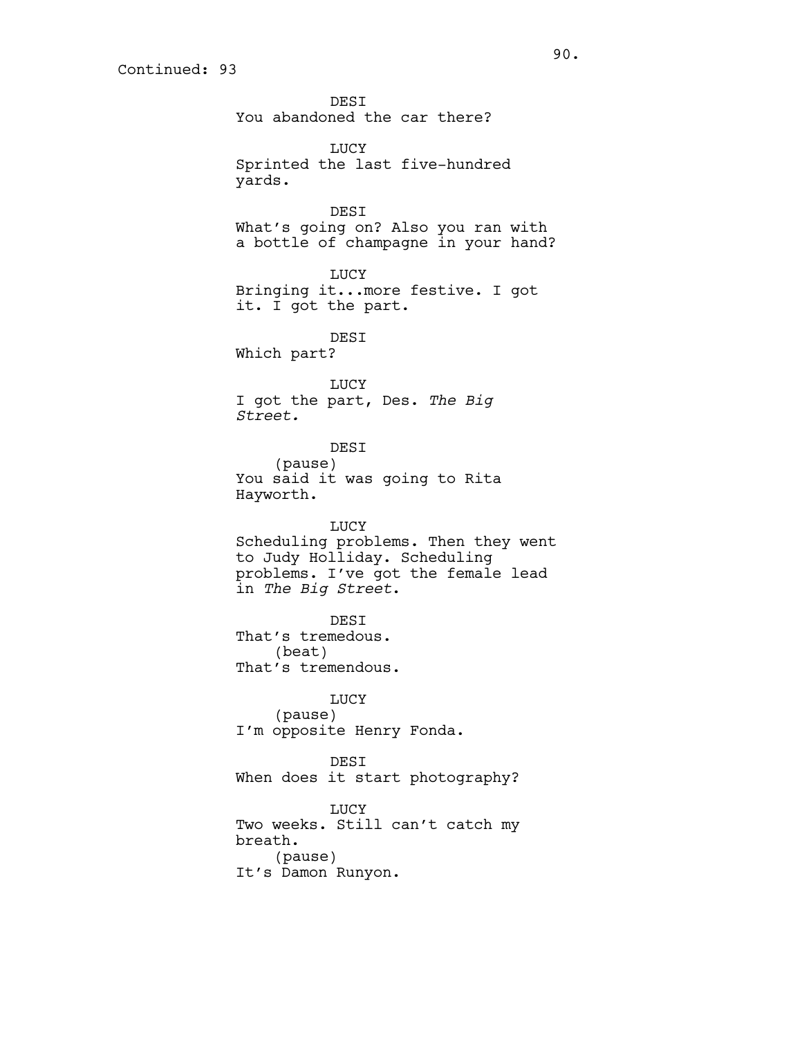Continued: 93

DESI
You abandoned the car there?

LUCY
Sprinted the last five-hundred yards.

DESI
What's going on? Also you ran with a bottle of champagne in your hand?

LUCY
Bringing it...more festive. I got it. I got the part.

DESI
Which part?

LUCY
I got the part, Des. *The Big Street.*

DESI
(pause)
You said it was going to Rita Hayworth.

LUCY
Scheduling problems. Then they went to Judy Holliday. Scheduling problems. I've got the female lead in *The Big Street*.

DESI
That's tremedous.
(beat)
That's tremendous.

LUCY
(pause)
I'm opposite Henry Fonda.

DESI
When does it start photography?

LUCY
Two weeks. Still can't catch my breath.
(pause)
It's Damon Runyon.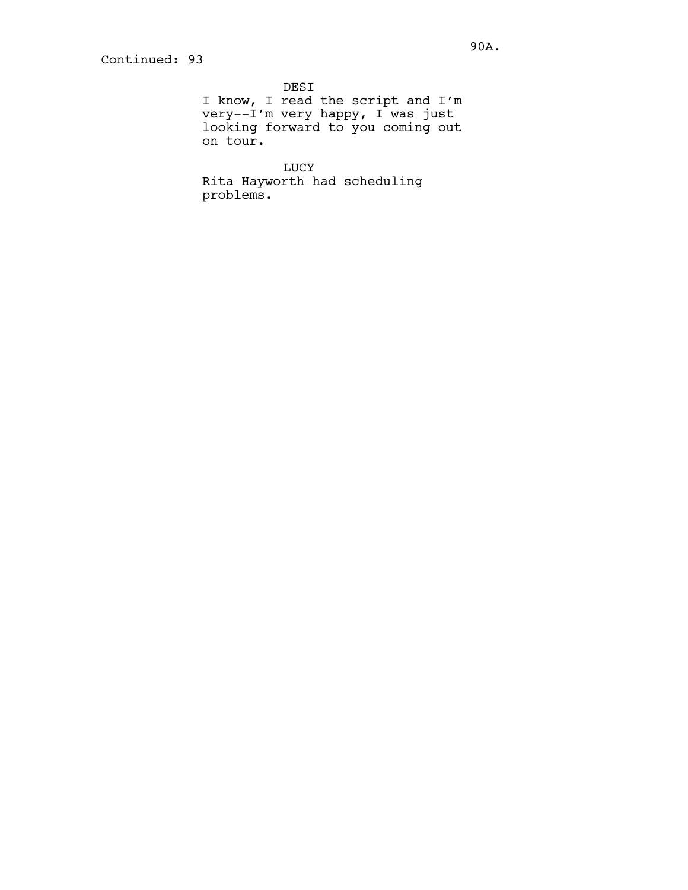Continued: 93

DESI
I know, I read the script and I'm very--I'm very happy, I was just looking forward to you coming out on tour.

LUCY
Rita Hayworth had scheduling problems.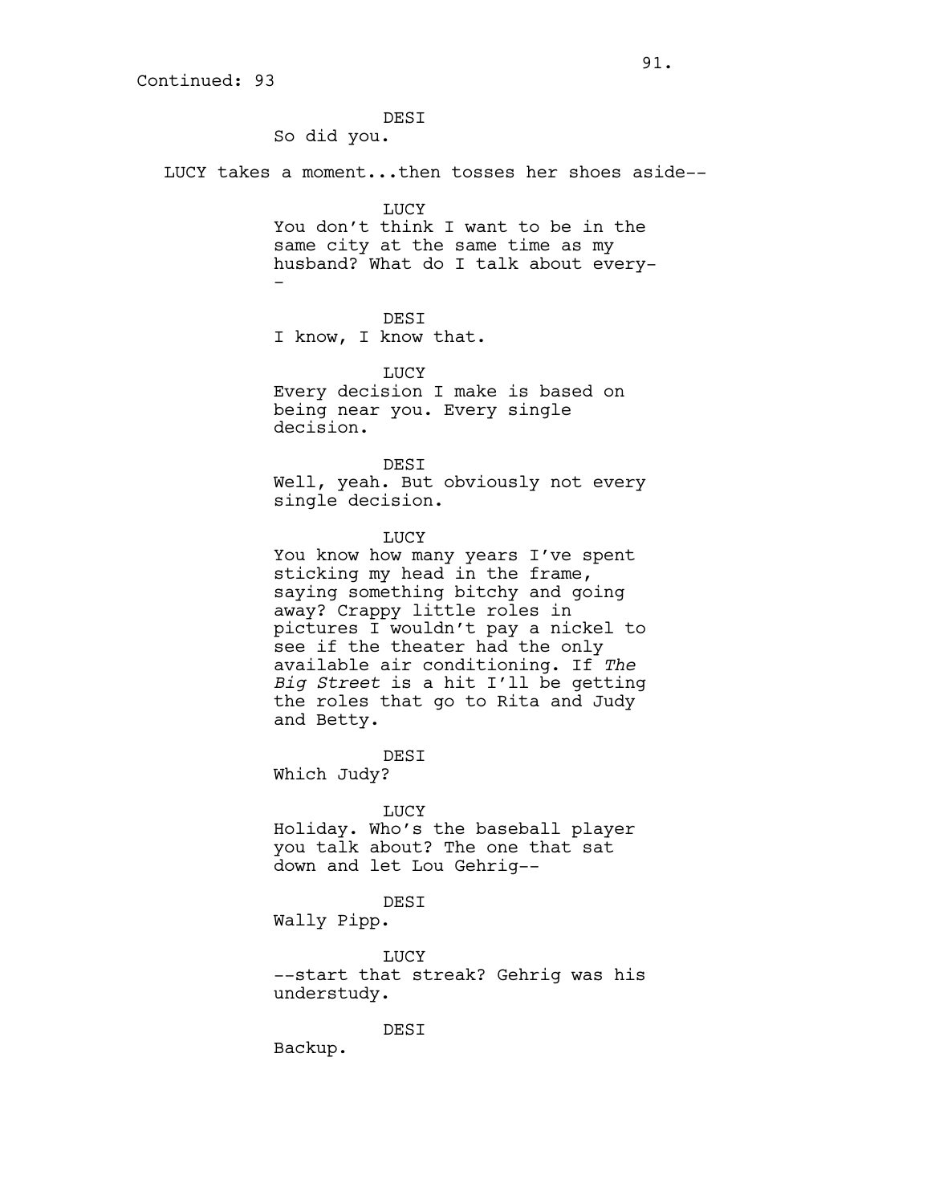Continued: 93

DESI
So did you.

LUCY takes a moment...then tosses her shoes aside--

LUCY
You don't think I want to be in the same city at the same time as my husband? What do I talk about every--

DESI
I know, I know that.

LUCY
Every decision I make is based on being near you. Every single decision.

DESI
Well, yeah. But obviously not every single decision.

LUCY
You know how many years I've spent sticking my head in the frame, saying something bitchy and going away? Crappy little roles in pictures I wouldn't pay a nickel to see if the theater had the only available air conditioning. If *The Big Street* is a hit I'll be getting the roles that go to Rita and Judy and Betty.

DESI
Which Judy?

LUCY
Holiday. Who's the baseball player you talk about? The one that sat down and let Lou Gehrig--

DESI
Wally Pipp.

LUCY
--start that streak? Gehrig was his understudy.

DESI
Backup.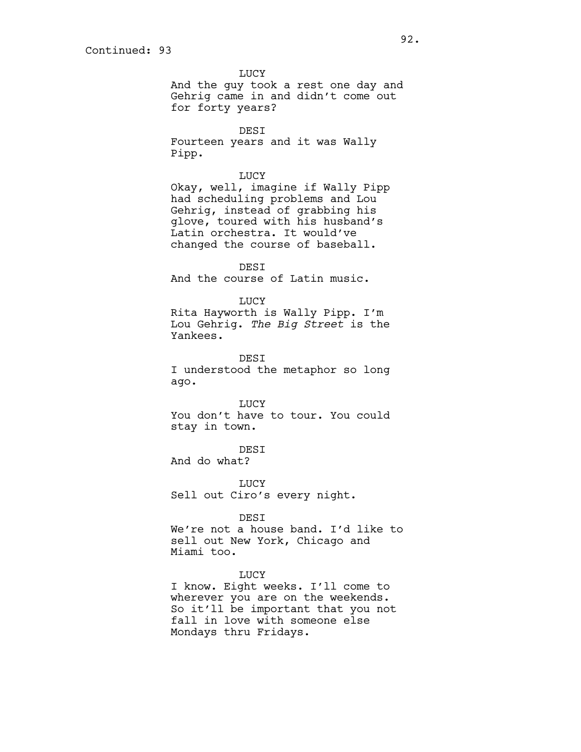Continued: 93

LUCY
And the guy took a rest one day and Gehrig came in and didn't come out for forty years?

DESI
Fourteen years and it was Wally Pipp.

LUCY
Okay, well, imagine if Wally Pipp had scheduling problems and Lou Gehrig, instead of grabbing his glove, toured with his husband's Latin orchestra. It would've changed the course of baseball.

DESI
And the course of Latin music.

LUCY
Rita Hayworth is Wally Pipp. I'm Lou Gehrig. *The Big Street* is the Yankees.

DESI
I understood the metaphor so long ago.

LUCY
You don't have to tour. You could stay in town.

DESI
And do what?

LUCY
Sell out Ciro's every night.

DESI
We're not a house band. I'd like to sell out New York, Chicago and Miami too.

LUCY
I know. Eight weeks. I'll come to wherever you are on the weekends. So it'll be important that you not fall in love with someone else Mondays thru Fridays.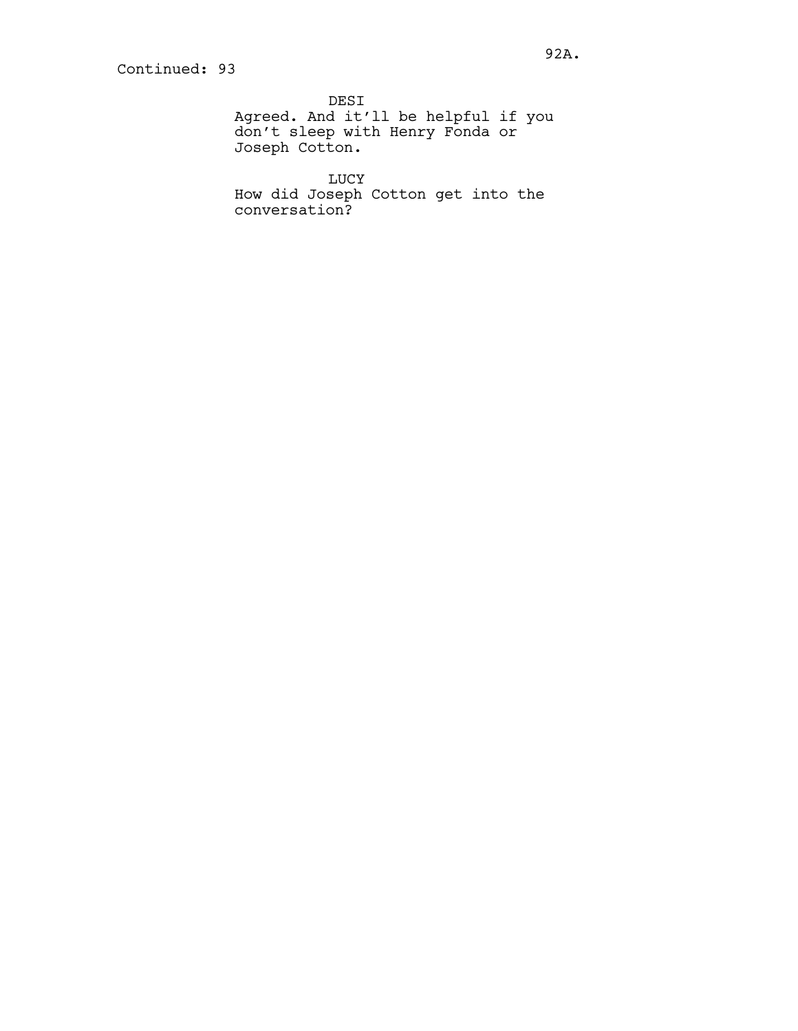Continued: 93

DESI
Agreed. And it'll be helpful if you don't sleep with Henry Fonda or Joseph Cotton.

LUCY
How did Joseph Cotton get into the conversation?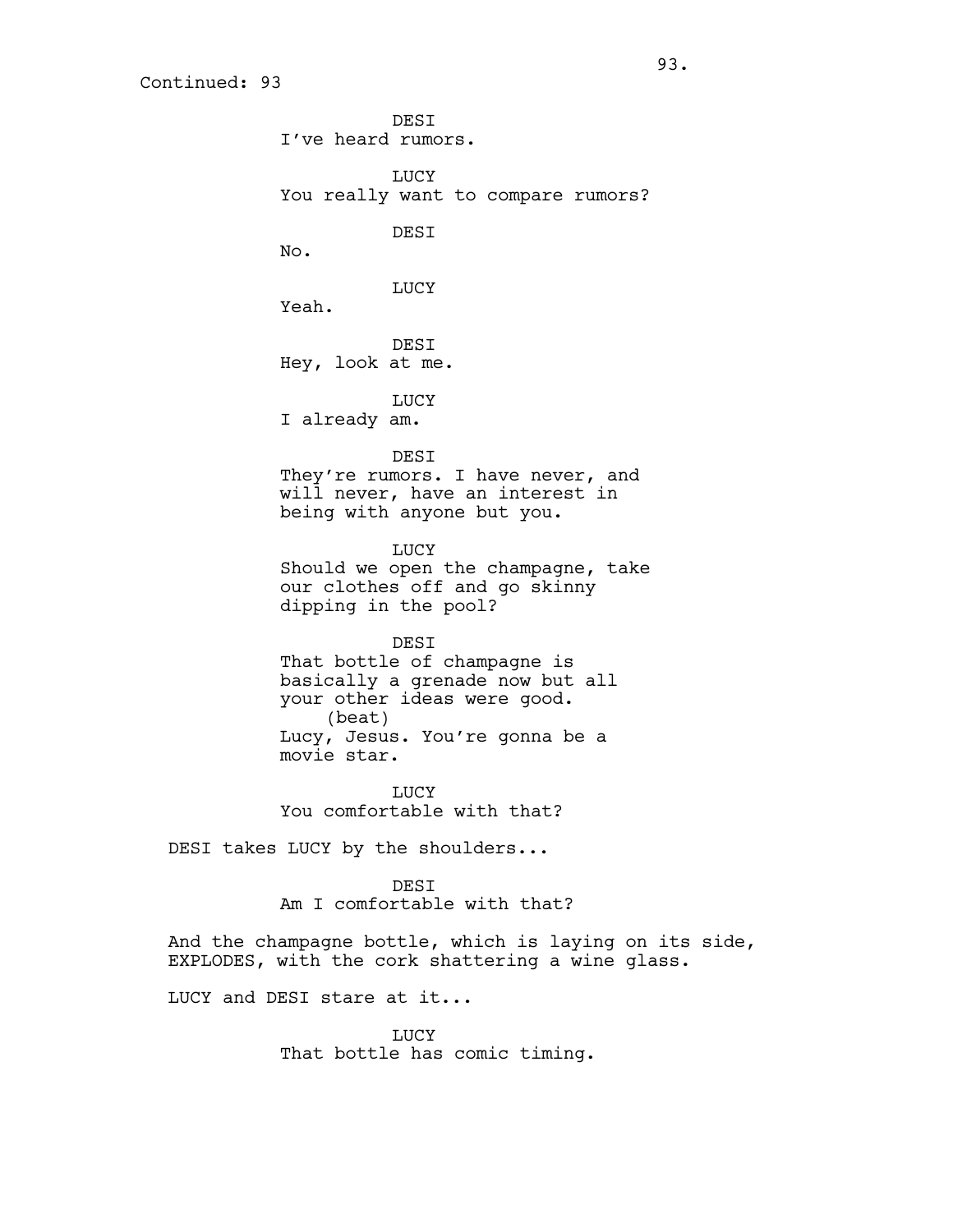Continued: 93

DESI
I've heard rumors.

LUCY
You really want to compare rumors?

DESI
No.

LUCY
Yeah.

DESI
Hey, look at me.

LUCY
I already am.

DESI
They're rumors. I have never, and will never, have an interest in being with anyone but you.

LUCY
Should we open the champagne, take our clothes off and go skinny dipping in the pool?

DESI
That bottle of champagne is basically a grenade now but all your other ideas were good.
(beat)
Lucy, Jesus. You're gonna be a movie star.

LUCY
You comfortable with that?

DESI takes LUCY by the shoulders...

DESI
Am I comfortable with that?

And the champagne bottle, which is laying on its side, EXPLODES, with the cork shattering a wine glass.

LUCY and DESI stare at it...

LUCY
That bottle has comic timing.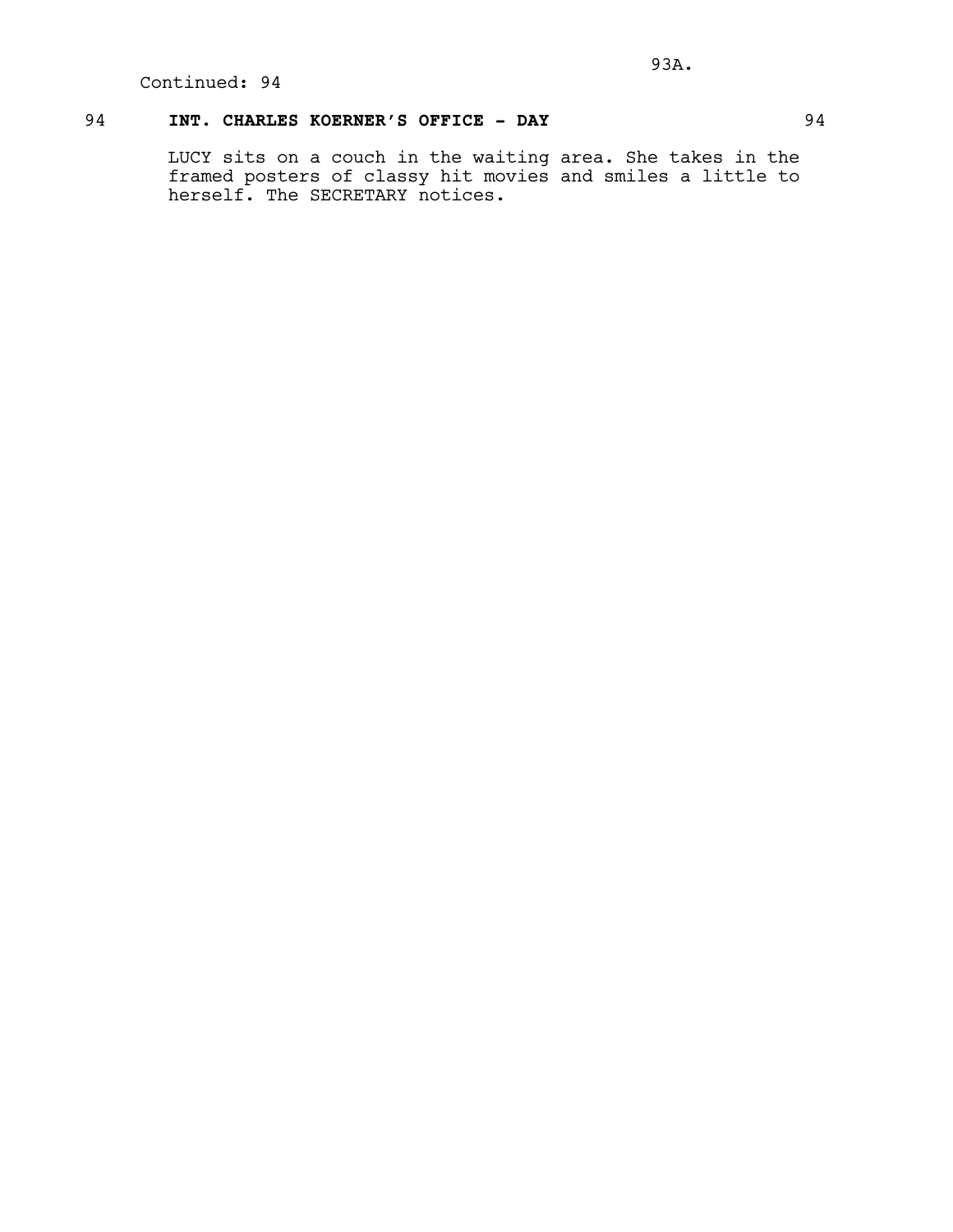Continued: 94

94 **INT. CHARLES KOERNER'S OFFICE - DAY** 94

LUCY sits on a couch in the waiting area. She takes in the framed posters of classy hit movies and smiles a little to herself. The SECRETARY notices.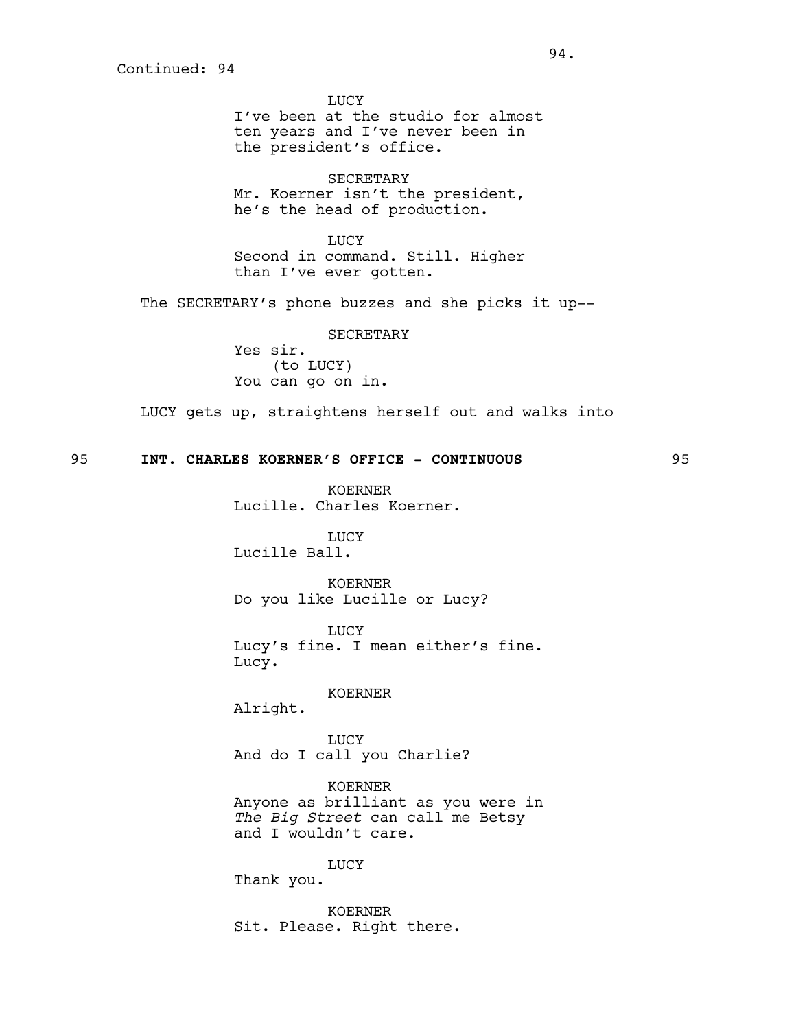Continued: 94

LUCY
I've been at the studio for almost ten years and I've never been in the president's office.

SECRETARY
Mr. Koerner isn't the president, he's the head of production.

LUCY
Second in command. Still. Higher than I've ever gotten.

The SECRETARY's phone buzzes and she picks it up--

SECRETARY
Yes sir.
(to LUCY)
You can go on in.

LUCY gets up, straightens herself out and walks into

**95 INT. CHARLES KOERNER'S OFFICE - CONTINUOUS 95**

KOERNER
Lucille. Charles Koerner.

LUCY
Lucille Ball.

KOERNER
Do you like Lucille or Lucy?

LUCY
Lucy's fine. I mean either's fine. Lucy.

KOERNER
Alright.

LUCY
And do I call you Charlie?

KOERNER
Anyone as brilliant as you were in *The Big Street* can call me Betsy and I wouldn't care.

LUCY
Thank you.

KOERNER
Sit. Please. Right there.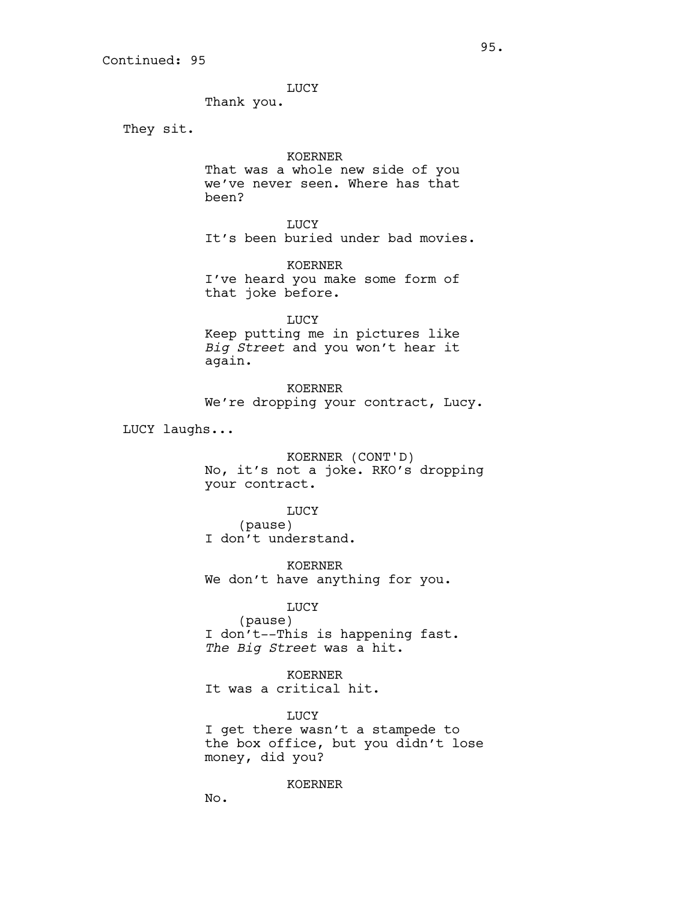Continued: 95

LUCY
Thank you.

They sit.

KOERNER
That was a whole new side of you we've never seen. Where has that been?

LUCY
It's been buried under bad movies.

KOERNER
I've heard you make some form of that joke before.

LUCY
Keep putting me in pictures like *Big Street* and you won't hear it again.

KOERNER
We're dropping your contract, Lucy.

LUCY laughs...

KOERNER (CONT'D)
No, it's not a joke. RKO's dropping your contract.

LUCY
(pause)
I don't understand.

KOERNER
We don't have anything for you.

LUCY
(pause)
I don't--This is happening fast. *The Big Street* was a hit.

KOERNER
It was a critical hit.

LUCY
I get there wasn't a stampede to the box office, but you didn't lose money, did you?

KOERNER
No.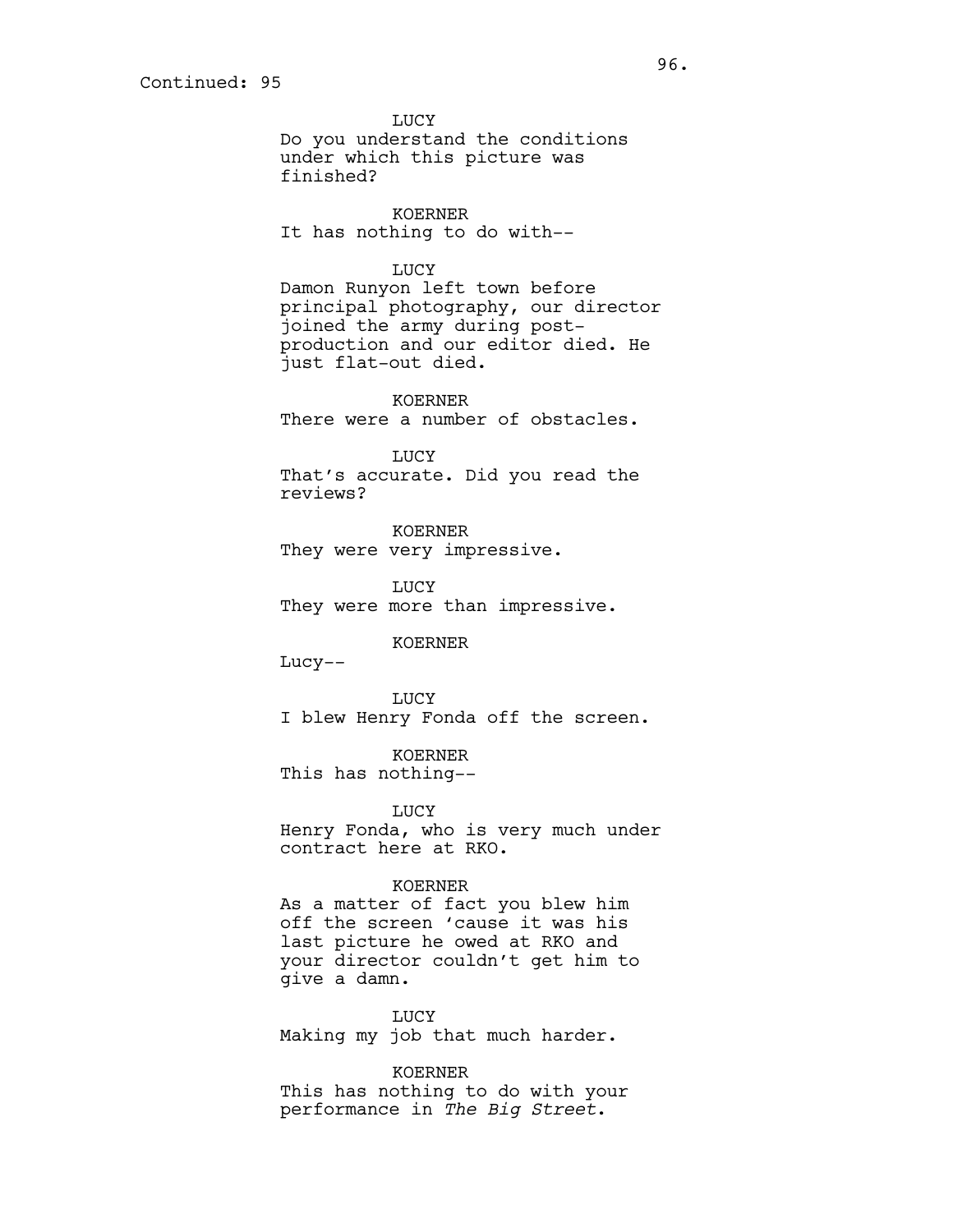Continued: 95

LUCY
Do you understand the conditions under which this picture was finished?

KOERNER
It has nothing to do with--

LUCY
Damon Runyon left town before principal photography, our director joined the army during post-production and our editor died. He just flat-out died.

KOERNER
There were a number of obstacles.

LUCY
That's accurate. Did you read the reviews?

KOERNER
They were very impressive.

LUCY
They were more than impressive.

KOERNER
Lucy--

LUCY
I blew Henry Fonda off the screen.

KOERNER
This has nothing--

LUCY
Henry Fonda, who is very much under contract here at RKO.

KOERNER
As a matter of fact you blew him off the screen 'cause it was his last picture he owed at RKO and your director couldn't get him to give a damn.

LUCY
Making my job that much harder.

KOERNER
This has nothing to do with your performance in *The Big Street*.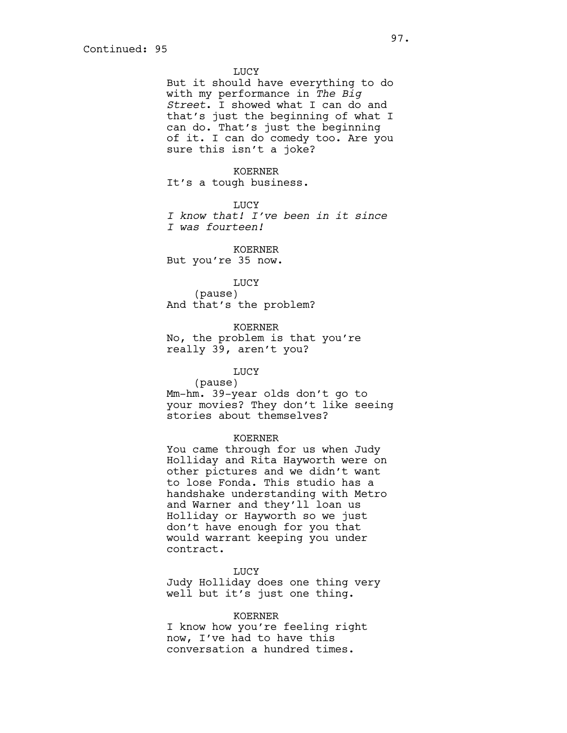Continued: 95

LUCY
But it should have everything to do with my performance in *The Big Street*. I showed what I can do and that's just the beginning of what I can do. That's just the beginning of it. I can do comedy too. Are you sure this isn't a joke?

KOERNER
It's a tough business.

LUCY
*I know that! I've been in it since I was fourteen!*

KOERNER
But you're 35 now.

LUCY
(pause)
And that's the problem?

KOERNER
No, the problem is that you're really 39, aren't you?

LUCY
(pause)
Mm-hm. 39-year olds don't go to your movies? They don't like seeing stories about themselves?

KOERNER
You came through for us when Judy Holliday and Rita Hayworth were on other pictures and we didn't want to lose Fonda. This studio has a handshake understanding with Metro and Warner and they'll loan us Holliday or Hayworth so we just don't have enough for you that would warrant keeping you under contract.

LUCY
Judy Holliday does one thing very well but it's just one thing.

KOERNER
I know how you're feeling right now, I've had to have this conversation a hundred times.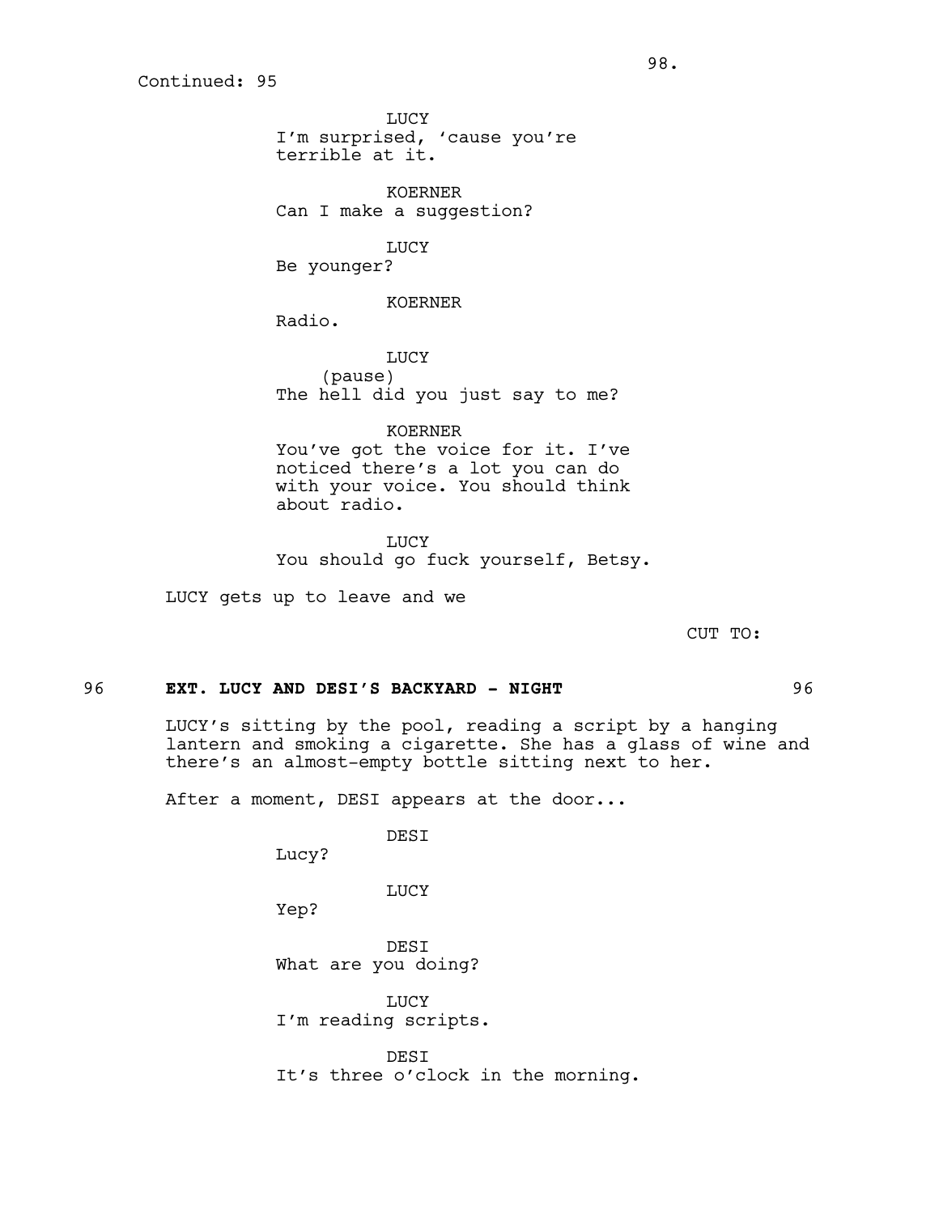Continued: 95

LUCY
I'm surprised, 'cause you're terrible at it.

KOERNER
Can I make a suggestion?

LUCY
Be younger?

KOERNER
Radio.

LUCY
(pause)
The hell did you just say to me?

KOERNER
You've got the voice for it. I've noticed there's a lot you can do with your voice. You should think about radio.

LUCY
You should go fuck yourself, Betsy.

LUCY gets up to leave and we

CUT TO:

96 **EXT. LUCY AND DESI'S BACKYARD - NIGHT** 96

LUCY's sitting by the pool, reading a script by a hanging lantern and smoking a cigarette. She has a glass of wine and there's an almost-empty bottle sitting next to her.

After a moment, DESI appears at the door...

DESI
Lucy?

LUCY
Yep?

DESI
What are you doing?

LUCY
I'm reading scripts.

DESI
It's three o'clock in the morning.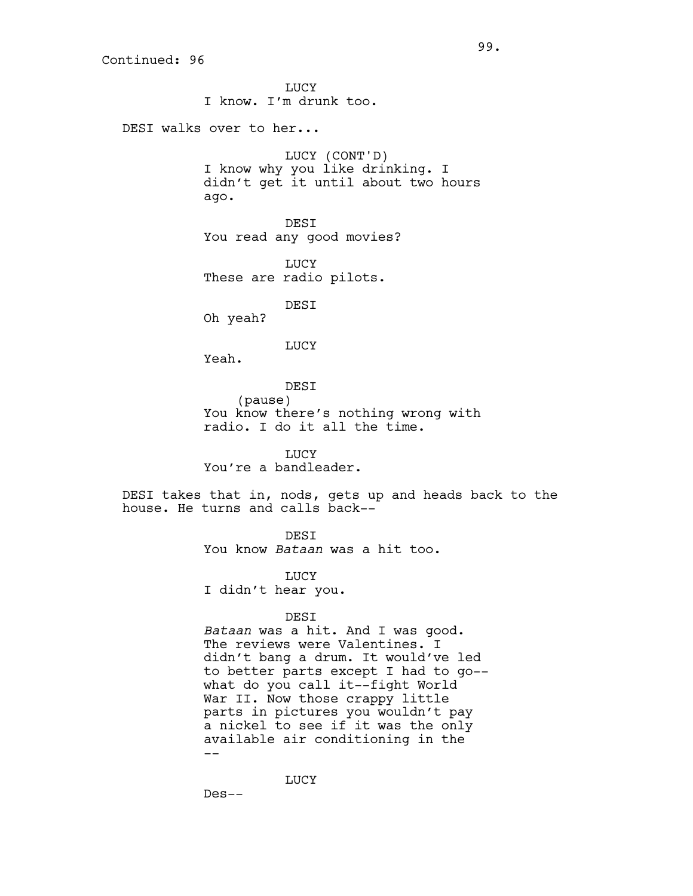Continued: 96

LUCY
I know. I'm drunk too.

DESI walks over to her...

LUCY (CONT'D)
I know why you like drinking. I didn't get it until about two hours ago.

DESI
You read any good movies?

LUCY
These are radio pilots.

DESI
Oh yeah?

LUCY
Yeah.

DESI
(pause)
You know there's nothing wrong with radio. I do it all the time.

LUCY
You're a bandleader.

DESI takes that in, nods, gets up and heads back to the house. He turns and calls back--

DESI
You know *Bataan* was a hit too.

LUCY
I didn't hear you.

DESI
*Bataan* was a hit. And I was good. The reviews were Valentines. I didn't bang a drum. It would've led to better parts except I had to go-- what do you call it--fight World War II. Now those crappy little parts in pictures you wouldn't pay a nickel to see if it was the only available air conditioning in the --

LUCY
Des--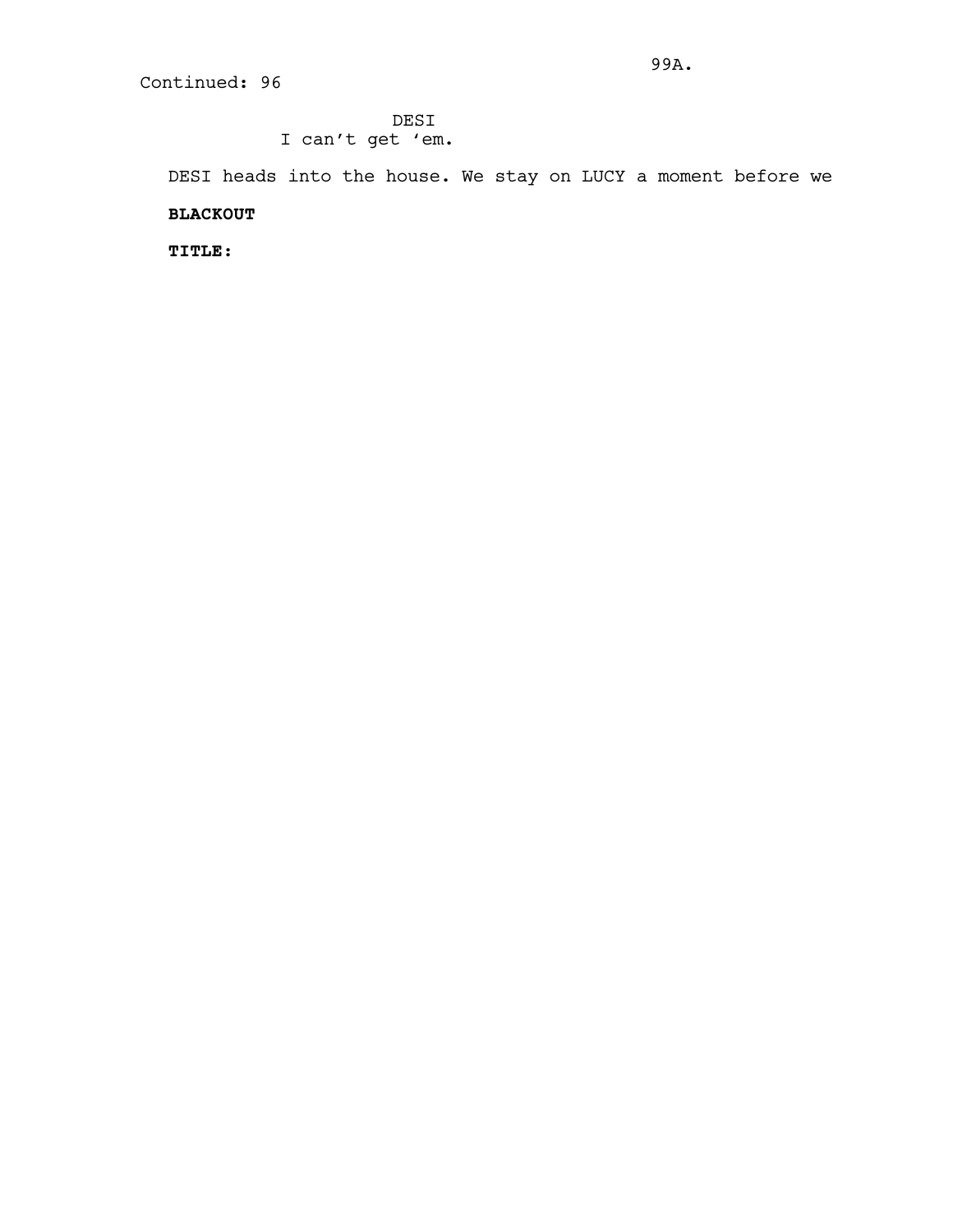Continued: 96

DESI
I can't get 'em.

DESI heads into the house. We stay on LUCY a moment before we

**BLACKOUT**

**TITLE:**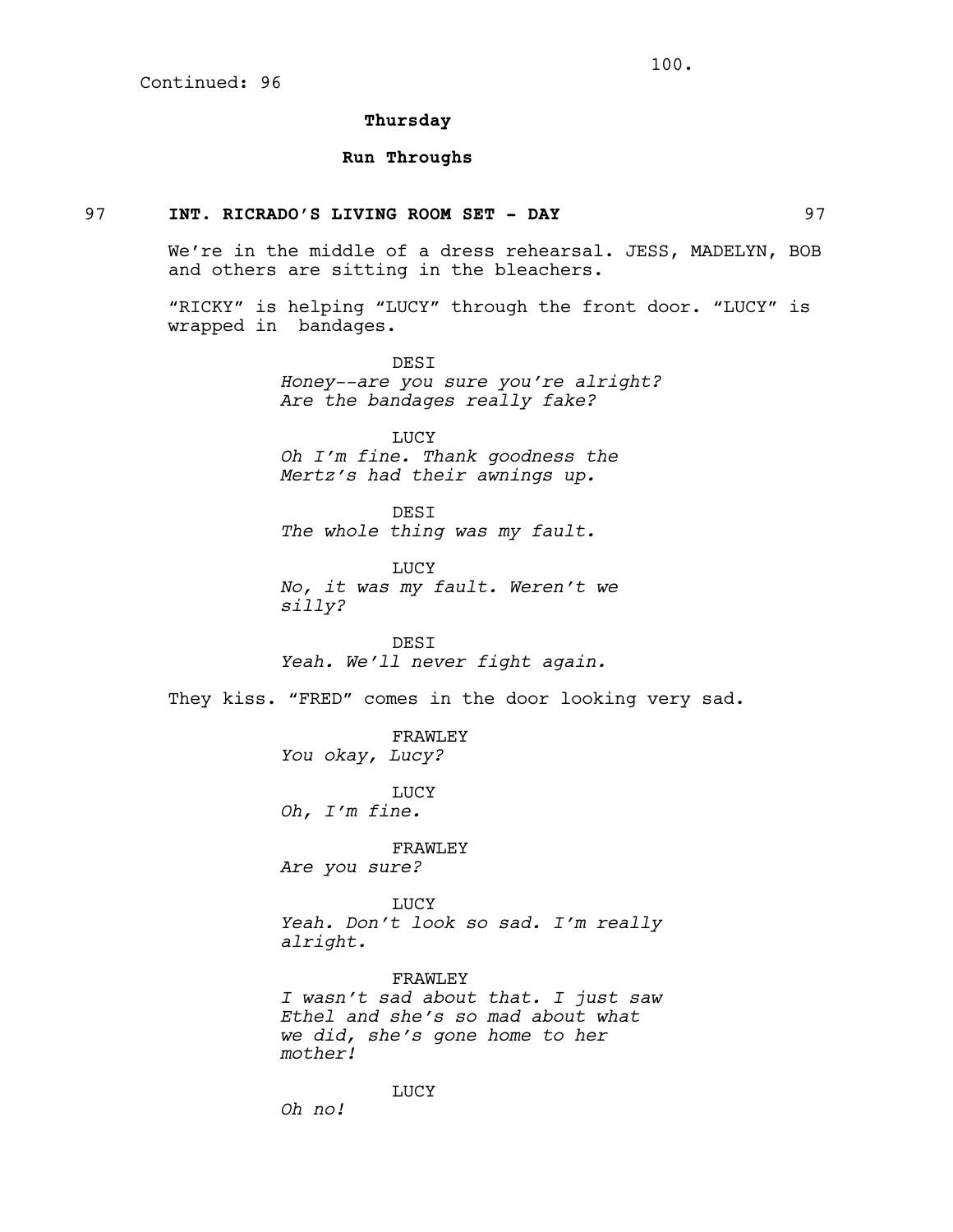Continued: 96

**Thursday**

**Run Throughs**

97 **INT. RICRADO'S LIVING ROOM SET - DAY** 97

We're in the middle of a dress rehearsal. JESS, MADELYN, BOB and others are sitting in the bleachers.

"RICKY" is helping "LUCY" through the front door. "LUCY" is wrapped in bandages.

DESI
*Honey--are you sure you're alright? Are the bandages really fake?*

LUCY
*Oh I'm fine. Thank goodness the Mertz's had their awnings up.*

DESI
*The whole thing was my fault.*

LUCY
*No, it was my fault. Weren't we silly?*

DESI
*Yeah. We'll never fight again.*

They kiss. "FRED" comes in the door looking very sad.

FRAWLEY
*You okay, Lucy?*

LUCY
*Oh, I'm fine.*

FRAWLEY
*Are you sure?*

LUCY
*Yeah. Don't look so sad. I'm really alright.*

FRAWLEY
*I wasn't sad about that. I just saw Ethel and she's so mad about what we did, she's gone home to her mother!*

LUCY
*Oh no!*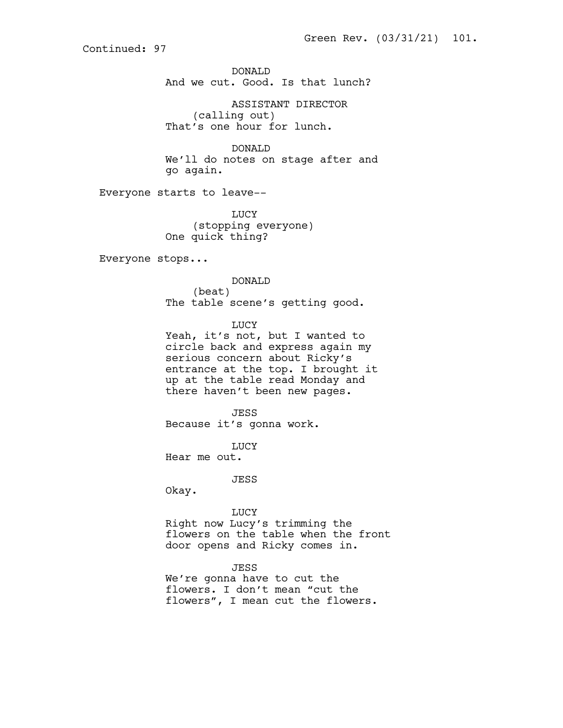Continued: 97

DONALD
And we cut. Good. Is that lunch?

ASSISTANT DIRECTOR
(calling out)
That's one hour for lunch.

DONALD
We'll do notes on stage after and go again.

Everyone starts to leave--

LUCY
(stopping everyone)
One quick thing?

Everyone stops...

DONALD
(beat)
The table scene's getting good.

LUCY
Yeah, it's not, but I wanted to circle back and express again my serious concern about Ricky's entrance at the top. I brought it up at the table read Monday and there haven't been new pages.

JESS
Because it's gonna work.

LUCY
Hear me out.

JESS
Okay.

LUCY
Right now Lucy's trimming the flowers on the table when the front door opens and Ricky comes in.

JESS
We're gonna have to cut the flowers. I don't mean "cut the flowers", I mean cut the flowers.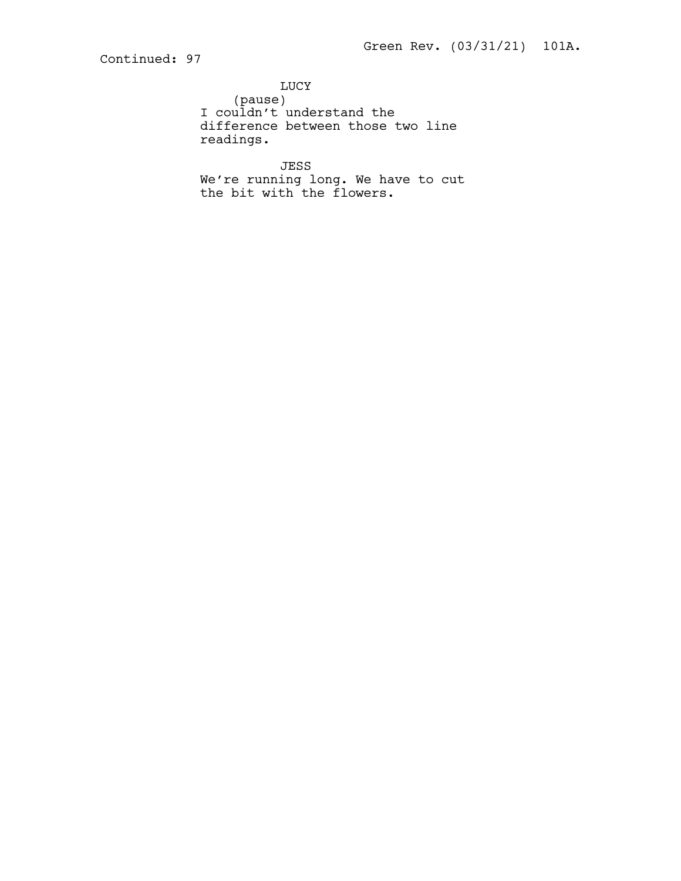Continued: 97

LUCY
(pause)
I couldn't understand the difference between those two line readings.

JESS
We're running long. We have to cut the bit with the flowers.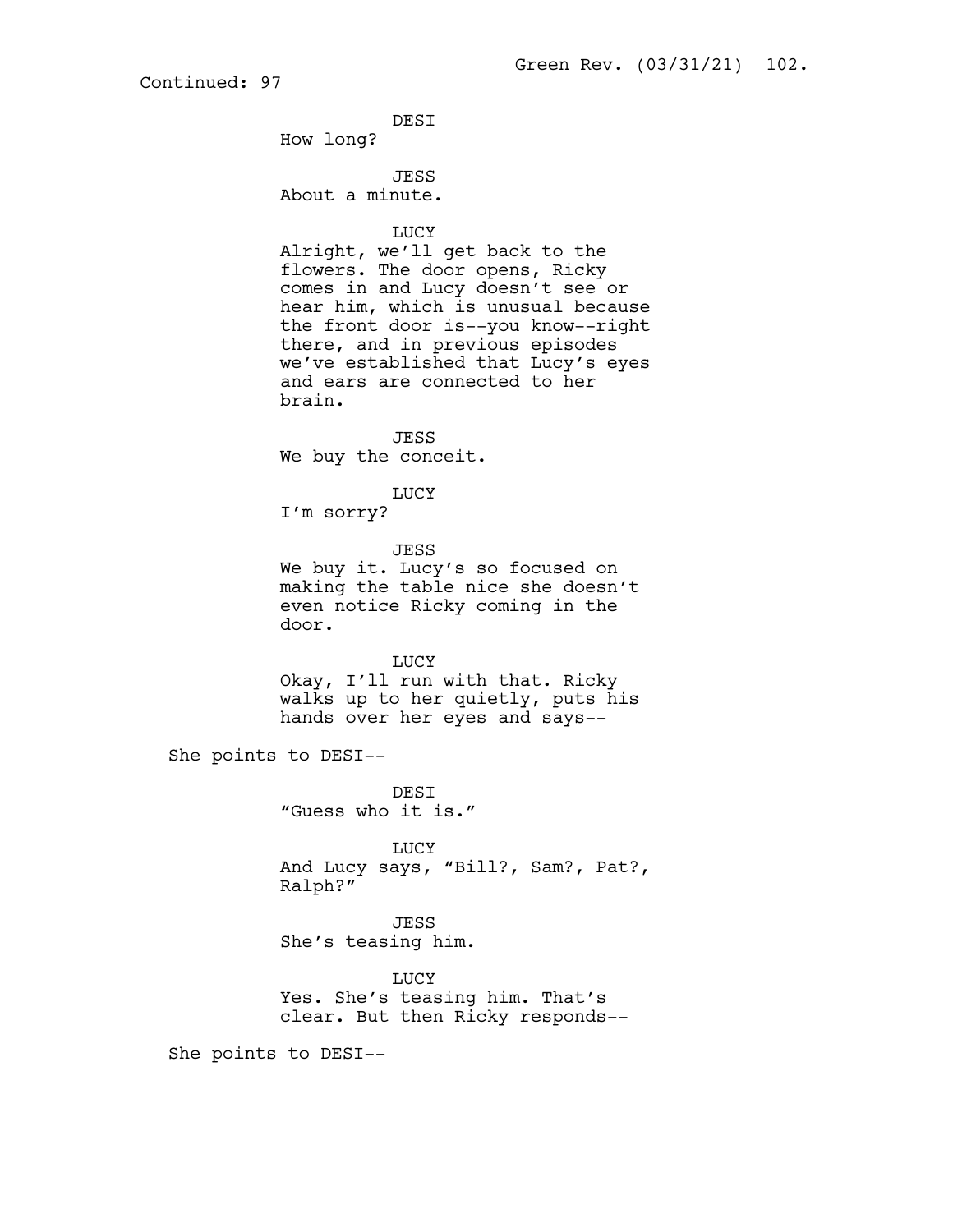Continued: 97

DESI
How long?

JESS
About a minute.

LUCY
Alright, we'll get back to the flowers. The door opens, Ricky comes in and Lucy doesn't see or hear him, which is unusual because the front door is--you know--right there, and in previous episodes we've established that Lucy's eyes and ears are connected to her brain.

JESS
We buy the conceit.

LUCY
I'm sorry?

JESS
We buy it. Lucy's so focused on making the table nice she doesn't even notice Ricky coming in the door.

LUCY
Okay, I'll run with that. Ricky walks up to her quietly, puts his hands over her eyes and says--

She points to DESI--

DESI
"Guess who it is."

LUCY
And Lucy says, "Bill?, Sam?, Pat?, Ralph?"

JESS
She's teasing him.

LUCY
Yes. She's teasing him. That's clear. But then Ricky responds--

She points to DESI--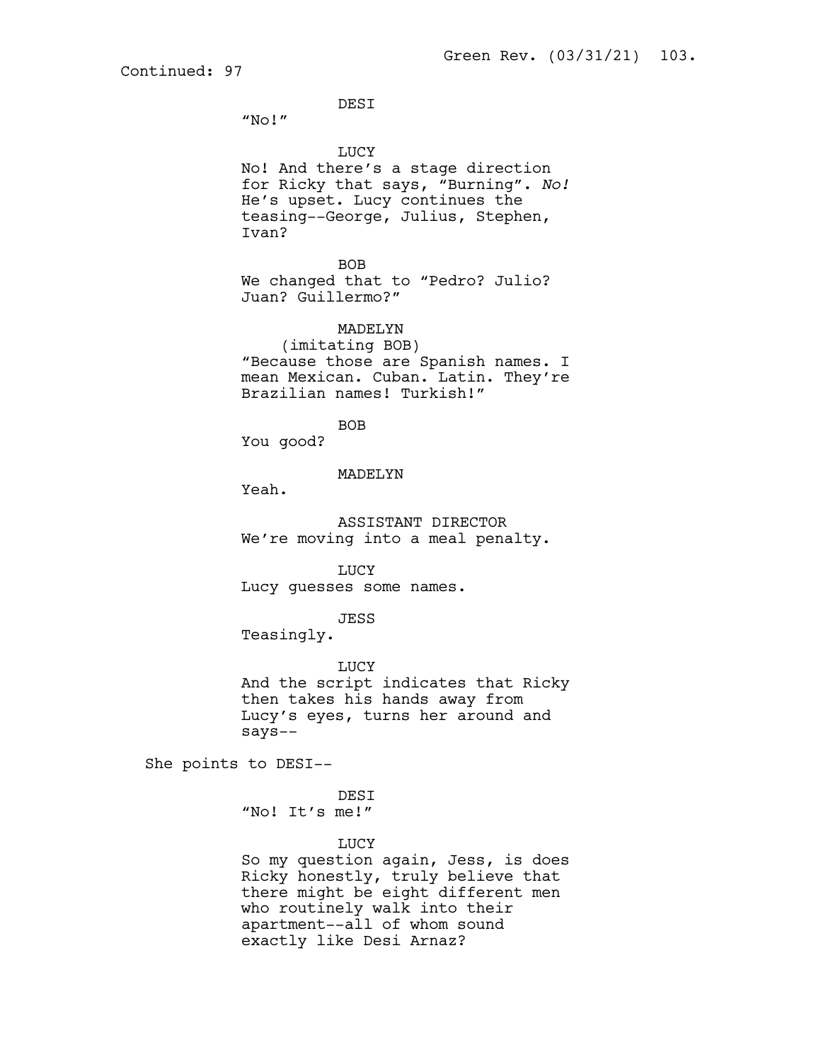Continued: 97

DESI
"No!"

LUCY
No! And there's a stage direction for Ricky that says, "Burning". *No!* He's upset. Lucy continues the teasing--George, Julius, Stephen, Ivan?

BOB
We changed that to "Pedro? Julio? Juan? Guillermo?"

MADELYN
(imitating BOB)
"Because those are Spanish names. I mean Mexican. Cuban. Latin. They're Brazilian names! Turkish!"

BOB
You good?

MADELYN
Yeah.

ASSISTANT DIRECTOR
We're moving into a meal penalty.

LUCY
Lucy guesses some names.

JESS
Teasingly.

LUCY
And the script indicates that Ricky then takes his hands away from Lucy's eyes, turns her around and says--

She points to DESI--

DESI
"No! It's me!"

LUCY
So my question again, Jess, is does Ricky honestly, truly believe that there might be eight different men who routinely walk into their apartment--all of whom sound exactly like Desi Arnaz?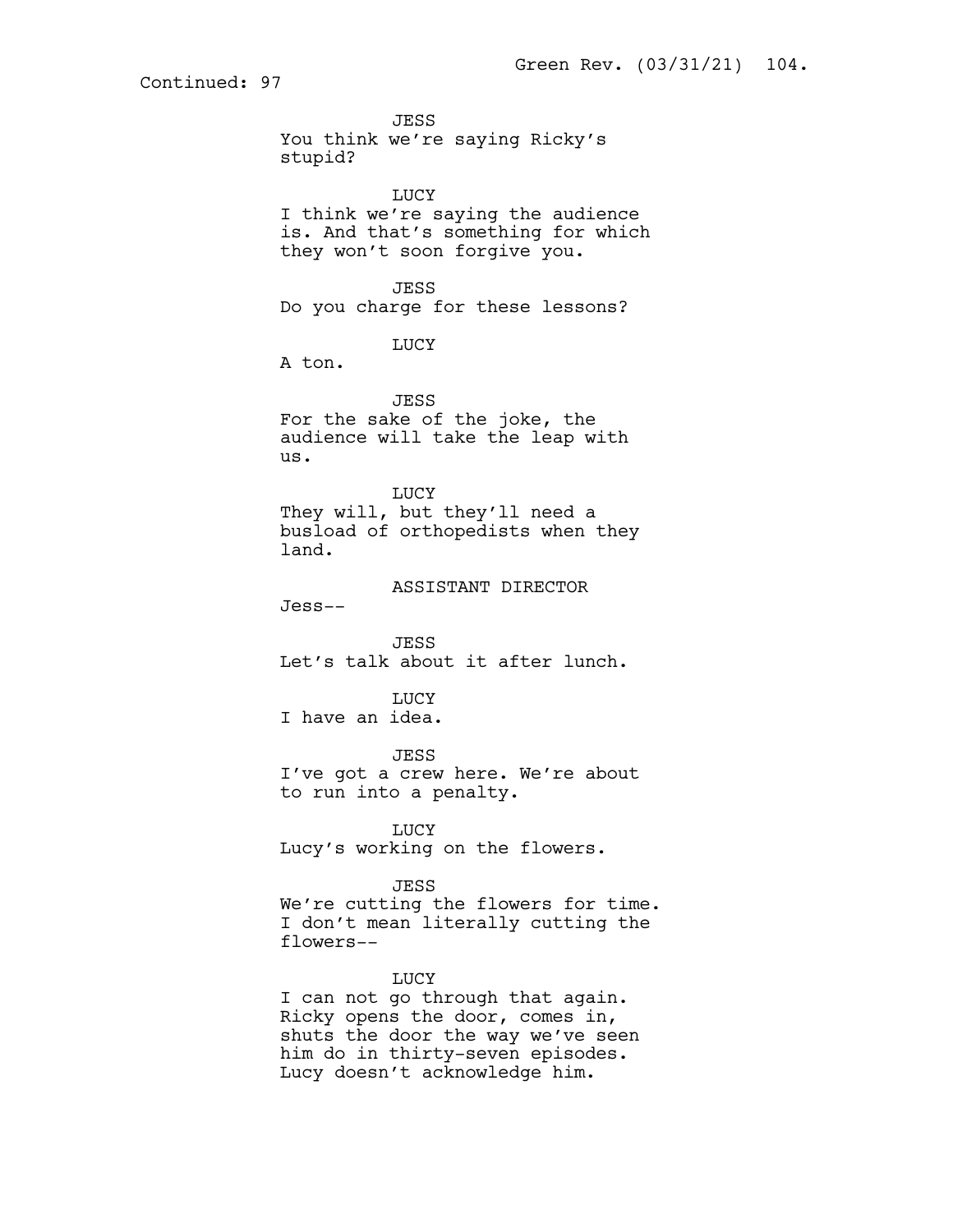Continued: 97

JESS
You think we're saying Ricky's stupid?

LUCY
I think we're saying the audience is. And that's something for which they won't soon forgive you.

JESS
Do you charge for these lessons?

LUCY
A ton.

JESS
For the sake of the joke, the audience will take the leap with us.

LUCY
They will, but they'll need a busload of orthopedists when they land.

ASSISTANT DIRECTOR
Jess--

JESS
Let's talk about it after lunch.

LUCY
I have an idea.

JESS
I've got a crew here. We're about to run into a penalty.

LUCY
Lucy's working on the flowers.

JESS
We're cutting the flowers for time. I don't mean literally cutting the flowers--

LUCY
I can not go through that again. Ricky opens the door, comes in, shuts the door the way we've seen him do in thirty-seven episodes. Lucy doesn't acknowledge him.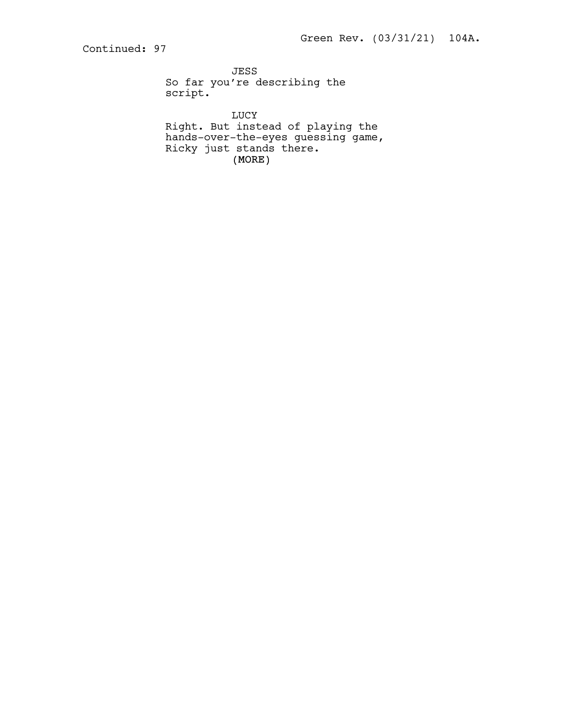Continued: 97

JESS
So far you're describing the script.

LUCY
Right. But instead of playing the hands-over-the-eyes guessing game, Ricky just stands there.
(MORE)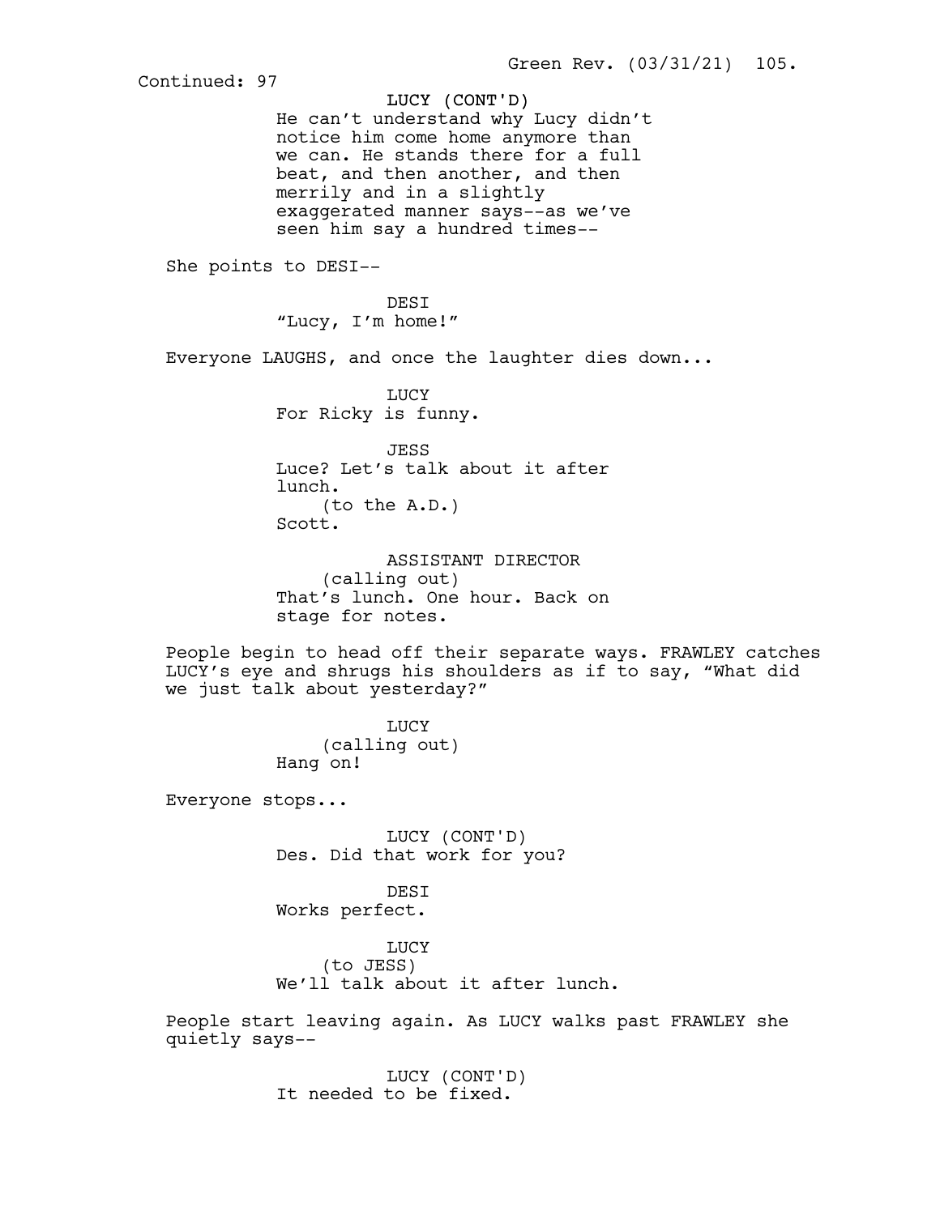Continued: 97

LUCY (CONT'D)
He can't understand why Lucy didn't notice him come home anymore than we can. He stands there for a full beat, and then another, and then merrily and in a slightly exaggerated manner says--as we've seen him say a hundred times--

She points to DESI--

DESI
"Lucy, I'm home!"

Everyone LAUGHS, and once the laughter dies down...

LUCY
For Ricky is funny.

JESS
Luce? Let's talk about it after lunch.
(to the A.D.)
Scott.

ASSISTANT DIRECTOR
(calling out)
That's lunch. One hour. Back on stage for notes.

People begin to head off their separate ways. FRAWLEY catches LUCY's eye and shrugs his shoulders as if to say, "What did we just talk about yesterday?"

LUCY
(calling out)
Hang on!

Everyone stops...

LUCY (CONT'D)
Des. Did that work for you?

DESI
Works perfect.

LUCY
(to JESS)
We'll talk about it after lunch.

People start leaving again. As LUCY walks past FRAWLEY she quietly says--

LUCY (CONT'D)
It needed to be fixed.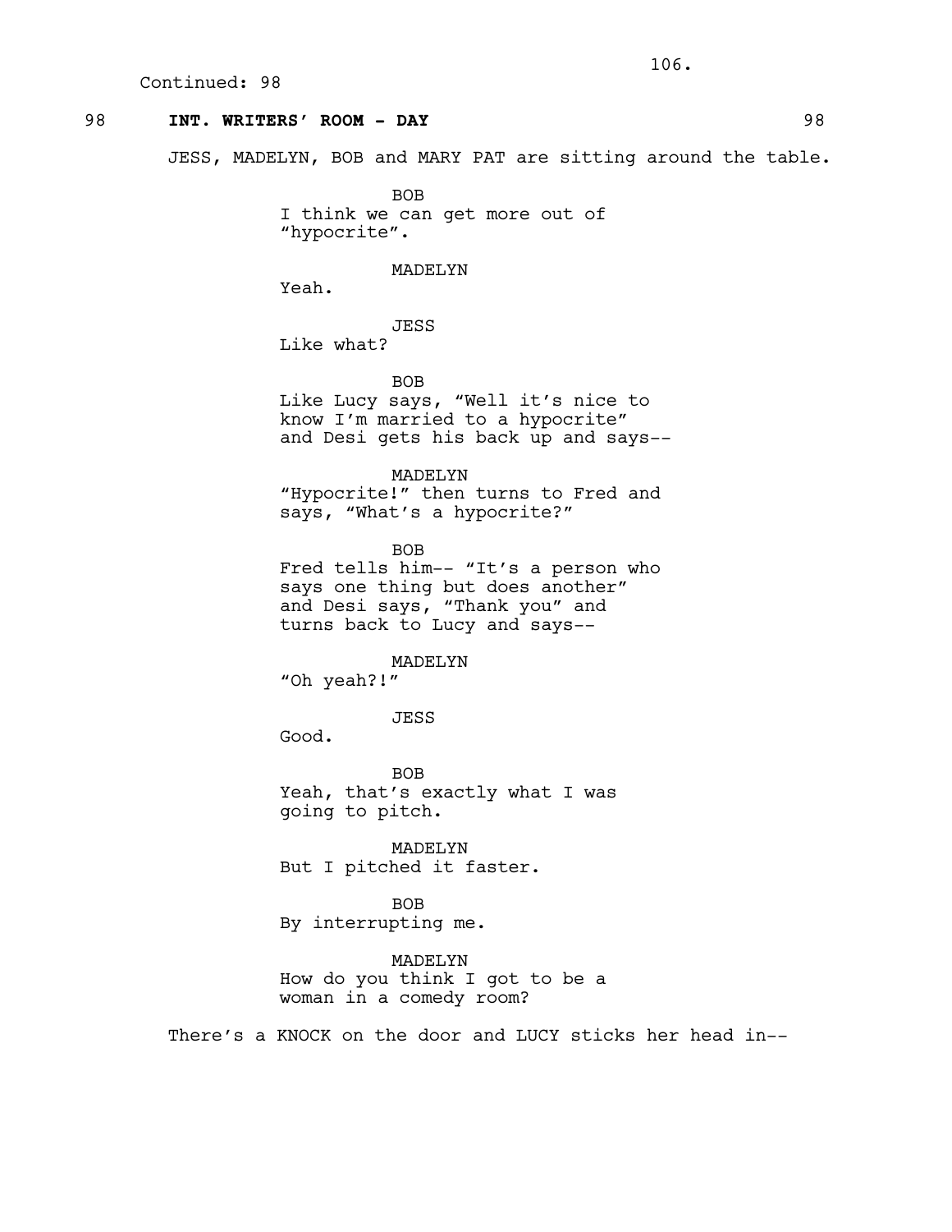Continued: 98

98 **INT. WRITERS' ROOM - DAY** 98

JESS, MADELYN, BOB and MARY PAT are sitting around the table.

BOB
I think we can get more out of "hypocrite".

MADELYN
Yeah.

JESS
Like what?

BOB
Like Lucy says, "Well it's nice to know I'm married to a hypocrite" and Desi gets his back up and says--

MADELYN
"Hypocrite!" then turns to Fred and says, "What's a hypocrite?"

BOB
Fred tells him-- "It's a person who says one thing but does another" and Desi says, "Thank you" and turns back to Lucy and says--

MADELYN
"Oh yeah?!"

JESS
Good.

BOB
Yeah, that's exactly what I was going to pitch.

MADELYN
But I pitched it faster.

BOB
By interrupting me.

MADELYN
How do you think I got to be a woman in a comedy room?

There's a KNOCK on the door and LUCY sticks her head in--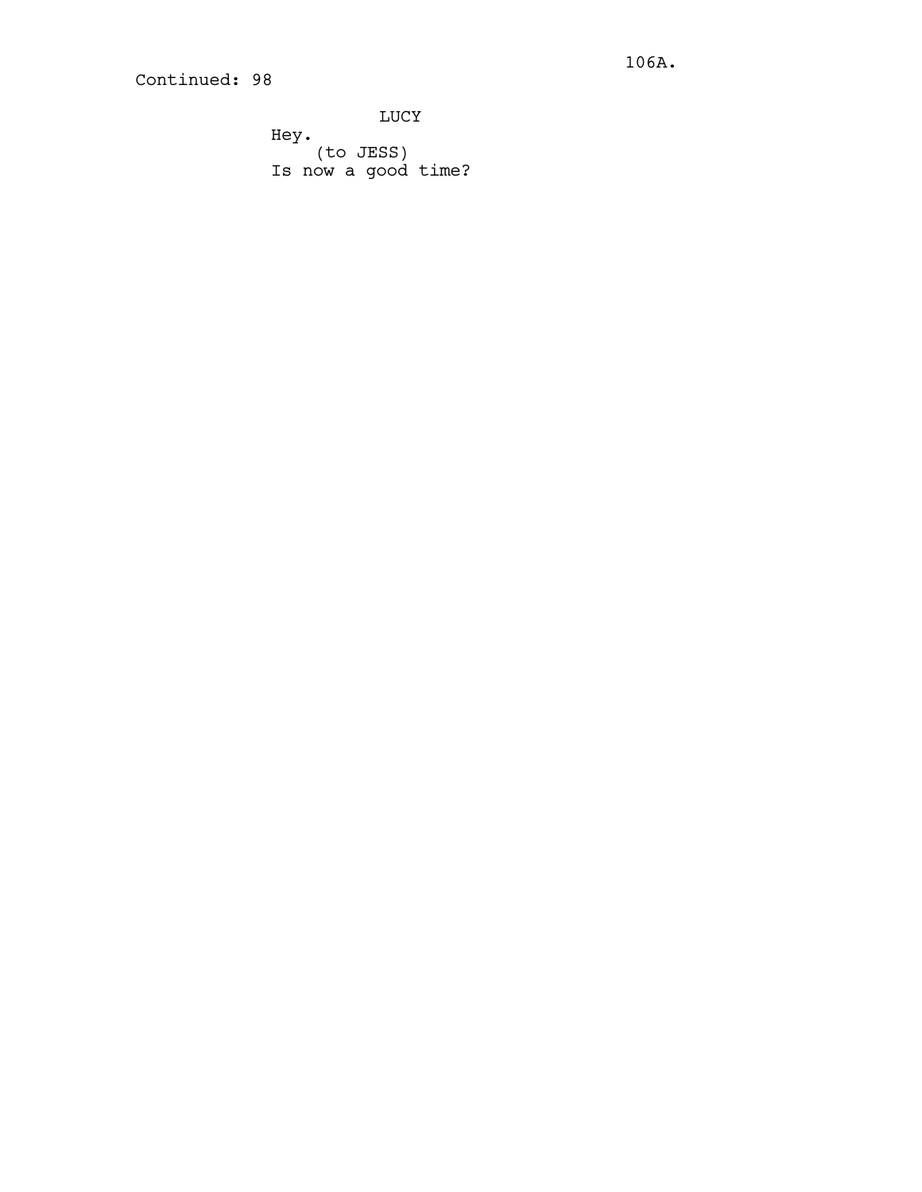Continued: 98

LUCY

Hey.

(to JESS)

Is now a good time?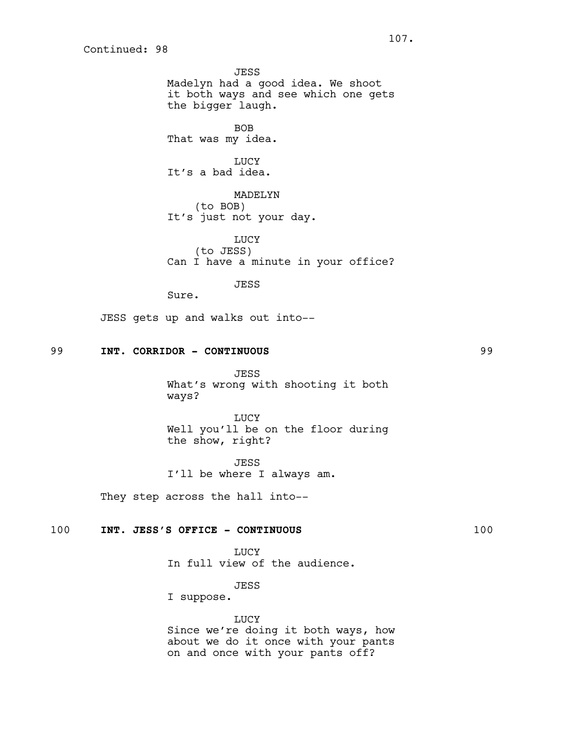Continued: 98

JESS
Madelyn had a good idea. We shoot it both ways and see which one gets the bigger laugh.

BOB
That was my idea.

LUCY
It's a bad idea.

MADELYN
(to BOB)
It's just not your day.

LUCY
(to JESS)
Can I have a minute in your office?

JESS
Sure.

JESS gets up and walks out into--

99 **INT. CORRIDOR - CONTINUOUS** 99

JESS
What's wrong with shooting it both ways?

LUCY
Well you'll be on the floor during the show, right?

JESS
I'll be where I always am.

They step across the hall into--

100 **INT. JESS'S OFFICE - CONTINUOUS** 100

LUCY
In full view of the audience.

JESS
I suppose.

LUCY
Since we're doing it both ways, how about we do it once with your pants on and once with your pants off?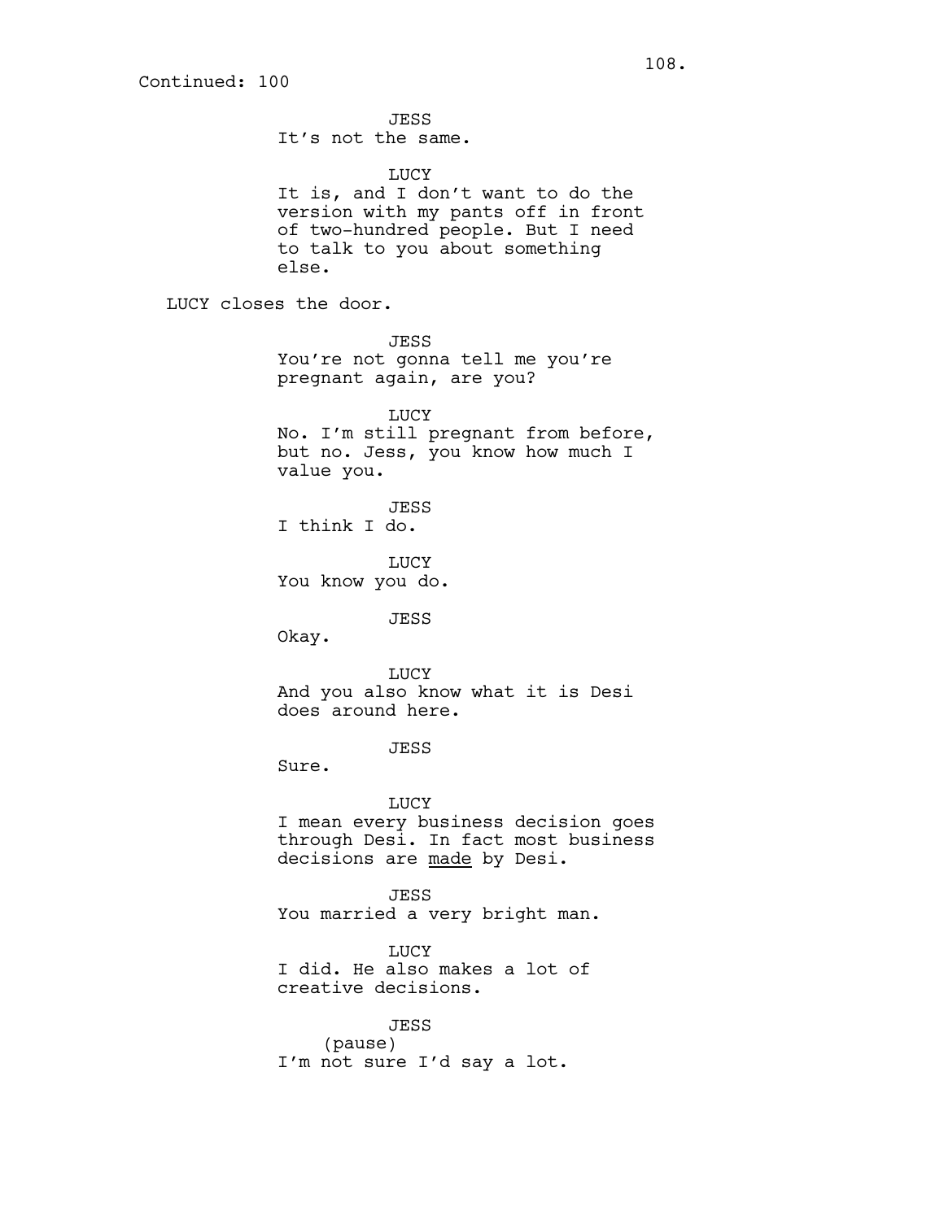Continued: 100

JESS
It's not the same.

LUCY
It is, and I don't want to do the version with my pants off in front of two-hundred people. But I need to talk to you about something else.

LUCY closes the door.

JESS
You're not gonna tell me you're pregnant again, are you?

LUCY
No. I'm still pregnant from before, but no. Jess, you know how much I value you.

JESS
I think I do.

LUCY
You know you do.

JESS
Okay.

LUCY
And you also know what it is Desi does around here.

JESS
Sure.

LUCY
I mean every business decision goes through Desi. In fact most business decisions are <u>made</u> by Desi.

JESS
You married a very bright man.

LUCY
I did. He also makes a lot of creative decisions.

JESS
(pause)
I'm not sure I'd say a lot.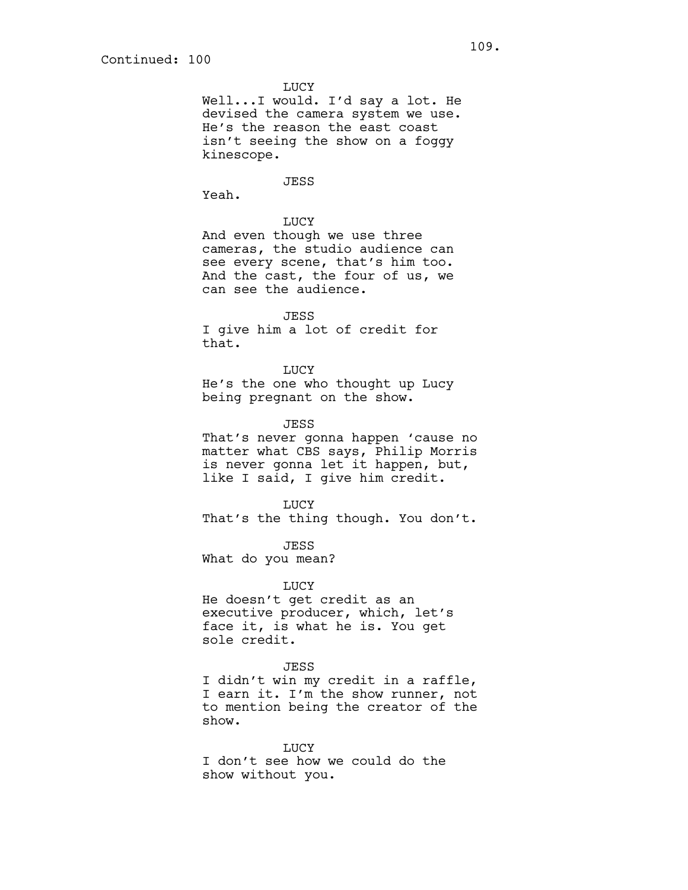Continued: 100

LUCY
Well...I would. I'd say a lot. He devised the camera system we use. He's the reason the east coast isn't seeing the show on a foggy kinescope.

JESS
Yeah.

LUCY
And even though we use three cameras, the studio audience can see every scene, that's him too. And the cast, the four of us, we can see the audience.

JESS
I give him a lot of credit for that.

LUCY
He's the one who thought up Lucy being pregnant on the show.

JESS
That's never gonna happen 'cause no matter what CBS says, Philip Morris is never gonna let it happen, but, like I said, I give him credit.

LUCY
That's the thing though. You don't.

JESS
What do you mean?

LUCY
He doesn't get credit as an executive producer, which, let's face it, is what he is. You get sole credit.

JESS
I didn't win my credit in a raffle, I earn it. I'm the show runner, not to mention being the creator of the show.

LUCY
I don't see how we could do the show without you.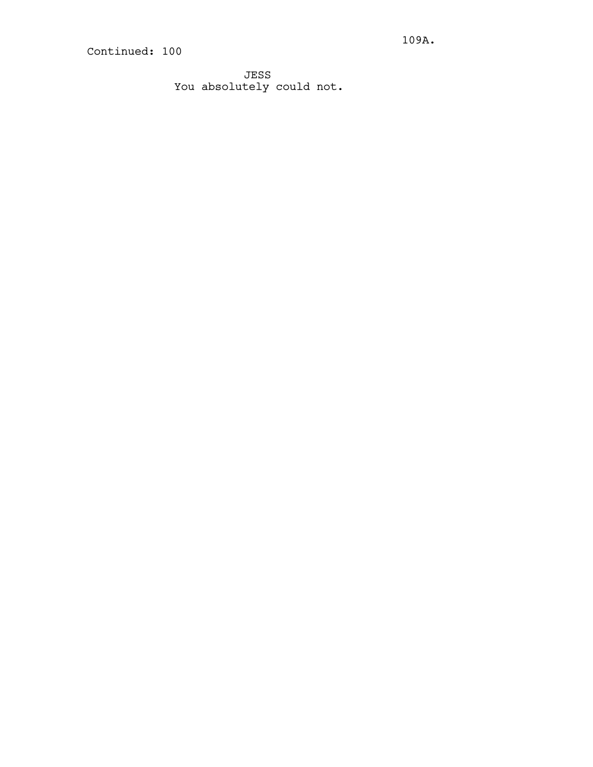Continued: 100

JESS
You absolutely could not.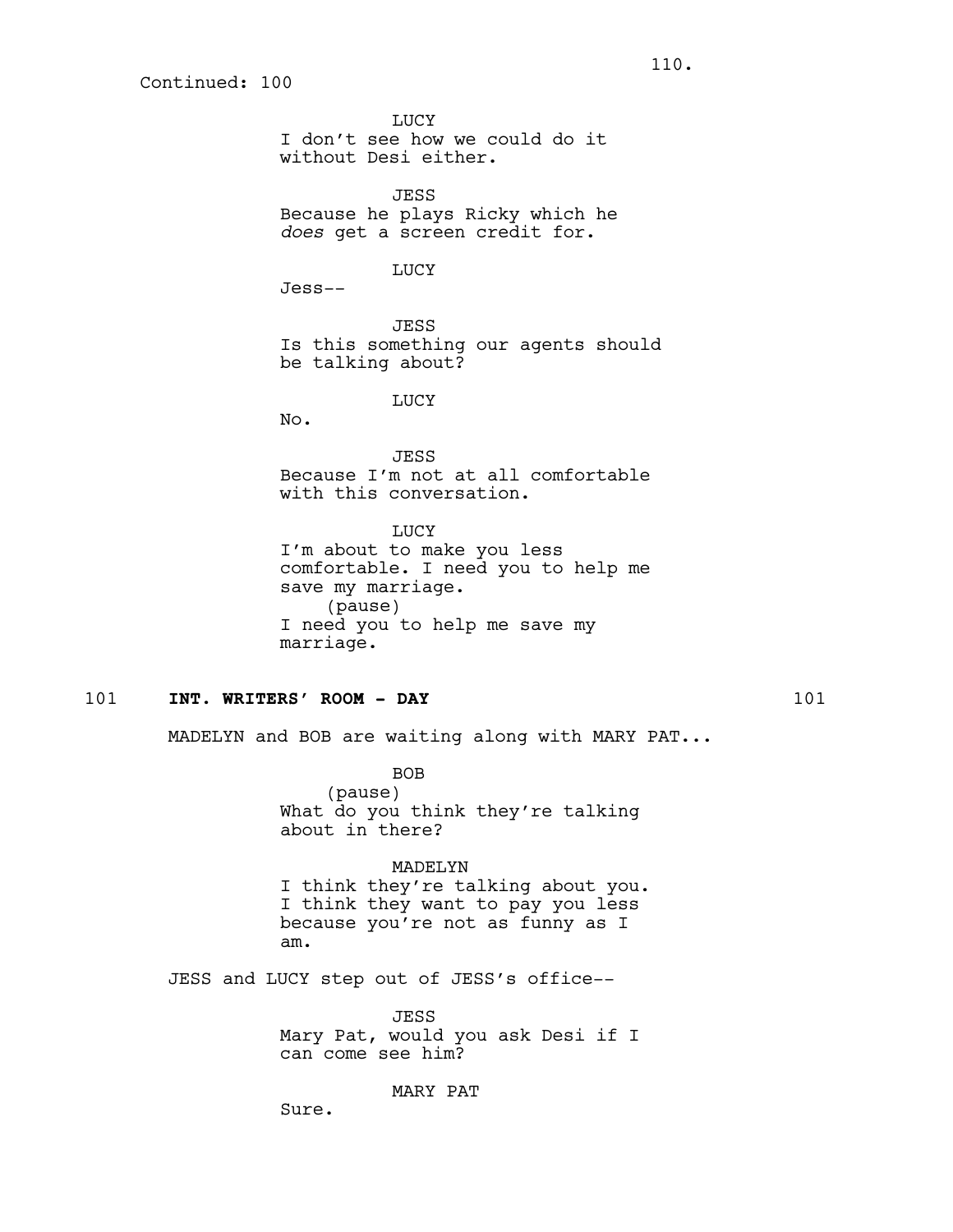Continued: 100

LUCY
I don't see how we could do it without Desi either.

JESS
Because he plays Ricky which he *does* get a screen credit for.

LUCY
Jess--

JESS
Is this something our agents should be talking about?

LUCY
No.

JESS
Because I'm not at all comfortable with this conversation.

LUCY
I'm about to make you less comfortable. I need you to help me save my marriage.
(pause)
I need you to help me save my marriage.

101 **INT. WRITERS' ROOM - DAY** 101

MADELYN and BOB are waiting along with MARY PAT...

BOB
(pause)
What do you think they're talking about in there?

MADELYN
I think they're talking about you. I think they want to pay you less because you're not as funny as I am.

JESS and LUCY step out of JESS's office--

JESS
Mary Pat, would you ask Desi if I can come see him?

MARY PAT
Sure.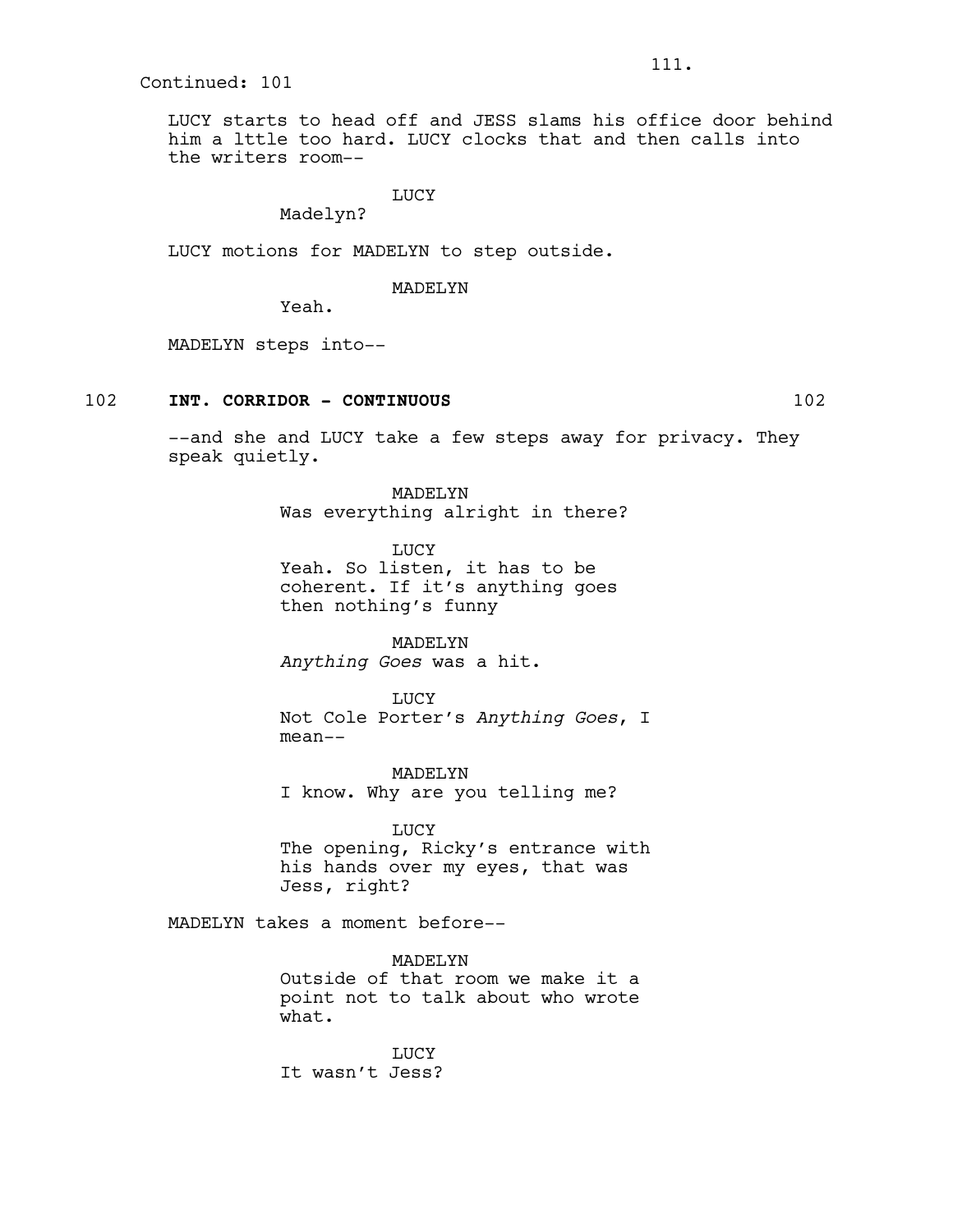Continued: 101

LUCY starts to head off and JESS slams his office door behind him a lttle too hard. LUCY clocks that and then calls into the writers room--

LUCY
Madelyn?

LUCY motions for MADELYN to step outside.

MADELYN
Yeah.

MADELYN steps into--

102 **INT. CORRIDOR - CONTINUOUS** 102

--and she and LUCY take a few steps away for privacy. They speak quietly.

MADELYN
Was everything alright in there?

LUCY
Yeah. So listen, it has to be coherent. If it's anything goes then nothing's funny

MADELYN
*Anything Goes* was a hit.

LUCY
Not Cole Porter's *Anything Goes*, I mean--

MADELYN
I know. Why are you telling me?

LUCY
The opening, Ricky's entrance with his hands over my eyes, that was Jess, right?

MADELYN takes a moment before--

MADELYN
Outside of that room we make it a point not to talk about who wrote what.

LUCY
It wasn't Jess?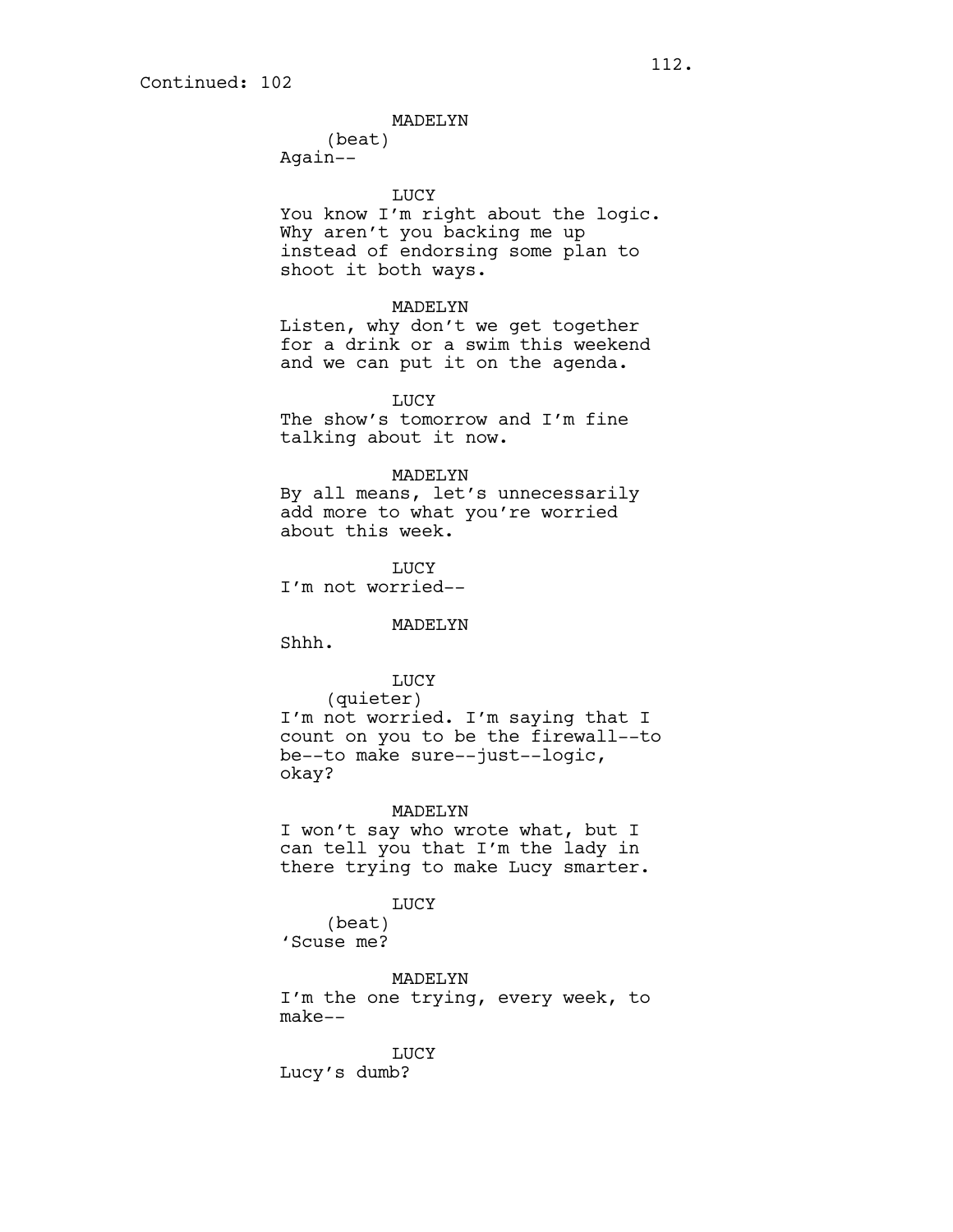Continued: 102

MADELYN
(beat)
Again--

LUCY
You know I'm right about the logic. Why aren't you backing me up instead of endorsing some plan to shoot it both ways.

MADELYN
Listen, why don't we get together for a drink or a swim this weekend and we can put it on the agenda.

LUCY
The show's tomorrow and I'm fine talking about it now.

MADELYN
By all means, let's unnecessarily add more to what you're worried about this week.

LUCY
I'm not worried--

MADELYN
Shhh.

LUCY
(quieter)
I'm not worried. I'm saying that I count on you to be the firewall--to be--to make sure--just--logic, okay?

MADELYN
I won't say who wrote what, but I can tell you that I'm the lady in there trying to make Lucy smarter.

LUCY
(beat)
'Scuse me?

MADELYN
I'm the one trying, every week, to make--

LUCY
Lucy's dumb?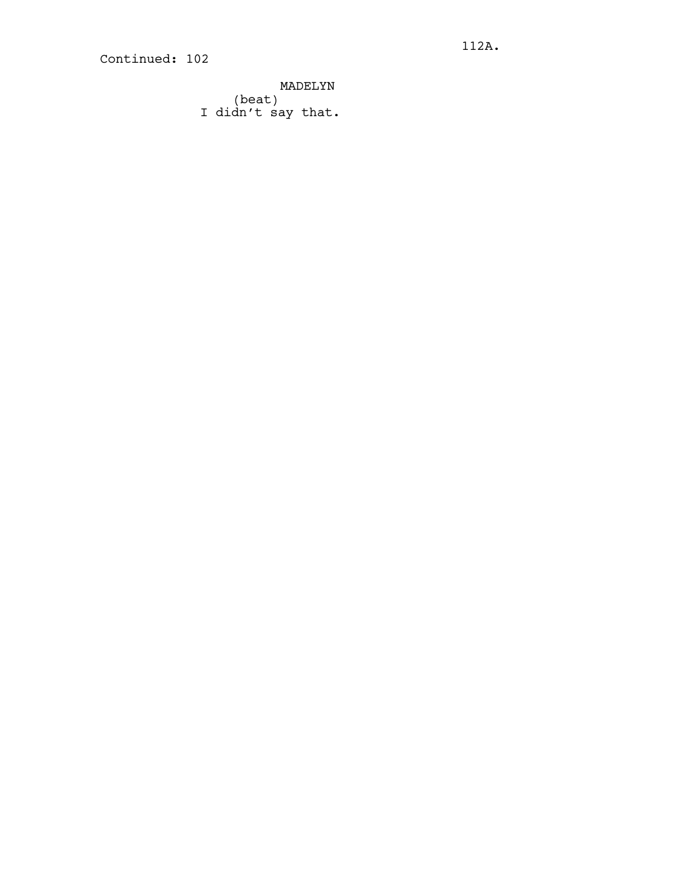Continued: 102

MADELYN
(beat)
I didn't say that.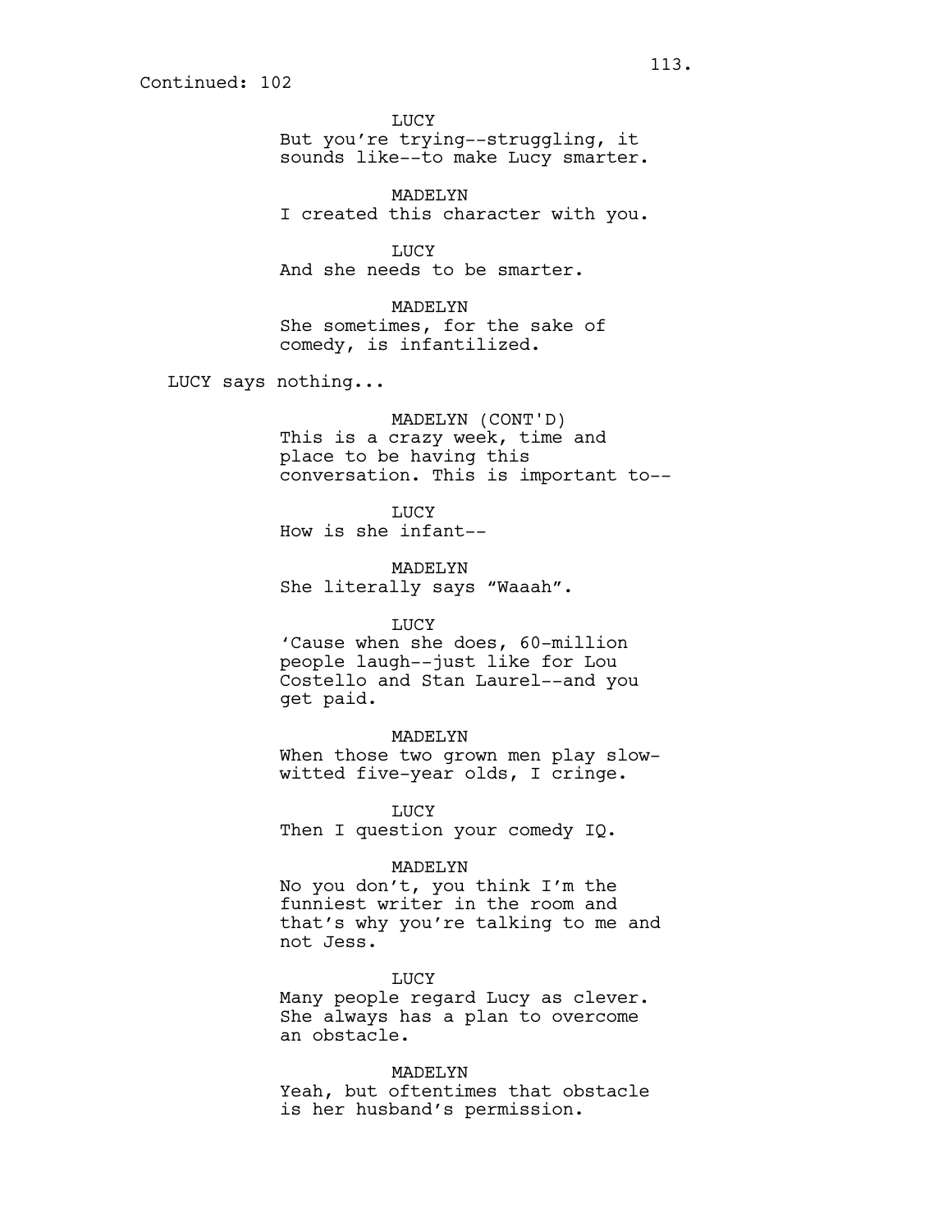Continued: 102

LUCY
But you're trying--struggling, it sounds like--to make Lucy smarter.

MADELYN
I created this character with you.

LUCY
And she needs to be smarter.

MADELYN
She sometimes, for the sake of comedy, is infantilized.

LUCY says nothing...

MADELYN (CONT'D)
This is a crazy week, time and place to be having this conversation. This is important to--

LUCY
How is she infant--

MADELYN
She literally says "Waaah".

LUCY
'Cause when she does, 60-million people laugh--just like for Lou Costello and Stan Laurel--and you get paid.

MADELYN
When those two grown men play slow-witted five-year olds, I cringe.

LUCY
Then I question your comedy IQ.

MADELYN
No you don't, you think I'm the funniest writer in the room and that's why you're talking to me and not Jess.

LUCY
Many people regard Lucy as clever. She always has a plan to overcome an obstacle.

MADELYN
Yeah, but oftentimes that obstacle is her husband's permission.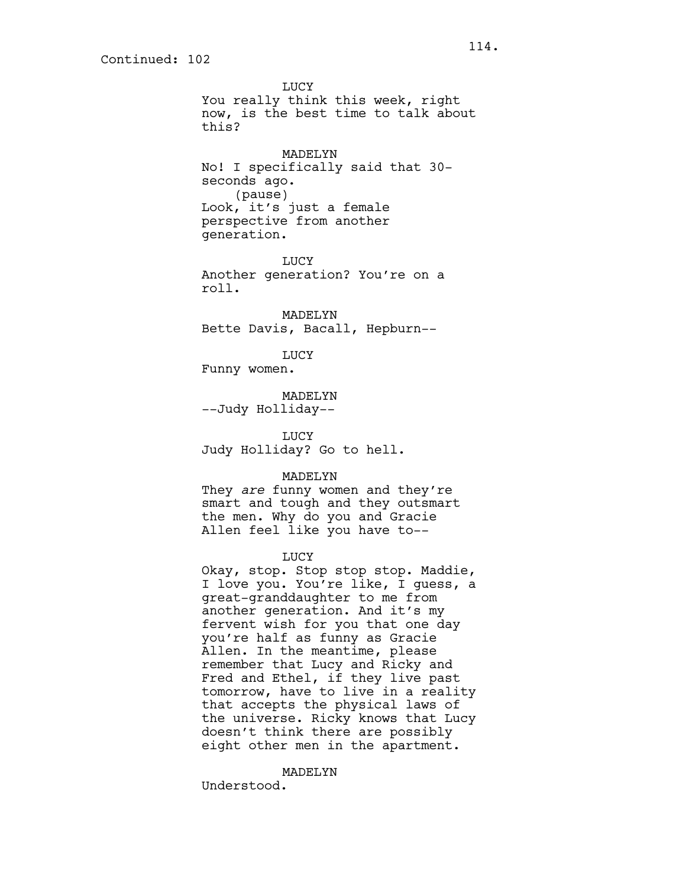Continued: 102

LUCY
You really think this week, right now, is the best time to talk about this?

MADELYN
No! I specifically said that 30-seconds ago.
(pause)
Look, it's just a female perspective from another generation.

LUCY
Another generation? You're on a roll.

MADELYN
Bette Davis, Bacall, Hepburn--

LUCY
Funny women.

MADELYN
--Judy Holliday--

LUCY
Judy Holliday? Go to hell.

MADELYN
They *are* funny women and they're smart and tough and they outsmart the men. Why do you and Gracie Allen feel like you have to--

LUCY
Okay, stop. Stop stop stop. Maddie, I love you. You're like, I guess, a great-granddaughter to me from another generation. And it's my fervent wish for you that one day you're half as funny as Gracie Allen. In the meantime, please remember that Lucy and Ricky and Fred and Ethel, if they live past tomorrow, have to live in a reality that accepts the physical laws of the universe. Ricky knows that Lucy doesn't think there are possibly eight other men in the apartment.

MADELYN
Understood.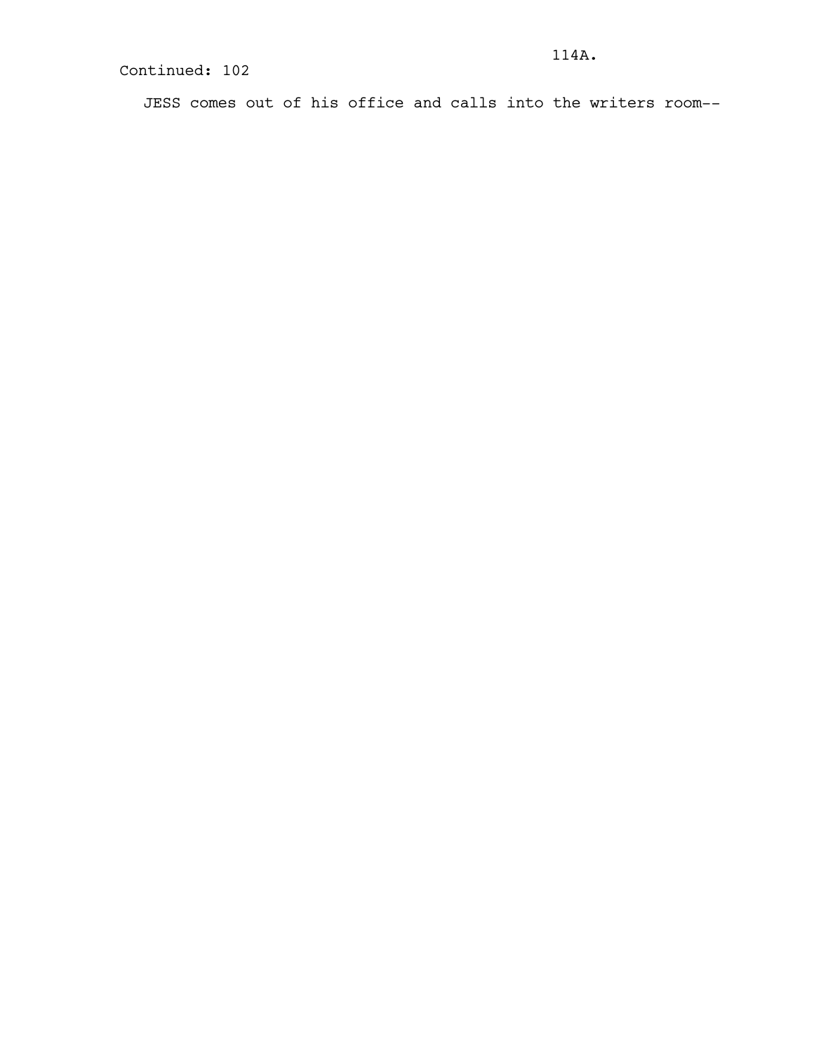Continued: 102

JESS comes out of his office and calls into the writers room--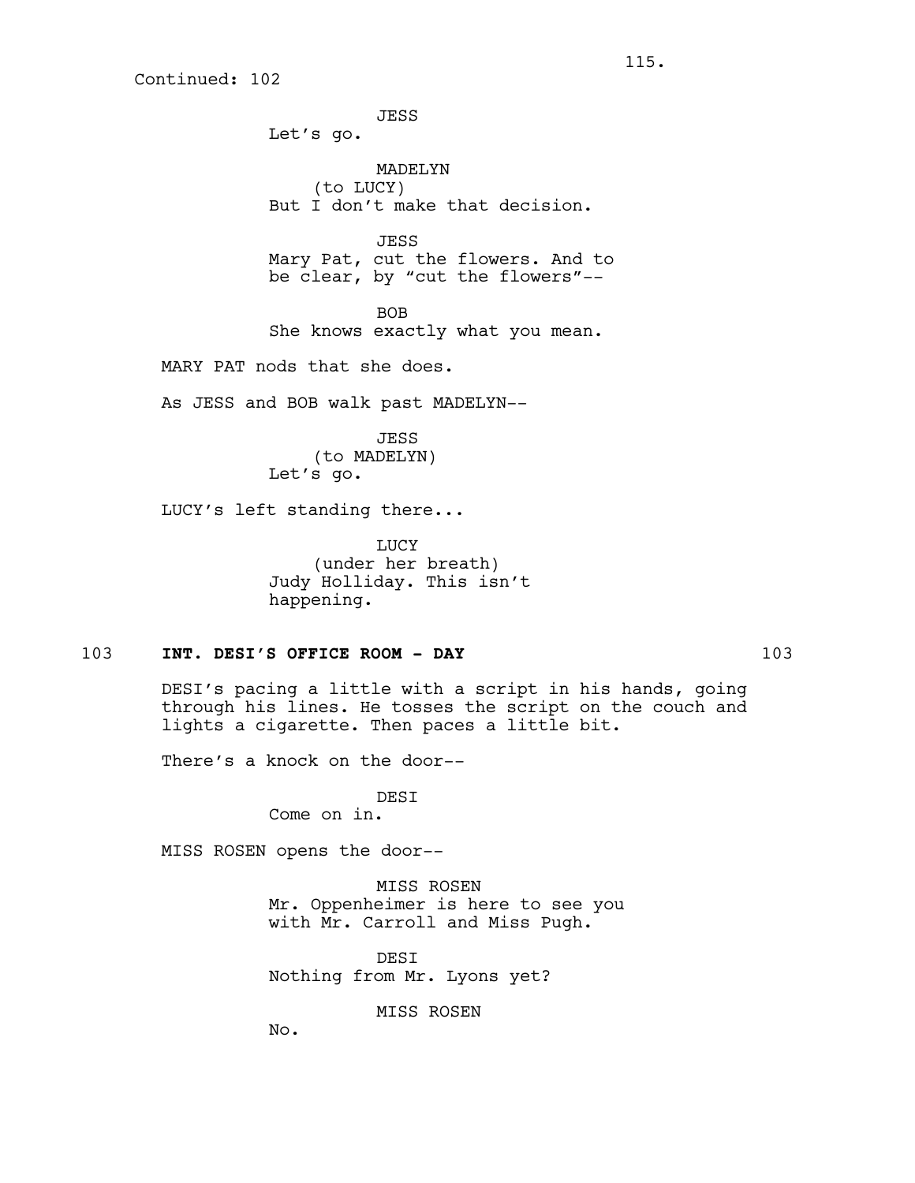Continued: 102

JESS
Let's go.

MADELYN
(to LUCY)
But I don't make that decision.

JESS
Mary Pat, cut the flowers. And to be clear, by "cut the flowers"--

BOB
She knows exactly what you mean.

MARY PAT nods that she does.

As JESS and BOB walk past MADELYN--

JESS
(to MADELYN)
Let's go.

LUCY's left standing there...

LUCY
(under her breath)
Judy Holliday. This isn't happening.

**103 INT. DESI'S OFFICE ROOM - DAY 103**

DESI's pacing a little with a script in his hands, going through his lines. He tosses the script on the couch and lights a cigarette. Then paces a little bit.

There's a knock on the door--

DESI
Come on in.

MISS ROSEN opens the door--

MISS ROSEN
Mr. Oppenheimer is here to see you with Mr. Carroll and Miss Pugh.

DESI
Nothing from Mr. Lyons yet?

MISS ROSEN
No.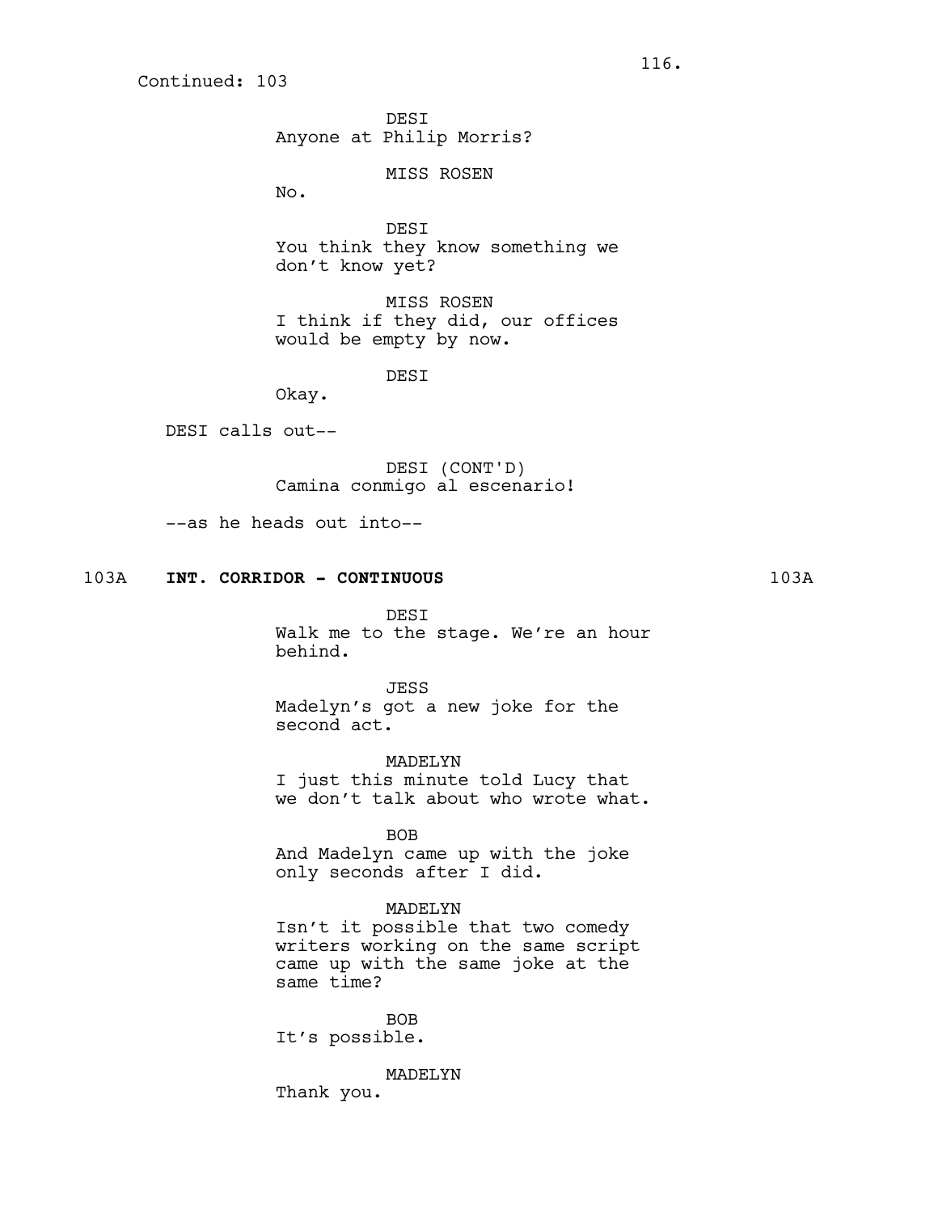Continued: 103

DESI
Anyone at Philip Morris?

MISS ROSEN
No.

DESI
You think they know something we don't know yet?

MISS ROSEN
I think if they did, our offices would be empty by now.

DESI
Okay.

DESI calls out--

DESI (CONT'D)
Camina conmigo al escenario!

--as he heads out into--

## 103A **INT. CORRIDOR - CONTINUOUS** 103A

DESI
Walk me to the stage. We're an hour behind.

JESS
Madelyn's got a new joke for the second act.

MADELYN
I just this minute told Lucy that we don't talk about who wrote what.

BOB
And Madelyn came up with the joke only seconds after I did.

MADELYN
Isn't it possible that two comedy writers working on the same script came up with the same joke at the same time?

BOB
It's possible.

MADELYN
Thank you.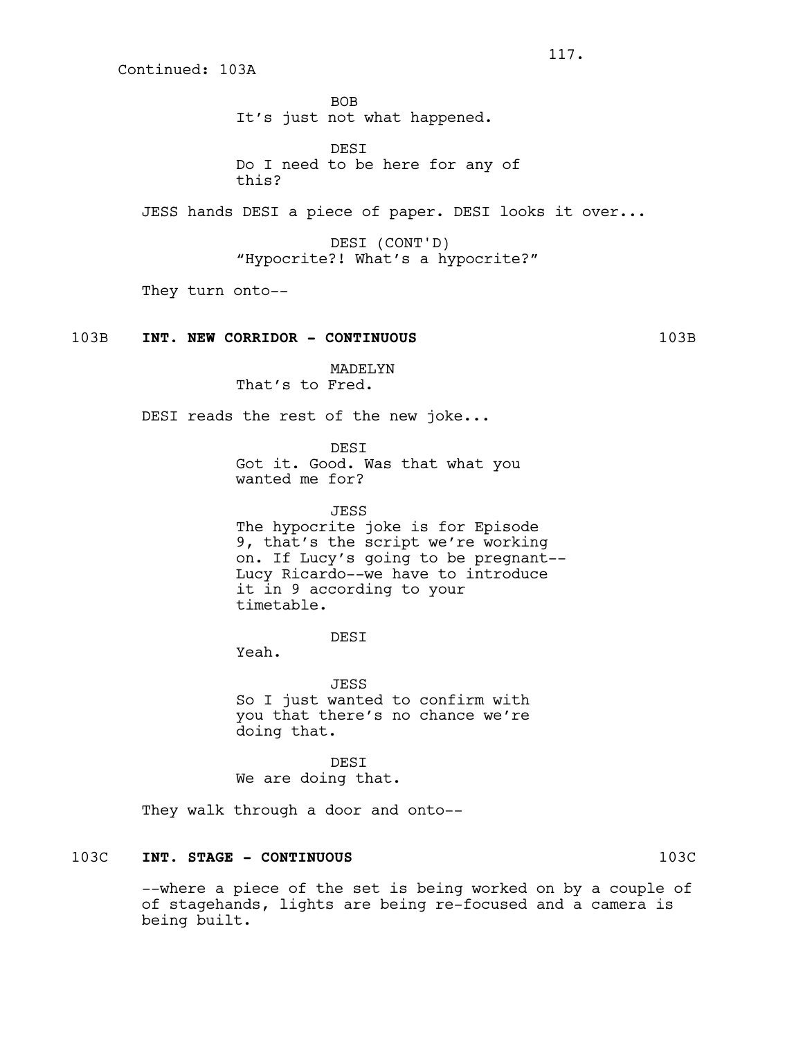Continued: 103A

BOB
It's just not what happened.

DESI
Do I need to be here for any of this?

JESS hands DESI a piece of paper. DESI looks it over...

DESI (CONT'D)
"Hypocrite?! What's a hypocrite?"

They turn onto--

**103B INT. NEW CORRIDOR - CONTINUOUS 103B**

MADELYN
That's to Fred.

DESI reads the rest of the new joke...

DESI
Got it. Good. Was that what you wanted me for?

JESS
The hypocrite joke is for Episode 9, that's the script we're working on. If Lucy's going to be pregnant-- Lucy Ricardo--we have to introduce it in 9 according to your timetable.

DESI
Yeah.

JESS
So I just wanted to confirm with you that there's no chance we're doing that.

DESI
We are doing that.

They walk through a door and onto--

**103C INT. STAGE - CONTINUOUS 103C**

--where a piece of the set is being worked on by a couple of of stagehands, lights are being re-focused and a camera is being built.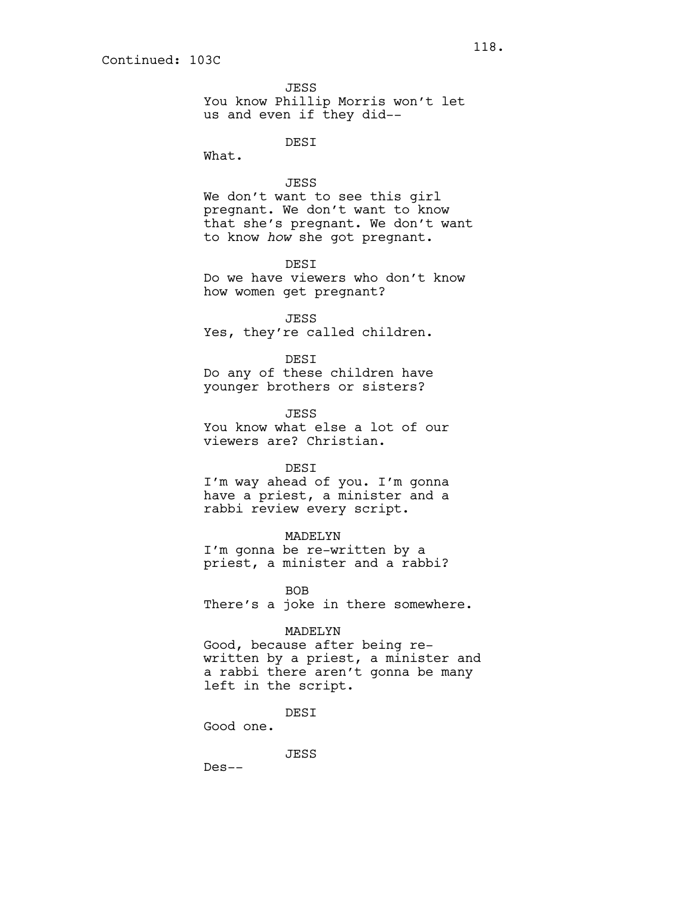Continued: 103C

JESS
You know Phillip Morris won't let us and even if they did--

DESI
What.

JESS
We don't want to see this girl pregnant. We don't want to know that she's pregnant. We don't want to know *how* she got pregnant.

DESI
Do we have viewers who don't know how women get pregnant?

JESS
Yes, they're called children.

DESI
Do any of these children have younger brothers or sisters?

JESS
You know what else a lot of our viewers are? Christian.

DESI
I'm way ahead of you. I'm gonna have a priest, a minister and a rabbi review every script.

MADELYN
I'm gonna be re-written by a priest, a minister and a rabbi?

BOB
There's a joke in there somewhere.

MADELYN
Good, because after being re-written by a priest, a minister and a rabbi there aren't gonna be many left in the script.

DESI
Good one.

JESS
Des--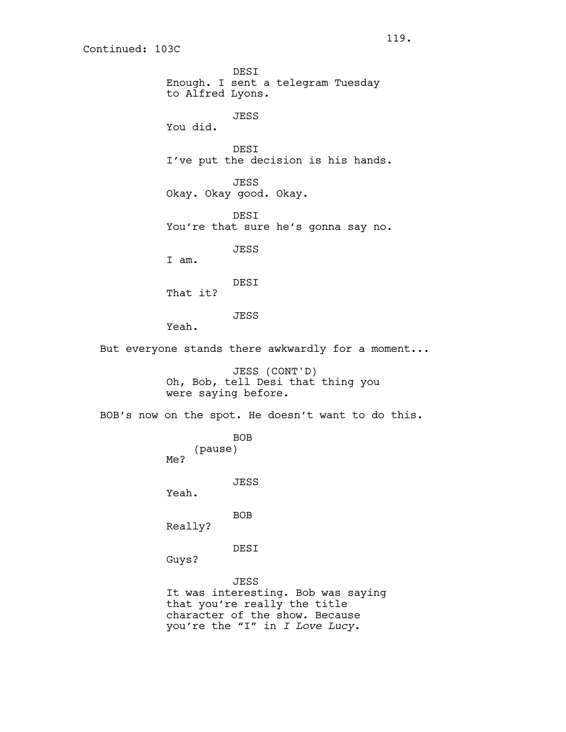Continued: 103C

DESI
Enough. I sent a telegram Tuesday to Alfred Lyons.

JESS
You did.

DESI
I've put the decision is his hands.

JESS
Okay. Okay good. Okay.

DESI
You're that sure he's gonna say no.

JESS
I am.

DESI
That it?

JESS
Yeah.

But everyone stands there awkwardly for a moment...

JESS (CONT'D)
Oh, Bob, tell Desi that thing you were saying before.

BOB's now on the spot. He doesn't want to do this.

BOB
(pause)
Me?

JESS
Yeah.

BOB
Really?

DESI
Guys?

JESS
It was interesting. Bob was saying that you're really the title character of the show. Because you're the "I" in *I Love Lucy.*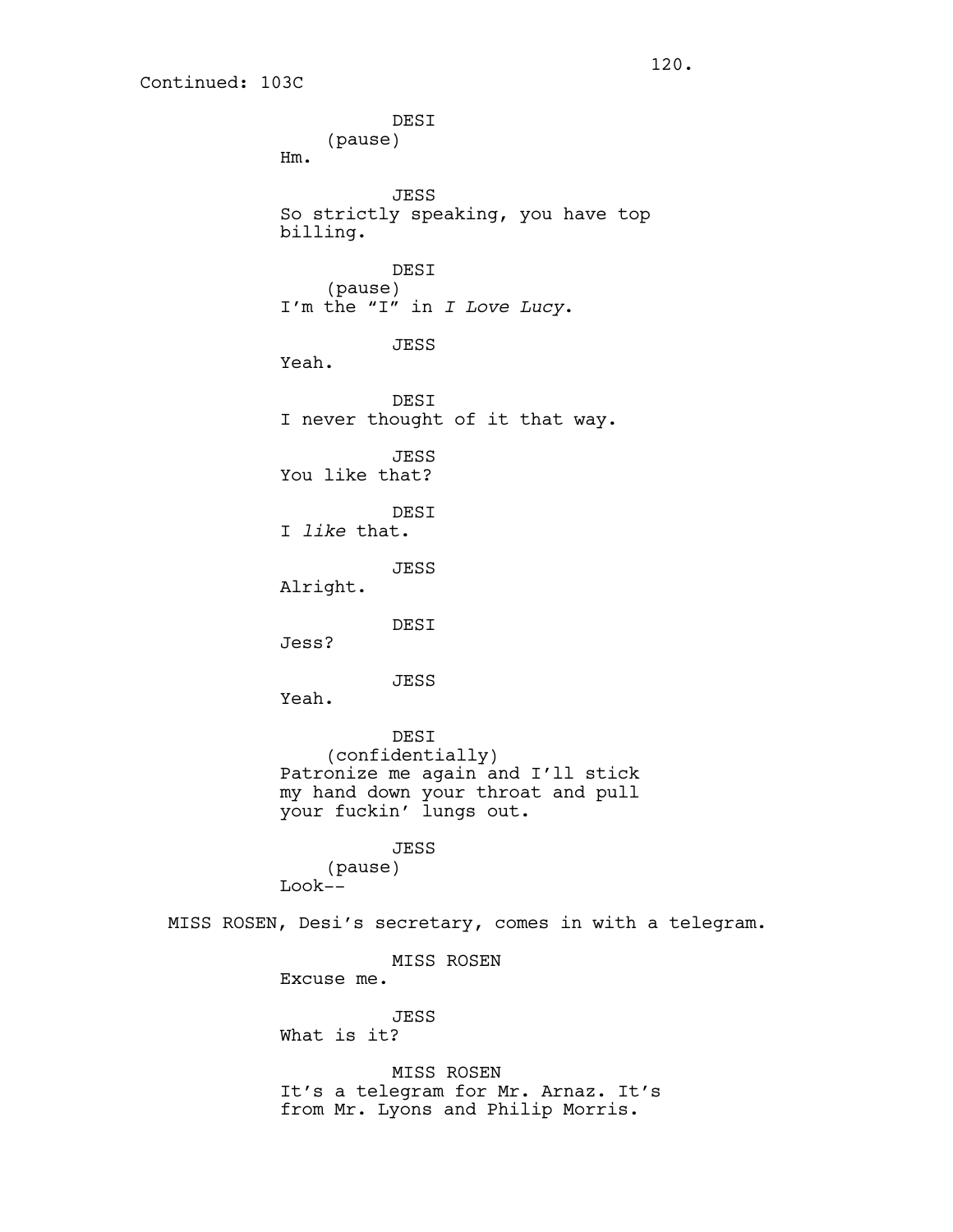Continued: 103C

DESI
(pause)
Hm.

JESS
So strictly speaking, you have top billing.

DESI
(pause)
I'm the "I" in *I Love Lucy*.

JESS
Yeah.

DESI
I never thought of it that way.

JESS
You like that?

DESI
I *like* that.

JESS
Alright.

DESI
Jess?

JESS
Yeah.

DESI
(confidentially)
Patronize me again and I'll stick my hand down your throat and pull your fuckin' lungs out.

JESS
(pause)
Look--

MISS ROSEN, Desi's secretary, comes in with a telegram.

MISS ROSEN
Excuse me.

JESS
What is it?

MISS ROSEN
It's a telegram for Mr. Arnaz. It's from Mr. Lyons and Philip Morris.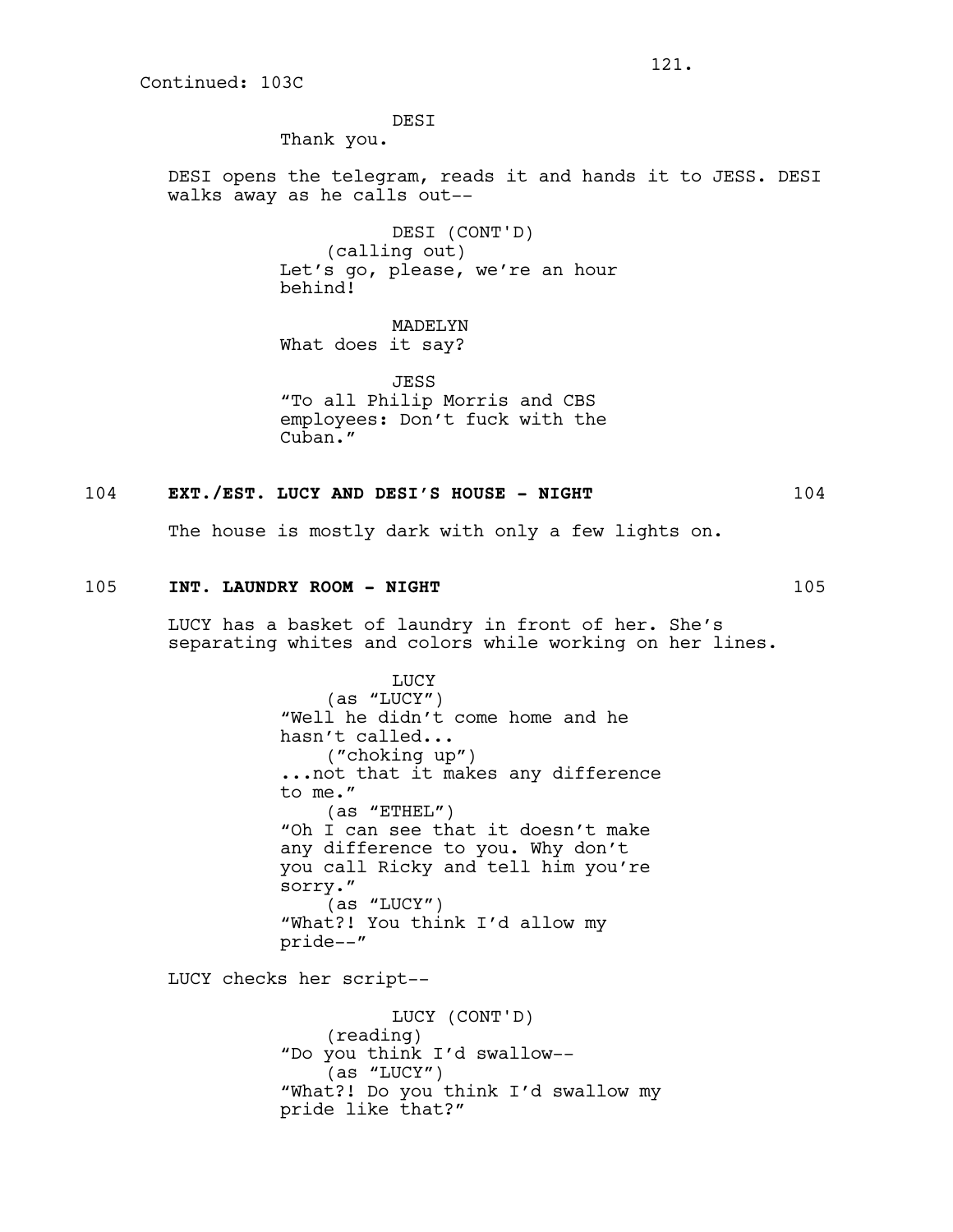Continued: 103C

DESI
Thank you.

DESI opens the telegram, reads it and hands it to JESS. DESI walks away as he calls out--

DESI (CONT'D)
(calling out)
Let's go, please, we're an hour behind!

MADELYN
What does it say?

JESS
"To all Philip Morris and CBS employees: Don't fuck with the Cuban."

**104 EXT./EST. LUCY AND DESI'S HOUSE - NIGHT 104**

The house is mostly dark with only a few lights on.

**105 INT. LAUNDRY ROOM - NIGHT 105**

LUCY has a basket of laundry in front of her. She's separating whites and colors while working on her lines.

LUCY
(as "LUCY")
"Well he didn't come home and he hasn't called...
("choking up")
...not that it makes any difference to me."
(as "ETHEL")
"Oh I can see that it doesn't make any difference to you. Why don't you call Ricky and tell him you're sorry."
(as "LUCY")
"What?! You think I'd allow my pride--"

LUCY checks her script--

LUCY (CONT'D)
(reading)
"Do you think I'd swallow--
(as "LUCY")
"What?! Do you think I'd swallow my pride like that?"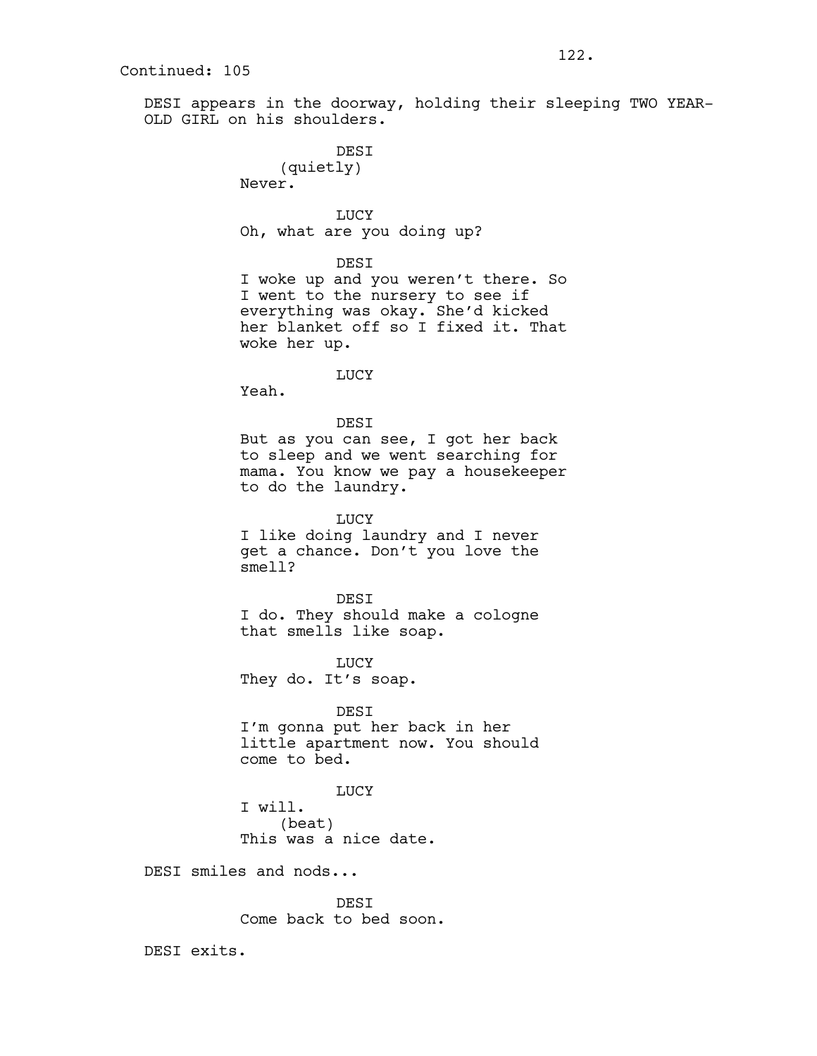Continued: 105

DESI appears in the doorway, holding their sleeping TWO YEAR-OLD GIRL on his shoulders.

DESI
(quietly)
Never.

LUCY
Oh, what are you doing up?

DESI
I woke up and you weren't there. So I went to the nursery to see if everything was okay. She'd kicked her blanket off so I fixed it. That woke her up.

LUCY
Yeah.

DESI
But as you can see, I got her back to sleep and we went searching for mama. You know we pay a housekeeper to do the laundry.

LUCY
I like doing laundry and I never get a chance. Don't you love the smell?

DESI
I do. They should make a cologne that smells like soap.

LUCY
They do. It's soap.

DESI
I'm gonna put her back in her little apartment now. You should come to bed.

LUCY
I will.
(beat)
This was a nice date.

DESI smiles and nods...

DESI
Come back to bed soon.

DESI exits.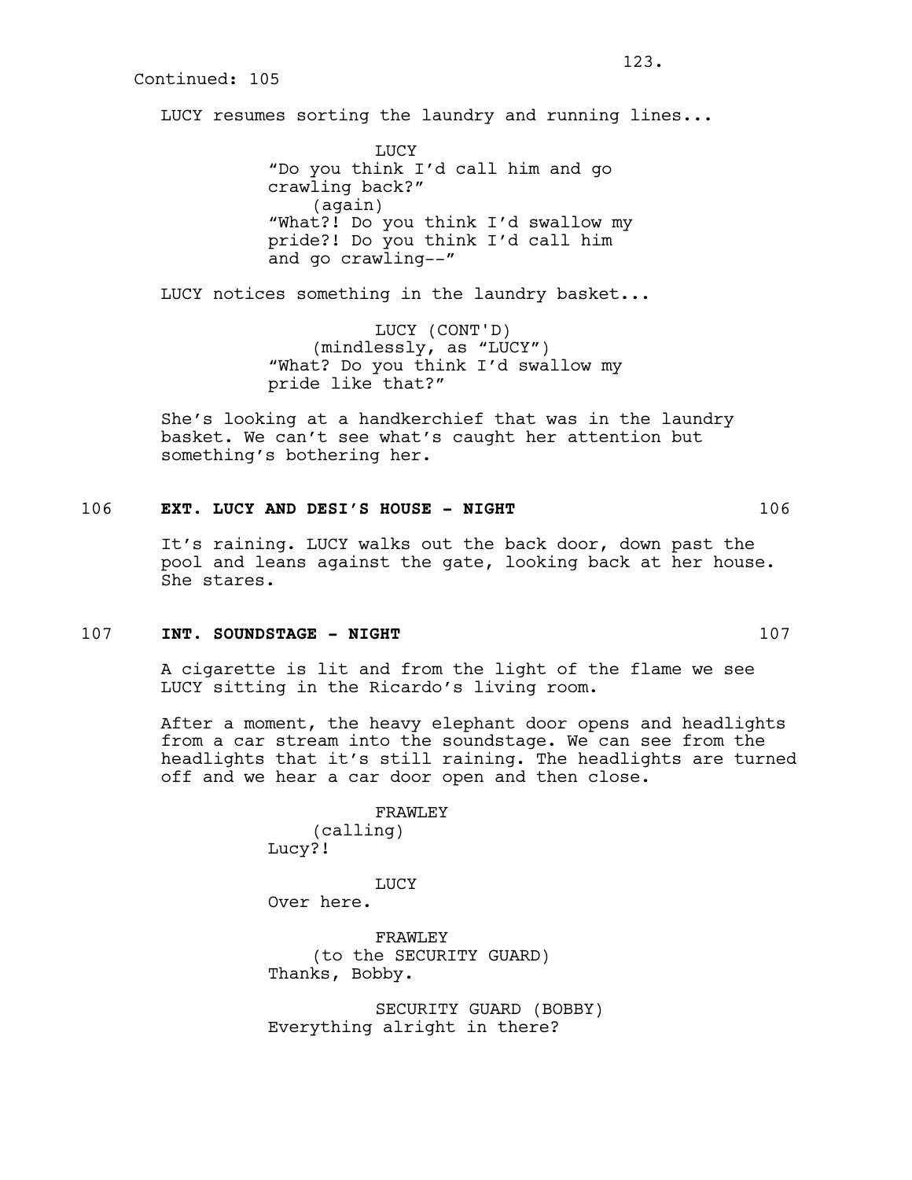Continued: 105

LUCY resumes sorting the laundry and running lines...

LUCY
"Do you think I'd call him and go crawling back?"
(again)
"What?! Do you think I'd swallow my pride?! Do you think I'd call him and go crawling--"

LUCY notices something in the laundry basket...

LUCY (CONT'D)
(mindlessly, as "LUCY")
"What? Do you think I'd swallow my pride like that?"

She's looking at a handkerchief that was in the laundry basket. We can't see what's caught her attention but something's bothering her.

**106 EXT. LUCY AND DESI'S HOUSE - NIGHT 106**

It's raining. LUCY walks out the back door, down past the pool and leans against the gate, looking back at her house. She stares.

**107 INT. SOUNDSTAGE - NIGHT 107**

A cigarette is lit and from the light of the flame we see LUCY sitting in the Ricardo's living room.

After a moment, the heavy elephant door opens and headlights from a car stream into the soundstage. We can see from the headlights that it's still raining. The headlights are turned off and we hear a car door open and then close.

FRAWLEY
(calling)
Lucy?!

LUCY
Over here.

FRAWLEY
(to the SECURITY GUARD)
Thanks, Bobby.

SECURITY GUARD (BOBBY)
Everything alright in there?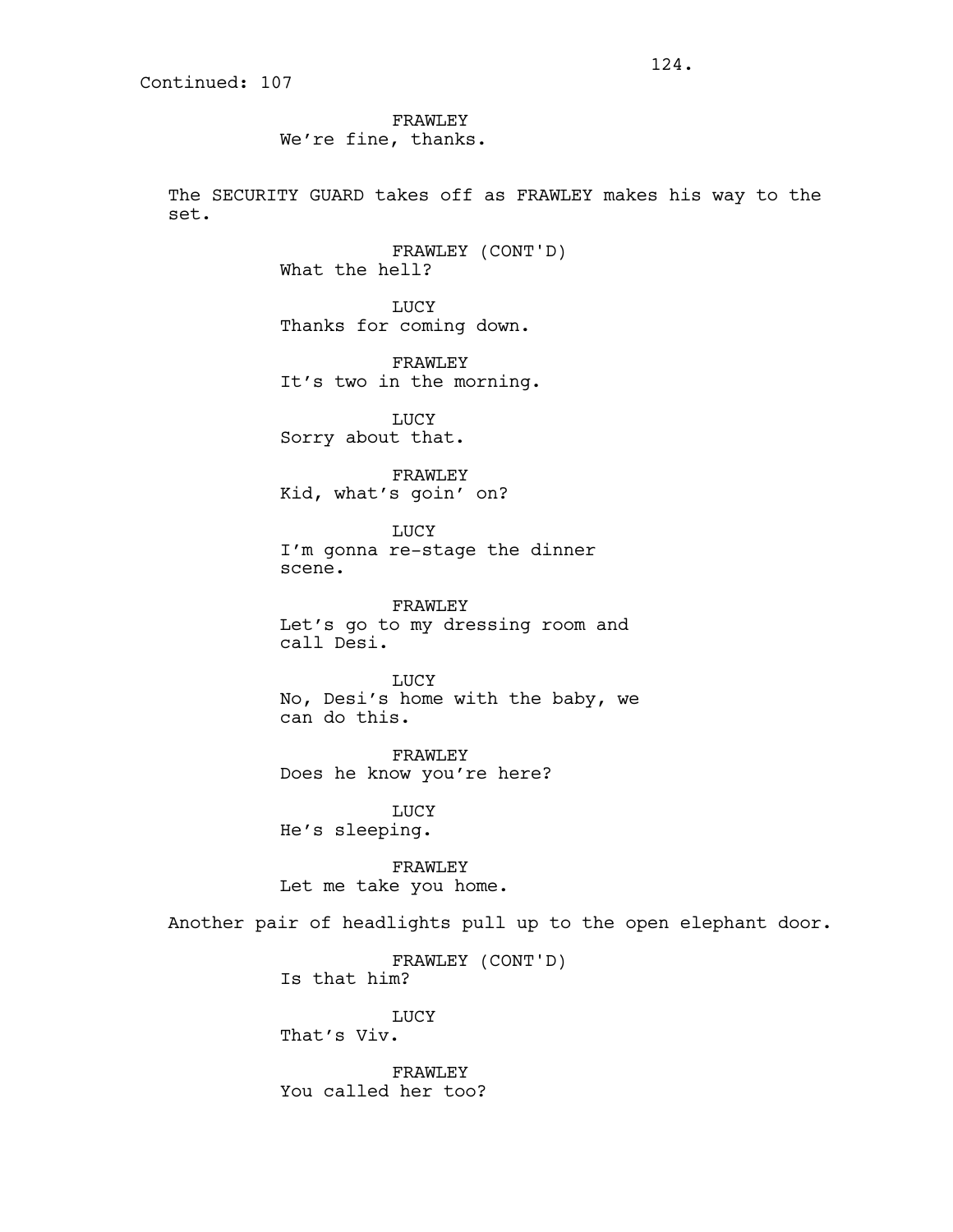Continued: 107

FRAWLEY
We're fine, thanks.

The SECURITY GUARD takes off as FRAWLEY makes his way to the set.

FRAWLEY (CONT'D)
What the hell?

LUCY
Thanks for coming down.

FRAWLEY
It's two in the morning.

LUCY
Sorry about that.

FRAWLEY
Kid, what's goin' on?

LUCY
I'm gonna re-stage the dinner scene.

FRAWLEY
Let's go to my dressing room and call Desi.

LUCY
No, Desi's home with the baby, we can do this.

FRAWLEY
Does he know you're here?

LUCY
He's sleeping.

FRAWLEY
Let me take you home.

Another pair of headlights pull up to the open elephant door.

FRAWLEY (CONT'D)
Is that him?

LUCY
That's Viv.

FRAWLEY
You called her too?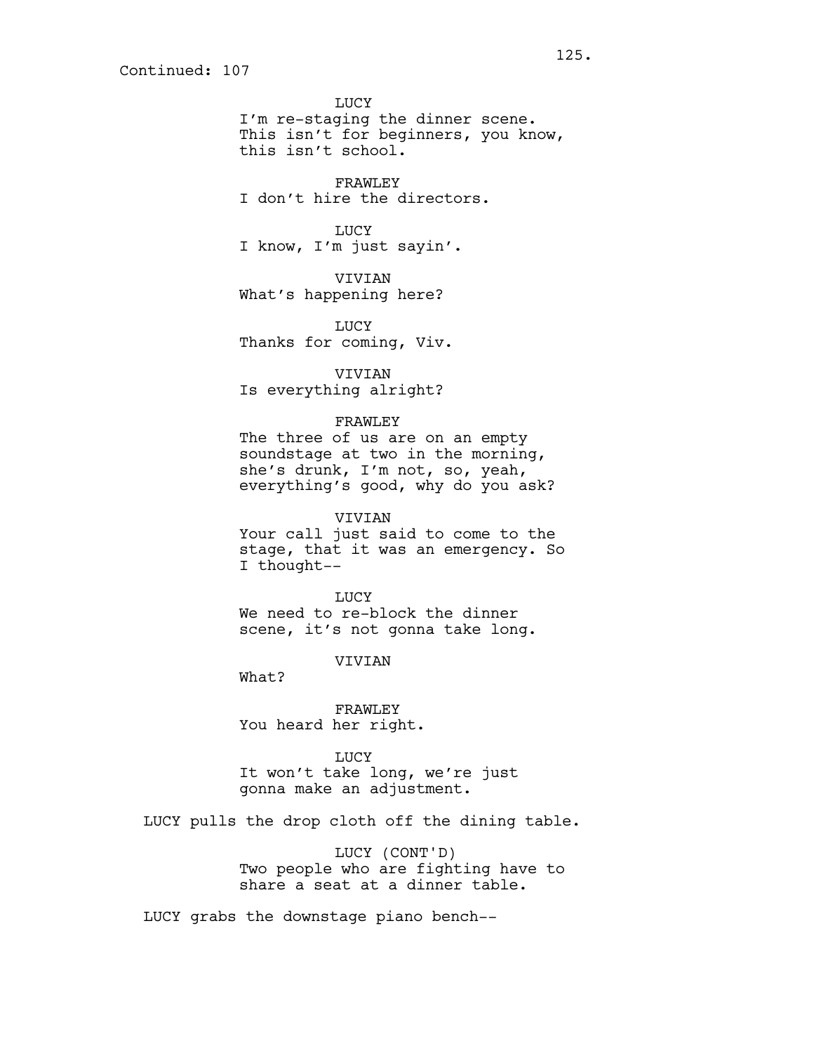Continued: 107

LUCY
I'm re-staging the dinner scene. This isn't for beginners, you know, this isn't school.

FRAWLEY
I don't hire the directors.

LUCY
I know, I'm just sayin'.

VIVIAN
What's happening here?

LUCY
Thanks for coming, Viv.

VIVIAN
Is everything alright?

FRAWLEY
The three of us are on an empty soundstage at two in the morning, she's drunk, I'm not, so, yeah, everything's good, why do you ask?

VIVIAN
Your call just said to come to the stage, that it was an emergency. So I thought--

LUCY
We need to re-block the dinner scene, it's not gonna take long.

VIVIAN
What?

FRAWLEY
You heard her right.

LUCY
It won't take long, we're just gonna make an adjustment.

LUCY pulls the drop cloth off the dining table.

LUCY (CONT'D)
Two people who are fighting have to share a seat at a dinner table.

LUCY grabs the downstage piano bench--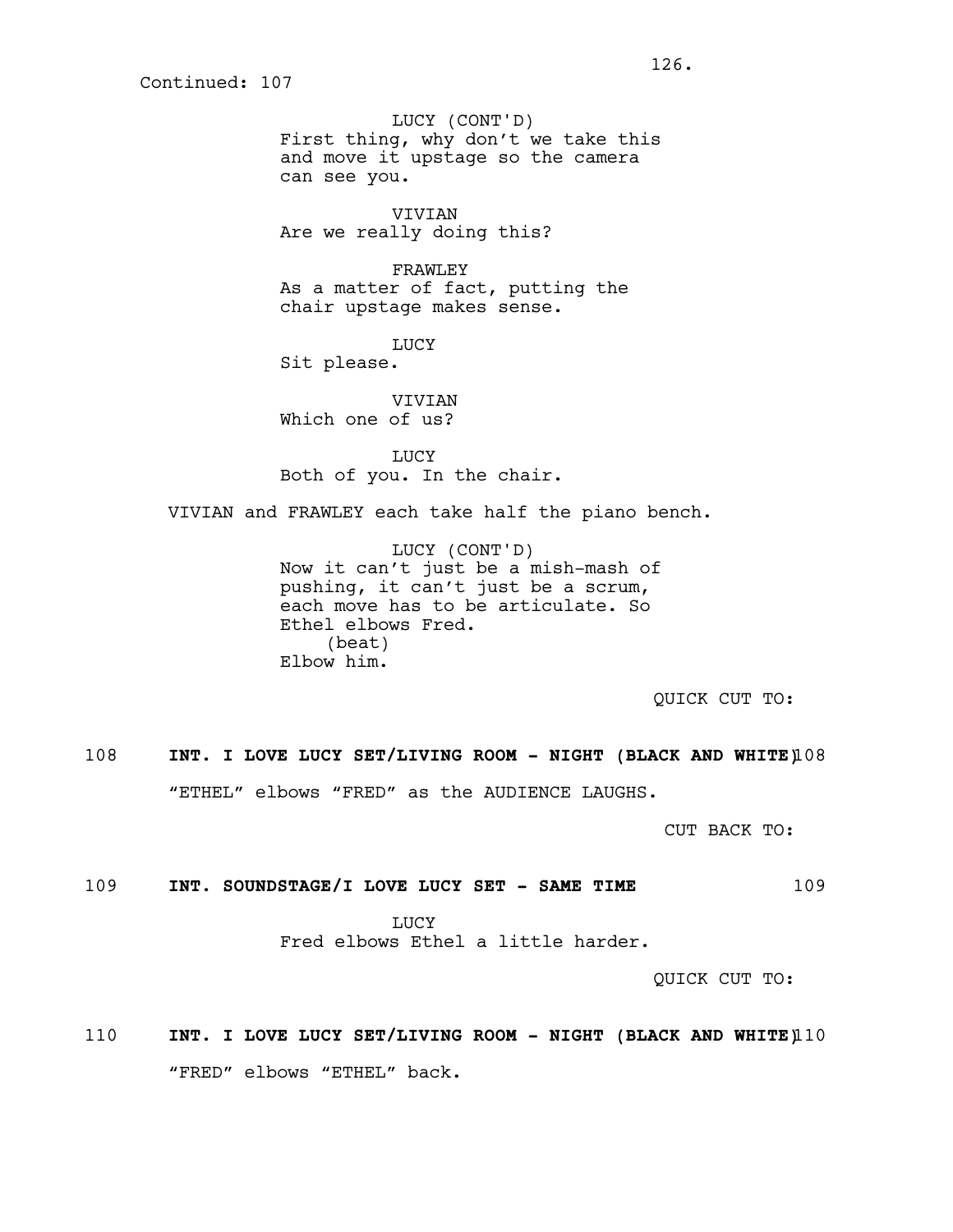Continued: 107

LUCY (CONT'D)
First thing, why don't we take this and move it upstage so the camera can see you.

VIVIAN
Are we really doing this?

FRAWLEY
As a matter of fact, putting the chair upstage makes sense.

LUCY
Sit please.

VIVIAN
Which one of us?

LUCY
Both of you. In the chair.

VIVIAN and FRAWLEY each take half the piano bench.

LUCY (CONT'D)
Now it can't just be a mish-mash of pushing, it can't just be a scrum, each move has to be articulate. So Ethel elbows Fred.
(beat)
Elbow him.

QUICK CUT TO:

**108 INT. I LOVE LUCY SET/LIVING ROOM - NIGHT (BLACK AND WHITE) 108**

"ETHEL" elbows "FRED" as the AUDIENCE LAUGHS.

CUT BACK TO:

**109 INT. SOUNDSTAGE/I LOVE LUCY SET - SAME TIME 109**

LUCY
Fred elbows Ethel a little harder.

QUICK CUT TO:

**110 INT. I LOVE LUCY SET/LIVING ROOM - NIGHT (BLACK AND WHITE) 110**

"FRED" elbows "ETHEL" back.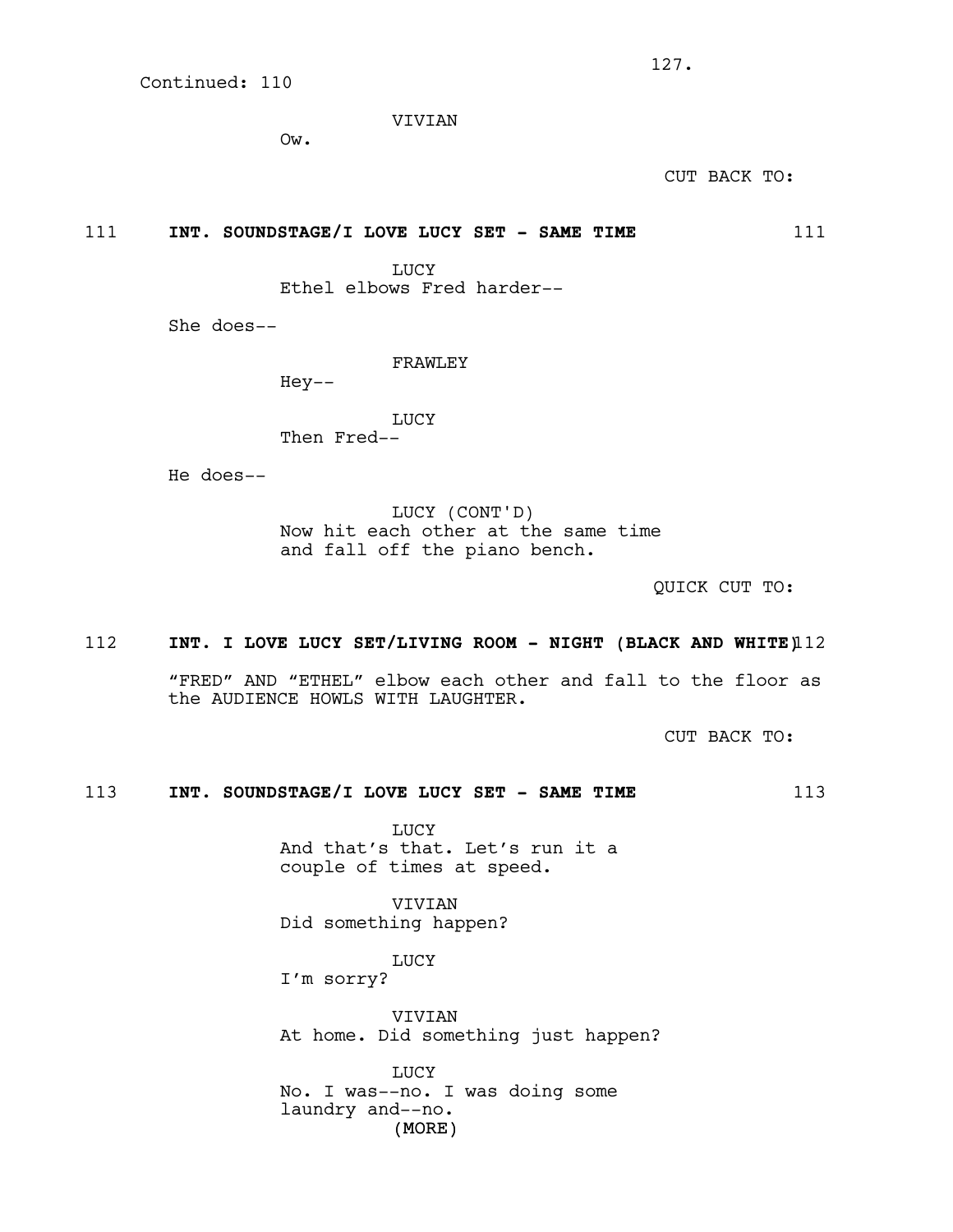Continued: 110

VIVIAN

Ow.

CUT BACK TO:

**111 INT. SOUNDSTAGE/I LOVE LUCY SET - SAME TIME 111**

LUCY

Ethel elbows Fred harder--

She does--

FRAWLEY

Hey--

LUCY

Then Fred--

He does--

LUCY (CONT'D)

Now hit each other at the same time and fall off the piano bench.

QUICK CUT TO:

**112 INT. I LOVE LUCY SET/LIVING ROOM - NIGHT (BLACK AND WHITE) 112**

"FRED" AND "ETHEL" elbow each other and fall to the floor as the AUDIENCE HOWLS WITH LAUGHTER.

CUT BACK TO:

**113 INT. SOUNDSTAGE/I LOVE LUCY SET - SAME TIME 113**

LUCY

And that's that. Let's run it a couple of times at speed.

VIVIAN

Did something happen?

LUCY

I'm sorry?

VIVIAN

At home. Did something just happen?

LUCY

No. I was--no. I was doing some laundry and--no.

(MORE)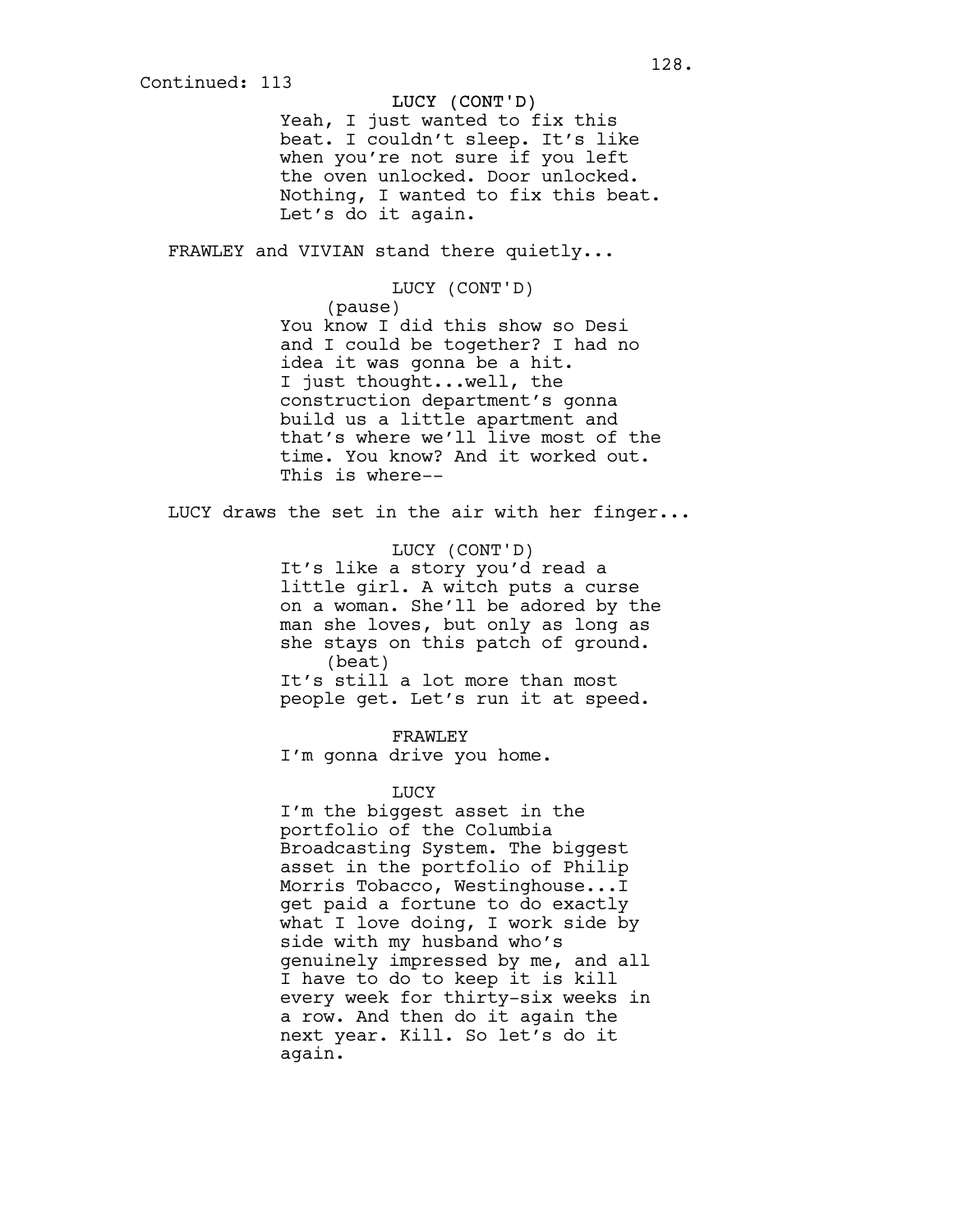Continued: 113

LUCY (CONT'D)
Yeah, I just wanted to fix this beat. I couldn't sleep. It's like when you're not sure if you left the oven unlocked. Door unlocked. Nothing, I wanted to fix this beat. Let's do it again.

FRAWLEY and VIVIAN stand there quietly...

LUCY (CONT'D)
(pause)
You know I did this show so Desi and I could be together? I had no idea it was gonna be a hit. I just thought...well, the construction department's gonna build us a little apartment and that's where we'll live most of the time. You know? And it worked out. This is where--

LUCY draws the set in the air with her finger...

LUCY (CONT'D)
It's like a story you'd read a little girl. A witch puts a curse on a woman. She'll be adored by the man she loves, but only as long as she stays on this patch of ground.
(beat)
It's still a lot more than most people get. Let's run it at speed.

FRAWLEY
I'm gonna drive you home.

LUCY
I'm the biggest asset in the portfolio of the Columbia Broadcasting System. The biggest asset in the portfolio of Philip Morris Tobacco, Westinghouse...I get paid a fortune to do exactly what I love doing, I work side by side with my husband who's genuinely impressed by me, and all I have to do to keep it is kill every week for thirty-six weeks in a row. And then do it again the next year. Kill. So let's do it again.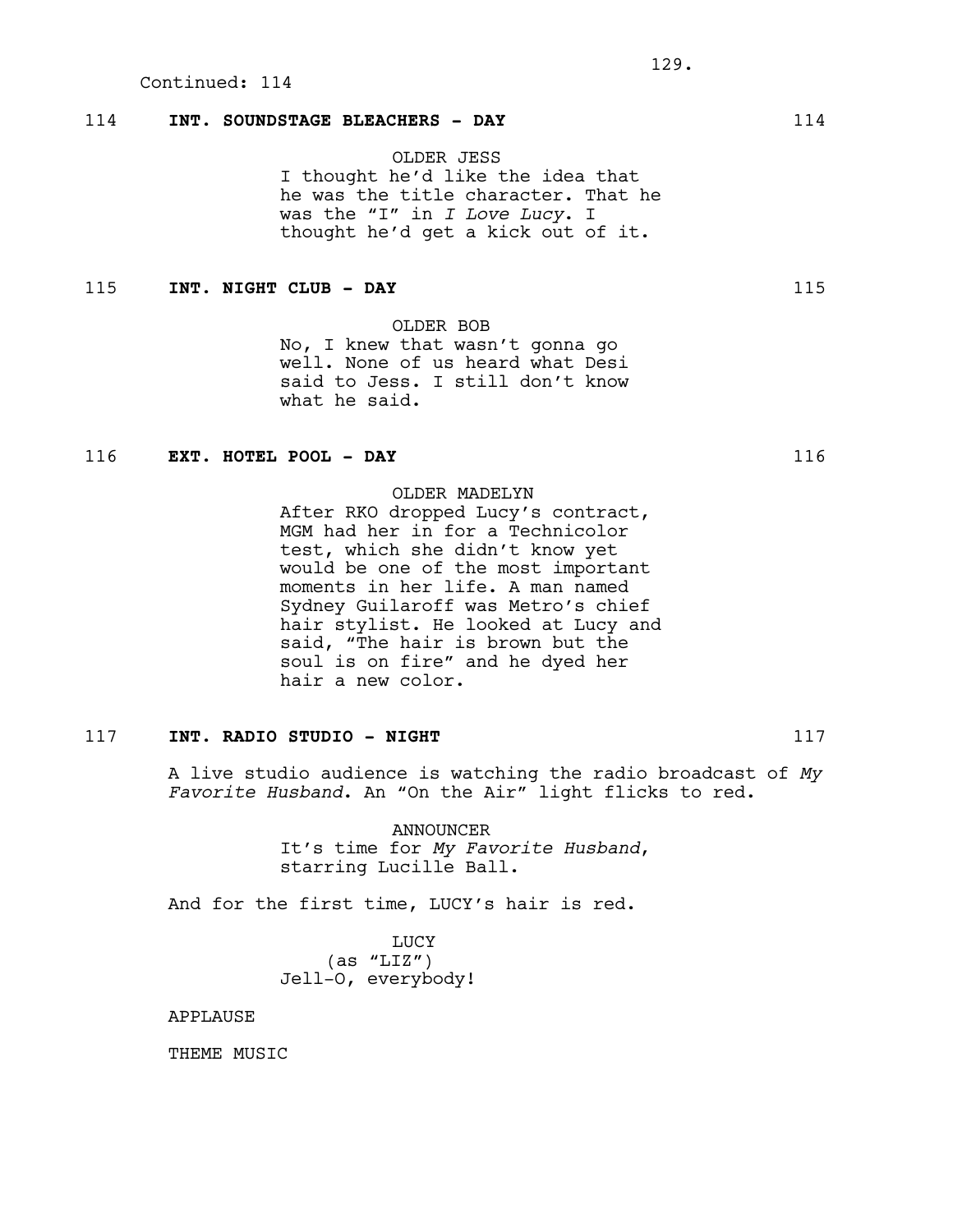Continued: 114

**114 INT. SOUNDSTAGE BLEACHERS - DAY 114**

OLDER JESS
I thought he'd like the idea that he was the title character. That he was the "I" in *I Love Lucy*. I thought he'd get a kick out of it.

**115 INT. NIGHT CLUB - DAY 115**

OLDER BOB
No, I knew that wasn't gonna go well. None of us heard what Desi said to Jess. I still don't know what he said.

**116 EXT. HOTEL POOL - DAY 116**

OLDER MADELYN
After RKO dropped Lucy's contract, MGM had her in for a Technicolor test, which she didn't know yet would be one of the most important moments in her life. A man named Sydney Guilaroff was Metro's chief hair stylist. He looked at Lucy and said, "The hair is brown but the soul is on fire" and he dyed her hair a new color.

**117 INT. RADIO STUDIO - NIGHT 117**

A live studio audience is watching the radio broadcast of *My Favorite Husband*. An "On the Air" light flicks to red.

ANNOUNCER
It's time for *My Favorite Husband*, starring Lucille Ball.

And for the first time, LUCY's hair is red.

LUCY
(as "LIZ")
Jell-O, everybody!

APPLAUSE

THEME MUSIC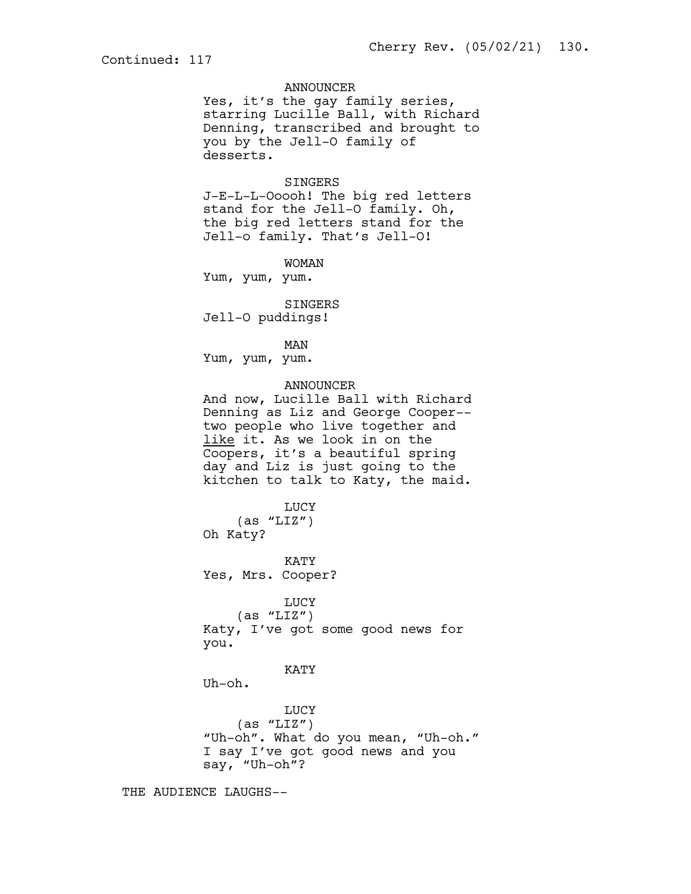Continued: 117

ANNOUNCER
Yes, it's the gay family series, starring Lucille Ball, with Richard Denning, transcribed and brought to you by the Jell-O family of desserts.

SINGERS
J-E-L-L-Ooooh! The big red letters stand for the Jell-O family. Oh, the big red letters stand for the Jell-o family. That's Jell-O!

WOMAN
Yum, yum, yum.

SINGERS
Jell-O puddings!

MAN
Yum, yum, yum.

ANNOUNCER
And now, Lucille Ball with Richard Denning as Liz and George Cooper-- two people who live together and <u>like</u> it. As we look in on the Coopers, it's a beautiful spring day and Liz is just going to the kitchen to talk to Katy, the maid.

LUCY
(as "LIZ")
Oh Katy?

KATY
Yes, Mrs. Cooper?

LUCY
(as "LIZ")
Katy, I've got some good news for you.

KATY
Uh-oh.

LUCY
(as "LIZ")
"Uh-oh". What do you mean, "Uh-oh." I say I've got good news and you say, "Uh-oh"?

THE AUDIENCE LAUGHS--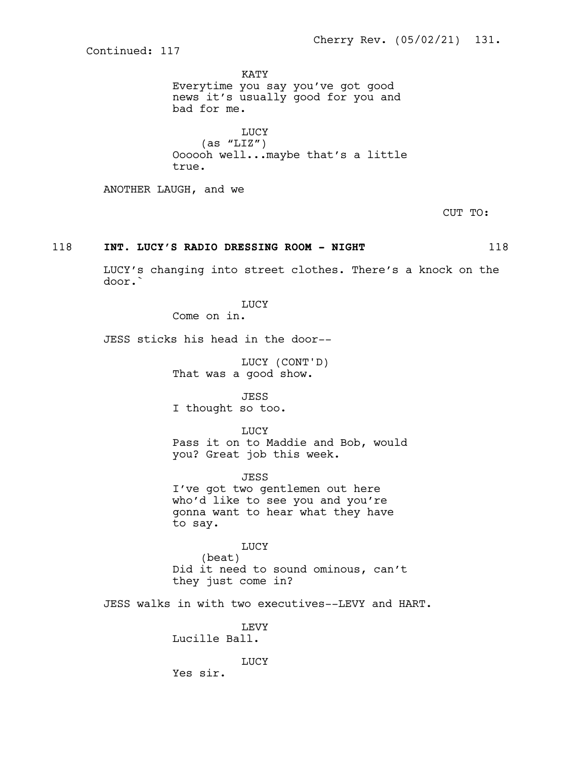Continued: 117

KATY
Everytime you say you've got good news it's usually good for you and bad for me.

LUCY
(as "LIZ")
Oooooh well...maybe that's a little true.

ANOTHER LAUGH, and we

CUT TO:

**118 INT. LUCY'S RADIO DRESSING ROOM - NIGHT 118**

LUCY's changing into street clothes. There's a knock on the door.`

LUCY
Come on in.

JESS sticks his head in the door--

LUCY (CONT'D)
That was a good show.

JESS
I thought so too.

LUCY
Pass it on to Maddie and Bob, would you? Great job this week.

JESS
I've got two gentlemen out here who'd like to see you and you're gonna want to hear what they have to say.

LUCY
(beat)
Did it need to sound ominous, can't they just come in?

JESS walks in with two executives--LEVY and HART.

LEVY
Lucille Ball.

LUCY
Yes sir.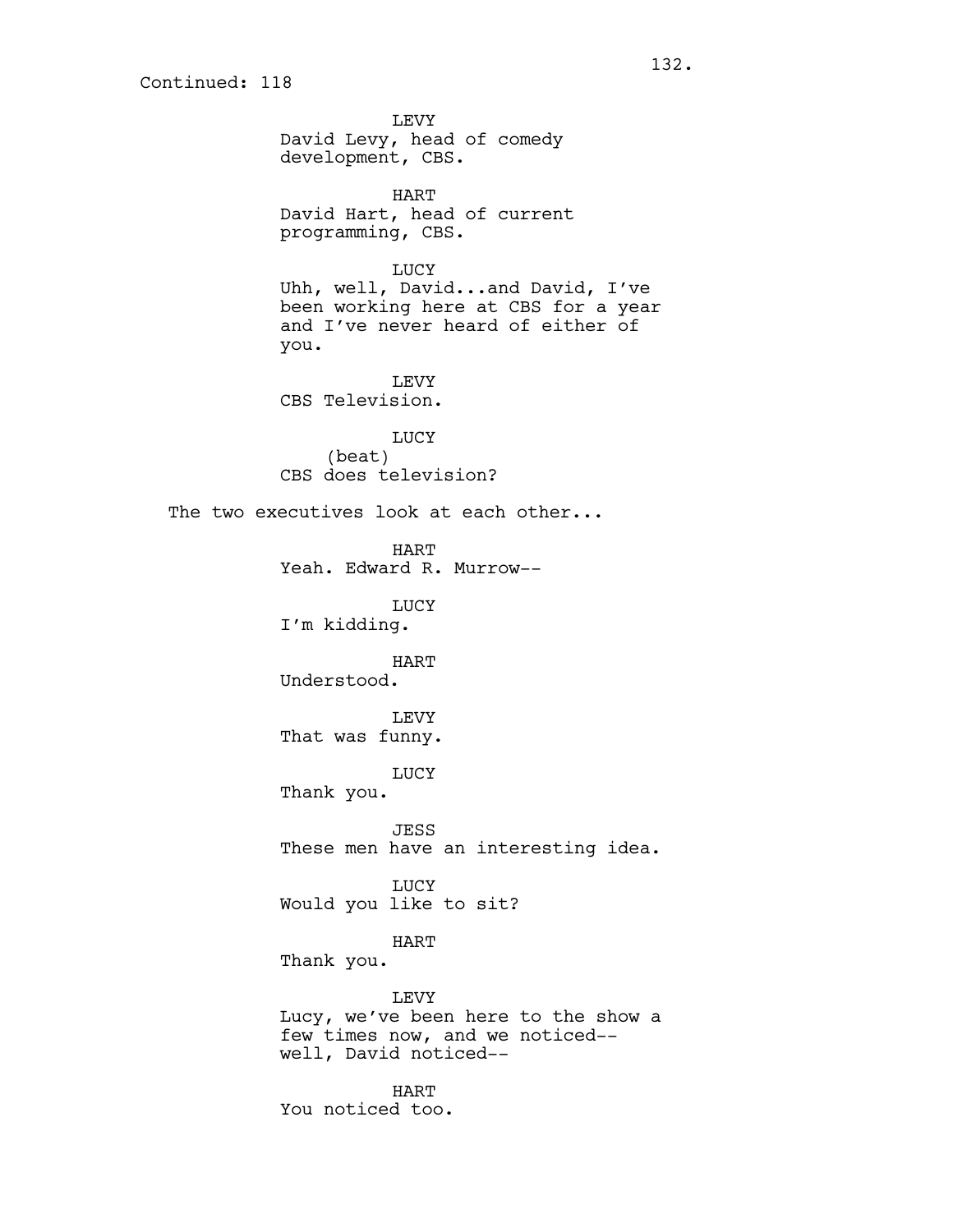Continued: 118

LEVY
David Levy, head of comedy development, CBS.

HART
David Hart, head of current programming, CBS.

LUCY
Uhh, well, David...and David, I've been working here at CBS for a year and I've never heard of either of you.

LEVY
CBS Television.

LUCY
(beat)
CBS does television?

The two executives look at each other...

HART
Yeah. Edward R. Murrow--

LUCY
I'm kidding.

HART
Understood.

LEVY
That was funny.

LUCY
Thank you.

JESS
These men have an interesting idea.

LUCY
Would you like to sit?

HART
Thank you.

LEVY
Lucy, we've been here to the show a few times now, and we noticed-- well, David noticed--

HART
You noticed too.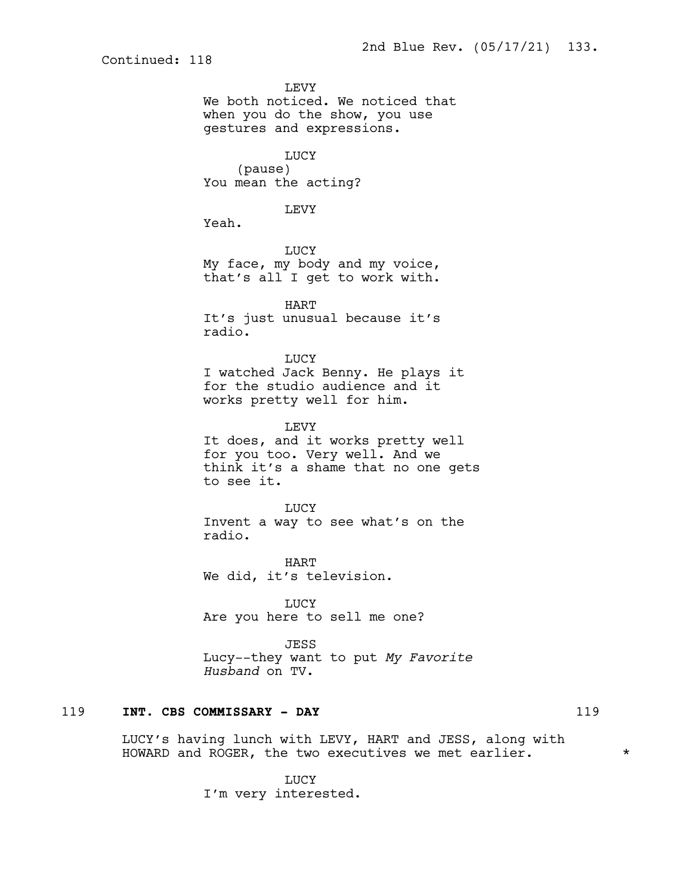Continued: 118

LEVY
We both noticed. We noticed that when you do the show, you use gestures and expressions.

LUCY
(pause)
You mean the acting?

LEVY
Yeah.

LUCY
My face, my body and my voice, that's all I get to work with.

HART
It's just unusual because it's radio.

LUCY
I watched Jack Benny. He plays it for the studio audience and it works pretty well for him.

LEVY
It does, and it works pretty well for you too. Very well. And we think it's a shame that no one gets to see it.

LUCY
Invent a way to see what's on the radio.

HART
We did, it's television.

LUCY
Are you here to sell me one?

JESS
Lucy--they want to put *My Favorite Husband* on TV.

119 **INT. CBS COMMISSARY - DAY** 119

LUCY's having lunch with LEVY, HART and JESS, along with HOWARD and ROGER, the two executives we met earlier. *

LUCY
I'm very interested.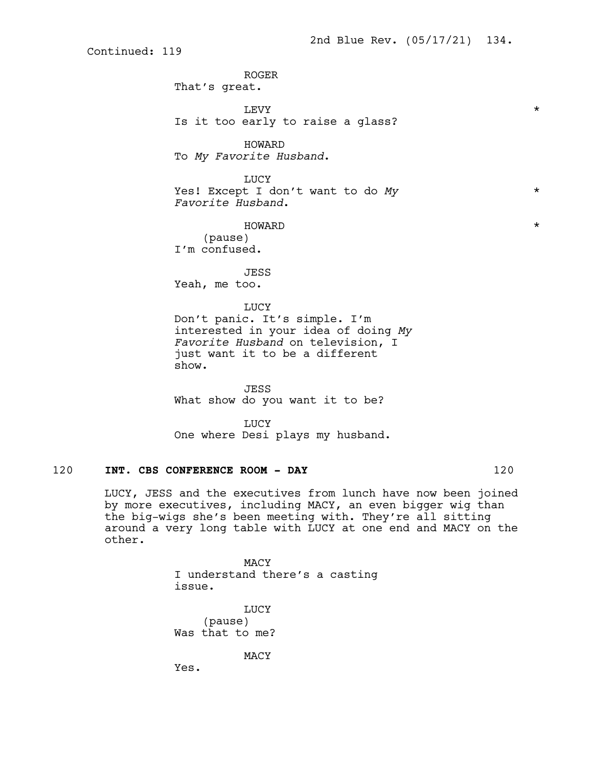Continued: 119

ROGER
That's great.

LEVY *
Is it too early to raise a glass?

HOWARD
To *My Favorite Husband*.

LUCY
Yes! Except I don't want to do *My Favorite Husband*. *

HOWARD *
(pause)
I'm confused.

JESS
Yeah, me too.

LUCY
Don't panic. It's simple. I'm interested in your idea of doing *My Favorite Husband* on television, I just want it to be a different show.

JESS
What show do you want it to be?

LUCY
One where Desi plays my husband.

**120 INT. CBS CONFERENCE ROOM - DAY 120**

LUCY, JESS and the executives from lunch have now been joined by more executives, including MACY, an even bigger wig than the big-wigs she's been meeting with. They're all sitting around a very long table with LUCY at one end and MACY on the other.

MACY
I understand there's a casting issue.

LUCY
(pause)
Was that to me?

MACY
Yes.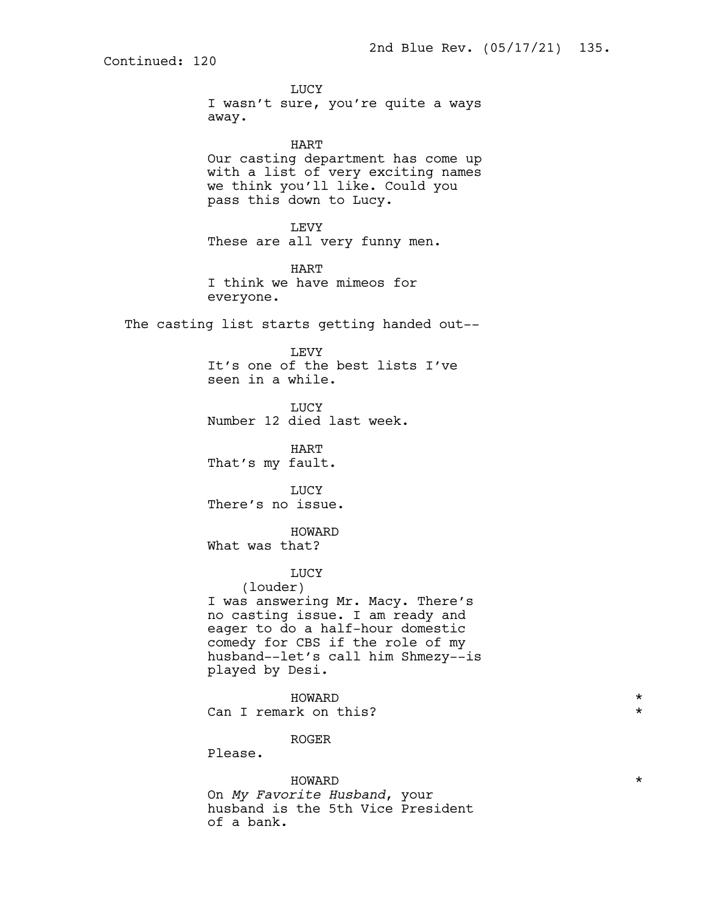Continued: 120

LUCY
I wasn't sure, you're quite a ways away.

HART
Our casting department has come up with a list of very exciting names we think you'll like. Could you pass this down to Lucy.

LEVY
These are all very funny men.

HART
I think we have mimeos for everyone.

The casting list starts getting handed out--

LEVY
It's one of the best lists I've seen in a while.

LUCY
Number 12 died last week.

HART
That's my fault.

LUCY
There's no issue.

HOWARD
What was that?

LUCY
(louder)
I was answering Mr. Macy. There's no casting issue. I am ready and eager to do a half-hour domestic comedy for CBS if the role of my husband--let's call him Shmezy--is played by Desi.

HOWARD *
Can I remark on this? *

ROGER
Please.

HOWARD *
On *My Favorite Husband*, your husband is the 5th Vice President of a bank.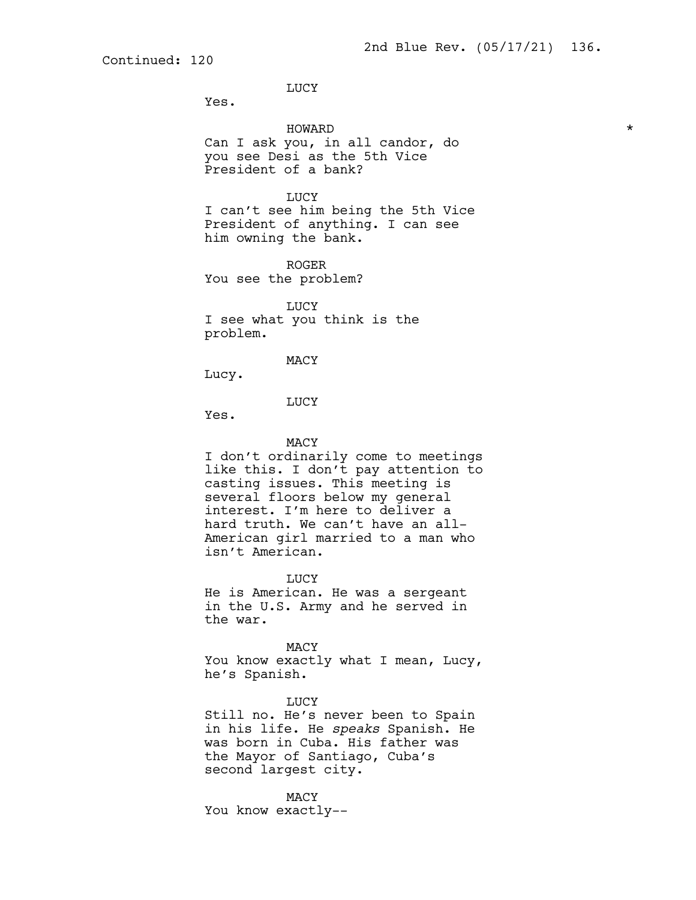Continued: 120

LUCY
Yes.

HOWARD *
Can I ask you, in all candor, do you see Desi as the 5th Vice President of a bank?

LUCY
I can't see him being the 5th Vice President of anything. I can see him owning the bank.

ROGER
You see the problem?

LUCY
I see what you think is the problem.

MACY
Lucy.

LUCY
Yes.

MACY
I don't ordinarily come to meetings like this. I don't pay attention to casting issues. This meeting is several floors below my general interest. I'm here to deliver a hard truth. We can't have an all-American girl married to a man who isn't American.

LUCY
He is American. He was a sergeant in the U.S. Army and he served in the war.

MACY
You know exactly what I mean, Lucy, he's Spanish.

LUCY
Still no. He's never been to Spain in his life. He *speaks* Spanish. He was born in Cuba. His father was the Mayor of Santiago, Cuba's second largest city.

MACY
You know exactly--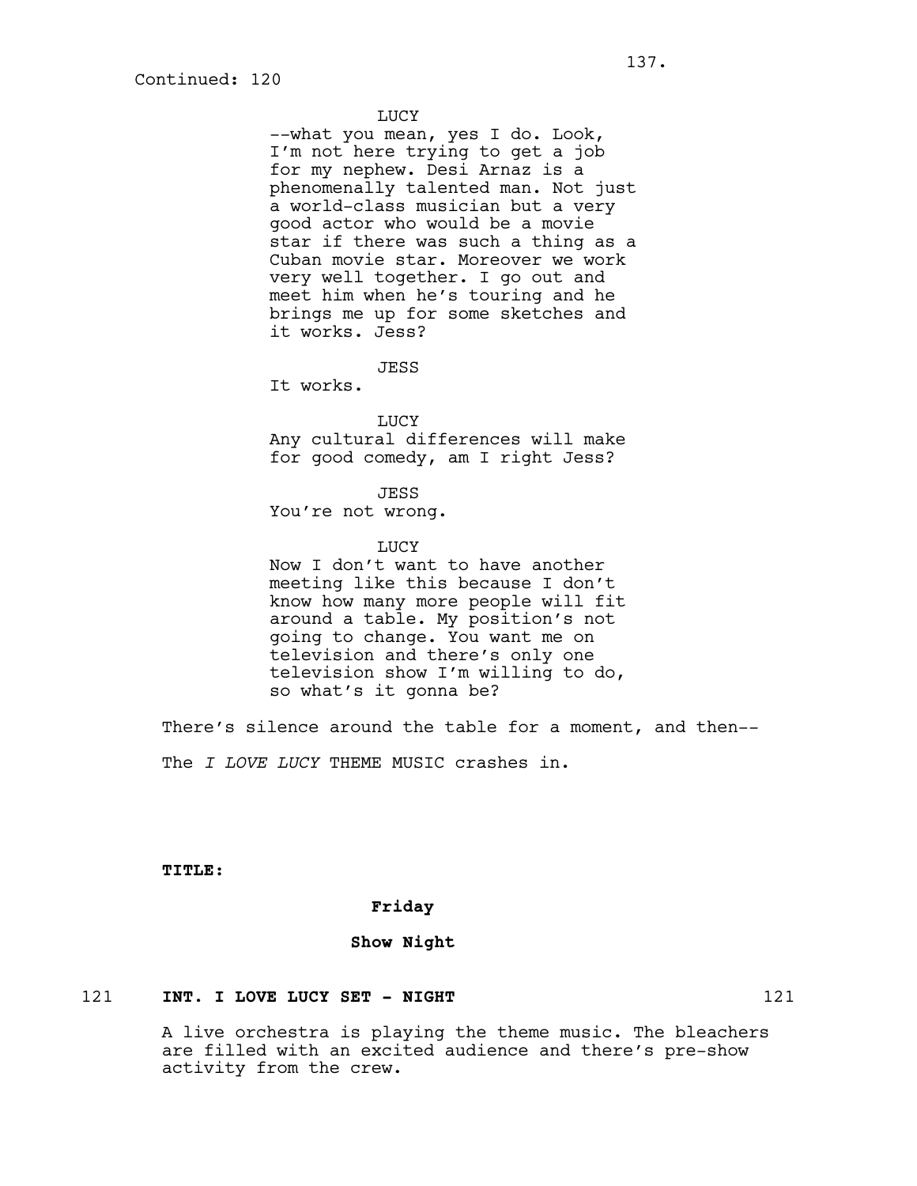Continued: 120

LUCY
--what you mean, yes I do. Look, I'm not here trying to get a job for my nephew. Desi Arnaz is a phenomenally talented man. Not just a world-class musician but a very good actor who would be a movie star if there was such a thing as a Cuban movie star. Moreover we work very well together. I go out and meet him when he's touring and he brings me up for some sketches and it works. Jess?

JESS
It works.

LUCY
Any cultural differences will make for good comedy, am I right Jess?

JESS
You're not wrong.

LUCY
Now I don't want to have another meeting like this because I don't know how many more people will fit around a table. My position's not going to change. You want me on television and there's only one television show I'm willing to do, so what's it gonna be?

There's silence around the table for a moment, and then--

The *I LOVE LUCY* THEME MUSIC crashes in.

**TITLE:**

**Friday**

**Show Night**

121 **INT. I LOVE LUCY SET - NIGHT** 121

A live orchestra is playing the theme music. The bleachers are filled with an excited audience and there's pre-show activity from the crew.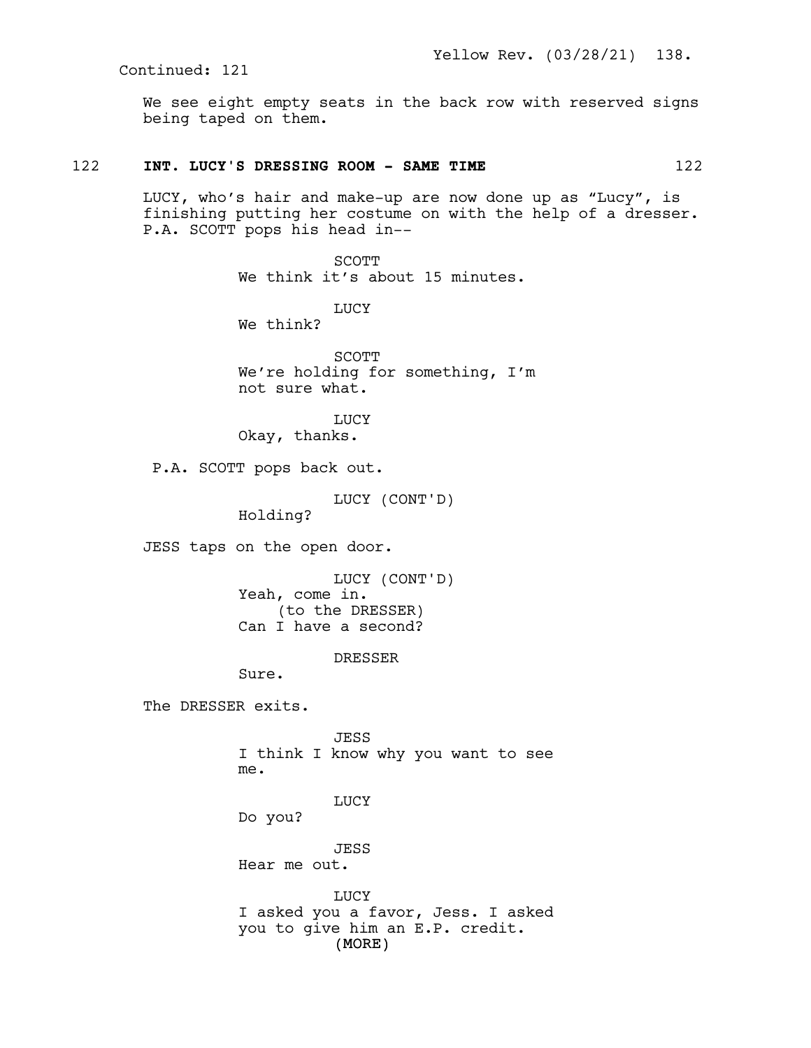Continued: 121

We see eight empty seats in the back row with reserved signs being taped on them.

**122 INT. LUCY'S DRESSING ROOM - SAME TIME 122**

LUCY, who's hair and make-up are now done up as "Lucy", is finishing putting her costume on with the help of a dresser. P.A. SCOTT pops his head in--

SCOTT
We think it's about 15 minutes.

LUCY
We think?

SCOTT
We're holding for something, I'm not sure what.

LUCY
Okay, thanks.

P.A. SCOTT pops back out.

LUCY (CONT'D)
Holding?

JESS taps on the open door.

LUCY (CONT'D)
Yeah, come in.
(to the DRESSER)
Can I have a second?

DRESSER
Sure.

The DRESSER exits.

JESS
I think I know why you want to see me.

LUCY
Do you?

JESS
Hear me out.

LUCY
I asked you a favor, Jess. I asked you to give him an E.P. credit.
(MORE)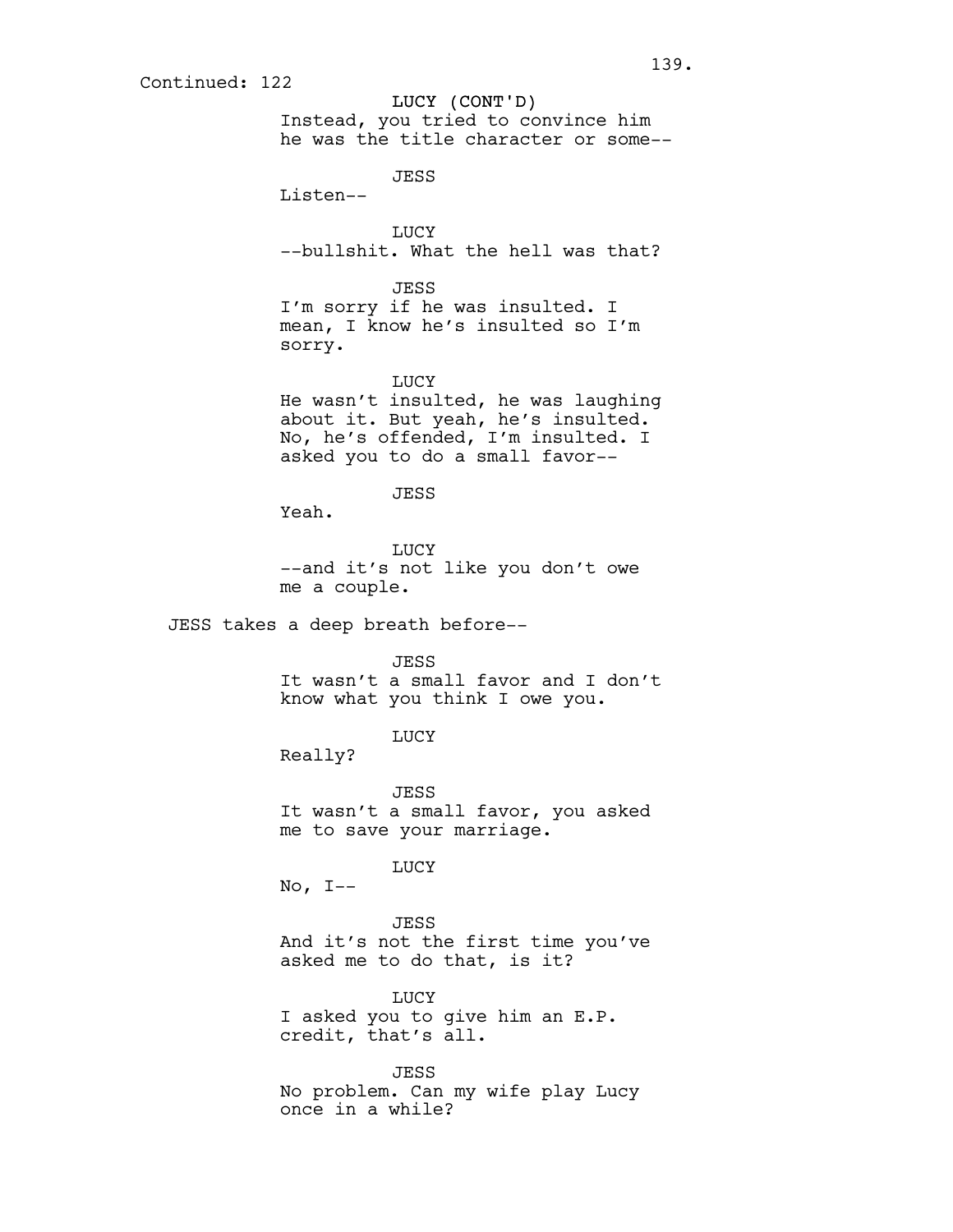Continued: 122

LUCY (CONT'D)
Instead, you tried to convince him he was the title character or some--

JESS
Listen--

LUCY
--bullshit. What the hell was that?

JESS
I'm sorry if he was insulted. I mean, I know he's insulted so I'm sorry.

LUCY
He wasn't insulted, he was laughing about it. But yeah, he's insulted. No, he's offended, I'm insulted. I asked you to do a small favor--

JESS
Yeah.

LUCY
--and it's not like you don't owe me a couple.

JESS takes a deep breath before--

JESS
It wasn't a small favor and I don't know what you think I owe you.

LUCY
Really?

JESS
It wasn't a small favor, you asked me to save your marriage.

LUCY
No, I--

JESS
And it's not the first time you've asked me to do that, is it?

LUCY
I asked you to give him an E.P. credit, that's all.

JESS
No problem. Can my wife play Lucy once in a while?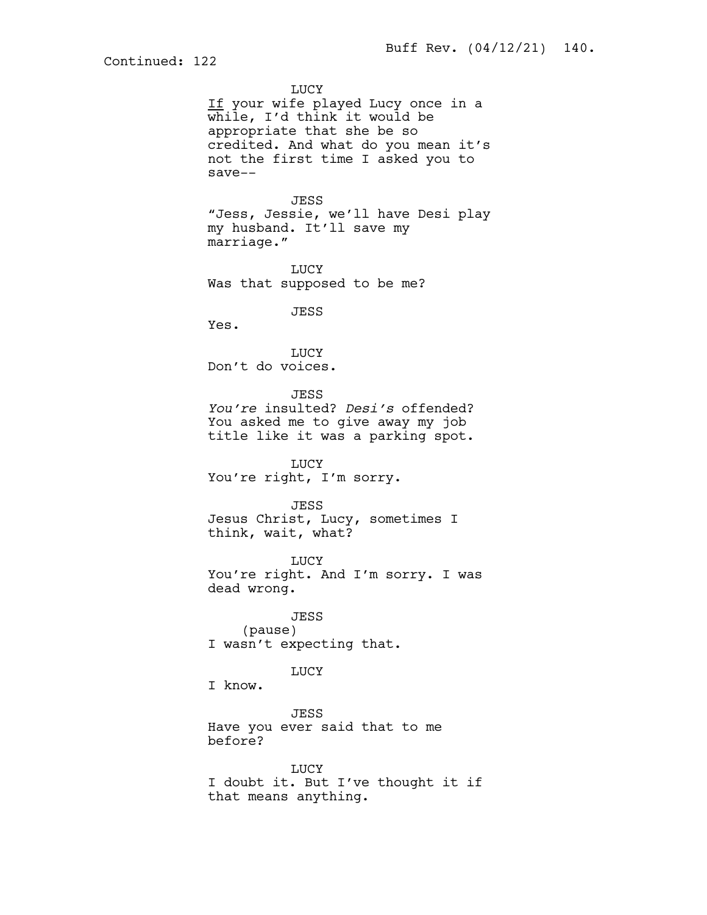Continued: 122

LUCY
_If_ your wife played Lucy once in a while, I'd think it would be appropriate that she be so credited. And what do you mean it's not the first time I asked you to save--

JESS
"Jess, Jessie, we'll have Desi play my husband. It'll save my marriage."

LUCY
Was that supposed to be me?

JESS
Yes.

LUCY
Don't do voices.

JESS
*You're* insulted? *Desi's* offended? You asked me to give away my job title like it was a parking spot.

LUCY
You're right, I'm sorry.

JESS
Jesus Christ, Lucy, sometimes I think, wait, what?

LUCY
You're right. And I'm sorry. I was dead wrong.

JESS
(pause)
I wasn't expecting that.

LUCY
I know.

JESS
Have you ever said that to me before?

LUCY
I doubt it. But I've thought it if that means anything.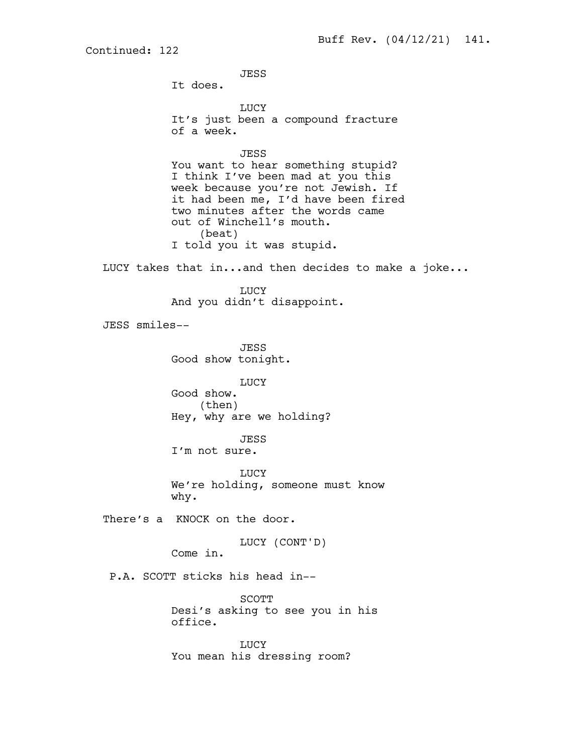Continued: 122

JESS
It does.

LUCY
It's just been a compound fracture of a week.

JESS
You want to hear something stupid? I think I've been mad at you this week because you're not Jewish. If it had been me, I'd have been fired two minutes after the words came out of Winchell's mouth.
(beat)
I told you it was stupid.

LUCY takes that in...and then decides to make a joke...

LUCY
And you didn't disappoint.

JESS smiles--

JESS
Good show tonight.

LUCY
Good show.
(then)
Hey, why are we holding?

JESS
I'm not sure.

LUCY
We're holding, someone must know why.

There's a KNOCK on the door.

LUCY (CONT'D)
Come in.

P.A. SCOTT sticks his head in--

SCOTT
Desi's asking to see you in his office.

LUCY
You mean his dressing room?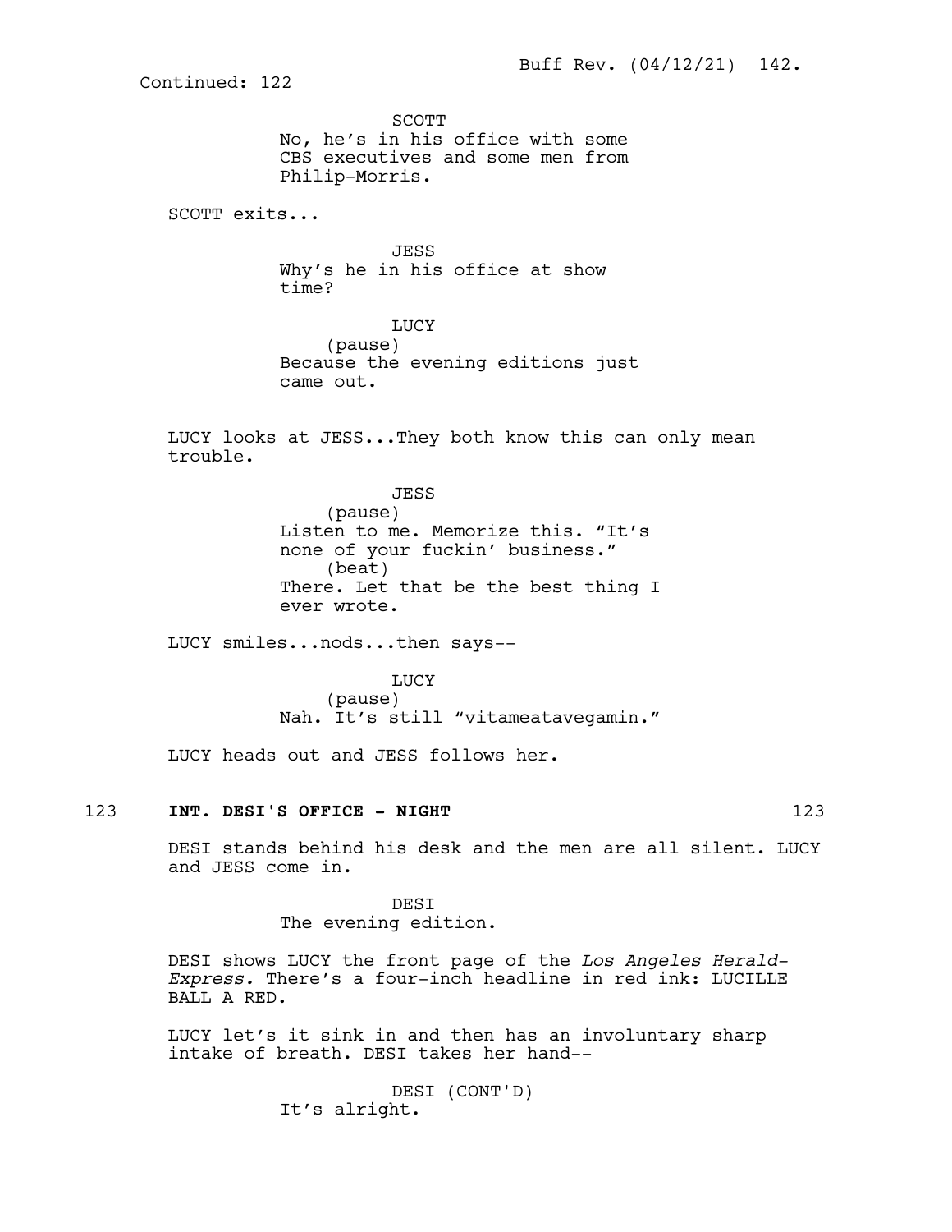Continued: 122

SCOTT
No, he's in his office with some CBS executives and some men from Philip-Morris.

SCOTT exits...

JESS
Why's he in his office at show time?

LUCY
(pause)
Because the evening editions just came out.

LUCY looks at JESS...They both know this can only mean trouble.

JESS
(pause)
Listen to me. Memorize this. "It's none of your fuckin' business."
(beat)
There. Let that be the best thing I ever wrote.

LUCY smiles...nods...then says--

LUCY
(pause)
Nah. It's still "vitameatavegamin."

LUCY heads out and JESS follows her.

123 **INT. DESI'S OFFICE - NIGHT** 123

DESI stands behind his desk and the men are all silent. LUCY and JESS come in.

DESI
The evening edition.

DESI shows LUCY the front page of the *Los Angeles Herald-Express.* There's a four-inch headline in red ink: LUCILLE BALL A RED.

LUCY let's it sink in and then has an involuntary sharp intake of breath. DESI takes her hand--

DESI (CONT'D)
It's alright.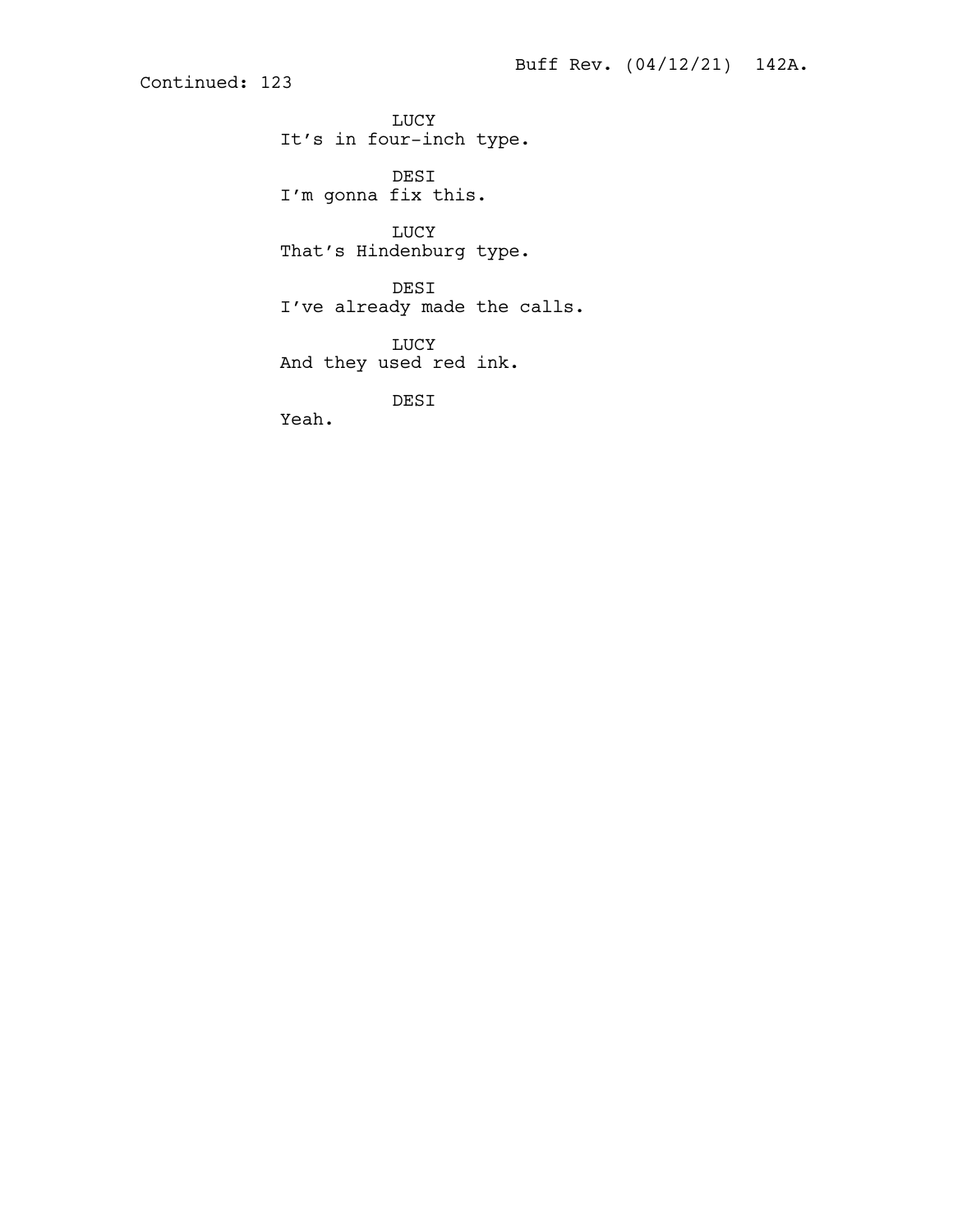Continued: 123

LUCY
It’s in four-inch type.

DESI
I’m gonna fix this.

LUCY
That’s Hindenburg type.

DESI
I’ve already made the calls.

LUCY
And they used red ink.

DESI
Yeah.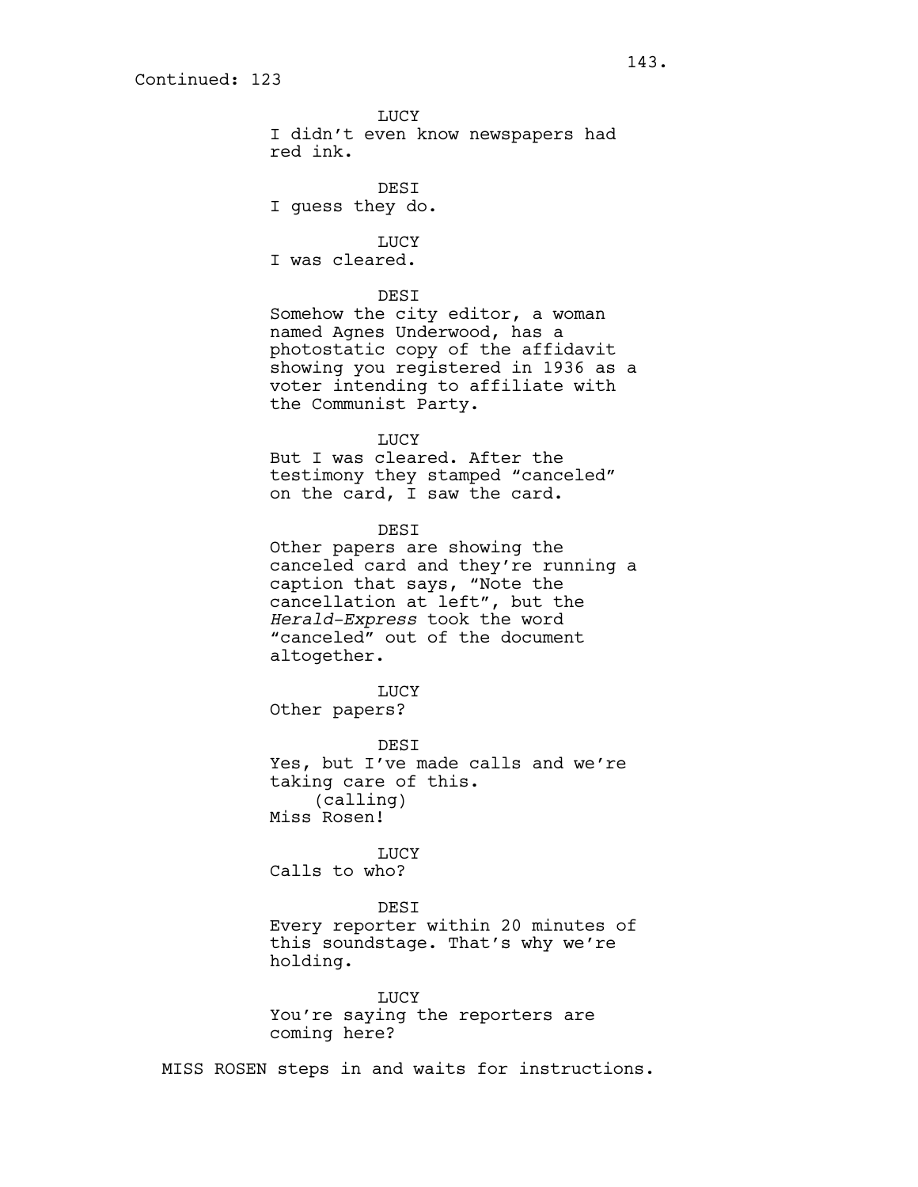Continued: 123

LUCY
I didn't even know newspapers had red ink.

DESI
I guess they do.

LUCY
I was cleared.

DESI
Somehow the city editor, a woman named Agnes Underwood, has a photostatic copy of the affidavit showing you registered in 1936 as a voter intending to affiliate with the Communist Party.

LUCY
But I was cleared. After the testimony they stamped "canceled" on the card, I saw the card.

DESI
Other papers are showing the canceled card and they're running a caption that says, "Note the cancellation at left", but the *Herald-Express* took the word "canceled" out of the document altogether.

LUCY
Other papers?

DESI
Yes, but I've made calls and we're taking care of this.
(calling)
Miss Rosen!

LUCY
Calls to who?

DESI
Every reporter within 20 minutes of this soundstage. That's why we're holding.

LUCY
You're saying the reporters are coming here?

MISS ROSEN steps in and waits for instructions.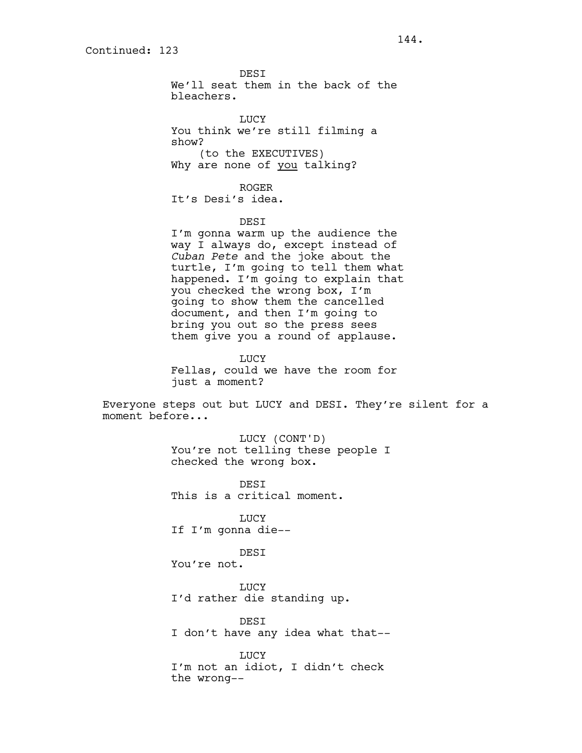Continued: 123

DESI
We'll seat them in the back of the bleachers.

LUCY
You think we're still filming a show?
(to the EXECUTIVES)
Why are none of you talking?

ROGER
It's Desi's idea.

DESI
I'm gonna warm up the audience the way I always do, except instead of *Cuban Pete* and the joke about the turtle, I'm going to tell them what happened. I'm going to explain that you checked the wrong box, I'm going to show them the cancelled document, and then I'm going to bring you out so the press sees them give you a round of applause.

LUCY
Fellas, could we have the room for just a moment?

Everyone steps out but LUCY and DESI. They're silent for a moment before...

LUCY (CONT'D)
You're not telling these people I checked the wrong box.

DESI
This is a critical moment.

LUCY
If I'm gonna die--

DESI
You're not.

LUCY
I'd rather die standing up.

DESI
I don't have any idea what that--

LUCY
I'm not an idiot, I didn't check the wrong--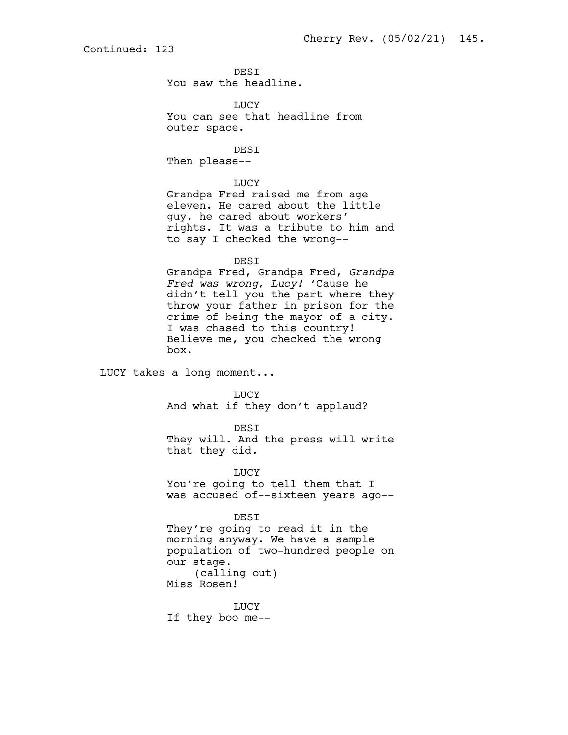Continued: 123

DESI
You saw the headline.

LUCY
You can see that headline from outer space.

DESI
Then please--

LUCY
Grandpa Fred raised me from age eleven. He cared about the little guy, he cared about workers' rights. It was a tribute to him and to say I checked the wrong--

DESI
Grandpa Fred, Grandpa Fred, *Grandpa Fred was wrong, Lucy!* 'Cause he didn't tell you the part where they throw your father in prison for the crime of being the mayor of a city. I was chased to this country! Believe me, you checked the wrong box.

LUCY takes a long moment...

LUCY
And what if they don't applaud?

DESI
They will. And the press will write that they did.

LUCY
You're going to tell them that I was accused of--sixteen years ago--

DESI
They're going to read it in the morning anyway. We have a sample population of two-hundred people on our stage.
(calling out)
Miss Rosen!

LUCY
If they boo me--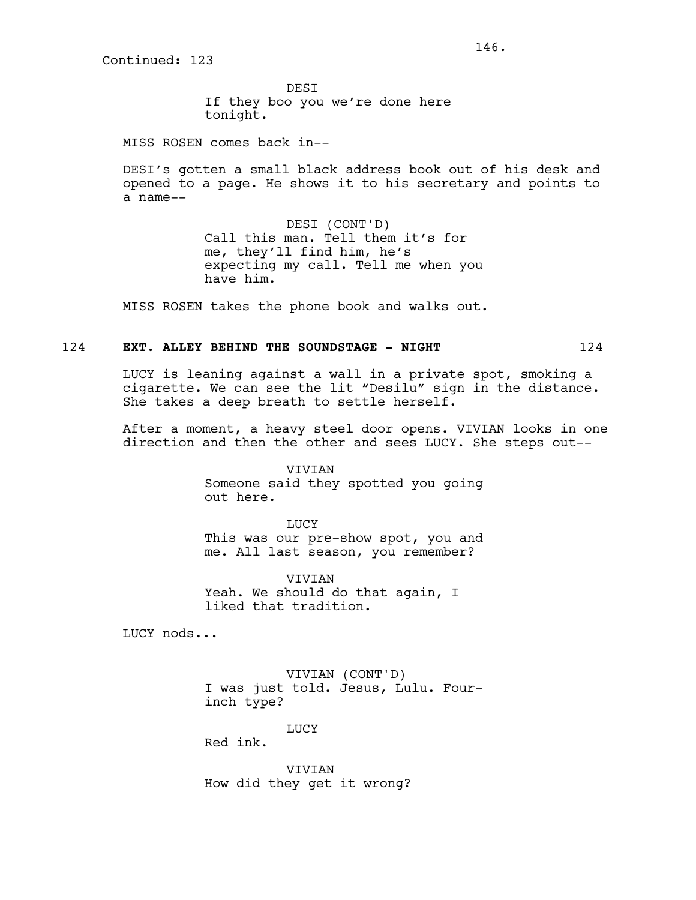Continued: 123

DESI
If they boo you we're done here tonight.

MISS ROSEN comes back in--

DESI's gotten a small black address book out of his desk and opened to a page. He shows it to his secretary and points to a name--

DESI (CONT'D)
Call this man. Tell them it's for me, they'll find him, he's expecting my call. Tell me when you have him.

MISS ROSEN takes the phone book and walks out.

124 **EXT. ALLEY BEHIND THE SOUNDSTAGE - NIGHT** 124

LUCY is leaning against a wall in a private spot, smoking a cigarette. We can see the lit "Desilu" sign in the distance. She takes a deep breath to settle herself.

After a moment, a heavy steel door opens. VIVIAN looks in one direction and then the other and sees LUCY. She steps out--

VIVIAN
Someone said they spotted you going out here.

LUCY
This was our pre-show spot, you and me. All last season, you remember?

VIVIAN
Yeah. We should do that again, I liked that tradition.

LUCY nods...

VIVIAN (CONT'D)
I was just told. Jesus, Lulu. Four-inch type?

LUCY
Red ink.

VIVIAN
How did they get it wrong?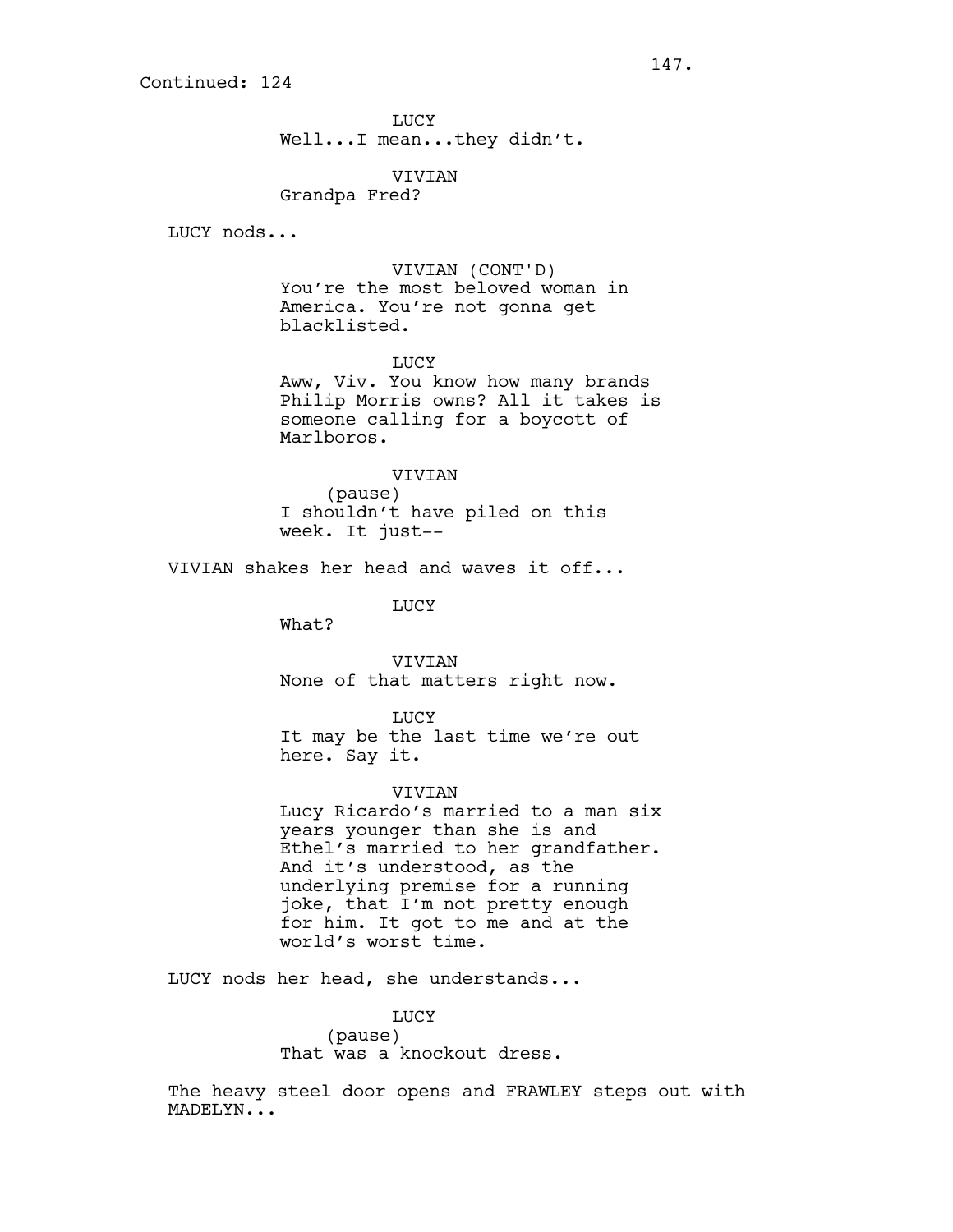Continued: 124

LUCY
Well...I mean...they didn't.

VIVIAN
Grandpa Fred?

LUCY nods...

VIVIAN (CONT'D)
You're the most beloved woman in America. You're not gonna get blacklisted.

LUCY
Aww, Viv. You know how many brands Philip Morris owns? All it takes is someone calling for a boycott of Marlboros.

VIVIAN
(pause)
I shouldn't have piled on this week. It just--

VIVIAN shakes her head and waves it off...

LUCY
What?

VIVIAN
None of that matters right now.

LUCY
It may be the last time we're out here. Say it.

VIVIAN
Lucy Ricardo's married to a man six years younger than she is and Ethel's married to her grandfather. And it's understood, as the underlying premise for a running joke, that I'm not pretty enough for him. It got to me and at the world's worst time.

LUCY nods her head, she understands...

LUCY
(pause)
That was a knockout dress.

The heavy steel door opens and FRAWLEY steps out with MADELYN...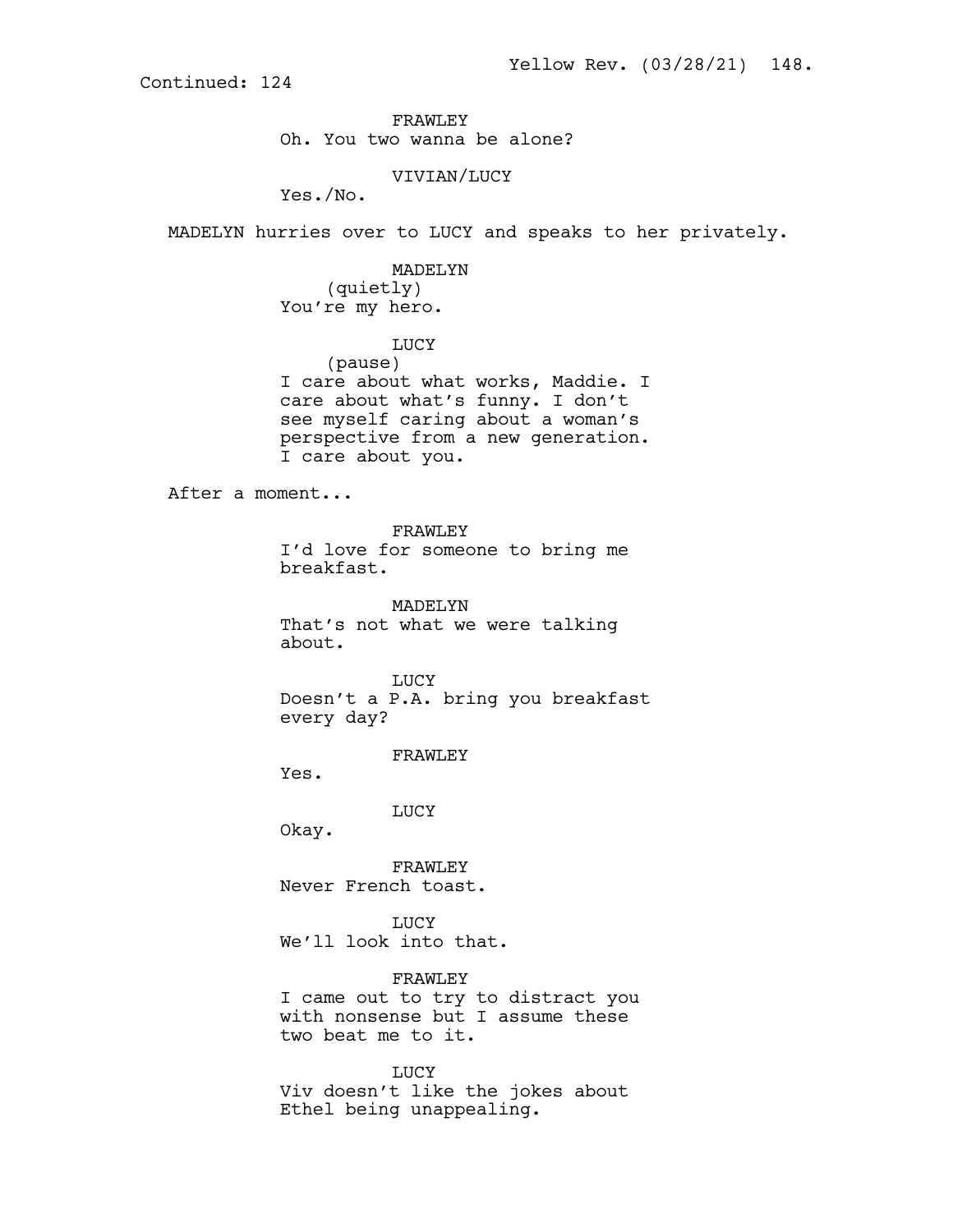Continued: 124

FRAWLEY
Oh. You two wanna be alone?

VIVIAN/LUCY
Yes./No.

MADELYN hurries over to LUCY and speaks to her privately.

MADELYN
(quietly)
You're my hero.

LUCY
(pause)
I care about what works, Maddie. I care about what's funny. I don't see myself caring about a woman's perspective from a new generation. I care about you.

After a moment...

FRAWLEY
I'd love for someone to bring me breakfast.

MADELYN
That's not what we were talking about.

LUCY
Doesn't a P.A. bring you breakfast every day?

FRAWLEY
Yes.

LUCY
Okay.

FRAWLEY
Never French toast.

LUCY
We'll look into that.

FRAWLEY
I came out to try to distract you with nonsense but I assume these two beat me to it.

LUCY
Viv doesn't like the jokes about Ethel being unappealing.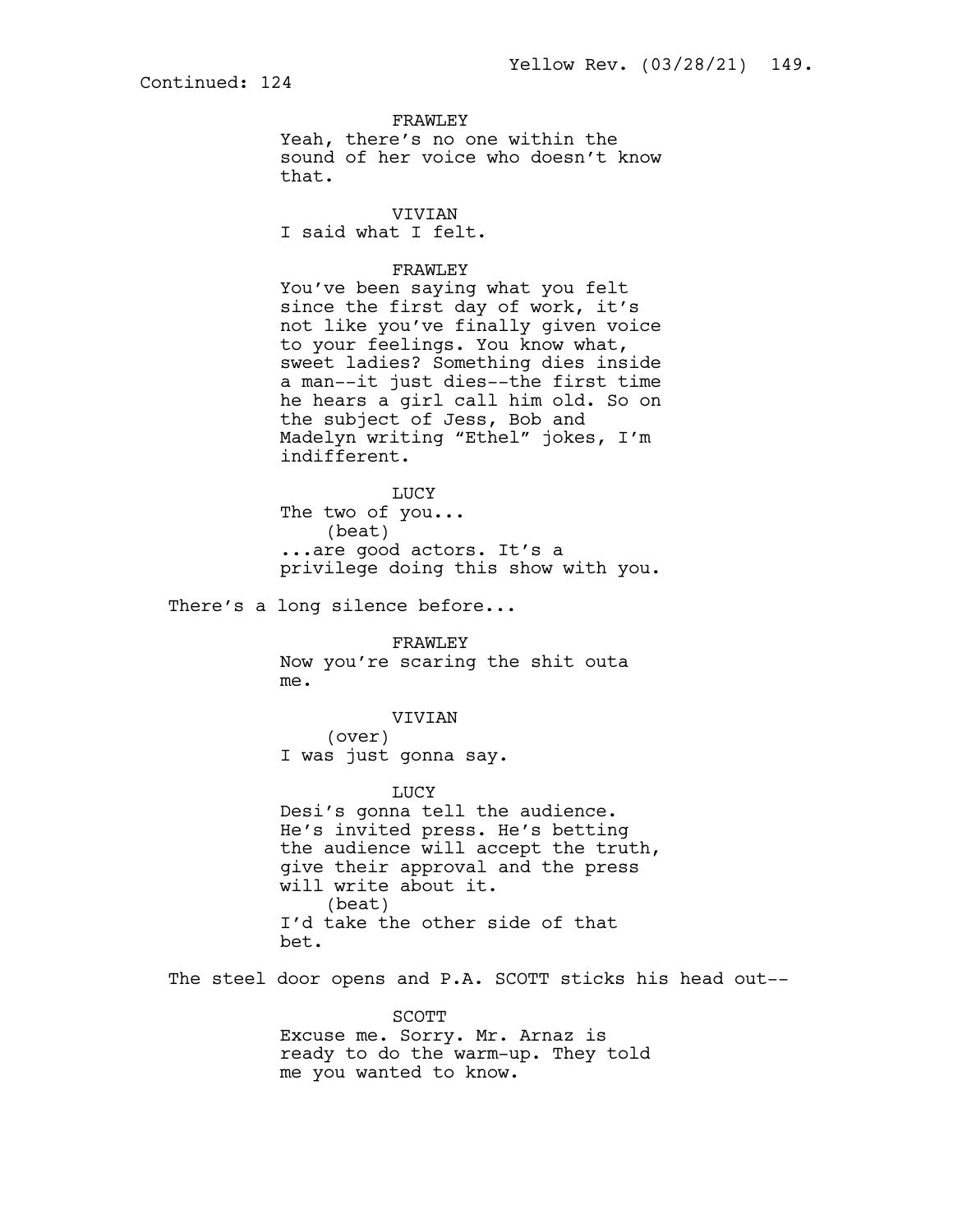Continued: 124

FRAWLEY
Yeah, there's no one within the sound of her voice who doesn't know that.

VIVIAN
I said what I felt.

FRAWLEY
You've been saying what you felt since the first day of work, it's not like you've finally given voice to your feelings. You know what, sweet ladies? Something dies inside a man--it just dies--the first time he hears a girl call him old. So on the subject of Jess, Bob and Madelyn writing "Ethel" jokes, I'm indifferent.

LUCY
The two of you...
(beat)
...are good actors. It's a privilege doing this show with you.

There's a long silence before...

FRAWLEY
Now you're scaring the shit outa me.

VIVIAN
(over)
I was just gonna say.

LUCY
Desi's gonna tell the audience. He's invited press. He's betting the audience will accept the truth, give their approval and the press will write about it.
(beat)
I'd take the other side of that bet.

The steel door opens and P.A. SCOTT sticks his head out--

SCOTT
Excuse me. Sorry. Mr. Arnaz is ready to do the warm-up. They told me you wanted to know.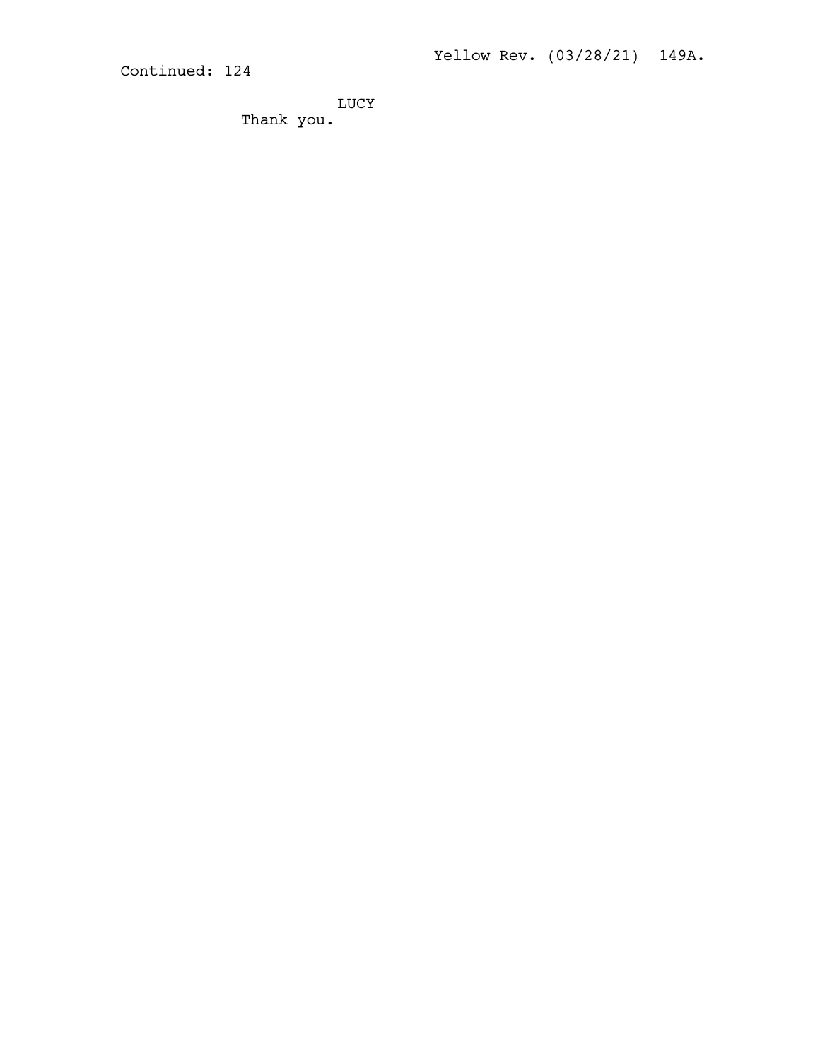Continued: 124

LUCY
Thank you.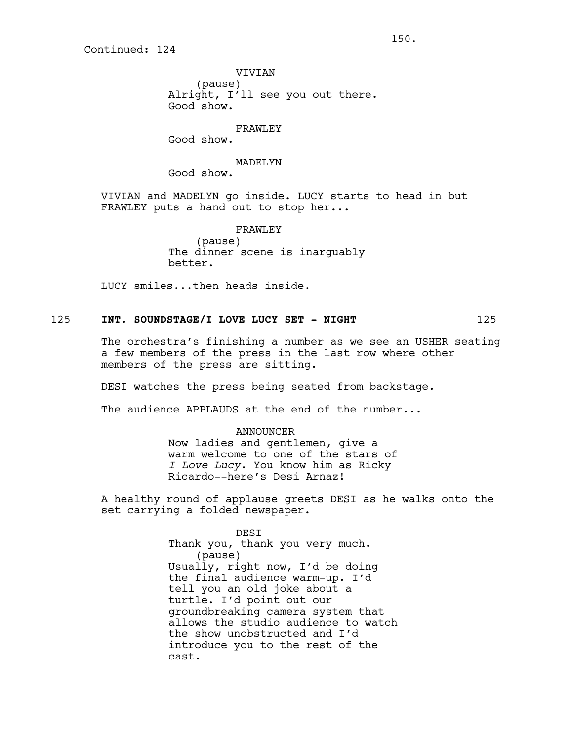Continued: 124

VIVIAN
(pause)
Alright, I'll see you out there.
Good show.

FRAWLEY
Good show.

MADELYN
Good show.

VIVIAN and MADELYN go inside. LUCY starts to head in but FRAWLEY puts a hand out to stop her...

FRAWLEY
(pause)
The dinner scene is inarguably better.

LUCY smiles...then heads inside.

125 **INT. SOUNDSTAGE/I LOVE LUCY SET - NIGHT** 125

The orchestra's finishing a number as we see an USHER seating a few members of the press in the last row where other members of the press are sitting.

DESI watches the press being seated from backstage.

The audience APPLAUDS at the end of the number...

ANNOUNCER
Now ladies and gentlemen, give a warm welcome to one of the stars of *I Love Lucy*. You know him as Ricky Ricardo--here's Desi Arnaz!

A healthy round of applause greets DESI as he walks onto the set carrying a folded newspaper.

DESI
Thank you, thank you very much.
(pause)
Usually, right now, I'd be doing the final audience warm-up. I'd tell you an old joke about a turtle. I'd point out our groundbreaking camera system that allows the studio audience to watch the show unobstructed and I'd introduce you to the rest of the cast.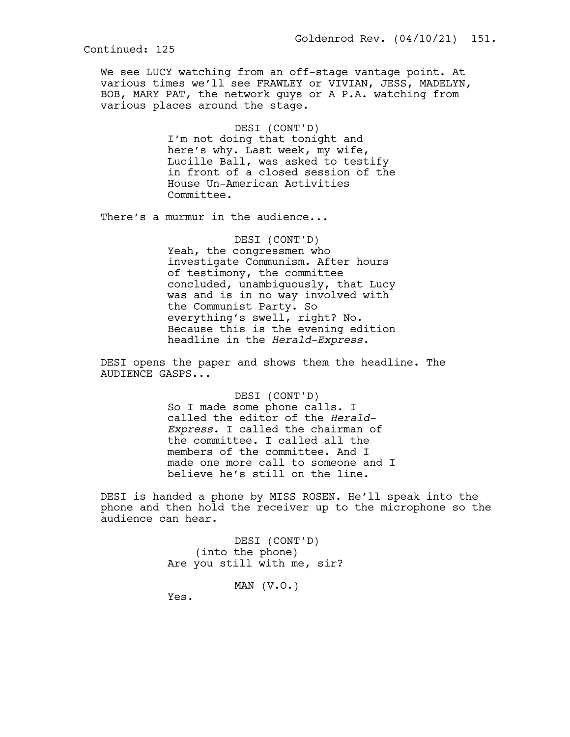Continued: 125

We see LUCY watching from an off-stage vantage point. At various times we'll see FRAWLEY or VIVIAN, JESS, MADELYN, BOB, MARY PAT, the network guys or A P.A. watching from various places around the stage.

DESI (CONT'D)
I'm not doing that tonight and here's why. Last week, my wife, Lucille Ball, was asked to testify in front of a closed session of the House Un-American Activities Committee.

There's a murmur in the audience...

DESI (CONT'D)
Yeah, the congressmen who investigate Communism. After hours of testimony, the committee concluded, unambiguously, that Lucy was and is in no way involved with the Communist Party. So everything's swell, right? No. Because this is the evening edition headline in the *Herald-Express*.

DESI opens the paper and shows them the headline. The AUDIENCE GASPS...

DESI (CONT'D)
So I made some phone calls. I called the editor of the *Herald-Express*. I called the chairman of the committee. I called all the members of the committee. And I made one more call to someone and I believe he's still on the line.

DESI is handed a phone by MISS ROSEN. He'll speak into the phone and then hold the receiver up to the microphone so the audience can hear.

DESI (CONT'D)
(into the phone)
Are you still with me, sir?

MAN (V.O.)
Yes.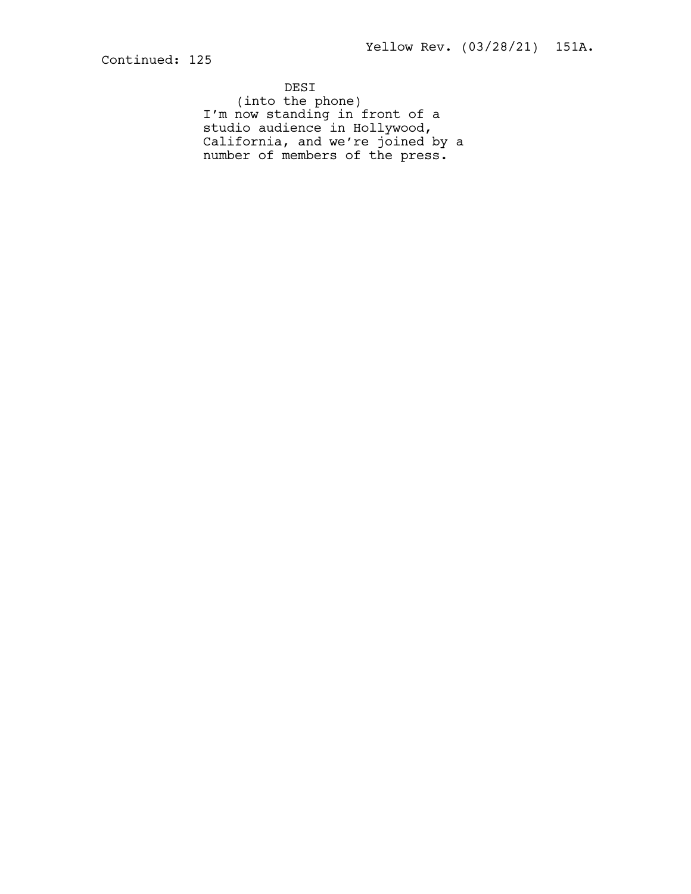Continued: 125

DESI
(into the phone)
I'm now standing in front of a studio audience in Hollywood, California, and we're joined by a number of members of the press.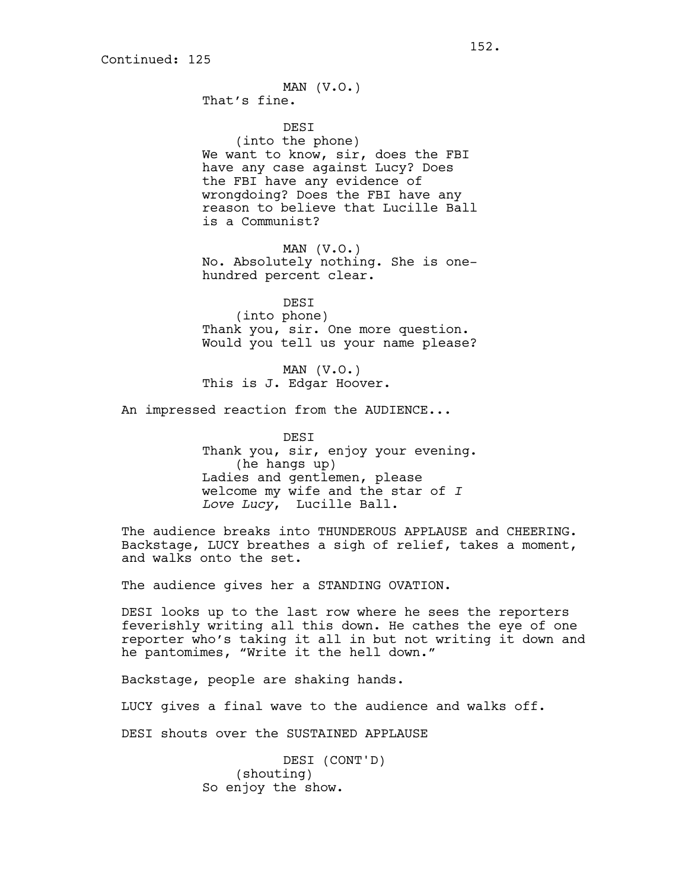Continued: 125

MAN (V.O.)
That's fine.

DESI
(into the phone)
We want to know, sir, does the FBI have any case against Lucy? Does the FBI have any evidence of wrongdoing? Does the FBI have any reason to believe that Lucille Ball is a Communist?

MAN (V.O.)
No. Absolutely nothing. She is one-hundred percent clear.

DESI
(into phone)
Thank you, sir. One more question. Would you tell us your name please?

MAN (V.O.)
This is J. Edgar Hoover.

An impressed reaction from the AUDIENCE...

DESI
Thank you, sir, enjoy your evening.
(he hangs up)
Ladies and gentlemen, please welcome my wife and the star of *I Love Lucy*, Lucille Ball.

The audience breaks into THUNDEROUS APPLAUSE and CHEERING. Backstage, LUCY breathes a sigh of relief, takes a moment, and walks onto the set.

The audience gives her a STANDING OVATION.

DESI looks up to the last row where he sees the reporters feverishly writing all this down. He cathes the eye of one reporter who's taking it all in but not writing it down and he pantomimes, "Write it the hell down."

Backstage, people are shaking hands.

LUCY gives a final wave to the audience and walks off.

DESI shouts over the SUSTAINED APPLAUSE

DESI (CONT'D)
(shouting)
So enjoy the show.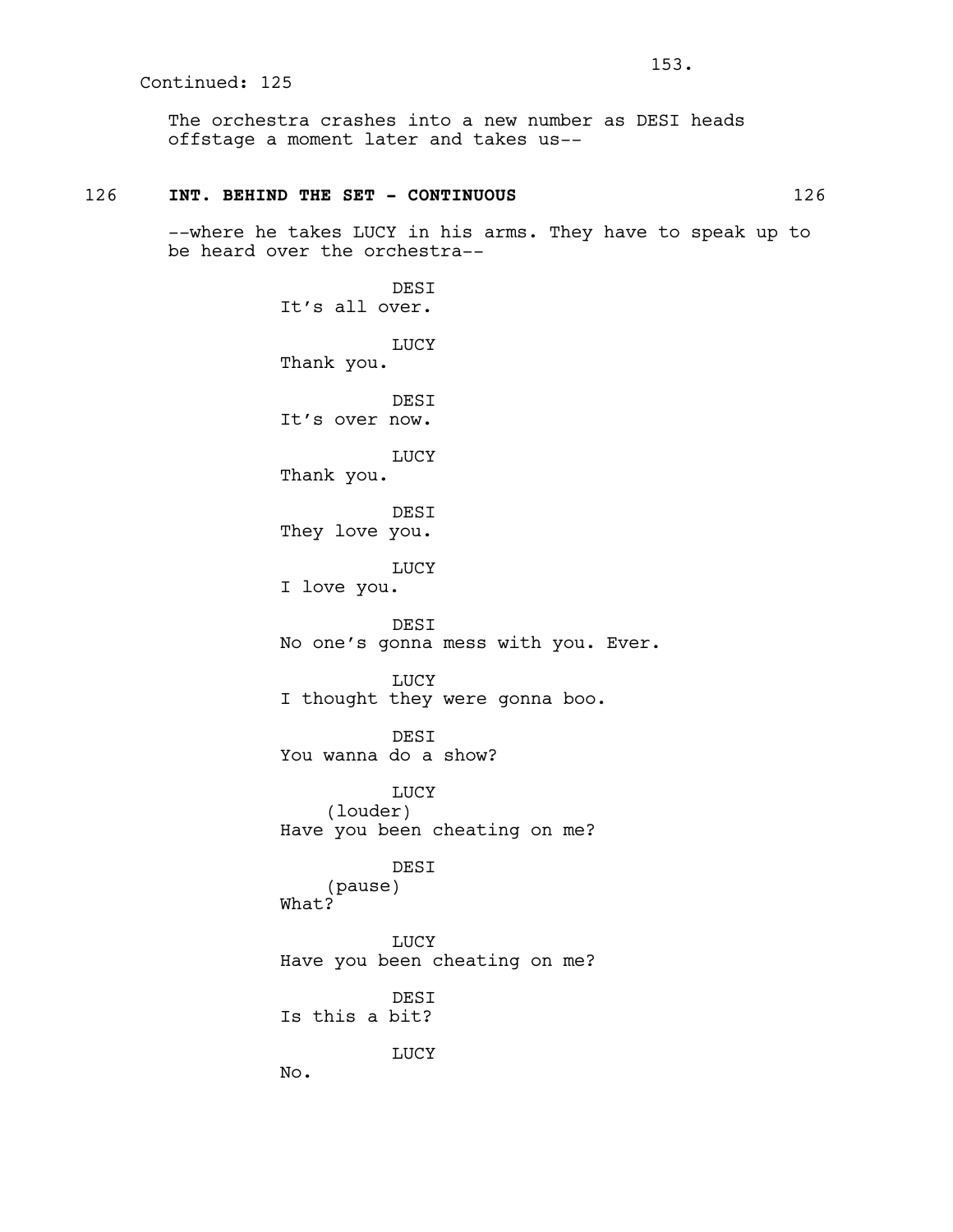Continued: 125

The orchestra crashes into a new number as DESI heads offstage a moment later and takes us--

**126 INT. BEHIND THE SET - CONTINUOUS 126**

--where he takes LUCY in his arms. They have to speak up to be heard over the orchestra--

DESI
It's all over.

LUCY
Thank you.

DESI
It's over now.

LUCY
Thank you.

DESI
They love you.

LUCY
I love you.

DESI
No one's gonna mess with you. Ever.

LUCY
I thought they were gonna boo.

DESI
You wanna do a show?

LUCY
(louder)
Have you been cheating on me?

DESI
(pause)
What?

LUCY
Have you been cheating on me?

DESI
Is this a bit?

LUCY
No.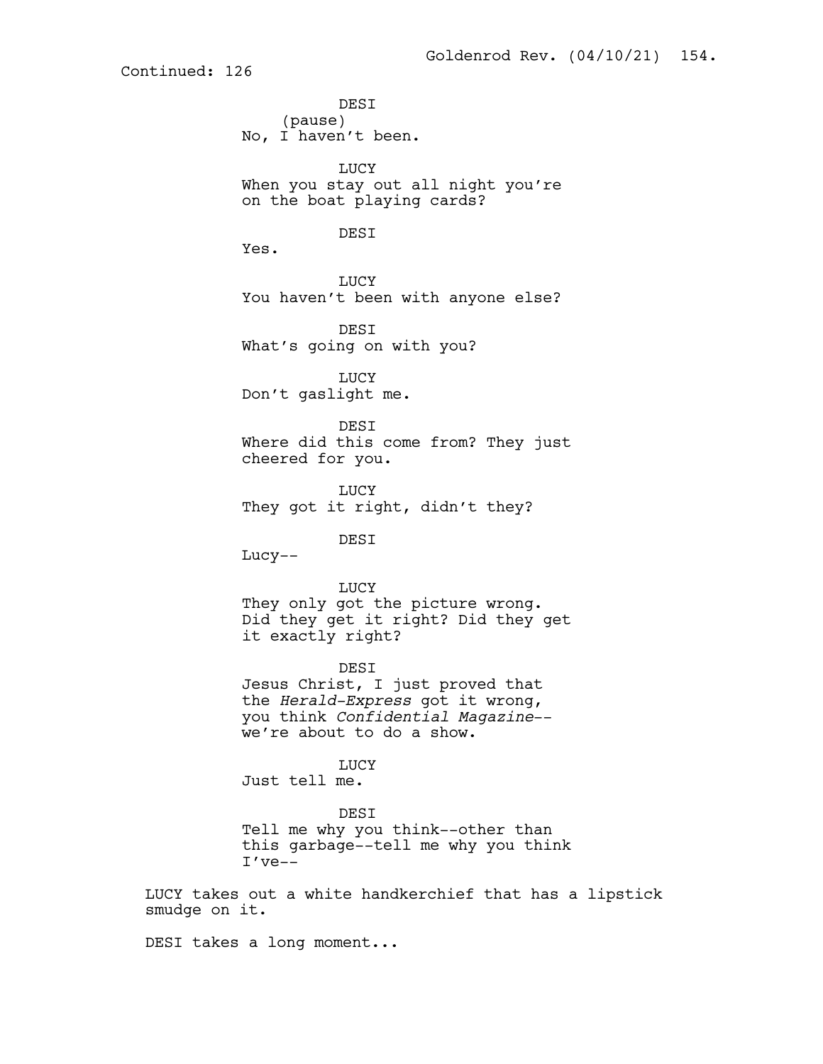Continued: 126

DESI
(pause)
No, I haven't been.

LUCY
When you stay out all night you're on the boat playing cards?

DESI
Yes.

LUCY
You haven't been with anyone else?

DESI
What's going on with you?

LUCY
Don't gaslight me.

DESI
Where did this come from? They just cheered for you.

LUCY
They got it right, didn't they?

DESI
Lucy--

LUCY
They only got the picture wrong. Did they get it right? Did they get it exactly right?

DESI
Jesus Christ, I just proved that the *Herald-Express* got it wrong, you think *Confidential Magazine*-- we're about to do a show.

LUCY
Just tell me.

DESI
Tell me why you think--other than this garbage--tell me why you think I've--

LUCY takes out a white handkerchief that has a lipstick smudge on it.

DESI takes a long moment...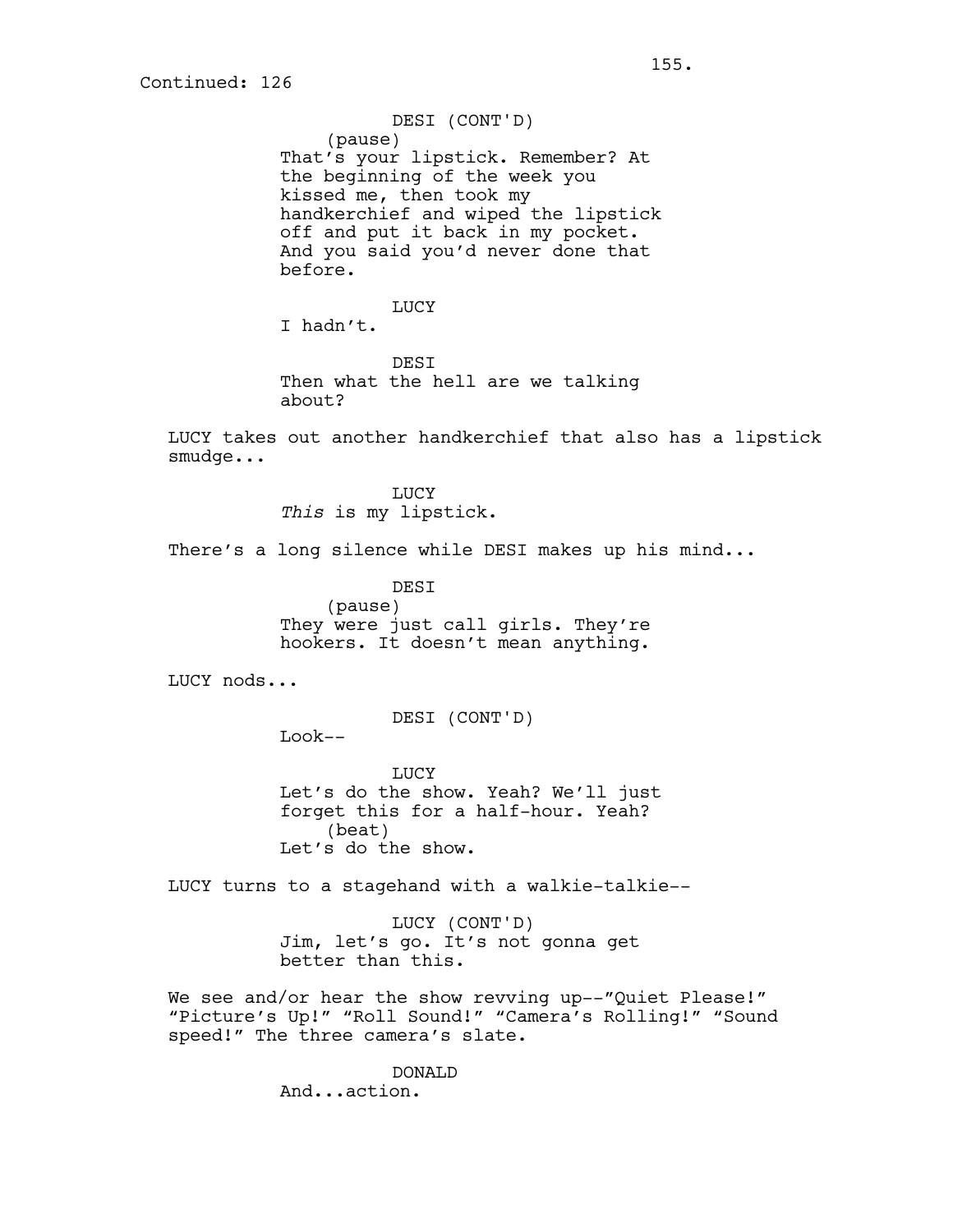Continued: 126

DESI (CONT'D)
(pause)
That's your lipstick. Remember? At the beginning of the week you kissed me, then took my handkerchief and wiped the lipstick off and put it back in my pocket. And you said you'd never done that before.

LUCY
I hadn't.

DESI
Then what the hell are we talking about?

LUCY takes out another handkerchief that also has a lipstick smudge...

LUCY
*This* is my lipstick.

There's a long silence while DESI makes up his mind...

DESI
(pause)
They were just call girls. They're hookers. It doesn't mean anything.

LUCY nods...

DESI (CONT'D)
Look--

LUCY
Let's do the show. Yeah? We'll just forget this for a half-hour. Yeah?
(beat)
Let's do the show.

LUCY turns to a stagehand with a walkie-talkie--

LUCY (CONT'D)
Jim, let's go. It's not gonna get better than this.

We see and/or hear the show revving up--"Quiet Please!" "Picture's Up!" "Roll Sound!" "Camera's Rolling!" "Sound speed!" The three camera's slate.

DONALD
And...action.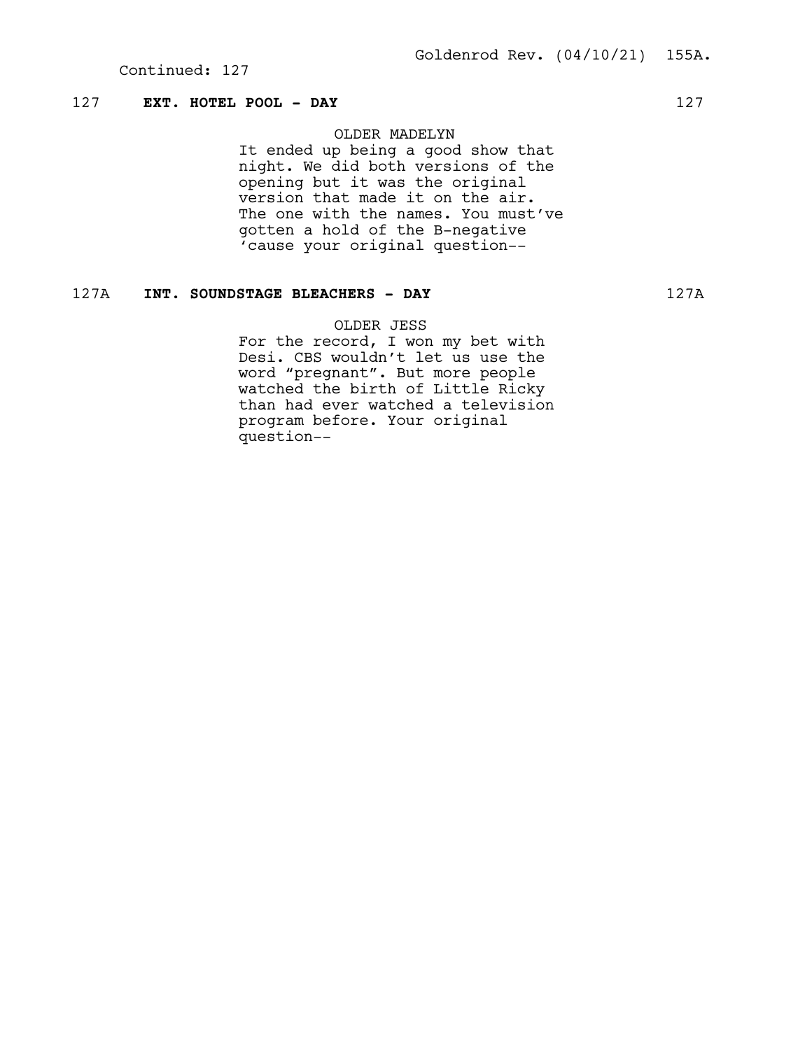Continued: 127

**127 EXT. HOTEL POOL - DAY 127**

OLDER MADELYN

It ended up being a good show that night. We did both versions of the opening but it was the original version that made it on the air. The one with the names. You must've gotten a hold of the B-negative 'cause your original question--

**127A INT. SOUNDSTAGE BLEACHERS - DAY 127A**

OLDER JESS

For the record, I won my bet with Desi. CBS wouldn't let us use the word "pregnant". But more people watched the birth of Little Ricky than had ever watched a television program before. Your original question--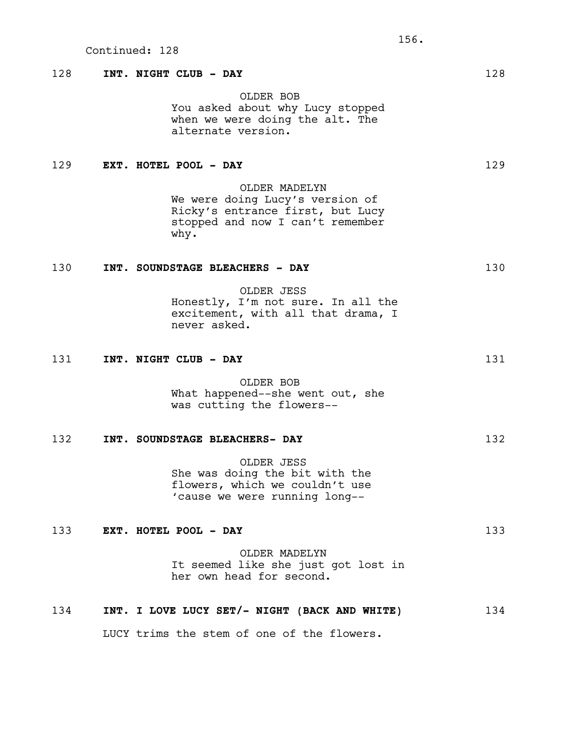Continued: 128

128 **INT. NIGHT CLUB - DAY** 128

OLDER BOB
You asked about why Lucy stopped when we were doing the alt. The alternate version.

129 **EXT. HOTEL POOL - DAY** 129

OLDER MADELYN
We were doing Lucy's version of Ricky's entrance first, but Lucy stopped and now I can't remember why.

130 **INT. SOUNDSTAGE BLEACHERS - DAY** 130

OLDER JESS
Honestly, I'm not sure. In all the excitement, with all that drama, I never asked.

131 **INT. NIGHT CLUB - DAY** 131

OLDER BOB
What happened--she went out, she was cutting the flowers--

132 **INT. SOUNDSTAGE BLEACHERS- DAY** 132

OLDER JESS
She was doing the bit with the flowers, which we couldn't use 'cause we were running long--

133 **EXT. HOTEL POOL - DAY** 133

OLDER MADELYN
It seemed like she just got lost in her own head for second.

134 **INT. I LOVE LUCY SET/- NIGHT (BACK AND WHITE)** 134

LUCY trims the stem of one of the flowers.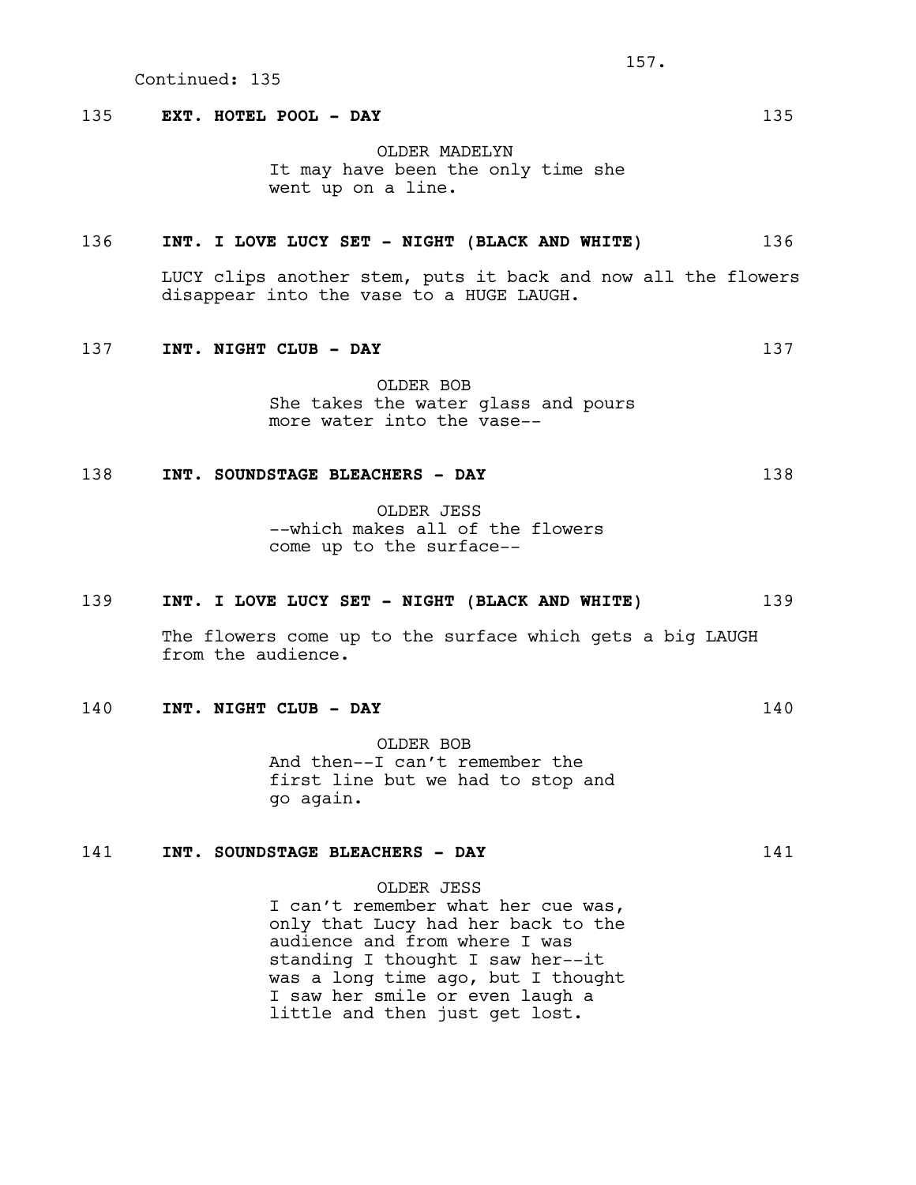Continued: 135

135 **EXT. HOTEL POOL - DAY** 135

OLDER MADELYN
It may have been the only time she went up on a line.

136 **INT. I LOVE LUCY SET - NIGHT (BLACK AND WHITE)** 136

LUCY clips another stem, puts it back and now all the flowers disappear into the vase to a HUGE LAUGH.

137 **INT. NIGHT CLUB - DAY** 137

OLDER BOB
She takes the water glass and pours more water into the vase--

138 **INT. SOUNDSTAGE BLEACHERS - DAY** 138

OLDER JESS
--which makes all of the flowers come up to the surface--

139 **INT. I LOVE LUCY SET - NIGHT (BLACK AND WHITE)** 139

The flowers come up to the surface which gets a big LAUGH from the audience.

140 **INT. NIGHT CLUB - DAY** 140

OLDER BOB
And then--I can't remember the first line but we had to stop and go again.

141 **INT. SOUNDSTAGE BLEACHERS - DAY** 141

OLDER JESS
I can't remember what her cue was, only that Lucy had her back to the audience and from where I was standing I thought I saw her--it was a long time ago, but I thought I saw her smile or even laugh a little and then just get lost.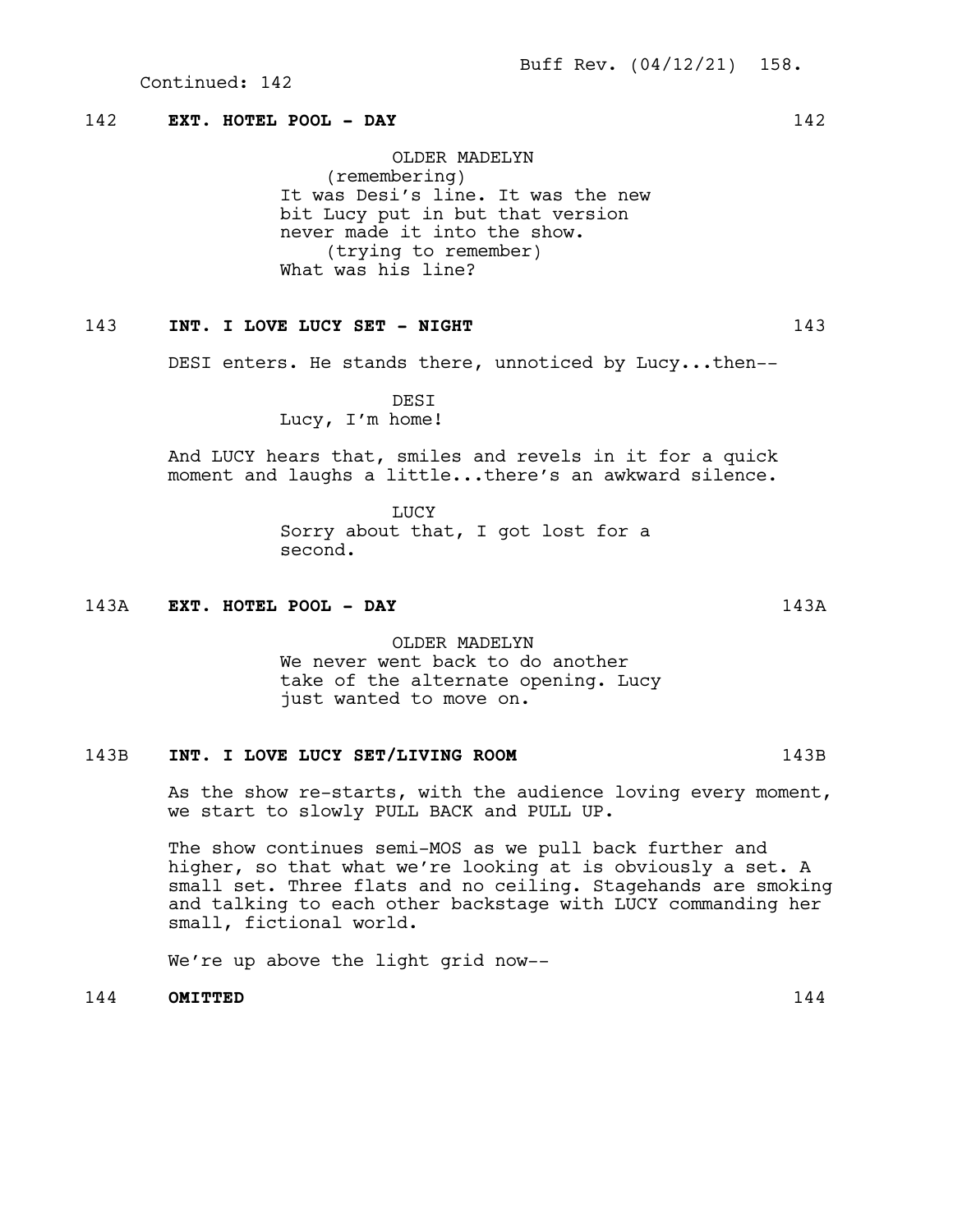Continued: 142

**142 EXT. HOTEL POOL - DAY 142**

OLDER MADELYN
(remembering)
It was Desi's line. It was the new bit Lucy put in but that version never made it into the show.
(trying to remember)
What was his line?

**143 INT. I LOVE LUCY SET - NIGHT 143**

DESI enters. He stands there, unnoticed by Lucy...then--

DESI
Lucy, I'm home!

And LUCY hears that, smiles and revels in it for a quick moment and laughs a little...there's an awkward silence.

LUCY
Sorry about that, I got lost for a second.

**143A EXT. HOTEL POOL - DAY 143A**

OLDER MADELYN
We never went back to do another take of the alternate opening. Lucy just wanted to move on.

**143B INT. I LOVE LUCY SET/LIVING ROOM 143B**

As the show re-starts, with the audience loving every moment, we start to slowly PULL BACK and PULL UP.

The show continues semi-MOS as we pull back further and higher, so that what we're looking at is obviously a set. A small set. Three flats and no ceiling. Stagehands are smoking and talking to each other backstage with LUCY commanding her small, fictional world.

We're up above the light grid now--

**144 OMITTED 144**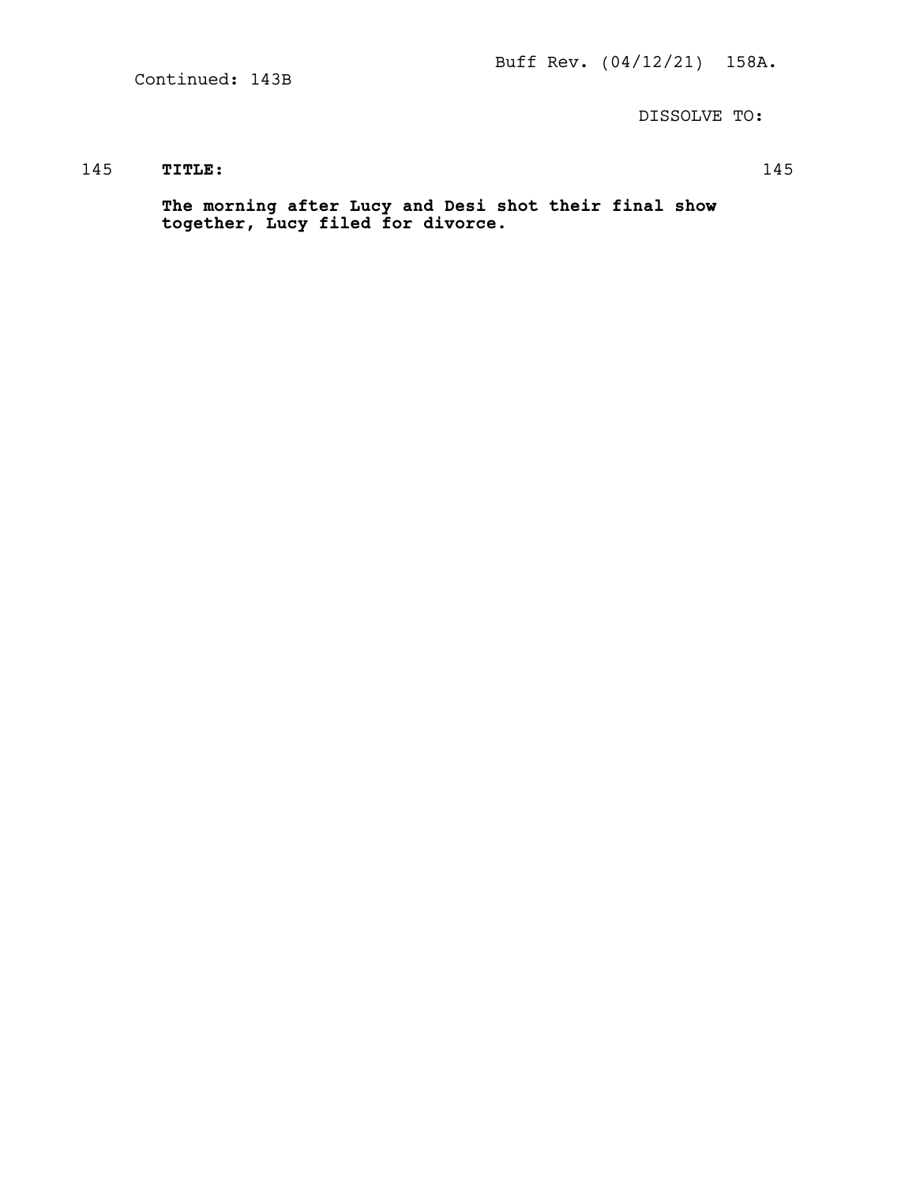Continued: 143B

DISSOLVE TO:

145 **TITLE:** 145

**The morning after Lucy and Desi shot their final show together, Lucy filed for divorce.**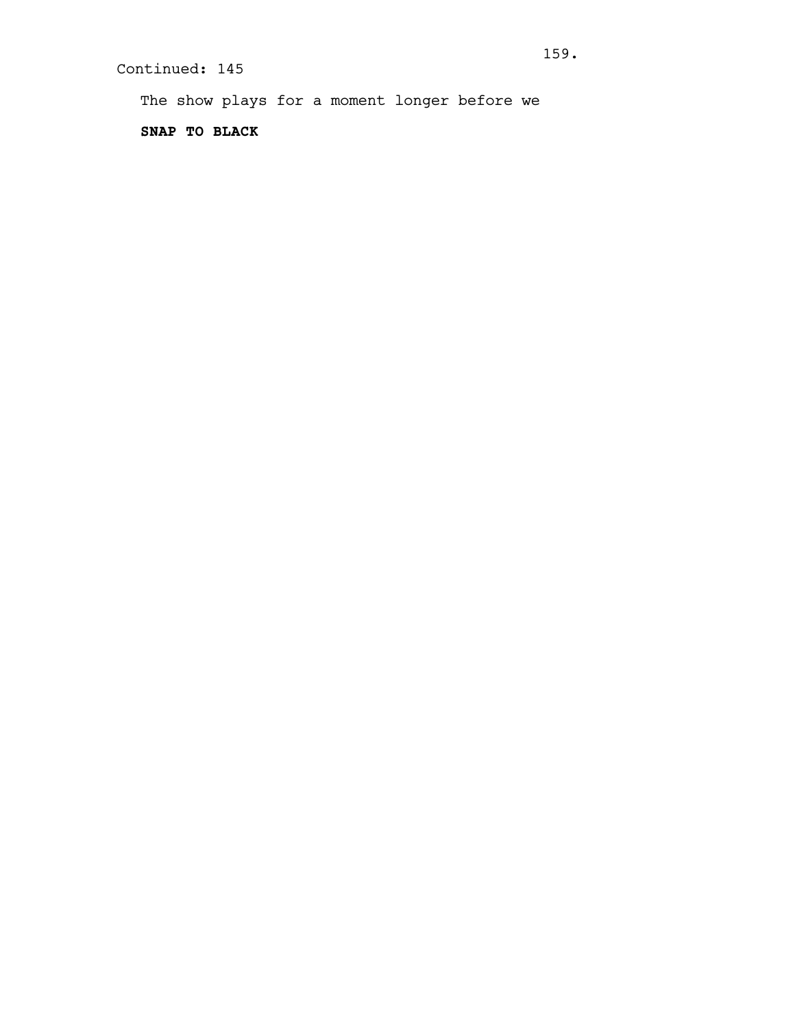Continued: 145

The show plays for a moment longer before we

**SNAP TO BLACK**